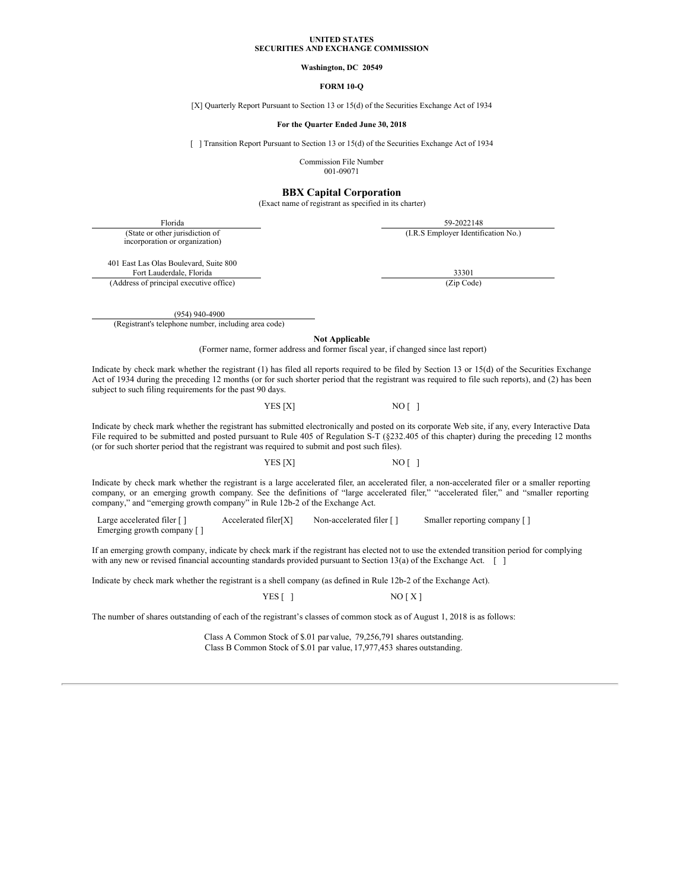**UNITED STATES**
**SECURITIES AND EXCHANGE COMMISSION**

**Washington, DC 20549**

**FORM 10-Q**

[X] Quarterly Report Pursuant to Section 13 or 15(d) of the Securities Exchange Act of 1934

**For the Quarter Ended June 30, 2018**

[ ] Transition Report Pursuant to Section 13 or 15(d) of the Securities Exchange Act of 1934

Commission File Number
001-09071

# BBX Capital Corporation

(Exact name of registrant as specified in its charter)

| Florida | 59-2022148 |
|---|---|
| (State or other jurisdiction of incorporation or organization) | (I.R.S Employer Identification No.) |
| 401 East Las Olas Boulevard, Suite 800 Fort Lauderdale, Florida | 33301 |
| (Address of principal executive office) | (Zip Code) |

(954) 940-4900
(Registrant's telephone number, including area code)

**Not Applicable**
(Former name, former address and former fiscal year, if changed since last report)

Indicate by check mark whether the registrant (1) has filed all reports required to be filed by Section 13 or 15(d) of the Securities Exchange Act of 1934 during the preceding 12 months (or for such shorter period that the registrant was required to file such reports), and (2) has been subject to such filing requirements for the past 90 days.

YES [X] NO [ ]

Indicate by check mark whether the registrant has submitted electronically and posted on its corporate Web site, if any, every Interactive Data File required to be submitted and posted pursuant to Rule 405 of Regulation S-T (§232.405 of this chapter) during the preceding 12 months (or for such shorter period that the registrant was required to submit and post such files).

YES [X] NO [ ]

Indicate by check mark whether the registrant is a large accelerated filer, an accelerated filer, a non-accelerated filer or a smaller reporting company, or an emerging growth company. See the definitions of "large accelerated filer," "accelerated filer," and "smaller reporting company," and "emerging growth company" in Rule 12b-2 of the Exchange Act.

Large accelerated filer [ ] Accelerated filer[X] Non-accelerated filer [ ] Smaller reporting company [ ]
Emerging growth company [ ]

If an emerging growth company, indicate by check mark if the registrant has elected not to use the extended transition period for complying with any new or revised financial accounting standards provided pursuant to Section 13(a) of the Exchange Act. [ ]

Indicate by check mark whether the registrant is a shell company (as defined in Rule 12b-2 of the Exchange Act).

YES [ ] NO [ X ]

The number of shares outstanding of each of the registrant's classes of common stock as of August 1, 2018 is as follows:

Class A Common Stock of $.01 par value, 79,256,791 shares outstanding.
Class B Common Stock of $.01 par value, 17,977,453 shares outstanding.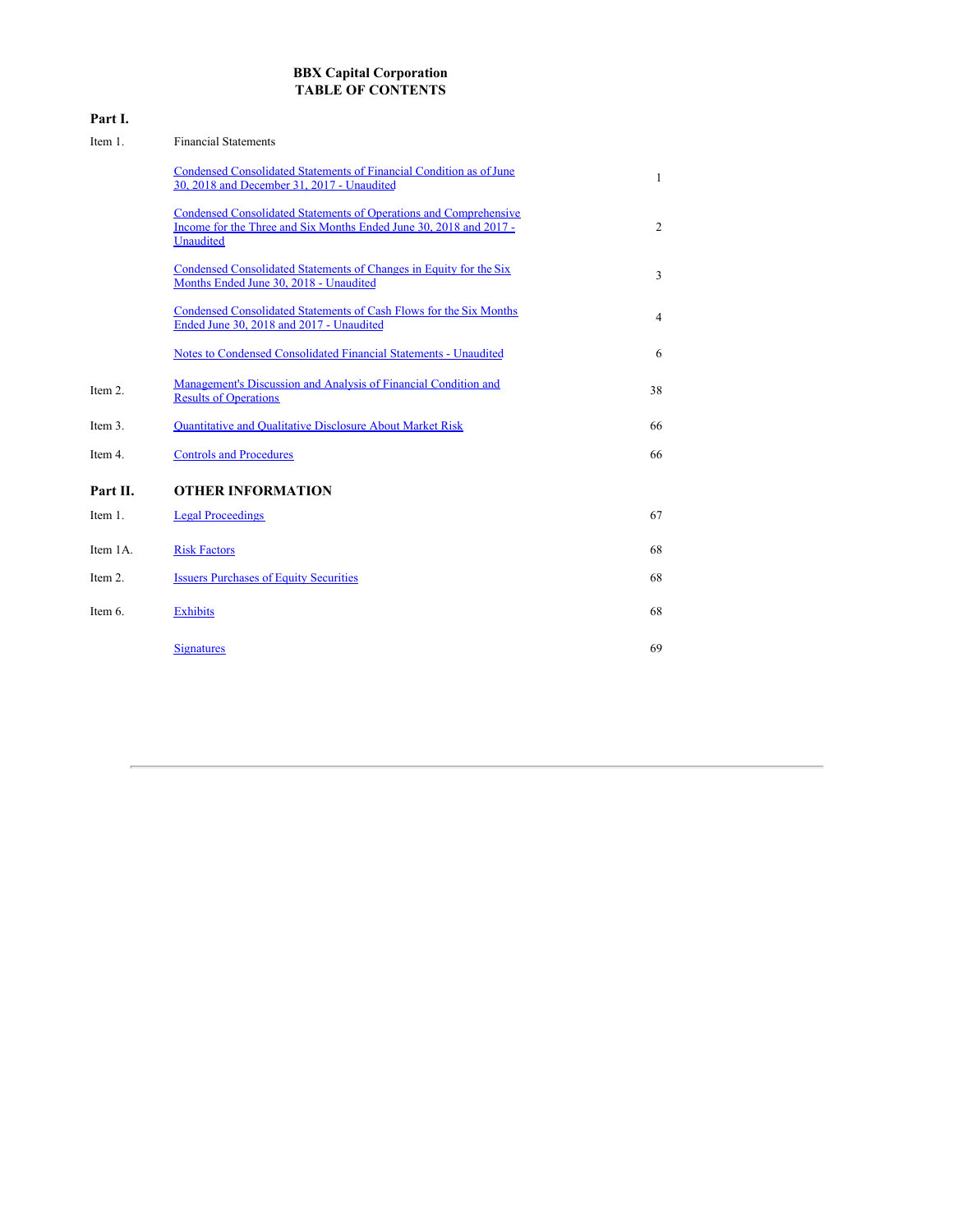# BBX Capital Corporation
# TABLE OF CONTENTS

| | | |
|---|---|---|
| **Part I.** | | |
| Item 1. | Financial Statements | |
| | Condensed Consolidated Statements of Financial Condition as of June 30, 2018 and December 31, 2017 - Unaudited | 1 |
| | Condensed Consolidated Statements of Operations and Comprehensive Income for the Three and Six Months Ended June 30, 2018 and 2017 - Unaudited | 2 |
| | Condensed Consolidated Statements of Changes in Equity for the Six Months Ended June 30, 2018 - Unaudited | 3 |
| | Condensed Consolidated Statements of Cash Flows for the Six Months Ended June 30, 2018 and 2017 - Unaudited | 4 |
| | Notes to Condensed Consolidated Financial Statements - Unaudited | 6 |
| Item 2. | Management's Discussion and Analysis of Financial Condition and Results of Operations | 38 |
| Item 3. | Quantitative and Qualitative Disclosure About Market Risk | 66 |
| Item 4. | Controls and Procedures | 66 |
| **Part II.** | **OTHER INFORMATION** | |
| Item 1. | Legal Proceedings | 67 |
| Item 1A. | Risk Factors | 68 |
| Item 2. | Issuers Purchases of Equity Securities | 68 |
| Item 6. | Exhibits | 68 |
| | Signatures | 69 |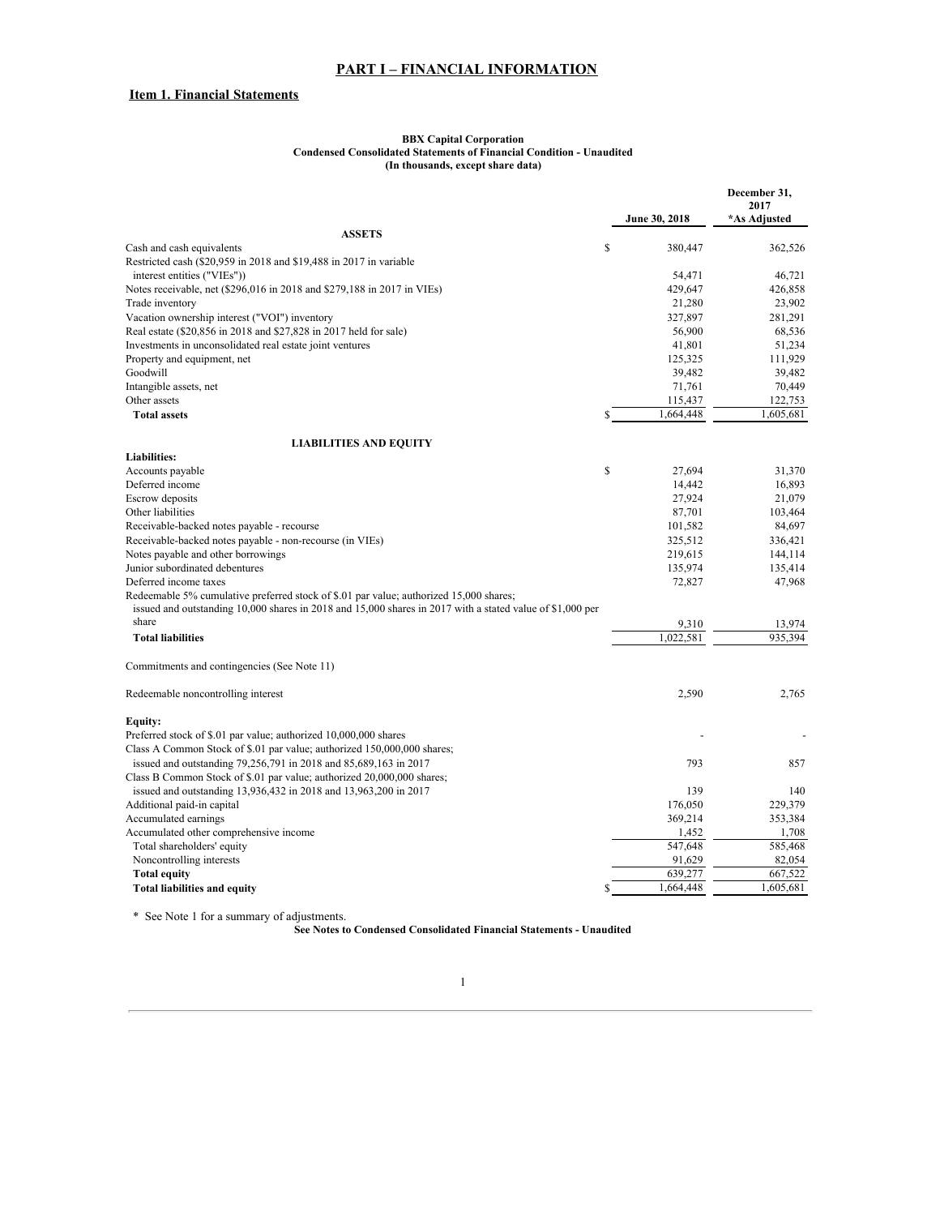# PART I – FINANCIAL INFORMATION

## Item 1. Financial Statements

**BBX Capital Corporation**
**Condensed Consolidated Statements of Financial Condition - Unaudited**
**(In thousands, except share data)**

| | June 30, 2018 | December 31, 2017 *As Adjusted |
|---|---|---|
| **ASSETS** | | |
| Cash and cash equivalents | $ 380,447 | 362,526 |
| Restricted cash ($20,959 in 2018 and $19,488 in 2017 in variable interest entities ("VIEs")) | 54,471 | 46,721 |
| Notes receivable, net ($296,016 in 2018 and $279,188 in 2017 in VIEs) | 429,647 | 426,858 |
| Trade inventory | 21,280 | 23,902 |
| Vacation ownership interest ("VOI") inventory | 327,897 | 281,291 |
| Real estate ($20,856 in 2018 and $27,828 in 2017 held for sale) | 56,900 | 68,536 |
| Investments in unconsolidated real estate joint ventures | 41,801 | 51,234 |
| Property and equipment, net | 125,325 | 111,929 |
| Goodwill | 39,482 | 39,482 |
| Intangible assets, net | 71,761 | 70,449 |
| Other assets | 115,437 | 122,753 |
| **Total assets** | $ 1,664,448 | 1,605,681 |
| **LIABILITIES AND EQUITY** | | |
| **Liabilities:** | | |
| Accounts payable | $ 27,694 | 31,370 |
| Deferred income | 14,442 | 16,893 |
| Escrow deposits | 27,924 | 21,079 |
| Other liabilities | 87,701 | 103,464 |
| Receivable-backed notes payable - recourse | 101,582 | 84,697 |
| Receivable-backed notes payable - non-recourse (in VIEs) | 325,512 | 336,421 |
| Notes payable and other borrowings | 219,615 | 144,114 |
| Junior subordinated debentures | 135,974 | 135,414 |
| Deferred income taxes | 72,827 | 47,968 |
| Redeemable 5% cumulative preferred stock of $.01 par value; authorized 15,000 shares; issued and outstanding 10,000 shares in 2018 and 15,000 shares in 2017 with a stated value of $1,000 per share | 9,310 | 13,974 |
| **Total liabilities** | 1,022,581 | 935,394 |
| Commitments and contingencies (See Note 11) | | |
| Redeemable noncontrolling interest | 2,590 | 2,765 |
| **Equity:** | | |
| Preferred stock of $.01 par value; authorized 10,000,000 shares | - | - |
| Class A Common Stock of $.01 par value; authorized 150,000,000 shares; issued and outstanding 79,256,791 in 2018 and 85,689,163 in 2017 | 793 | 857 |
| Class B Common Stock of $.01 par value; authorized 20,000,000 shares; issued and outstanding 13,936,432 in 2018 and 13,963,200 in 2017 | 139 | 140 |
| Additional paid-in capital | 176,050 | 229,379 |
| Accumulated earnings | 369,214 | 353,384 |
| Accumulated other comprehensive income | 1,452 | 1,708 |
| Total shareholders' equity | 547,648 | 585,468 |
| Noncontrolling interests | 91,629 | 82,054 |
| **Total equity** | 639,277 | 667,522 |
| **Total liabilities and equity** | $ 1,664,448 | 1,605,681 |

\* See Note 1 for a summary of adjustments.

**See Notes to Condensed Consolidated Financial Statements - Unaudited**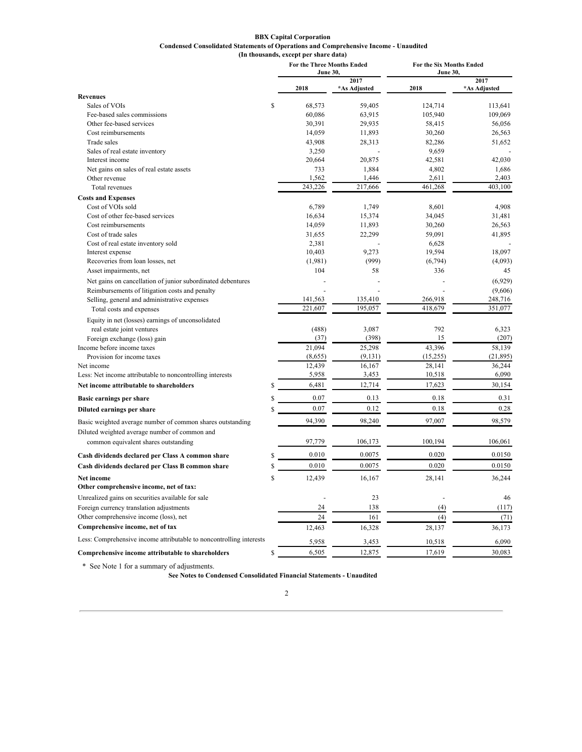**BBX Capital Corporation**
**Condensed Consolidated Statements of Operations and Comprehensive Income - Unaudited**
**(In thousands, except per share data)**

| | For the Three Months Ended June 30, | | For the Six Months Ended June 30, | |
|---|---|---|---|---|
| | 2018 | 2017 *As Adjusted | 2018 | 2017 *As Adjusted |
| **Revenues** | | | | |
| Sales of VOIs | $ 68,573 | 59,405 | 124,714 | 113,641 |
| Fee-based sales commissions | 60,086 | 63,915 | 105,940 | 109,069 |
| Other fee-based services | 30,391 | 29,935 | 58,415 | 56,056 |
| Cost reimbursements | 14,059 | 11,893 | 30,260 | 26,563 |
| Trade sales | 43,908 | 28,313 | 82,286 | 51,652 |
| Sales of real estate inventory | 3,250 | - | 9,659 | - |
| Interest income | 20,664 | 20,875 | 42,581 | 42,030 |
| Net gains on sales of real estate assets | 733 | 1,884 | 4,802 | 1,686 |
| Other revenue | 1,562 | 1,446 | 2,611 | 2,403 |
| Total revenues | 243,226 | 217,666 | 461,268 | 403,100 |
| **Costs and Expenses** | | | | |
| Cost of VOIs sold | 6,789 | 1,749 | 8,601 | 4,908 |
| Cost of other fee-based services | 16,634 | 15,374 | 34,045 | 31,481 |
| Cost reimbursements | 14,059 | 11,893 | 30,260 | 26,563 |
| Cost of trade sales | 31,655 | 22,299 | 59,091 | 41,895 |
| Cost of real estate inventory sold | 2,381 | - | 6,628 | - |
| Interest expense | 10,403 | 9,273 | 19,594 | 18,097 |
| Recoveries from loan losses, net | (1,981) | (999) | (6,794) | (4,093) |
| Asset impairments, net | 104 | 58 | 336 | 45 |
| Net gains on cancellation of junior subordinated debentures | - | - | - | (6,929) |
| Reimbursements of litigation costs and penalty | - | - | - | (9,606) |
| Selling, general and administrative expenses | 141,563 | 135,410 | 266,918 | 248,716 |
| Total costs and expenses | 221,607 | 195,057 | 418,679 | 351,077 |
| Equity in net (losses) earnings of unconsolidated real estate joint ventures | (488) | 3,087 | 792 | 6,323 |
| Foreign exchange (loss) gain | (37) | (398) | 15 | (207) |
| Income before income taxes | 21,094 | 25,298 | 43,396 | 58,139 |
| Provision for income taxes | (8,655) | (9,131) | (15,255) | (21,895) |
| Net income | 12,439 | 16,167 | 28,141 | 36,244 |
| Less: Net income attributable to noncontrolling interests | 5,958 | 3,453 | 10,518 | 6,090 |
| **Net income attributable to shareholders** | $ 6,481 | 12,714 | 17,623 | 30,154 |
| **Basic earnings per share** | $ 0.07 | 0.13 | 0.18 | 0.31 |
| **Diluted earnings per share** | $ 0.07 | 0.12 | 0.18 | 0.28 |
| Basic weighted average number of common shares outstanding | 94,390 | 98,240 | 97,007 | 98,579 |
| Diluted weighted average number of common and common equivalent shares outstanding | 97,779 | 106,173 | 100,194 | 106,061 |
| **Cash dividends declared per Class A common share** | $ 0.010 | 0.0075 | 0.020 | 0.0150 |
| **Cash dividends declared per Class B common share** | $ 0.010 | 0.0075 | 0.020 | 0.0150 |
| **Net income** | $ 12,439 | 16,167 | 28,141 | 36,244 |
| **Other comprehensive income, net of tax:** | | | | |
| Unrealized gains on securities available for sale | - | 23 | - | 46 |
| Foreign currency translation adjustments | 24 | 138 | (4) | (117) |
| Other comprehensive income (loss), net | 24 | 161 | (4) | (71) |
| **Comprehensive income, net of tax** | 12,463 | 16,328 | 28,137 | 36,173 |
| Less: Comprehensive income attributable to noncontrolling interests | 5,958 | 3,453 | 10,518 | 6,090 |
| **Comprehensive income attributable to shareholders** | $ 6,505 | 12,875 | 17,619 | 30,083 |

\* See Note 1 for a summary of adjustments.

**See Notes to Condensed Consolidated Financial Statements - Unaudited**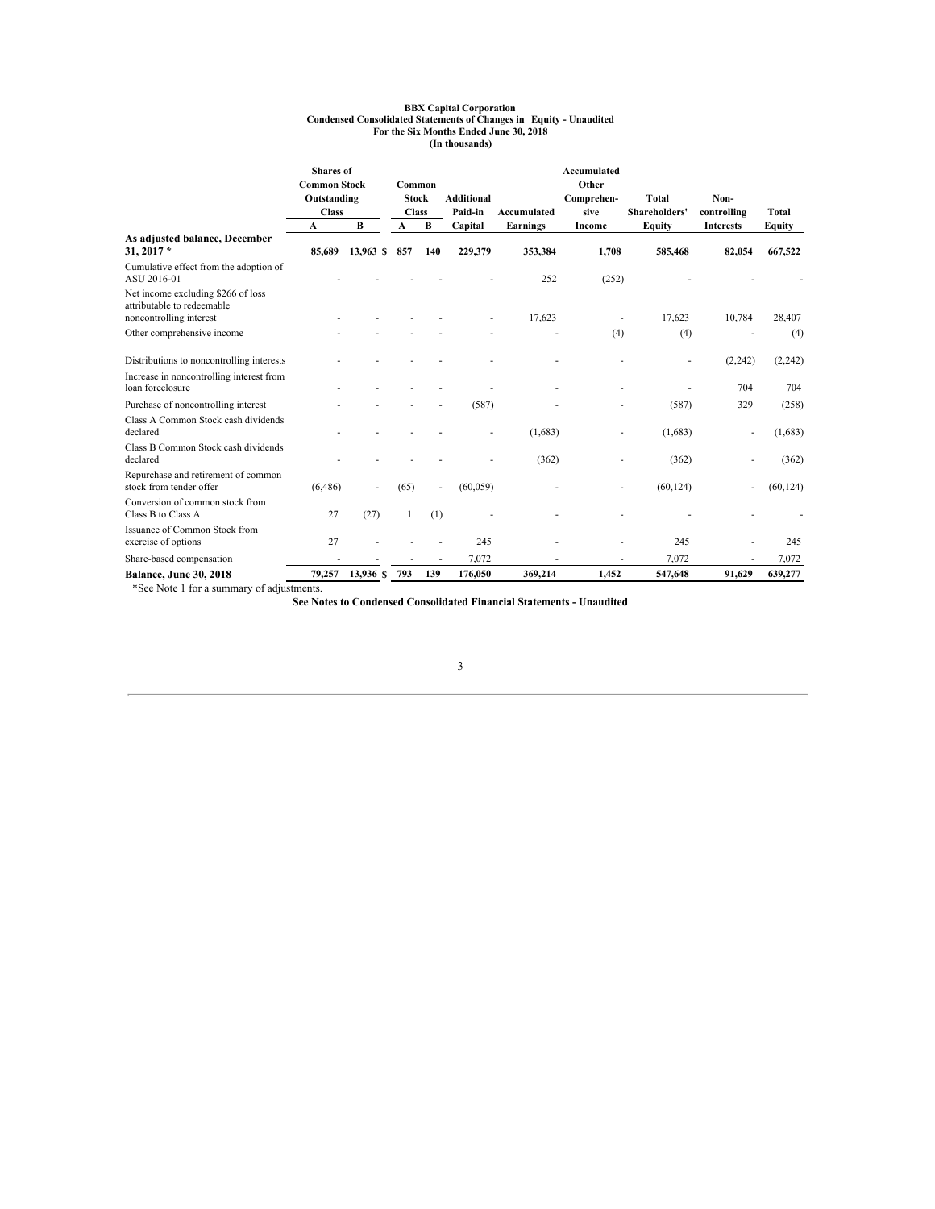**BBX Capital Corporation**
**Condensed Consolidated Statements of Changes in Equity - Unaudited**
**For the Six Months Ended June 30, 2018**
**(In thousands)**

| | Shares of Common Stock Outstanding Class | | Common Stock Class | | Additional Paid-in | Accumulated | Accumulated Other Comprehen-sive | Total Shareholders' | Non-controlling | Total |
|---|---|---|---|---|---|---|---|---|---|---|
| | A | B | A | B | Capital | Earnings | Income | Equity | Interests | Equity |
| **As adjusted balance, December 31, 2017 *** | **85,689** | **13,963 $** | **857** | **140** | **229,379** | **353,384** | **1,708** | **585,468** | **82,054** | **667,522** |
| Cumulative effect from the adoption of ASU 2016-01 | - | - | - | - | - | 252 | (252) | - | - | - |
| Net income excluding $266 of loss attributable to redeemable noncontrolling interest | - | - | - | - | - | 17,623 | - | 17,623 | 10,784 | 28,407 |
| Other comprehensive income | - | - | - | - | - | - | (4) | (4) | - | (4) |
| Distributions to noncontrolling interests | - | - | - | - | - | - | - | - | (2,242) | (2,242) |
| Increase in noncontrolling interest from loan foreclosure | - | - | - | - | - | - | - | - | 704 | 704 |
| Purchase of noncontrolling interest | - | - | - | - | (587) | - | - | (587) | 329 | (258) |
| Class A Common Stock cash dividends declared | - | - | - | - | - | (1,683) | - | (1,683) | - | (1,683) |
| Class B Common Stock cash dividends declared | - | - | - | - | - | (362) | - | (362) | - | (362) |
| Repurchase and retirement of common stock from tender offer | (6,486) | - | (65) | - | (60,059) | - | - | (60,124) | - | (60,124) |
| Conversion of common stock from Class B to Class A | 27 | (27) | 1 | (1) | - | - | - | - | - | - |
| Issuance of Common Stock from exercise of options | 27 | - | - | - | 245 | - | - | 245 | - | 245 |
| Share-based compensation | - | - | - | - | 7,072 | - | - | 7,072 | - | 7,072 |
| **Balance, June 30, 2018** | **79,257** | **13,936 $** | **793** | **139** | **176,050** | **369,214** | **1,452** | **547,648** | **91,629** | **639,277** |

*See Note 1 for a summary of adjustments.

**See Notes to Condensed Consolidated Financial Statements - Unaudited**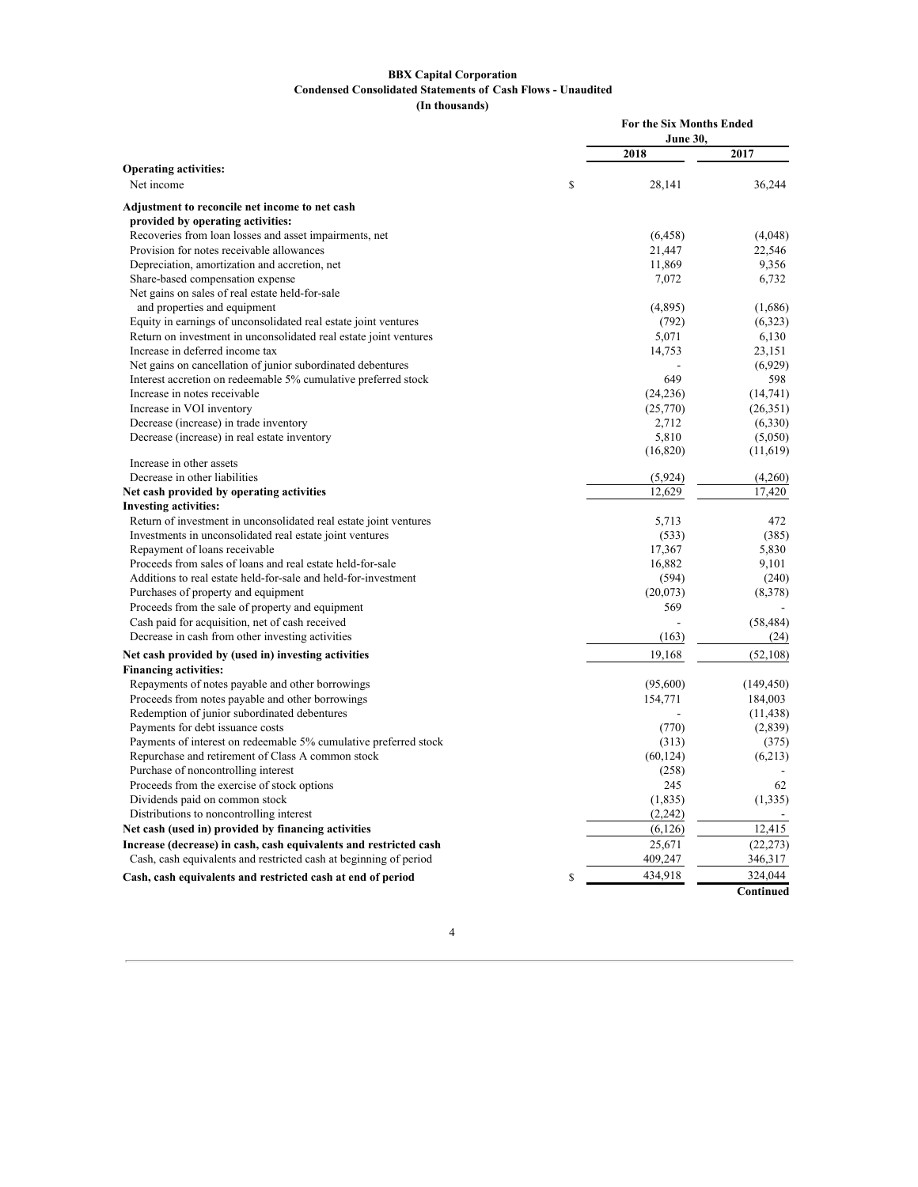**BBX Capital Corporation**
**Condensed Consolidated Statements of Cash Flows - Unaudited**
**(In thousands)**

| | For the Six Months Ended June 30, | |
|---|---|---|
| | 2018 | 2017 |
| **Operating activities:** | | |
| Net income | $ 28,141 | 36,244 |
| **Adjustment to reconcile net income to net cash provided by operating activities:** | | |
| Recoveries from loan losses and asset impairments, net | (6,458) | (4,048) |
| Provision for notes receivable allowances | 21,447 | 22,546 |
| Depreciation, amortization and accretion, net | 11,869 | 9,356 |
| Share-based compensation expense | 7,072 | 6,732 |
| Net gains on sales of real estate held-for-sale and properties and equipment | (4,895) | (1,686) |
| Equity in earnings of unconsolidated real estate joint ventures | (792) | (6,323) |
| Return on investment in unconsolidated real estate joint ventures | 5,071 | 6,130 |
| Increase in deferred income tax | 14,753 | 23,151 |
| Net gains on cancellation of junior subordinated debentures | - | (6,929) |
| Interest accretion on redeemable 5% cumulative preferred stock | 649 | 598 |
| Increase in notes receivable | (24,236) | (14,741) |
| Increase in VOI inventory | (25,770) | (26,351) |
| Decrease (increase) in trade inventory | 2,712 | (6,330) |
| Decrease (increase) in real estate inventory | 5,810 | (5,050) |
| Increase in other assets | (16,820) | (11,619) |
| Decrease in other liabilities | (5,924) | (4,260) |
| **Net cash provided by operating activities** | 12,629 | 17,420 |
| **Investing activities:** | | |
| Return of investment in unconsolidated real estate joint ventures | 5,713 | 472 |
| Investments in unconsolidated real estate joint ventures | (533) | (385) |
| Repayment of loans receivable | 17,367 | 5,830 |
| Proceeds from sales of loans and real estate held-for-sale | 16,882 | 9,101 |
| Additions to real estate held-for-sale and held-for-investment | (594) | (240) |
| Purchases of property and equipment | (20,073) | (8,378) |
| Proceeds from the sale of property and equipment | 569 | - |
| Cash paid for acquisition, net of cash received | - | (58,484) |
| Decrease in cash from other investing activities | (163) | (24) |
| **Net cash provided by (used in) investing activities** | 19,168 | (52,108) |
| **Financing activities:** | | |
| Repayments of notes payable and other borrowings | (95,600) | (149,450) |
| Proceeds from notes payable and other borrowings | 154,771 | 184,003 |
| Redemption of junior subordinated debentures | - | (11,438) |
| Payments for debt issuance costs | (770) | (2,839) |
| Payments of interest on redeemable 5% cumulative preferred stock | (313) | (375) |
| Repurchase and retirement of Class A common stock | (60,124) | (6,213) |
| Purchase of noncontrolling interest | (258) | - |
| Proceeds from the exercise of stock options | 245 | 62 |
| Dividends paid on common stock | (1,835) | (1,335) |
| Distributions to noncontrolling interest | (2,242) | - |
| **Net cash (used in) provided by financing activities** | (6,126) | 12,415 |
| **Increase (decrease) in cash, cash equivalents and restricted cash** | 25,671 | (22,273) |
| Cash, cash equivalents and restricted cash at beginning of period | 409,247 | 346,317 |
| **Cash, cash equivalents and restricted cash at end of period** | $ 434,918 | 324,044 |

**Continued**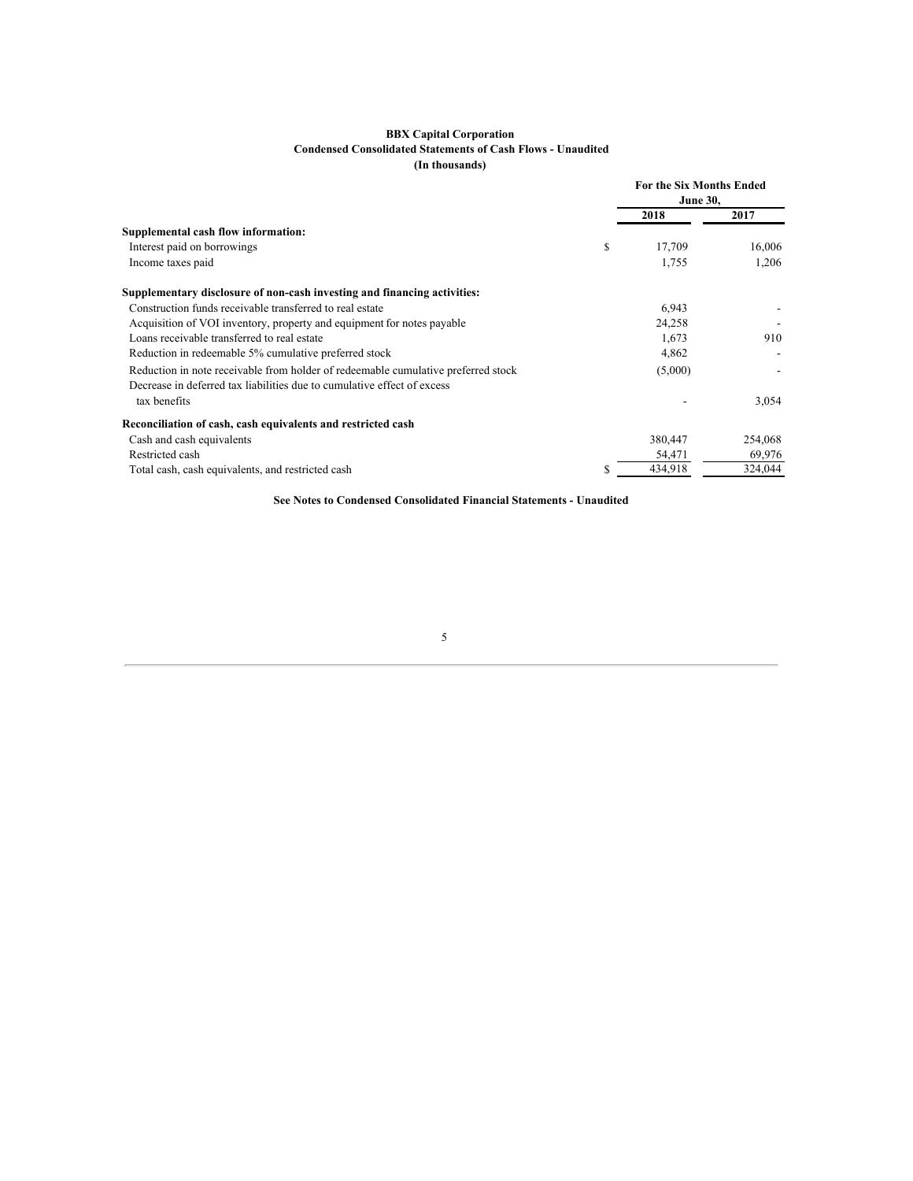**BBX Capital Corporation**
**Condensed Consolidated Statements of Cash Flows - Unaudited**
**(In thousands)**

| | For the Six Months Ended June 30, | |
|---|---|---|
| | 2018 | 2017 |
| **Supplemental cash flow information:** | | |
| Interest paid on borrowings | $ 17,709 | 16,006 |
| Income taxes paid | 1,755 | 1,206 |
| **Supplementary disclosure of non-cash investing and financing activities:** | | |
| Construction funds receivable transferred to real estate | 6,943 | - |
| Acquisition of VOI inventory, property and equipment for notes payable | 24,258 | - |
| Loans receivable transferred to real estate | 1,673 | 910 |
| Reduction in redeemable 5% cumulative preferred stock | 4,862 | - |
| Reduction in note receivable from holder of redeemable cumulative preferred stock | (5,000) | - |
| Decrease in deferred tax liabilities due to cumulative effect of excess tax benefits | - | 3,054 |
| **Reconciliation of cash, cash equivalents and restricted cash** | | |
| Cash and cash equivalents | 380,447 | 254,068 |
| Restricted cash | 54,471 | 69,976 |
| Total cash, cash equivalents, and restricted cash | $ 434,918 | 324,044 |

**See Notes to Condensed Consolidated Financial Statements - Unaudited**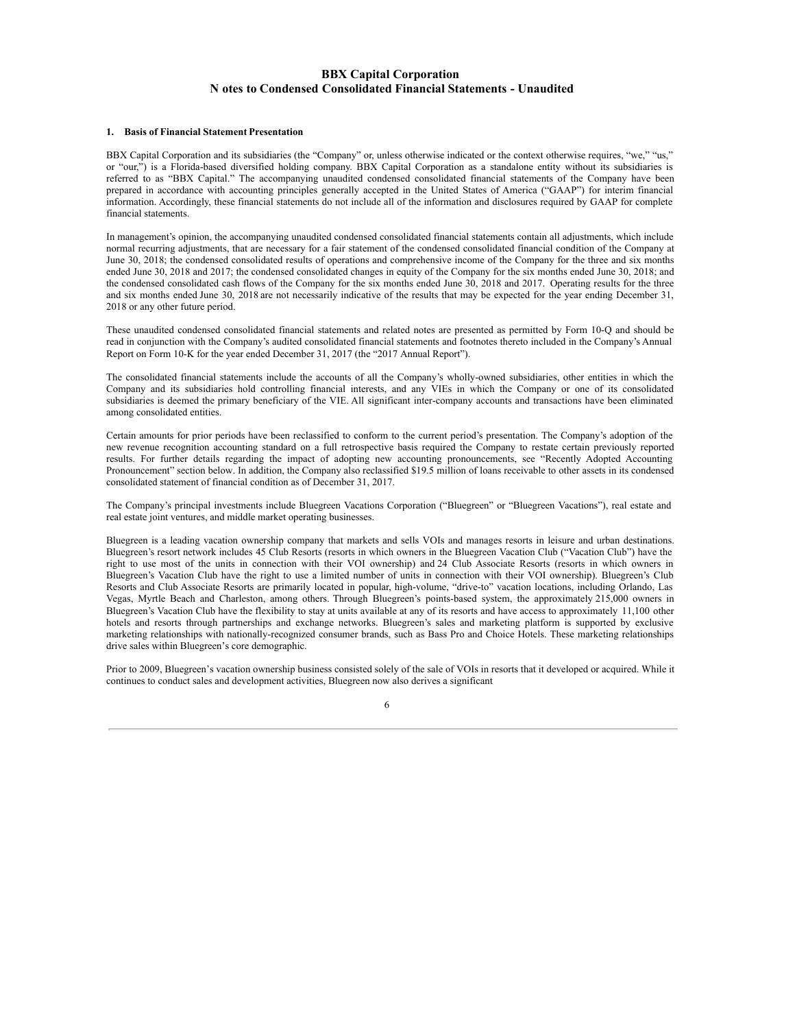# BBX Capital Corporation
## Notes to Condensed Consolidated Financial Statements - Unaudited

### 1. Basis of Financial Statement Presentation

BBX Capital Corporation and its subsidiaries (the "Company" or, unless otherwise indicated or the context otherwise requires, "we," "us," or "our,") is a Florida-based diversified holding company. BBX Capital Corporation as a standalone entity without its subsidiaries is referred to as "BBX Capital." The accompanying unaudited condensed consolidated financial statements of the Company have been prepared in accordance with accounting principles generally accepted in the United States of America ("GAAP") for interim financial information. Accordingly, these financial statements do not include all of the information and disclosures required by GAAP for complete financial statements.

In management's opinion, the accompanying unaudited condensed consolidated financial statements contain all adjustments, which include normal recurring adjustments, that are necessary for a fair statement of the condensed consolidated financial condition of the Company at June 30, 2018; the condensed consolidated results of operations and comprehensive income of the Company for the three and six months ended June 30, 2018 and 2017; the condensed consolidated changes in equity of the Company for the six months ended June 30, 2018; and the condensed consolidated cash flows of the Company for the six months ended June 30, 2018 and 2017. Operating results for the three and six months ended June 30, 2018 are not necessarily indicative of the results that may be expected for the year ending December 31, 2018 or any other future period.

These unaudited condensed consolidated financial statements and related notes are presented as permitted by Form 10-Q and should be read in conjunction with the Company's audited consolidated financial statements and footnotes thereto included in the Company's Annual Report on Form 10-K for the year ended December 31, 2017 (the "2017 Annual Report").

The consolidated financial statements include the accounts of all the Company's wholly-owned subsidiaries, other entities in which the Company and its subsidiaries hold controlling financial interests, and any VIEs in which the Company or one of its consolidated subsidiaries is deemed the primary beneficiary of the VIE. All significant inter-company accounts and transactions have been eliminated among consolidated entities.

Certain amounts for prior periods have been reclassified to conform to the current period's presentation. The Company's adoption of the new revenue recognition accounting standard on a full retrospective basis required the Company to restate certain previously reported results. For further details regarding the impact of adopting new accounting pronouncements, see "Recently Adopted Accounting Pronouncement" section below. In addition, the Company also reclassified $19.5 million of loans receivable to other assets in its condensed consolidated statement of financial condition as of December 31, 2017.

The Company's principal investments include Bluegreen Vacations Corporation ("Bluegreen" or "Bluegreen Vacations"), real estate and real estate joint ventures, and middle market operating businesses.

Bluegreen is a leading vacation ownership company that markets and sells VOIs and manages resorts in leisure and urban destinations. Bluegreen's resort network includes 45 Club Resorts (resorts in which owners in the Bluegreen Vacation Club ("Vacation Club") have the right to use most of the units in connection with their VOI ownership) and 24 Club Associate Resorts (resorts in which owners in Bluegreen's Vacation Club have the right to use a limited number of units in connection with their VOI ownership). Bluegreen's Club Resorts and Club Associate Resorts are primarily located in popular, high-volume, "drive-to" vacation locations, including Orlando, Las Vegas, Myrtle Beach and Charleston, among others. Through Bluegreen's points-based system, the approximately 215,000 owners in Bluegreen's Vacation Club have the flexibility to stay at units available at any of its resorts and have access to approximately 11,100 other hotels and resorts through partnerships and exchange networks. Bluegreen's sales and marketing platform is supported by exclusive marketing relationships with nationally-recognized consumer brands, such as Bass Pro and Choice Hotels. These marketing relationships drive sales within Bluegreen's core demographic.

Prior to 2009, Bluegreen's vacation ownership business consisted solely of the sale of VOIs in resorts that it developed or acquired. While it continues to conduct sales and development activities, Bluegreen now also derives a significant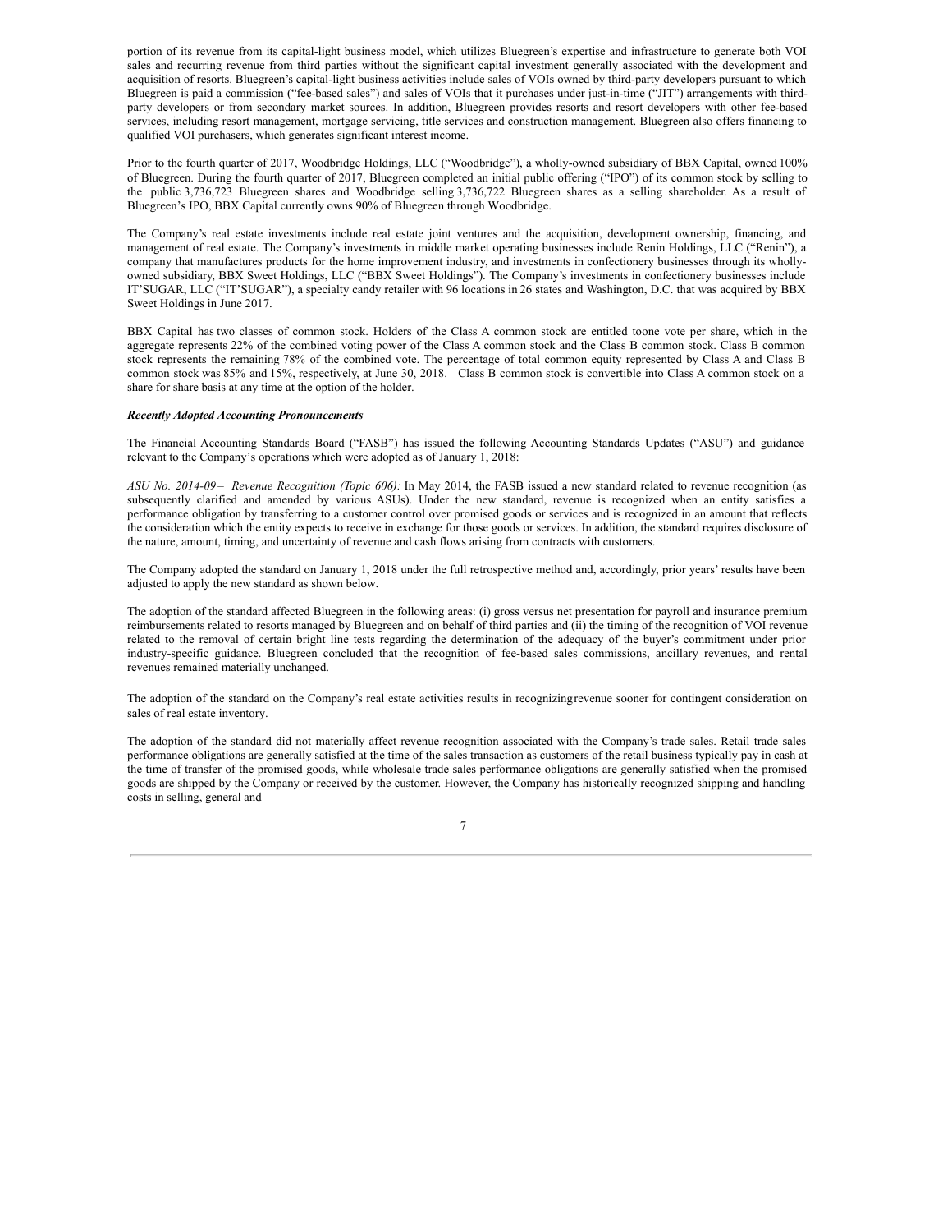portion of its revenue from its capital-light business model, which utilizes Bluegreen's expertise and infrastructure to generate both VOI sales and recurring revenue from third parties without the significant capital investment generally associated with the development and acquisition of resorts. Bluegreen's capital-light business activities include sales of VOIs owned by third-party developers pursuant to which Bluegreen is paid a commission ("fee-based sales") and sales of VOIs that it purchases under just-in-time ("JIT") arrangements with third-party developers or from secondary market sources. In addition, Bluegreen provides resorts and resort developers with other fee-based services, including resort management, mortgage servicing, title services and construction management. Bluegreen also offers financing to qualified VOI purchasers, which generates significant interest income.

Prior to the fourth quarter of 2017, Woodbridge Holdings, LLC ("Woodbridge"), a wholly-owned subsidiary of BBX Capital, owned 100% of Bluegreen. During the fourth quarter of 2017, Bluegreen completed an initial public offering ("IPO") of its common stock by selling to the public 3,736,723 Bluegreen shares and Woodbridge selling 3,736,722 Bluegreen shares as a selling shareholder. As a result of Bluegreen's IPO, BBX Capital currently owns 90% of Bluegreen through Woodbridge.

The Company's real estate investments include real estate joint ventures and the acquisition, development ownership, financing, and management of real estate. The Company's investments in middle market operating businesses include Renin Holdings, LLC ("Renin"), a company that manufactures products for the home improvement industry, and investments in confectionery businesses through its wholly-owned subsidiary, BBX Sweet Holdings, LLC ("BBX Sweet Holdings"). The Company's investments in confectionery businesses include IT'SUGAR, LLC ("IT'SUGAR"), a specialty candy retailer with 96 locations in 26 states and Washington, D.C. that was acquired by BBX Sweet Holdings in June 2017.

BBX Capital has two classes of common stock. Holders of the Class A common stock are entitled toone vote per share, which in the aggregate represents 22% of the combined voting power of the Class A common stock and the Class B common stock. Class B common stock represents the remaining 78% of the combined vote. The percentage of total common equity represented by Class A and Class B common stock was 85% and 15%, respectively, at June 30, 2018. Class B common stock is convertible into Class A common stock on a share for share basis at any time at the option of the holder.

***Recently Adopted Accounting Pronouncements***

The Financial Accounting Standards Board ("FASB") has issued the following Accounting Standards Updates ("ASU") and guidance relevant to the Company's operations which were adopted as of January 1, 2018:

*ASU No. 2014-09 – Revenue Recognition (Topic 606):* In May 2014, the FASB issued a new standard related to revenue recognition (as subsequently clarified and amended by various ASUs). Under the new standard, revenue is recognized when an entity satisfies a performance obligation by transferring to a customer control over promised goods or services and is recognized in an amount that reflects the consideration which the entity expects to receive in exchange for those goods or services. In addition, the standard requires disclosure of the nature, amount, timing, and uncertainty of revenue and cash flows arising from contracts with customers.

The Company adopted the standard on January 1, 2018 under the full retrospective method and, accordingly, prior years' results have been adjusted to apply the new standard as shown below.

The adoption of the standard affected Bluegreen in the following areas: (i) gross versus net presentation for payroll and insurance premium reimbursements related to resorts managed by Bluegreen and on behalf of third parties and (ii) the timing of the recognition of VOI revenue related to the removal of certain bright line tests regarding the determination of the adequacy of the buyer's commitment under prior industry-specific guidance. Bluegreen concluded that the recognition of fee-based sales commissions, ancillary revenues, and rental revenues remained materially unchanged.

The adoption of the standard on the Company's real estate activities results in recognizing revenue sooner for contingent consideration on sales of real estate inventory.

The adoption of the standard did not materially affect revenue recognition associated with the Company's trade sales. Retail trade sales performance obligations are generally satisfied at the time of the sales transaction as customers of the retail business typically pay in cash at the time of transfer of the promised goods, while wholesale trade sales performance obligations are generally satisfied when the promised goods are shipped by the Company or received by the customer. However, the Company has historically recognized shipping and handling costs in selling, general and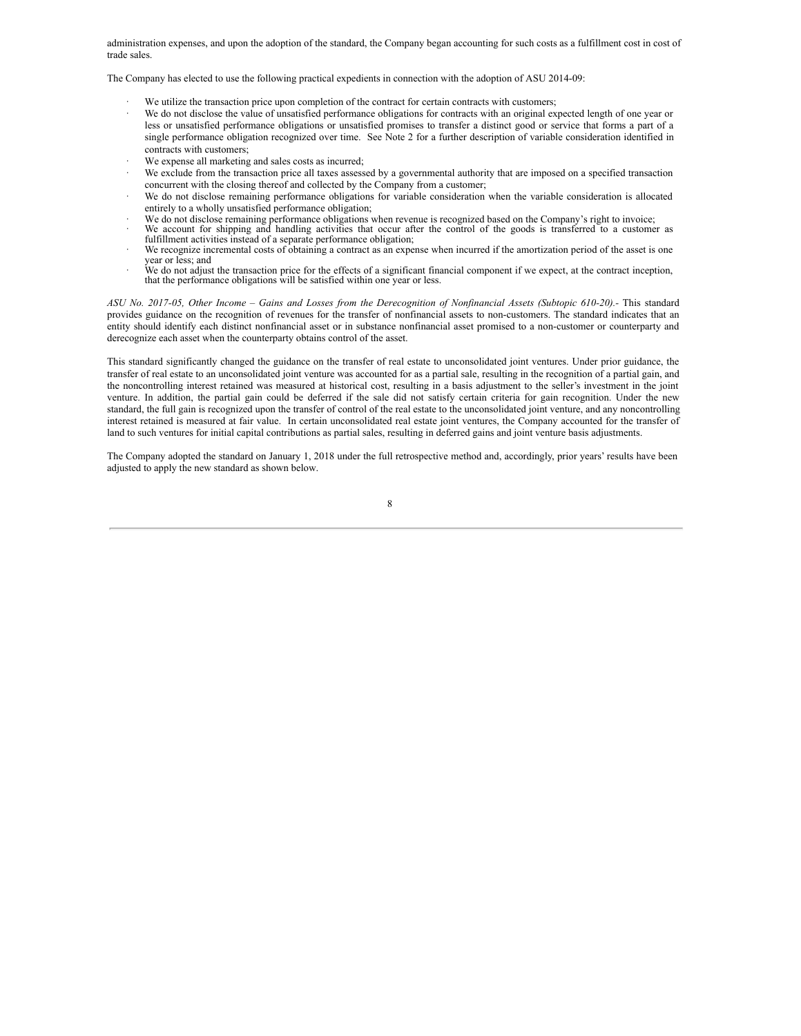administration expenses, and upon the adoption of the standard, the Company began accounting for such costs as a fulfillment cost in cost of trade sales.

The Company has elected to use the following practical expedients in connection with the adoption of ASU 2014-09:

- We utilize the transaction price upon completion of the contract for certain contracts with customers;
- We do not disclose the value of unsatisfied performance obligations for contracts with an original expected length of one year or less or unsatisfied performance obligations or unsatisfied promises to transfer a distinct good or service that forms a part of a single performance obligation recognized over time. See Note 2 for a further description of variable consideration identified in contracts with customers;
- We expense all marketing and sales costs as incurred;
- We exclude from the transaction price all taxes assessed by a governmental authority that are imposed on a specified transaction concurrent with the closing thereof and collected by the Company from a customer;
- We do not disclose remaining performance obligations for variable consideration when the variable consideration is allocated entirely to a wholly unsatisfied performance obligation;
- We do not disclose remaining performance obligations when revenue is recognized based on the Company's right to invoice;
- We account for shipping and handling activities that occur after the control of the goods is transferred to a customer as fulfillment activities instead of a separate performance obligation;
- We recognize incremental costs of obtaining a contract as an expense when incurred if the amortization period of the asset is one year or less; and
- We do not adjust the transaction price for the effects of a significant financial component if we expect, at the contract inception, that the performance obligations will be satisfied within one year or less.

*ASU No. 2017-05, Other Income – Gains and Losses from the Derecognition of Nonfinancial Assets (Subtopic 610-20).-* This standard provides guidance on the recognition of revenues for the transfer of nonfinancial assets to non-customers. The standard indicates that an entity should identify each distinct nonfinancial asset or in substance nonfinancial asset promised to a non-customer or counterparty and derecognize each asset when the counterparty obtains control of the asset.

This standard significantly changed the guidance on the transfer of real estate to unconsolidated joint ventures. Under prior guidance, the transfer of real estate to an unconsolidated joint venture was accounted for as a partial sale, resulting in the recognition of a partial gain, and the noncontrolling interest retained was measured at historical cost, resulting in a basis adjustment to the seller's investment in the joint venture. In addition, the partial gain could be deferred if the sale did not satisfy certain criteria for gain recognition. Under the new standard, the full gain is recognized upon the transfer of control of the real estate to the unconsolidated joint venture, and any noncontrolling interest retained is measured at fair value. In certain unconsolidated real estate joint ventures, the Company accounted for the transfer of land to such ventures for initial capital contributions as partial sales, resulting in deferred gains and joint venture basis adjustments.

The Company adopted the standard on January 1, 2018 under the full retrospective method and, accordingly, prior years' results have been adjusted to apply the new standard as shown below.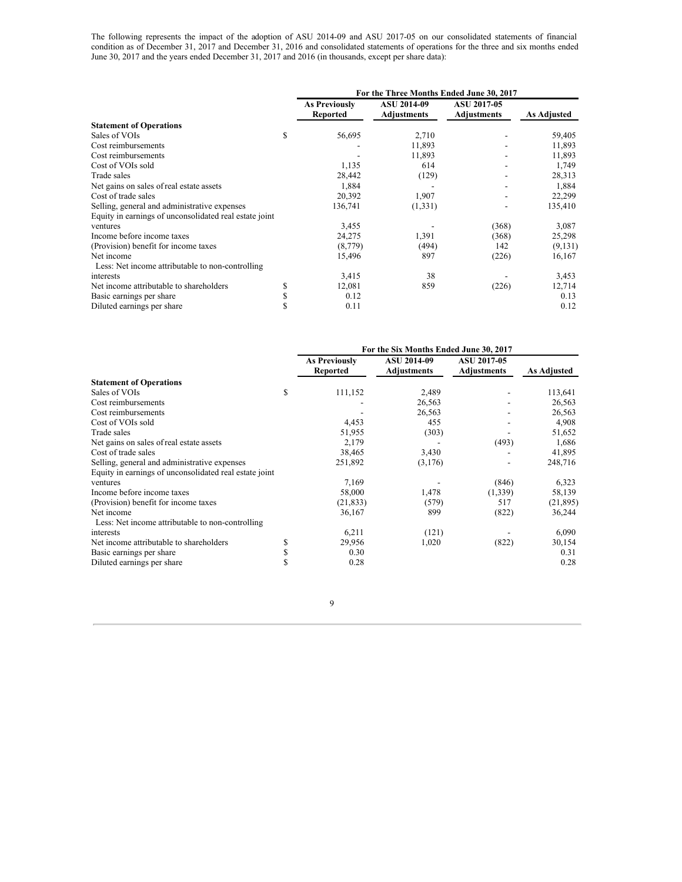The following represents the impact of the adoption of ASU 2014-09 and ASU 2017-05 on our consolidated statements of financial condition as of December 31, 2017 and December 31, 2016 and consolidated statements of operations for the three and six months ended June 30, 2017 and the years ended December 31, 2017 and 2016 (in thousands, except per share data):

| | For the Three Months Ended June 30, 2017 | | | |
|---|---|---|---|---|
| | As Previously Reported | ASU 2014-09 Adjustments | ASU 2017-05 Adjustments | As Adjusted |
| **Statement of Operations** | | | | |
| Sales of VOIs | $ 56,695 | 2,710 | - | 59,405 |
| Cost reimbursements | - | 11,893 | - | 11,893 |
| Cost reimbursements | - | 11,893 | - | 11,893 |
| Cost of VOIs sold | 1,135 | 614 | - | 1,749 |
| Trade sales | 28,442 | (129) | - | 28,313 |
| Net gains on sales of real estate assets | 1,884 | - | - | 1,884 |
| Cost of trade sales | 20,392 | 1,907 | - | 22,299 |
| Selling, general and administrative expenses | 136,741 | (1,331) | - | 135,410 |
| Equity in earnings of unconsolidated real estate joint ventures | 3,455 | - | (368) | 3,087 |
| Income before income taxes | 24,275 | 1,391 | (368) | 25,298 |
| (Provision) benefit for income taxes | (8,779) | (494) | 142 | (9,131) |
| Net income | 15,496 | 897 | (226) | 16,167 |
| Less: Net income attributable to non-controlling interests | 3,415 | 38 | - | 3,453 |
| Net income attributable to shareholders | $ 12,081 | 859 | (226) | 12,714 |
| Basic earnings per share | $ 0.12 | | | 0.13 |
| Diluted earnings per share | $ 0.11 | | | 0.12 |

| | For the Six Months Ended June 30, 2017 | | | |
|---|---|---|---|---|
| | As Previously Reported | ASU 2014-09 Adjustments | ASU 2017-05 Adjustments | As Adjusted |
| **Statement of Operations** | | | | |
| Sales of VOIs | $ 111,152 | 2,489 | - | 113,641 |
| Cost reimbursements | - | 26,563 | - | 26,563 |
| Cost reimbursements | - | 26,563 | - | 26,563 |
| Cost of VOIs sold | 4,453 | 455 | - | 4,908 |
| Trade sales | 51,955 | (303) | - | 51,652 |
| Net gains on sales of real estate assets | 2,179 | - | (493) | 1,686 |
| Cost of trade sales | 38,465 | 3,430 | - | 41,895 |
| Selling, general and administrative expenses | 251,892 | (3,176) | - | 248,716 |
| Equity in earnings of unconsolidated real estate joint ventures | 7,169 | - | (846) | 6,323 |
| Income before income taxes | 58,000 | 1,478 | (1,339) | 58,139 |
| (Provision) benefit for income taxes | (21,833) | (579) | 517 | (21,895) |
| Net income | 36,167 | 899 | (822) | 36,244 |
| Less: Net income attributable to non-controlling interests | 6,211 | (121) | - | 6,090 |
| Net income attributable to shareholders | $ 29,956 | 1,020 | (822) | 30,154 |
| Basic earnings per share | $ 0.30 | | | 0.31 |
| Diluted earnings per share | $ 0.28 | | | 0.28 |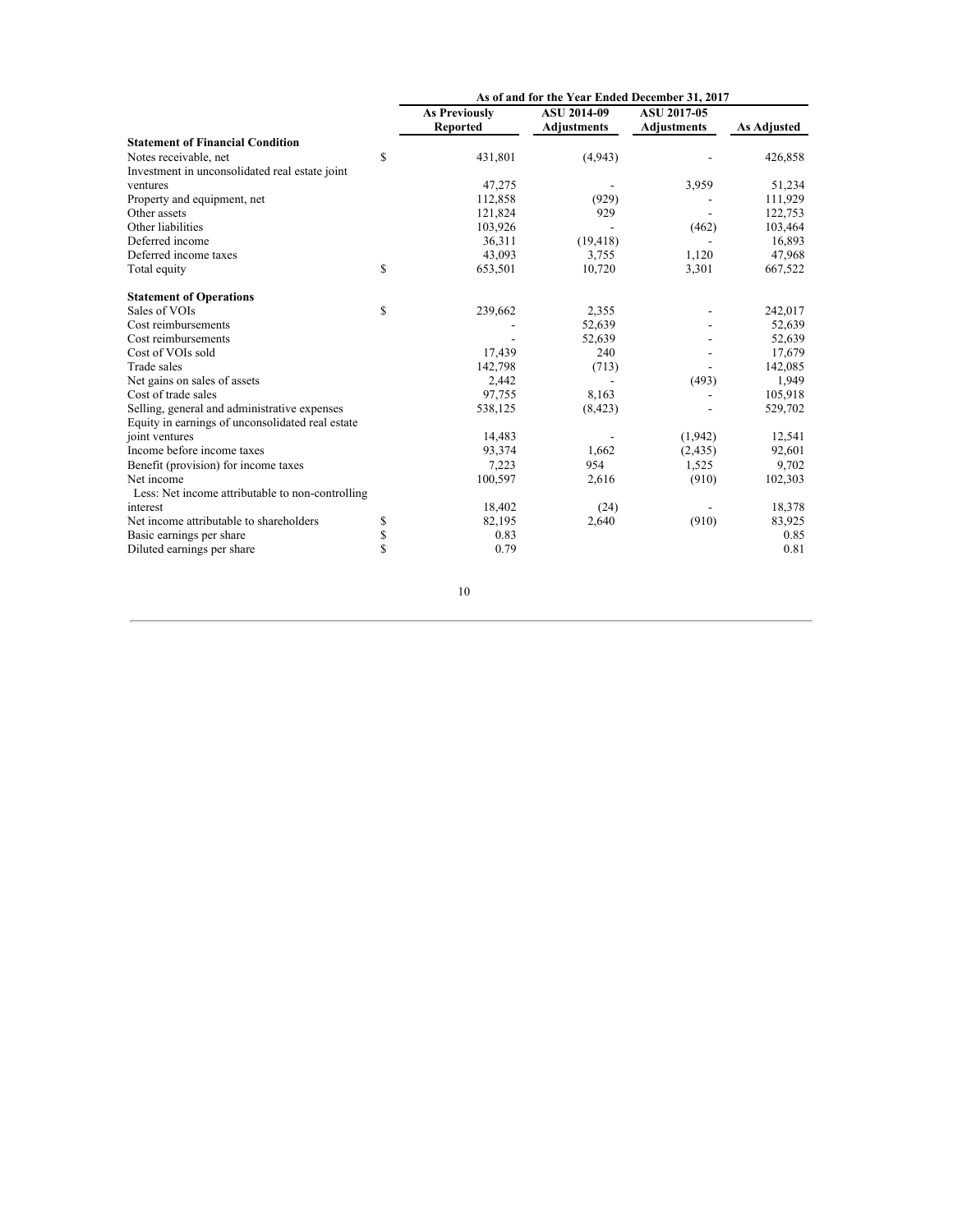| | | As of and for the Year Ended December 31, 2017 | | | |
|---|---|---|---|---|---|
| | | As Previously Reported | ASU 2014-09 Adjustments | ASU 2017-05 Adjustments | As Adjusted |
| **Statement of Financial Condition** | | | | | |
| Notes receivable, net | $ | 431,801 | (4,943) | - | 426,858 |
| Investment in unconsolidated real estate joint ventures | | 47,275 | - | 3,959 | 51,234 |
| Property and equipment, net | | 112,858 | (929) | - | 111,929 |
| Other assets | | 121,824 | 929 | - | 122,753 |
| Other liabilities | | 103,926 | - | (462) | 103,464 |
| Deferred income | | 36,311 | (19,418) | - | 16,893 |
| Deferred income taxes | | 43,093 | 3,755 | 1,120 | 47,968 |
| Total equity | $ | 653,501 | 10,720 | 3,301 | 667,522 |
| **Statement of Operations** | | | | | |
| Sales of VOIs | $ | 239,662 | 2,355 | - | 242,017 |
| Cost reimbursements | | - | 52,639 | - | 52,639 |
| Cost reimbursements | | - | 52,639 | - | 52,639 |
| Cost of VOIs sold | | 17,439 | 240 | - | 17,679 |
| Trade sales | | 142,798 | (713) | - | 142,085 |
| Net gains on sales of assets | | 2,442 | - | (493) | 1,949 |
| Cost of trade sales | | 97,755 | 8,163 | - | 105,918 |
| Selling, general and administrative expenses | | 538,125 | (8,423) | - | 529,702 |
| Equity in earnings of unconsolidated real estate joint ventures | | 14,483 | - | (1,942) | 12,541 |
| Income before income taxes | | 93,374 | 1,662 | (2,435) | 92,601 |
| Benefit (provision) for income taxes | | 7,223 | 954 | 1,525 | 9,702 |
| Net income | | 100,597 | 2,616 | (910) | 102,303 |
| Less: Net income attributable to non-controlling interest | | 18,402 | (24) | - | 18,378 |
| Net income attributable to shareholders | $ | 82,195 | 2,640 | (910) | 83,925 |
| Basic earnings per share | $ | 0.83 | | | 0.85 |
| Diluted earnings per share | $ | 0.79 | | | 0.81 |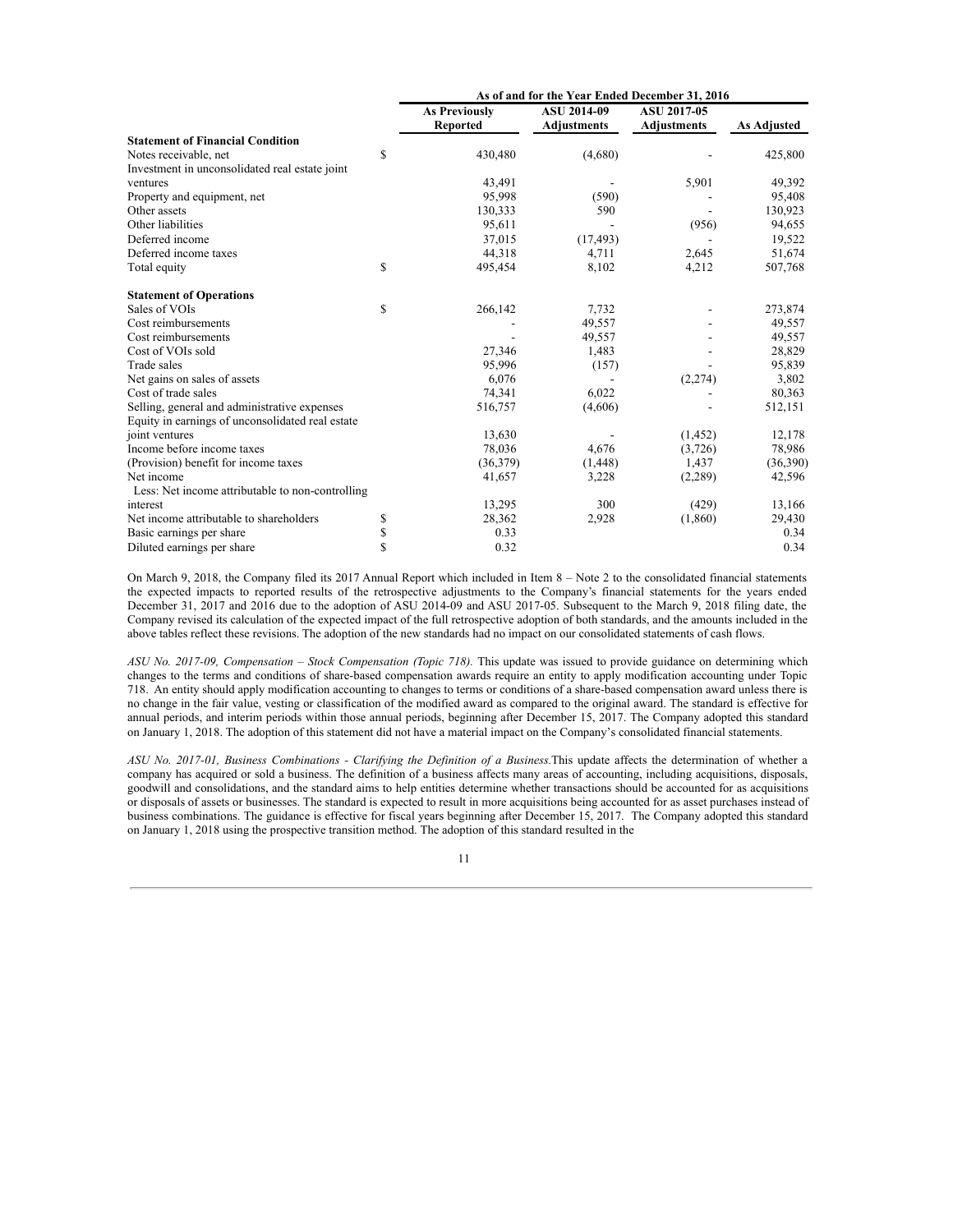| | As of and for the Year Ended December 31, 2016 | | | |
|---|---|---|---|---|
| | As Previously Reported | ASU 2014-09 Adjustments | ASU 2017-05 Adjustments | As Adjusted |
| **Statement of Financial Condition** | | | | |
| Notes receivable, net | $ 430,480 | (4,680) | - | 425,800 |
| Investment in unconsolidated real estate joint ventures | 43,491 | - | 5,901 | 49,392 |
| Property and equipment, net | 95,998 | (590) | - | 95,408 |
| Other assets | 130,333 | 590 | - | 130,923 |
| Other liabilities | 95,611 | - | (956) | 94,655 |
| Deferred income | 37,015 | (17,493) | - | 19,522 |
| Deferred income taxes | 44,318 | 4,711 | 2,645 | 51,674 |
| Total equity | $ 495,454 | 8,102 | 4,212 | 507,768 |
| **Statement of Operations** | | | | |
| Sales of VOIs | $ 266,142 | 7,732 | - | 273,874 |
| Cost reimbursements | - | 49,557 | - | 49,557 |
| Cost reimbursements | - | 49,557 | - | 49,557 |
| Cost of VOIs sold | 27,346 | 1,483 | - | 28,829 |
| Trade sales | 95,996 | (157) | - | 95,839 |
| Net gains on sales of assets | 6,076 | - | (2,274) | 3,802 |
| Cost of trade sales | 74,341 | 6,022 | - | 80,363 |
| Selling, general and administrative expenses | 516,757 | (4,606) | - | 512,151 |
| Equity in earnings of unconsolidated real estate joint ventures | 13,630 | - | (1,452) | 12,178 |
| Income before income taxes | 78,036 | 4,676 | (3,726) | 78,986 |
| (Provision) benefit for income taxes | (36,379) | (1,448) | 1,437 | (36,390) |
| Net income | 41,657 | 3,228 | (2,289) | 42,596 |
| Less: Net income attributable to non-controlling interest | 13,295 | 300 | (429) | 13,166 |
| Net income attributable to shareholders | $ 28,362 | 2,928 | (1,860) | 29,430 |
| Basic earnings per share | $ 0.33 | | | 0.34 |
| Diluted earnings per share | $ 0.32 | | | 0.34 |

On March 9, 2018, the Company filed its 2017 Annual Report which included in Item 8 – Note 2 to the consolidated financial statements the expected impacts to reported results of the retrospective adjustments to the Company's financial statements for the years ended December 31, 2017 and 2016 due to the adoption of ASU 2014-09 and ASU 2017-05. Subsequent to the March 9, 2018 filing date, the Company revised its calculation of the expected impact of the full retrospective adoption of both standards, and the amounts included in the above tables reflect these revisions. The adoption of the new standards had no impact on our consolidated statements of cash flows.

*ASU No. 2017-09, Compensation – Stock Compensation (Topic 718).* This update was issued to provide guidance on determining which changes to the terms and conditions of share-based compensation awards require an entity to apply modification accounting under Topic 718. An entity should apply modification accounting to changes to terms or conditions of a share-based compensation award unless there is no change in the fair value, vesting or classification of the modified award as compared to the original award. The standard is effective for annual periods, and interim periods within those annual periods, beginning after December 15, 2017. The Company adopted this standard on January 1, 2018. The adoption of this statement did not have a material impact on the Company's consolidated financial statements.

*ASU No. 2017-01, Business Combinations - Clarifying the Definition of a Business.* This update affects the determination of whether a company has acquired or sold a business. The definition of a business affects many areas of accounting, including acquisitions, disposals, goodwill and consolidations, and the standard aims to help entities determine whether transactions should be accounted for as acquisitions or disposals of assets or businesses. The standard is expected to result in more acquisitions being accounted for as asset purchases instead of business combinations. The guidance is effective for fiscal years beginning after December 15, 2017. The Company adopted this standard on January 1, 2018 using the prospective transition method. The adoption of this standard resulted in the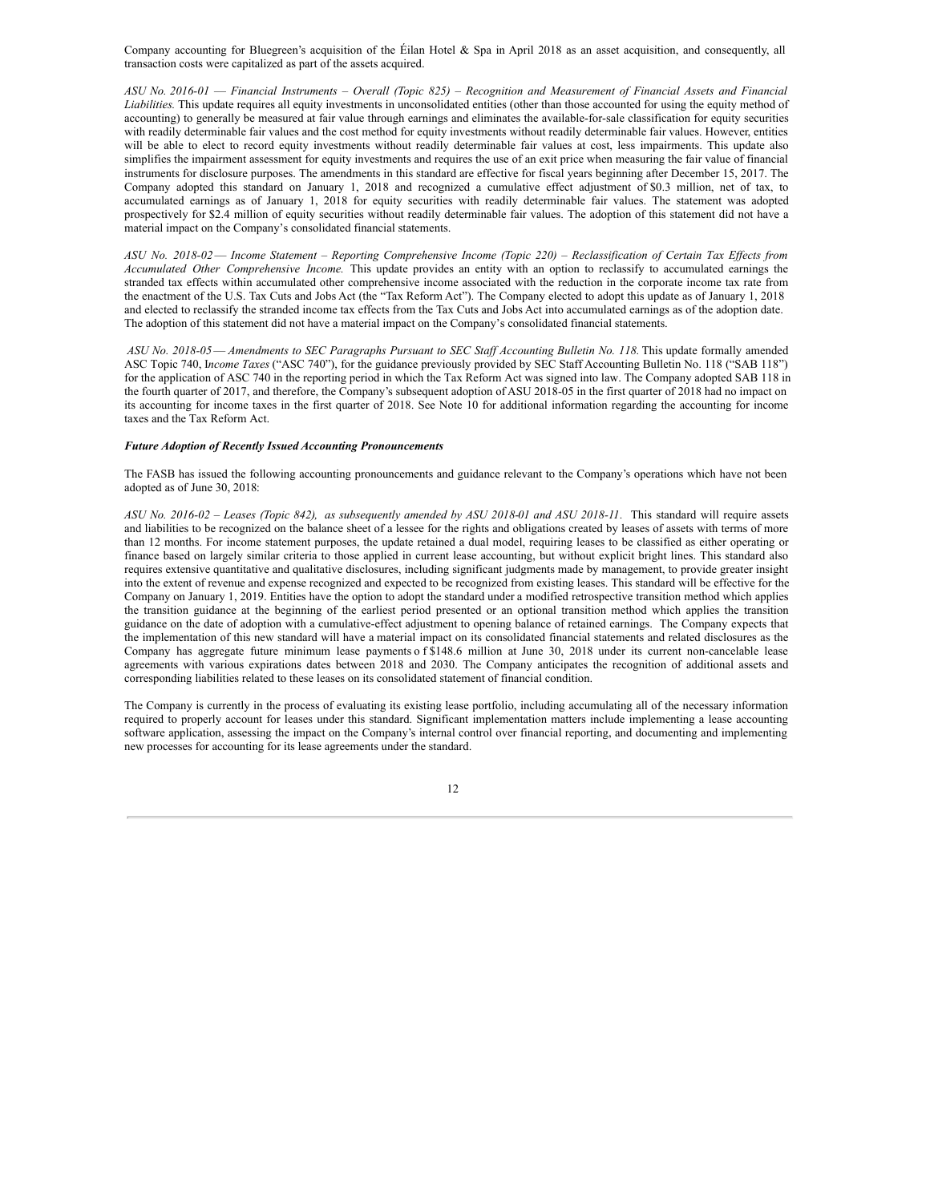Company accounting for Bluegreen's acquisition of the Éilan Hotel & Spa in April 2018 as an asset acquisition, and consequently, all transaction costs were capitalized as part of the assets acquired.

*ASU No. 2016-01 — Financial Instruments – Overall (Topic 825) – Recognition and Measurement of Financial Assets and Financial Liabilities.* This update requires all equity investments in unconsolidated entities (other than those accounted for using the equity method of accounting) to generally be measured at fair value through earnings and eliminates the available-for-sale classification for equity securities with readily determinable fair values and the cost method for equity investments without readily determinable fair values. However, entities will be able to elect to record equity investments without readily determinable fair values at cost, less impairments. This update also simplifies the impairment assessment for equity investments and requires the use of an exit price when measuring the fair value of financial instruments for disclosure purposes. The amendments in this standard are effective for fiscal years beginning after December 15, 2017. The Company adopted this standard on January 1, 2018 and recognized a cumulative effect adjustment of $0.3 million, net of tax, to accumulated earnings as of January 1, 2018 for equity securities with readily determinable fair values. The statement was adopted prospectively for $2.4 million of equity securities without readily determinable fair values. The adoption of this statement did not have a material impact on the Company's consolidated financial statements.

*ASU No. 2018-02 — Income Statement – Reporting Comprehensive Income (Topic 220) – Reclassification of Certain Tax Effects from Accumulated Other Comprehensive Income.* This update provides an entity with an option to reclassify to accumulated earnings the stranded tax effects within accumulated other comprehensive income associated with the reduction in the corporate income tax rate from the enactment of the U.S. Tax Cuts and Jobs Act (the "Tax Reform Act"). The Company elected to adopt this update as of January 1, 2018 and elected to reclassify the stranded income tax effects from the Tax Cuts and Jobs Act into accumulated earnings as of the adoption date. The adoption of this statement did not have a material impact on the Company's consolidated financial statements.

*ASU No. 2018-05 — Amendments to SEC Paragraphs Pursuant to SEC Staff Accounting Bulletin No. 118.* This update formally amended ASC Topic 740, I*ncome Taxes* ("ASC 740"), for the guidance previously provided by SEC Staff Accounting Bulletin No. 118 ("SAB 118") for the application of ASC 740 in the reporting period in which the Tax Reform Act was signed into law. The Company adopted SAB 118 in the fourth quarter of 2017, and therefore, the Company's subsequent adoption of ASU 2018-05 in the first quarter of 2018 had no impact on its accounting for income taxes in the first quarter of 2018. See Note 10 for additional information regarding the accounting for income taxes and the Tax Reform Act.

***Future Adoption of Recently Issued Accounting Pronouncements***

The FASB has issued the following accounting pronouncements and guidance relevant to the Company's operations which have not been adopted as of June 30, 2018:

*ASU No. 2016-02 – Leases (Topic 842), as subsequently amended by ASU 2018-01 and ASU 2018-11.* This standard will require assets and liabilities to be recognized on the balance sheet of a lessee for the rights and obligations created by leases of assets with terms of more than 12 months. For income statement purposes, the update retained a dual model, requiring leases to be classified as either operating or finance based on largely similar criteria to those applied in current lease accounting, but without explicit bright lines. This standard also requires extensive quantitative and qualitative disclosures, including significant judgments made by management, to provide greater insight into the extent of revenue and expense recognized and expected to be recognized from existing leases. This standard will be effective for the Company on January 1, 2019. Entities have the option to adopt the standard under a modified retrospective transition method which applies the transition guidance at the beginning of the earliest period presented or an optional transition method which applies the transition guidance on the date of adoption with a cumulative-effect adjustment to opening balance of retained earnings. The Company expects that the implementation of this new standard will have a material impact on its consolidated financial statements and related disclosures as the Company has aggregate future minimum lease payments of $148.6 million at June 30, 2018 under its current non-cancelable lease agreements with various expirations dates between 2018 and 2030. The Company anticipates the recognition of additional assets and corresponding liabilities related to these leases on its consolidated statement of financial condition.

The Company is currently in the process of evaluating its existing lease portfolio, including accumulating all of the necessary information required to properly account for leases under this standard. Significant implementation matters include implementing a lease accounting software application, assessing the impact on the Company's internal control over financial reporting, and documenting and implementing new processes for accounting for its lease agreements under the standard.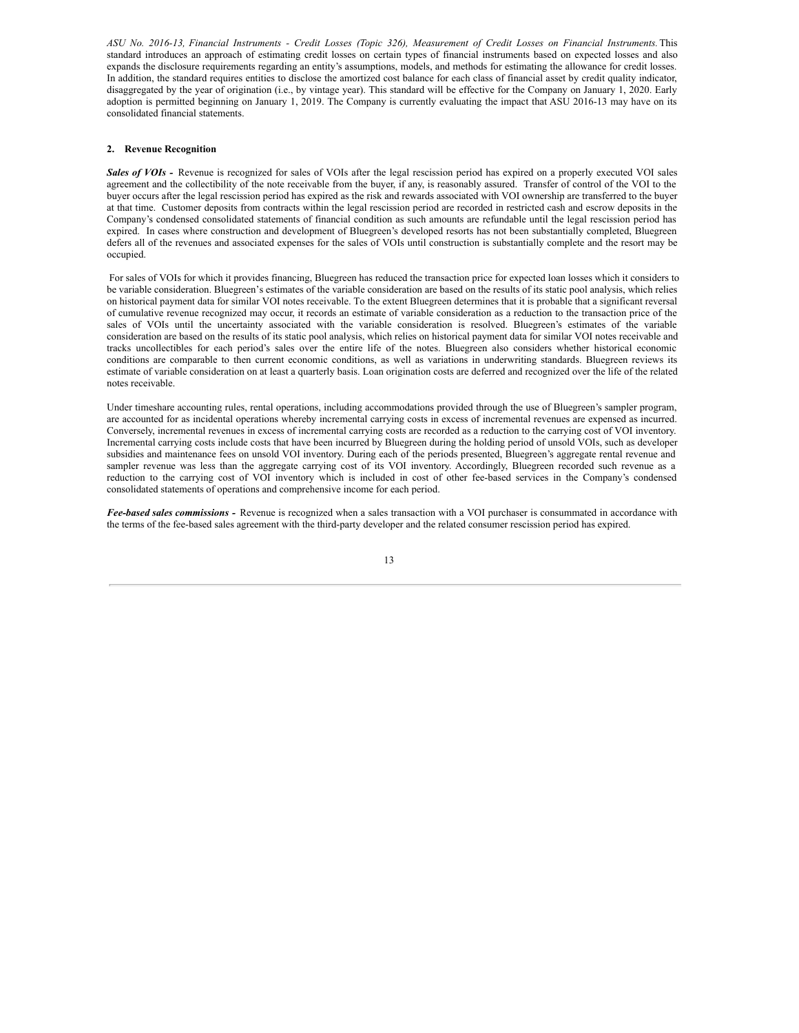*ASU No. 2016-13, Financial Instruments - Credit Losses (Topic 326), Measurement of Credit Losses on Financial Instruments.* This standard introduces an approach of estimating credit losses on certain types of financial instruments based on expected losses and also expands the disclosure requirements regarding an entity's assumptions, models, and methods for estimating the allowance for credit losses. In addition, the standard requires entities to disclose the amortized cost balance for each class of financial asset by credit quality indicator, disaggregated by the year of origination (i.e., by vintage year). This standard will be effective for the Company on January 1, 2020. Early adoption is permitted beginning on January 1, 2019. The Company is currently evaluating the impact that ASU 2016-13 may have on its consolidated financial statements.

## 2. Revenue Recognition

***Sales of VOIs -*** Revenue is recognized for sales of VOIs after the legal rescission period has expired on a properly executed VOI sales agreement and the collectibility of the note receivable from the buyer, if any, is reasonably assured. Transfer of control of the VOI to the buyer occurs after the legal rescission period has expired as the risk and rewards associated with VOI ownership are transferred to the buyer at that time. Customer deposits from contracts within the legal rescission period are recorded in restricted cash and escrow deposits in the Company's condensed consolidated statements of financial condition as such amounts are refundable until the legal rescission period has expired. In cases where construction and development of Bluegreen's developed resorts has not been substantially completed, Bluegreen defers all of the revenues and associated expenses for the sales of VOIs until construction is substantially complete and the resort may be occupied.

For sales of VOIs for which it provides financing, Bluegreen has reduced the transaction price for expected loan losses which it considers to be variable consideration. Bluegreen's estimates of the variable consideration are based on the results of its static pool analysis, which relies on historical payment data for similar VOI notes receivable. To the extent Bluegreen determines that it is probable that a significant reversal of cumulative revenue recognized may occur, it records an estimate of variable consideration as a reduction to the transaction price of the sales of VOIs until the uncertainty associated with the variable consideration is resolved. Bluegreen's estimates of the variable consideration are based on the results of its static pool analysis, which relies on historical payment data for similar VOI notes receivable and tracks uncollectibles for each period's sales over the entire life of the notes. Bluegreen also considers whether historical economic conditions are comparable to then current economic conditions, as well as variations in underwriting standards. Bluegreen reviews its estimate of variable consideration on at least a quarterly basis. Loan origination costs are deferred and recognized over the life of the related notes receivable.

Under timeshare accounting rules, rental operations, including accommodations provided through the use of Bluegreen's sampler program, are accounted for as incidental operations whereby incremental carrying costs in excess of incremental revenues are expensed as incurred. Conversely, incremental revenues in excess of incremental carrying costs are recorded as a reduction to the carrying cost of VOI inventory. Incremental carrying costs include costs that have been incurred by Bluegreen during the holding period of unsold VOIs, such as developer subsidies and maintenance fees on unsold VOI inventory. During each of the periods presented, Bluegreen's aggregate rental revenue and sampler revenue was less than the aggregate carrying cost of its VOI inventory. Accordingly, Bluegreen recorded such revenue as a reduction to the carrying cost of VOI inventory which is included in cost of other fee-based services in the Company's condensed consolidated statements of operations and comprehensive income for each period.

***Fee-based sales commissions -*** Revenue is recognized when a sales transaction with a VOI purchaser is consummated in accordance with the terms of the fee-based sales agreement with the third-party developer and the related consumer rescission period has expired.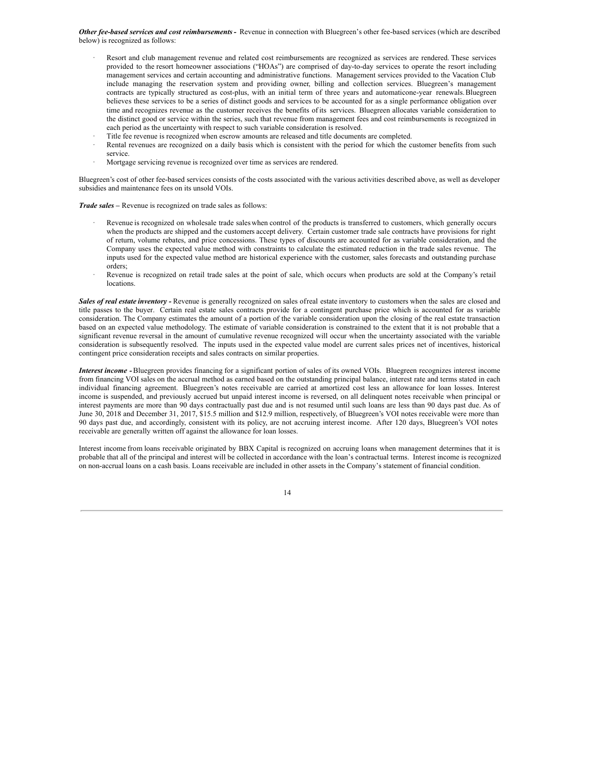***Other fee-based services and cost reimbursements -*** Revenue in connection with Bluegreen's other fee-based services (which are described below) is recognized as follows:

- Resort and club management revenue and related cost reimbursements are recognized as services are rendered. These services provided to the resort homeowner associations ("HOAs") are comprised of day-to-day services to operate the resort including management services and certain accounting and administrative functions. Management services provided to the Vacation Club include managing the reservation system and providing owner, billing and collection services. Bluegreen's management contracts are typically structured as cost-plus, with an initial term of three years and automaticone-year renewals. Bluegreen believes these services to be a series of distinct goods and services to be accounted for as a single performance obligation over time and recognizes revenue as the customer receives the benefits of its services. Bluegreen allocates variable consideration to the distinct good or service within the series, such that revenue from management fees and cost reimbursements is recognized in each period as the uncertainty with respect to such variable consideration is resolved.
- Title fee revenue is recognized when escrow amounts are released and title documents are completed.
- Rental revenues are recognized on a daily basis which is consistent with the period for which the customer benefits from such service.
- Mortgage servicing revenue is recognized over time as services are rendered.

Bluegreen's cost of other fee-based services consists of the costs associated with the various activities described above, as well as developer subsidies and maintenance fees on its unsold VOIs.

***Trade sales –*** Revenue is recognized on trade sales as follows:

- Revenue is recognized on wholesale trade sales when control of the products is transferred to customers, which generally occurs when the products are shipped and the customers accept delivery. Certain customer trade sale contracts have provisions for right of return, volume rebates, and price concessions. These types of discounts are accounted for as variable consideration, and the Company uses the expected value method with constraints to calculate the estimated reduction in the trade sales revenue. The inputs used for the expected value method are historical experience with the customer, sales forecasts and outstanding purchase orders;
- Revenue is recognized on retail trade sales at the point of sale, which occurs when products are sold at the Company's retail locations.

***Sales of real estate inventory -*** Revenue is generally recognized on sales ofreal estate inventory to customers when the sales are closed and title passes to the buyer. Certain real estate sales contracts provide for a contingent purchase price which is accounted for as variable consideration. The Company estimates the amount of a portion of the variable consideration upon the closing of the real estate transaction based on an expected value methodology. The estimate of variable consideration is constrained to the extent that it is not probable that a significant revenue reversal in the amount of cumulative revenue recognized will occur when the uncertainty associated with the variable consideration is subsequently resolved. The inputs used in the expected value model are current sales prices net of incentives, historical contingent price consideration receipts and sales contracts on similar properties.

***Interest income -*** Bluegreen provides financing for a significant portion of sales of its owned VOIs. Bluegreen recognizes interest income from financing VOI sales on the accrual method as earned based on the outstanding principal balance, interest rate and terms stated in each individual financing agreement. Bluegreen's notes receivable are carried at amortized cost less an allowance for loan losses. Interest income is suspended, and previously accrued but unpaid interest income is reversed, on all delinquent notes receivable when principal or interest payments are more than 90 days contractually past due and is not resumed until such loans are less than 90 days past due. As of June 30, 2018 and December 31, 2017, $15.5 million and $12.9 million, respectively, of Bluegreen's VOI notes receivable were more than 90 days past due, and accordingly, consistent with its policy, are not accruing interest income. After 120 days, Bluegreen's VOI notes receivable are generally written off against the allowance for loan losses.

Interest income from loans receivable originated by BBX Capital is recognized on accruing loans when management determines that it is probable that all of the principal and interest will be collected in accordance with the loan's contractual terms. Interest income is recognized on non-accrual loans on a cash basis. Loans receivable are included in other assets in the Company's statement of financial condition.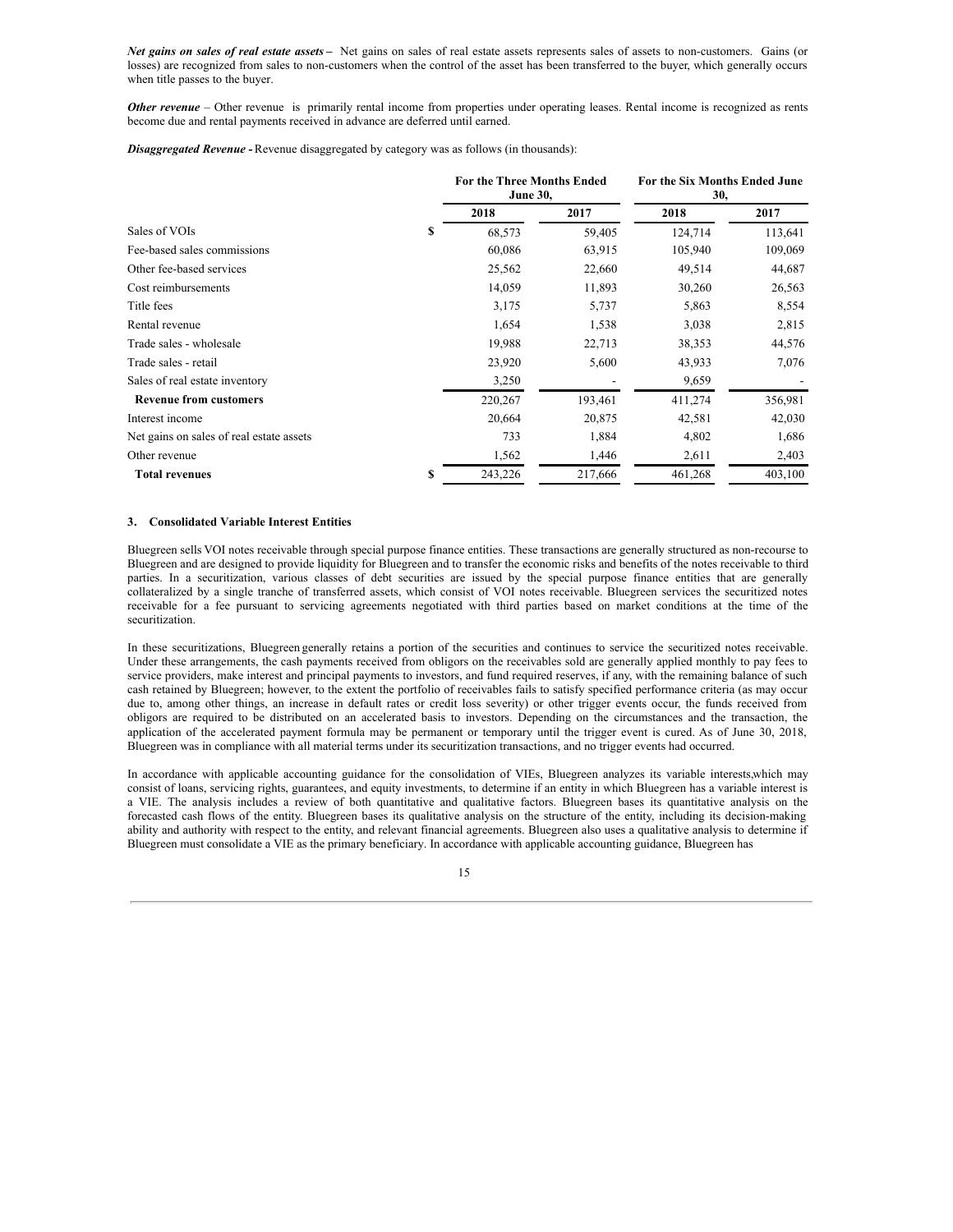***Net gains on sales of real estate assets*** – Net gains on sales of real estate assets represents sales of assets to non-customers. Gains (or losses) are recognized from sales to non-customers when the control of the asset has been transferred to the buyer, which generally occurs when title passes to the buyer.

***Other revenue*** – Other revenue is primarily rental income from properties under operating leases. Rental income is recognized as rents become due and rental payments received in advance are deferred until earned.

***Disaggregated Revenue -*** Revenue disaggregated by category was as follows (in thousands):

| | For the Three Months Ended June 30, | | For the Six Months Ended June 30, | |
|---|---|---|---|---|
| | 2018 | 2017 | 2018 | 2017 |
| Sales of VOIs | $ 68,573 | 59,405 | 124,714 | 113,641 |
| Fee-based sales commissions | 60,086 | 63,915 | 105,940 | 109,069 |
| Other fee-based services | 25,562 | 22,660 | 49,514 | 44,687 |
| Cost reimbursements | 14,059 | 11,893 | 30,260 | 26,563 |
| Title fees | 3,175 | 5,737 | 5,863 | 8,554 |
| Rental revenue | 1,654 | 1,538 | 3,038 | 2,815 |
| Trade sales - wholesale | 19,988 | 22,713 | 38,353 | 44,576 |
| Trade sales - retail | 23,920 | 5,600 | 43,933 | 7,076 |
| Sales of real estate inventory | 3,250 | - | 9,659 | - |
| **Revenue from customers** | 220,267 | 193,461 | 411,274 | 356,981 |
| Interest income | 20,664 | 20,875 | 42,581 | 42,030 |
| Net gains on sales of real estate assets | 733 | 1,884 | 4,802 | 1,686 |
| Other revenue | 1,562 | 1,446 | 2,611 | 2,403 |
| **Total revenues** | $ 243,226 | 217,666 | 461,268 | 403,100 |

### 3. Consolidated Variable Interest Entities

Bluegreen sells VOI notes receivable through special purpose finance entities. These transactions are generally structured as non-recourse to Bluegreen and are designed to provide liquidity for Bluegreen and to transfer the economic risks and benefits of the notes receivable to third parties. In a securitization, various classes of debt securities are issued by the special purpose finance entities that are generally collateralized by a single tranche of transferred assets, which consist of VOI notes receivable. Bluegreen services the securitized notes receivable for a fee pursuant to servicing agreements negotiated with third parties based on market conditions at the time of the securitization.

In these securitizations, Bluegreen generally retains a portion of the securities and continues to service the securitized notes receivable. Under these arrangements, the cash payments received from obligors on the receivables sold are generally applied monthly to pay fees to service providers, make interest and principal payments to investors, and fund required reserves, if any, with the remaining balance of such cash retained by Bluegreen; however, to the extent the portfolio of receivables fails to satisfy specified performance criteria (as may occur due to, among other things, an increase in default rates or credit loss severity) or other trigger events occur, the funds received from obligors are required to be distributed on an accelerated basis to investors. Depending on the circumstances and the transaction, the application of the accelerated payment formula may be permanent or temporary until the trigger event is cured. As of June 30, 2018, Bluegreen was in compliance with all material terms under its securitization transactions, and no trigger events had occurred.

In accordance with applicable accounting guidance for the consolidation of VIEs, Bluegreen analyzes its variable interests,which may consist of loans, servicing rights, guarantees, and equity investments, to determine if an entity in which Bluegreen has a variable interest is a VIE. The analysis includes a review of both quantitative and qualitative factors. Bluegreen bases its quantitative analysis on the forecasted cash flows of the entity. Bluegreen bases its qualitative analysis on the structure of the entity, including its decision-making ability and authority with respect to the entity, and relevant financial agreements. Bluegreen also uses a qualitative analysis to determine if Bluegreen must consolidate a VIE as the primary beneficiary. In accordance with applicable accounting guidance, Bluegreen has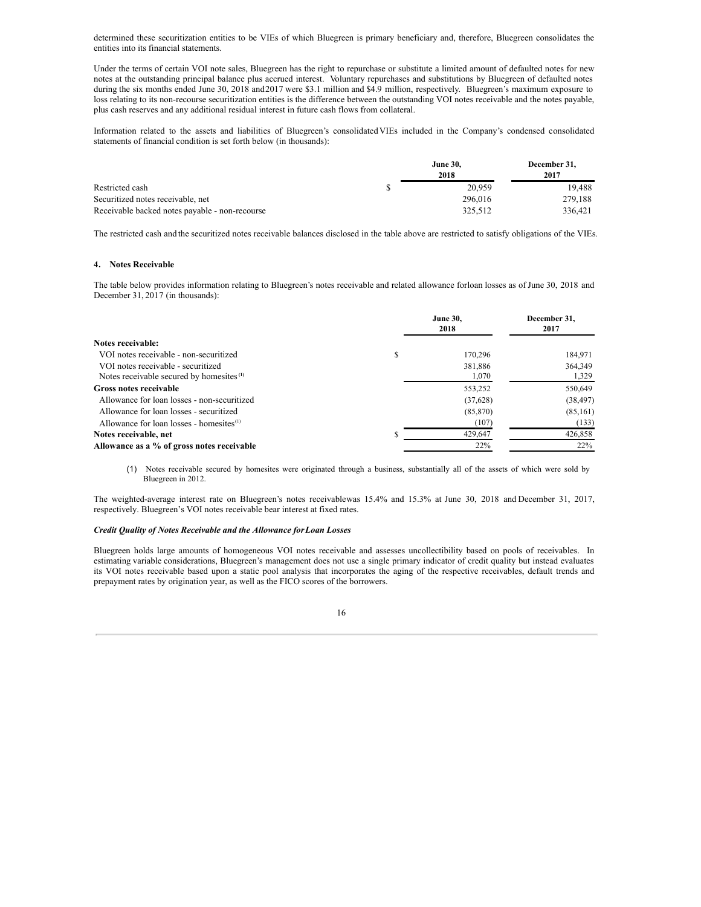determined these securitization entities to be VIEs of which Bluegreen is primary beneficiary and, therefore, Bluegreen consolidates the entities into its financial statements.

Under the terms of certain VOI note sales, Bluegreen has the right to repurchase or substitute a limited amount of defaulted notes for new notes at the outstanding principal balance plus accrued interest. Voluntary repurchases and substitutions by Bluegreen of defaulted notes during the six months ended June 30, 2018 and 2017 were $3.1 million and $4.9 million, respectively. Bluegreen's maximum exposure to loss relating to its non-recourse securitization entities is the difference between the outstanding VOI notes receivable and the notes payable, plus cash reserves and any additional residual interest in future cash flows from collateral.

Information related to the assets and liabilities of Bluegreen's consolidated VIEs included in the Company's condensed consolidated statements of financial condition is set forth below (in thousands):

| | | June 30, 2018 | December 31, 2017 |
|---|---|---|---|
| Restricted cash | $ | 20,959 | 19,488 |
| Securitized notes receivable, net | | 296,016 | 279,188 |
| Receivable backed notes payable - non-recourse | | 325,512 | 336,421 |

The restricted cash and the securitized notes receivable balances disclosed in the table above are restricted to satisfy obligations of the VIEs.

## 4. Notes Receivable

The table below provides information relating to Bluegreen's notes receivable and related allowance for loan losses as of June 30, 2018 and December 31, 2017 (in thousands):

| | | June 30, 2018 | December 31, 2017 |
|---|---|---|---|
| **Notes receivable:** | | | |
| VOI notes receivable - non-securitized | $ | 170,296 | 184,971 |
| VOI notes receivable - securitized | | 381,886 | 364,349 |
| Notes receivable secured by homesites [(1)] | | 1,070 | 1,329 |
| **Gross notes receivable** | | 553,252 | 550,649 |
| Allowance for loan losses - non-securitized | | (37,628) | (38,497) |
| Allowance for loan losses - securitized | | (85,870) | (85,161) |
| Allowance for loan losses - homesites [(1)] | | (107) | (133) |
| **Notes receivable, net** | $ | 429,647 | 426,858 |
| **Allowance as a % of gross notes receivable** | | 22% | 22% |

(1) Notes receivable secured by homesites were originated through a business, substantially all of the assets of which were sold by Bluegreen in 2012.

The weighted-average interest rate on Bluegreen's notes receivable was 15.4% and 15.3% at June 30, 2018 and December 31, 2017, respectively. Bluegreen's VOI notes receivable bear interest at fixed rates.

### *Credit Quality of Notes Receivable and the Allowance for Loan Losses*

Bluegreen holds large amounts of homogeneous VOI notes receivable and assesses uncollectibility based on pools of receivables. In estimating variable considerations, Bluegreen's management does not use a single primary indicator of credit quality but instead evaluates its VOI notes receivable based upon a static pool analysis that incorporates the aging of the respective receivables, default trends and prepayment rates by origination year, as well as the FICO scores of the borrowers.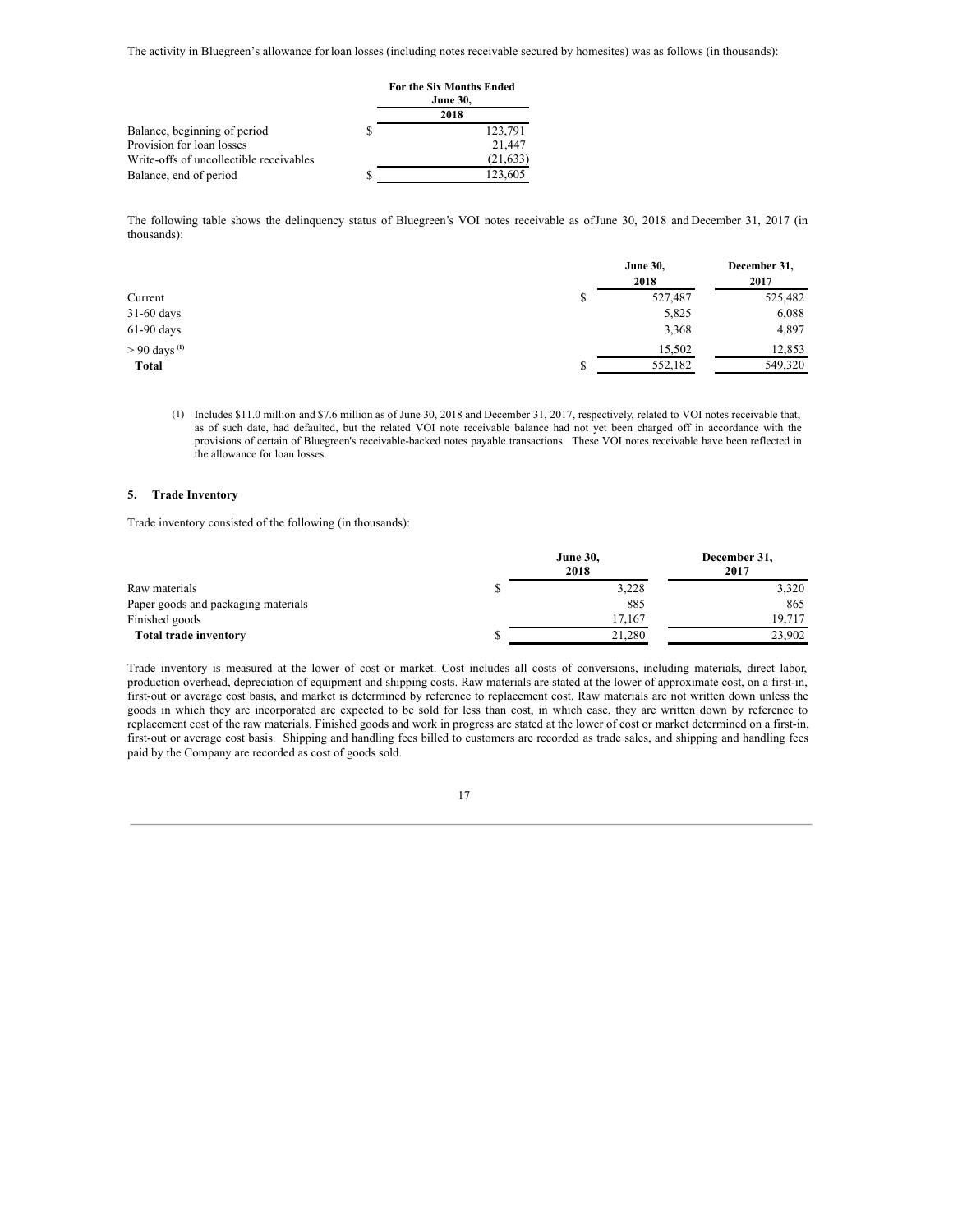The activity in Bluegreen's allowance for loan losses (including notes receivable secured by homesites) was as follows (in thousands):

| | For the Six Months Ended June 30, 2018 |
|---|---|
| Balance, beginning of period | $ 123,791 |
| Provision for loan losses | 21,447 |
| Write-offs of uncollectible receivables | (21,633) |
| Balance, end of period | $ 123,605 |

The following table shows the delinquency status of Bluegreen's VOI notes receivable as of June 30, 2018 and December 31, 2017 (in thousands):

| | June 30, 2018 | December 31, 2017 |
|---|---|---|
| Current | $ 527,487 | 525,482 |
| 31-60 days | 5,825 | 6,088 |
| 61-90 days | 3,368 | 4,897 |
| > 90 days [(1)] | 15,502 | 12,853 |
| **Total** | $ 552,182 | 549,320 |

(1) Includes \$11.0 million and \$7.6 million as of June 30, 2018 and December 31, 2017, respectively, related to VOI notes receivable that, as of such date, had defaulted, but the related VOI note receivable balance had not yet been charged off in accordance with the provisions of certain of Bluegreen's receivable-backed notes payable transactions. These VOI notes receivable have been reflected in the allowance for loan losses.

## 5. Trade Inventory

Trade inventory consisted of the following (in thousands):

| | June 30, 2018 | December 31, 2017 |
|---|---|---|
| Raw materials | $ 3,228 | 3,320 |
| Paper goods and packaging materials | 885 | 865 |
| Finished goods | 17,167 | 19,717 |
| **Total trade inventory** | $ 21,280 | 23,902 |

Trade inventory is measured at the lower of cost or market. Cost includes all costs of conversions, including materials, direct labor, production overhead, depreciation of equipment and shipping costs. Raw materials are stated at the lower of approximate cost, on a first-in, first-out or average cost basis, and market is determined by reference to replacement cost. Raw materials are not written down unless the goods in which they are incorporated are expected to be sold for less than cost, in which case, they are written down by reference to replacement cost of the raw materials. Finished goods and work in progress are stated at the lower of cost or market determined on a first-in, first-out or average cost basis. Shipping and handling fees billed to customers are recorded as trade sales, and shipping and handling fees paid by the Company are recorded as cost of goods sold.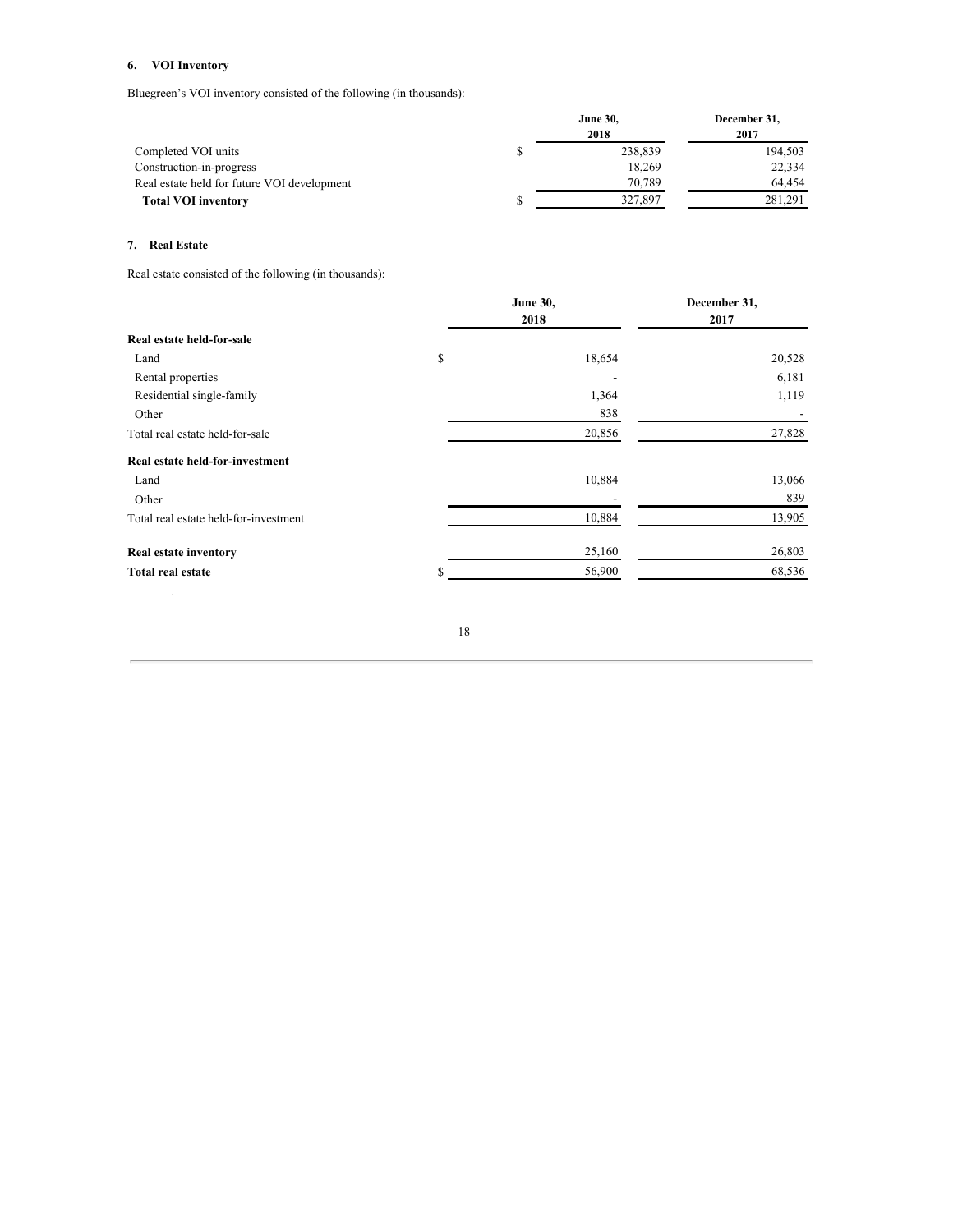## 6. VOI Inventory

Bluegreen's VOI inventory consisted of the following (in thousands):

| | June 30, 2018 | December 31, 2017 |
|---|---|---|
| Completed VOI units | $ 238,839 | 194,503 |
| Construction-in-progress | 18,269 | 22,334 |
| Real estate held for future VOI development | 70,789 | 64,454 |
| **Total VOI inventory** | $ 327,897 | 281,291 |

## 7. Real Estate

Real estate consisted of the following (in thousands):

| | June 30, 2018 | December 31, 2017 |
|---|---|---|
| **Real estate held-for-sale** | | |
| Land | $ 18,654 | 20,528 |
| Rental properties | - | 6,181 |
| Residential single-family | 1,364 | 1,119 |
| Other | 838 | - |
| Total real estate held-for-sale | 20,856 | 27,828 |
| **Real estate held-for-investment** | | |
| Land | 10,884 | 13,066 |
| Other | - | 839 |
| Total real estate held-for-investment | 10,884 | 13,905 |
| **Real estate inventory** | 25,160 | 26,803 |
| **Total real estate** | $ 56,900 | 68,536 |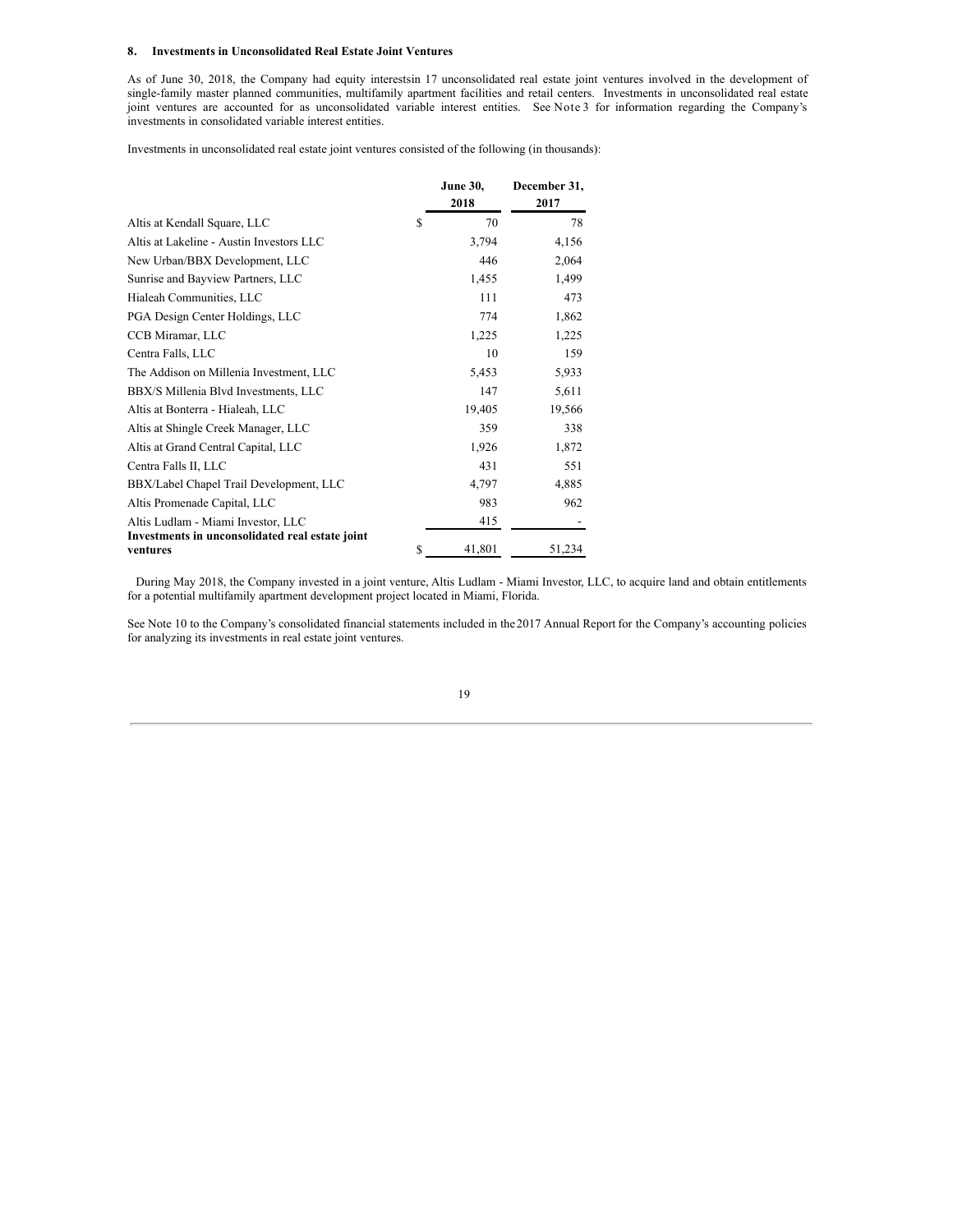## 8. Investments in Unconsolidated Real Estate Joint Ventures

As of June 30, 2018, the Company had equity interestsin 17 unconsolidated real estate joint ventures involved in the development of single-family master planned communities, multifamily apartment facilities and retail centers. Investments in unconsolidated real estate joint ventures are accounted for as unconsolidated variable interest entities. See Note 3 for information regarding the Company's investments in consolidated variable interest entities.

Investments in unconsolidated real estate joint ventures consisted of the following (in thousands):

| | June 30, 2018 | December 31, 2017 |
|---|---|---|
| Altis at Kendall Square, LLC | $ 70 | 78 |
| Altis at Lakeline - Austin Investors LLC | 3,794 | 4,156 |
| New Urban/BBX Development, LLC | 446 | 2,064 |
| Sunrise and Bayview Partners, LLC | 1,455 | 1,499 |
| Hialeah Communities, LLC | 111 | 473 |
| PGA Design Center Holdings, LLC | 774 | 1,862 |
| CCB Miramar, LLC | 1,225 | 1,225 |
| Centra Falls, LLC | 10 | 159 |
| The Addison on Millenia Investment, LLC | 5,453 | 5,933 |
| BBX/S Millenia Blvd Investments, LLC | 147 | 5,611 |
| Altis at Bonterra - Hialeah, LLC | 19,405 | 19,566 |
| Altis at Shingle Creek Manager, LLC | 359 | 338 |
| Altis at Grand Central Capital, LLC | 1,926 | 1,872 |
| Centra Falls II, LLC | 431 | 551 |
| BBX/Label Chapel Trail Development, LLC | 4,797 | 4,885 |
| Altis Promenade Capital, LLC | 983 | 962 |
| Altis Ludlam - Miami Investor, LLC | 415 | - |
| **Investments in unconsolidated real estate joint ventures** | $ 41,801 | 51,234 |

During May 2018, the Company invested in a joint venture, Altis Ludlam - Miami Investor, LLC, to acquire land and obtain entitlements for a potential multifamily apartment development project located in Miami, Florida.

See Note 10 to the Company's consolidated financial statements included in the 2017 Annual Report for the Company's accounting policies for analyzing its investments in real estate joint ventures.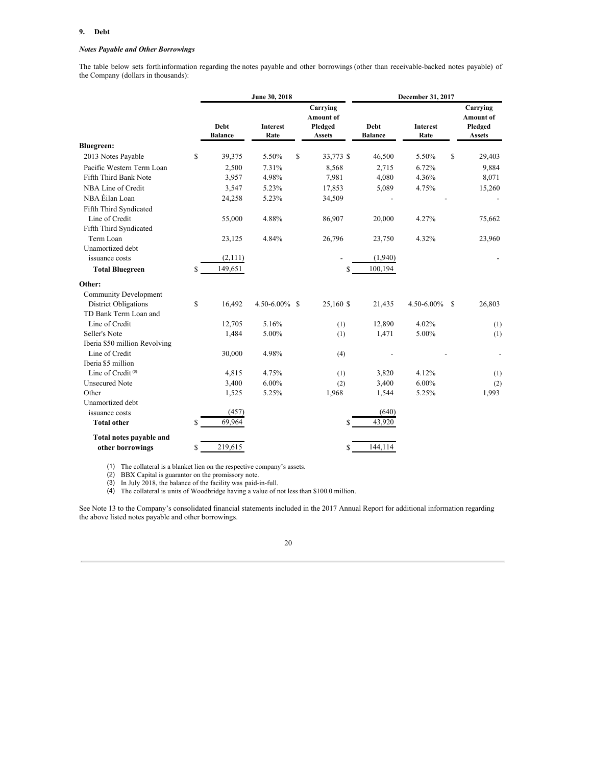## 9. Debt

***Notes Payable and Other Borrowings***

The table below sets forthinformation regarding the notes payable and other borrowings (other than receivable-backed notes payable) of the Company (dollars in thousands):

| | June 30, 2018 | | | December 31, 2017 | | |
|---|---|---|---|---|---|---|
| | Debt Balance | Interest Rate | Carrying Amount of Pledged Assets | Debt Balance | Interest Rate | Carrying Amount of Pledged Assets |
| **Bluegreen:** | | | | | | |
| 2013 Notes Payable | $ 39,375 | 5.50% | $ 33,773 | $ 46,500 | 5.50% | $ 29,403 |
| Pacific Western Term Loan | 2,500 | 7.31% | 8,568 | 2,715 | 6.72% | 9,884 |
| Fifth Third Bank Note | 3,957 | 4.98% | 7,981 | 4,080 | 4.36% | 8,071 |
| NBA Line of Credit | 3,547 | 5.23% | 17,853 | 5,089 | 4.75% | 15,260 |
| NBA Éilan Loan | 24,258 | 5.23% | 34,509 | - | - | - |
| Fifth Third Syndicated Line of Credit | 55,000 | 4.88% | 86,907 | 20,000 | 4.27% | 75,662 |
| Fifth Third Syndicated Term Loan | 23,125 | 4.84% | 26,796 | 23,750 | 4.32% | 23,960 |
| Unamortized debt issuance costs | (2,111) | | - | (1,940) | | - |
| **Total Bluegreen** | $ 149,651 | | | $ 100,194 | | |
| **Other:** | | | | | | |
| Community Development District Obligations | $ 16,492 | 4.50-6.00% | $ 25,160 | $ 21,435 | 4.50-6.00% | $ 26,803 |
| TD Bank Term Loan and Line of Credit | 12,705 | 5.16% | (1) | 12,890 | 4.02% | (1) |
| Seller's Note | 1,484 | 5.00% | (1) | 1,471 | 5.00% | (1) |
| Iberia $50 million Revolving Line of Credit | 30,000 | 4.98% | (4) | - | - | - |
| Iberia $5 million Line of Credit [(3)] | 4,815 | 4.75% | (1) | 3,820 | 4.12% | (1) |
| Unsecured Note | 3,400 | 6.00% | (2) | 3,400 | 6.00% | (2) |
| Other | 1,525 | 5.25% | 1,968 | 1,544 | 5.25% | 1,993 |
| Unamortized debt issuance costs | (457) | | | (640) | | |
| **Total other** | $ 69,964 | | | $ 43,920 | | |
| **Total notes payable and other borrowings** | $ 219,615 | | | $ 144,114 | | |

(1) The collateral is a blanket lien on the respective company's assets.
(2) BBX Capital is guarantor on the promissory note.
(3) In July 2018, the balance of the facility was paid-in-full.
(4) The collateral is units of Woodbridge having a value of not less than $100.0 million.

See Note 13 to the Company's consolidated financial statements included in the 2017 Annual Report for additional information regarding the above listed notes payable and other borrowings.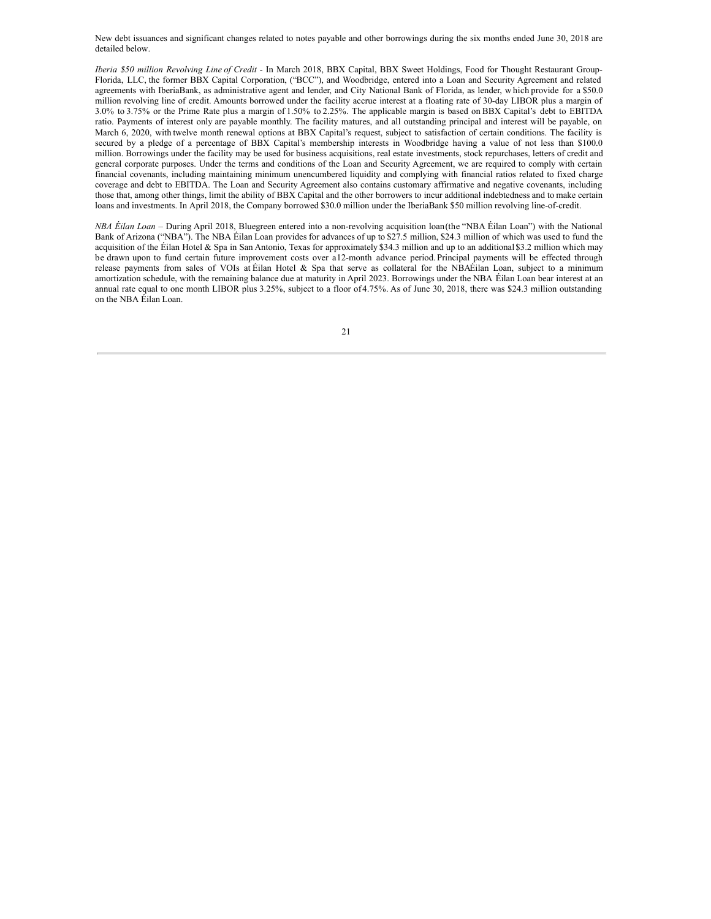New debt issuances and significant changes related to notes payable and other borrowings during the six months ended June 30, 2018 are detailed below.

*Iberia $50 million Revolving Line of Credit* - In March 2018, BBX Capital, BBX Sweet Holdings, Food for Thought Restaurant Group-Florida, LLC, the former BBX Capital Corporation, ("BCC"), and Woodbridge, entered into a Loan and Security Agreement and related agreements with IberiaBank, as administrative agent and lender, and City National Bank of Florida, as lender, which provide for a $50.0 million revolving line of credit. Amounts borrowed under the facility accrue interest at a floating rate of 30-day LIBOR plus a margin of 3.0% to 3.75% or the Prime Rate plus a margin of 1.50% to 2.25%. The applicable margin is based on BBX Capital's debt to EBITDA ratio. Payments of interest only are payable monthly. The facility matures, and all outstanding principal and interest will be payable, on March 6, 2020, with twelve month renewal options at BBX Capital's request, subject to satisfaction of certain conditions. The facility is secured by a pledge of a percentage of BBX Capital's membership interests in Woodbridge having a value of not less than $100.0 million. Borrowings under the facility may be used for business acquisitions, real estate investments, stock repurchases, letters of credit and general corporate purposes. Under the terms and conditions of the Loan and Security Agreement, we are required to comply with certain financial covenants, including maintaining minimum unencumbered liquidity and complying with financial ratios related to fixed charge coverage and debt to EBITDA. The Loan and Security Agreement also contains customary affirmative and negative covenants, including those that, among other things, limit the ability of BBX Capital and the other borrowers to incur additional indebtedness and to make certain loans and investments. In April 2018, the Company borrowed $30.0 million under the IberiaBank $50 million revolving line-of-credit.

*NBA Éilan Loan* – During April 2018, Bluegreen entered into a non-revolving acquisition loan (the "NBA Éilan Loan") with the National Bank of Arizona ("NBA"). The NBA Éilan Loan provides for advances of up to $27.5 million, $24.3 million of which was used to fund the acquisition of the Éilan Hotel & Spa in San Antonio, Texas for approximately $34.3 million and up to an additional $3.2 million which may be drawn upon to fund certain future improvement costs over a 12-month advance period. Principal payments will be effected through release payments from sales of VOIs at Éilan Hotel & Spa that serve as collateral for the NBA Éilan Loan, subject to a minimum amortization schedule, with the remaining balance due at maturity in April 2023. Borrowings under the NBA Éilan Loan bear interest at an annual rate equal to one month LIBOR plus 3.25%, subject to a floor of 4.75%. As of June 30, 2018, there was $24.3 million outstanding on the NBA Éilan Loan.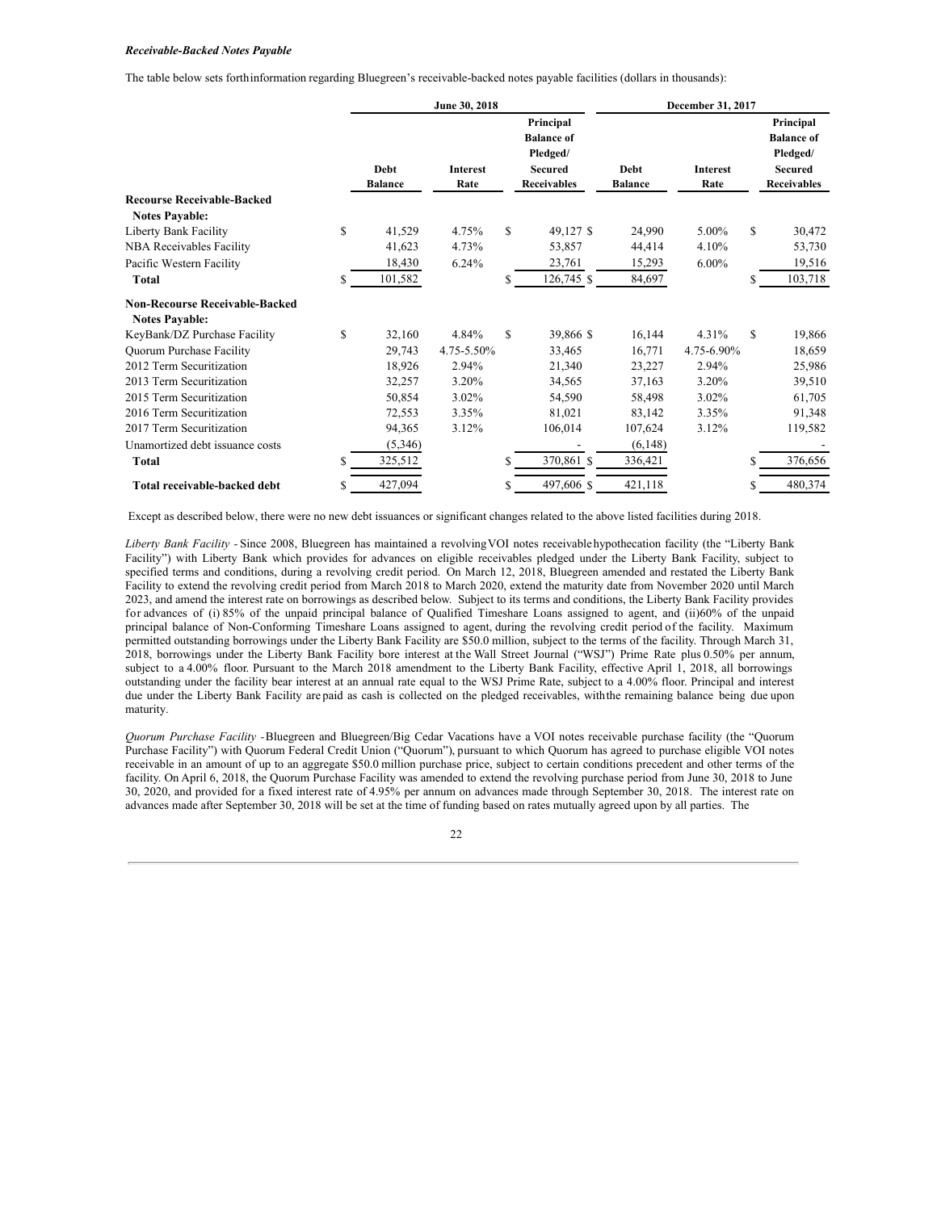***Receivable-Backed Notes Payable***

The table below sets forth information regarding Bluegreen's receivable-backed notes payable facilities (dollars in thousands):

| | June 30, 2018 | | | December 31, 2017 | | |
|---|---|---|---|---|---|---|
| | Debt Balance | Interest Rate | Principal Balance of Pledged/ Secured Receivables | Debt Balance | Interest Rate | Principal Balance of Pledged/ Secured Receivables |
| **Recourse Receivable-Backed Notes Payable:** | | | | | | |
| Liberty Bank Facility | $ 41,529 | 4.75% | $ 49,127 | $ 24,990 | 5.00% | $ 30,472 |
| NBA Receivables Facility | 41,623 | 4.73% | 53,857 | 44,414 | 4.10% | 53,730 |
| Pacific Western Facility | 18,430 | 6.24% | 23,761 | 15,293 | 6.00% | 19,516 |
| **Total** | $ 101,582 | | $ 126,745 | $ 84,697 | | $ 103,718 |
| **Non-Recourse Receivable-Backed Notes Payable:** | | | | | | |
| KeyBank/DZ Purchase Facility | $ 32,160 | 4.84% | $ 39,866 | $ 16,144 | 4.31% | $ 19,866 |
| Quorum Purchase Facility | 29,743 | 4.75-5.50% | 33,465 | 16,771 | 4.75-6.90% | 18,659 |
| 2012 Term Securitization | 18,926 | 2.94% | 21,340 | 23,227 | 2.94% | 25,986 |
| 2013 Term Securitization | 32,257 | 3.20% | 34,565 | 37,163 | 3.20% | 39,510 |
| 2015 Term Securitization | 50,854 | 3.02% | 54,590 | 58,498 | 3.02% | 61,705 |
| 2016 Term Securitization | 72,553 | 3.35% | 81,021 | 83,142 | 3.35% | 91,348 |
| 2017 Term Securitization | 94,365 | 3.12% | 106,014 | 107,624 | 3.12% | 119,582 |
| Unamortized debt issuance costs | (5,346) | | - | (6,148) | | - |
| **Total** | $ 325,512 | | $ 370,861 | $ 336,421 | | $ 376,656 |
| **Total receivable-backed debt** | $ 427,094 | | $ 497,606 | $ 421,118 | | $ 480,374 |

Except as described below, there were no new debt issuances or significant changes related to the above listed facilities during 2018.

*Liberty Bank Facility* - Since 2008, Bluegreen has maintained a revolving VOI notes receivable hypothecation facility (the "Liberty Bank Facility") with Liberty Bank which provides for advances on eligible receivables pledged under the Liberty Bank Facility, subject to specified terms and conditions, during a revolving credit period. On March 12, 2018, Bluegreen amended and restated the Liberty Bank Facility to extend the revolving credit period from March 2018 to March 2020, extend the maturity date from November 2020 until March 2023, and amend the interest rate on borrowings as described below. Subject to its terms and conditions, the Liberty Bank Facility provides for advances of (i) 85% of the unpaid principal balance of Qualified Timeshare Loans assigned to agent, and (ii)60% of the unpaid principal balance of Non-Conforming Timeshare Loans assigned to agent, during the revolving credit period of the facility. Maximum permitted outstanding borrowings under the Liberty Bank Facility are $50.0 million, subject to the terms of the facility. Through March 31, 2018, borrowings under the Liberty Bank Facility bore interest at the Wall Street Journal ("WSJ") Prime Rate plus 0.50% per annum, subject to a 4.00% floor. Pursuant to the March 2018 amendment to the Liberty Bank Facility, effective April 1, 2018, all borrowings outstanding under the facility bear interest at an annual rate equal to the WSJ Prime Rate, subject to a 4.00% floor. Principal and interest due under the Liberty Bank Facility are paid as cash is collected on the pledged receivables, with the remaining balance being due upon maturity.

*Quorum Purchase Facility* - Bluegreen and Bluegreen/Big Cedar Vacations have a VOI notes receivable purchase facility (the "Quorum Purchase Facility") with Quorum Federal Credit Union ("Quorum"), pursuant to which Quorum has agreed to purchase eligible VOI notes receivable in an amount of up to an aggregate $50.0 million purchase price, subject to certain conditions precedent and other terms of the facility. On April 6, 2018, the Quorum Purchase Facility was amended to extend the revolving purchase period from June 30, 2018 to June 30, 2020, and provided for a fixed interest rate of 4.95% per annum on advances made through September 30, 2018. The interest rate on advances made after September 30, 2018 will be set at the time of funding based on rates mutually agreed upon by all parties. The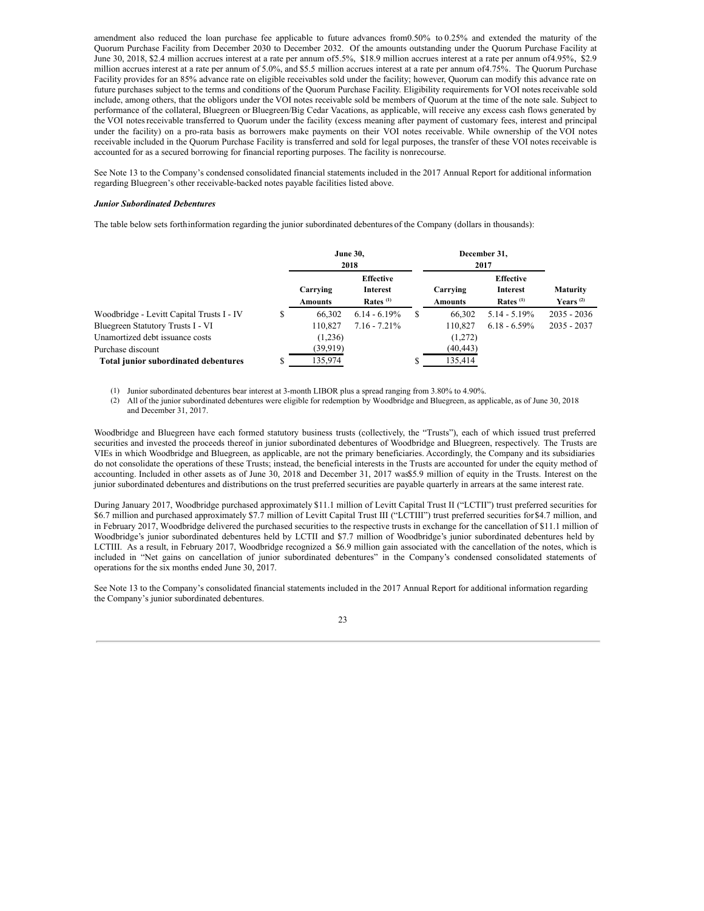amendment also reduced the loan purchase fee applicable to future advances from 0.50% to 0.25% and extended the maturity of the Quorum Purchase Facility from December 2030 to December 2032. Of the amounts outstanding under the Quorum Purchase Facility at June 30, 2018, $2.4 million accrues interest at a rate per annum of 5.5%, $18.9 million accrues interest at a rate per annum of 4.95%, $2.9 million accrues interest at a rate per annum of 5.0%, and $5.5 million accrues interest at a rate per annum of 4.75%. The Quorum Purchase Facility provides for an 85% advance rate on eligible receivables sold under the facility; however, Quorum can modify this advance rate on future purchases subject to the terms and conditions of the Quorum Purchase Facility. Eligibility requirements for VOI notes receivable sold include, among others, that the obligors under the VOI notes receivable sold be members of Quorum at the time of the note sale. Subject to performance of the collateral, Bluegreen or Bluegreen/Big Cedar Vacations, as applicable, will receive any excess cash flows generated by the VOI notes receivable transferred to Quorum under the facility (excess meaning after payment of customary fees, interest and principal under the facility) on a pro-rata basis as borrowers make payments on their VOI notes receivable. While ownership of the VOI notes receivable included in the Quorum Purchase Facility is transferred and sold for legal purposes, the transfer of these VOI notes receivable is accounted for as a secured borrowing for financial reporting purposes. The facility is nonrecourse.

See Note 13 to the Company's condensed consolidated financial statements included in the 2017 Annual Report for additional information regarding Bluegreen's other receivable-backed notes payable facilities listed above.

***Junior Subordinated Debentures***

The table below sets forth information regarding the junior subordinated debentures of the Company (dollars in thousands):

| | June 30, 2018 | | December 31, 2017 | | |
|---|---|---|---|---|---|
| | Carrying Amounts | Effective Interest Rates [(1)] | Carrying Amounts | Effective Interest Rates [(1)] | Maturity Years [(2)] |
| Woodbridge - Levitt Capital Trusts I - IV | $ 66,302 | 6.14 - 6.19% | $ 66,302 | 5.14 - 5.19% | 2035 - 2036 |
| Bluegreen Statutory Trusts I - VI | 110,827 | 7.16 - 7.21% | 110,827 | 6.18 - 6.59% | 2035 - 2037 |
| Unamortized debt issuance costs | (1,236) | | (1,272) | | |
| Purchase discount | (39,919) | | (40,443) | | |
| **Total junior subordinated debentures** | $ 135,974 | | $ 135,414 | | |

(1) Junior subordinated debentures bear interest at 3-month LIBOR plus a spread ranging from 3.80% to 4.90%.

(2) All of the junior subordinated debentures were eligible for redemption by Woodbridge and Bluegreen, as applicable, as of June 30, 2018 and December 31, 2017.

Woodbridge and Bluegreen have each formed statutory business trusts (collectively, the "Trusts"), each of which issued trust preferred securities and invested the proceeds thereof in junior subordinated debentures of Woodbridge and Bluegreen, respectively. The Trusts are VIEs in which Woodbridge and Bluegreen, as applicable, are not the primary beneficiaries. Accordingly, the Company and its subsidiaries do not consolidate the operations of these Trusts; instead, the beneficial interests in the Trusts are accounted for under the equity method of accounting. Included in other assets as of June 30, 2018 and December 31, 2017 was $5.9 million of equity in the Trusts. Interest on the junior subordinated debentures and distributions on the trust preferred securities are payable quarterly in arrears at the same interest rate.

During January 2017, Woodbridge purchased approximately $11.1 million of Levitt Capital Trust II ("LCTII") trust preferred securities for $6.7 million and purchased approximately $7.7 million of Levitt Capital Trust III ("LCTIII") trust preferred securities for $4.7 million, and in February 2017, Woodbridge delivered the purchased securities to the respective trusts in exchange for the cancellation of $11.1 million of Woodbridge's junior subordinated debentures held by LCTII and $7.7 million of Woodbridge's junior subordinated debentures held by LCTIII. As a result, in February 2017, Woodbridge recognized a $6.9 million gain associated with the cancellation of the notes, which is included in "Net gains on cancellation of junior subordinated debentures" in the Company's condensed consolidated statements of operations for the six months ended June 30, 2017.

See Note 13 to the Company's consolidated financial statements included in the 2017 Annual Report for additional information regarding the Company's junior subordinated debentures.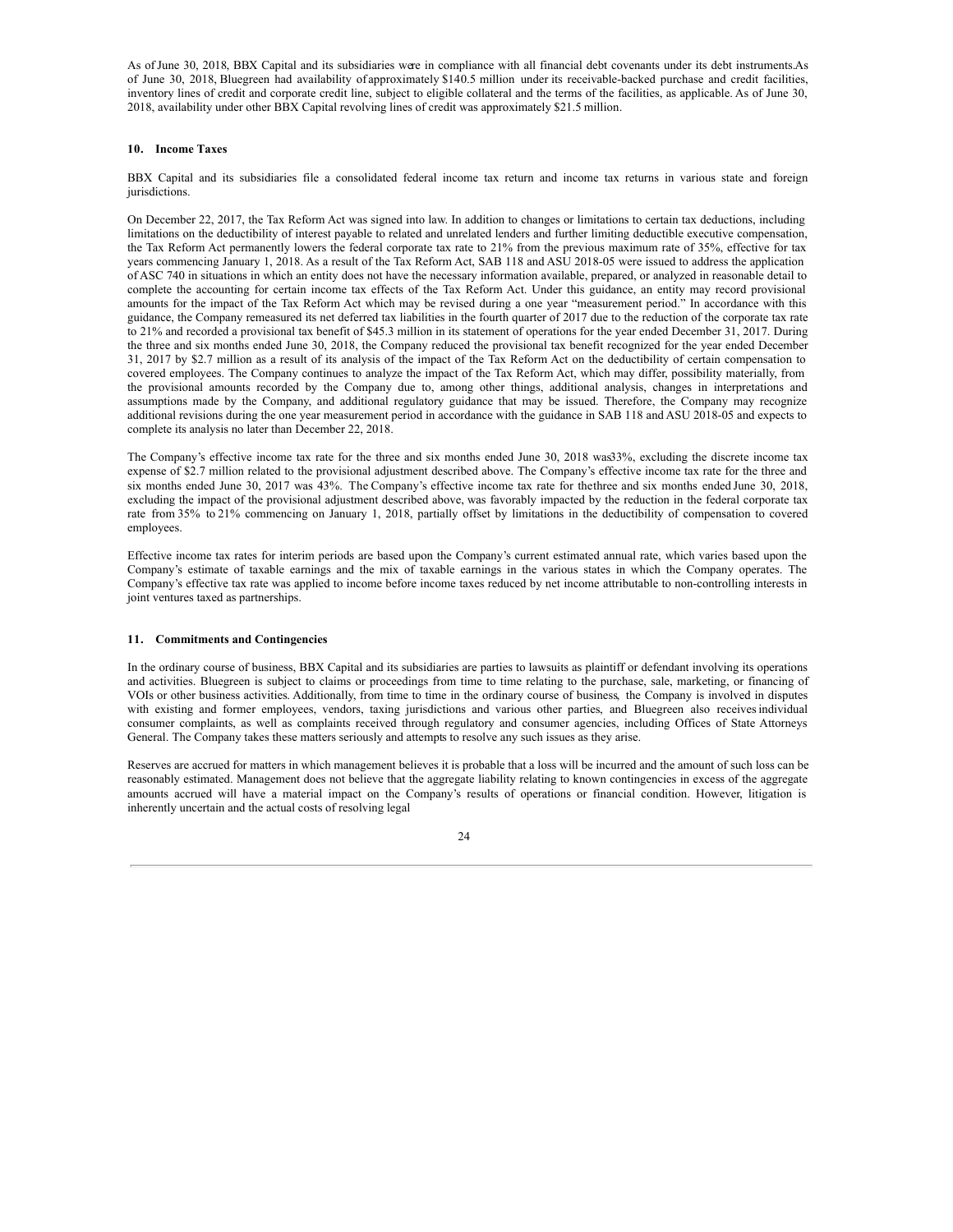As of June 30, 2018, BBX Capital and its subsidiaries were in compliance with all financial debt covenants under its debt instruments. As of June 30, 2018, Bluegreen had availability of approximately $140.5 million under its receivable-backed purchase and credit facilities, inventory lines of credit and corporate credit line, subject to eligible collateral and the terms of the facilities, as applicable. As of June 30, 2018, availability under other BBX Capital revolving lines of credit was approximately $21.5 million.

## 10. Income Taxes

BBX Capital and its subsidiaries file a consolidated federal income tax return and income tax returns in various state and foreign jurisdictions.

On December 22, 2017, the Tax Reform Act was signed into law. In addition to changes or limitations to certain tax deductions, including limitations on the deductibility of interest payable to related and unrelated lenders and further limiting deductible executive compensation, the Tax Reform Act permanently lowers the federal corporate tax rate to 21% from the previous maximum rate of 35%, effective for tax years commencing January 1, 2018. As a result of the Tax Reform Act, SAB 118 and ASU 2018-05 were issued to address the application of ASC 740 in situations in which an entity does not have the necessary information available, prepared, or analyzed in reasonable detail to complete the accounting for certain income tax effects of the Tax Reform Act. Under this guidance, an entity may record provisional amounts for the impact of the Tax Reform Act which may be revised during a one year "measurement period." In accordance with this guidance, the Company remeasured its net deferred tax liabilities in the fourth quarter of 2017 due to the reduction of the corporate tax rate to 21% and recorded a provisional tax benefit of $45.3 million in its statement of operations for the year ended December 31, 2017. During the three and six months ended June 30, 2018, the Company reduced the provisional tax benefit recognized for the year ended December 31, 2017 by $2.7 million as a result of its analysis of the impact of the Tax Reform Act on the deductibility of certain compensation to covered employees. The Company continues to analyze the impact of the Tax Reform Act, which may differ, possibility materially, from the provisional amounts recorded by the Company due to, among other things, additional analysis, changes in interpretations and assumptions made by the Company, and additional regulatory guidance that may be issued. Therefore, the Company may recognize additional revisions during the one year measurement period in accordance with the guidance in SAB 118 and ASU 2018-05 and expects to complete its analysis no later than December 22, 2018.

The Company's effective income tax rate for the three and six months ended June 30, 2018 was 33%, excluding the discrete income tax expense of $2.7 million related to the provisional adjustment described above. The Company's effective income tax rate for the three and six months ended June 30, 2017 was 43%. The Company's effective income tax rate for the three and six months ended June 30, 2018, excluding the impact of the provisional adjustment described above, was favorably impacted by the reduction in the federal corporate tax rate from 35% to 21% commencing on January 1, 2018, partially offset by limitations in the deductibility of compensation to covered employees.

Effective income tax rates for interim periods are based upon the Company's current estimated annual rate, which varies based upon the Company's estimate of taxable earnings and the mix of taxable earnings in the various states in which the Company operates. The Company's effective tax rate was applied to income before income taxes reduced by net income attributable to non-controlling interests in joint ventures taxed as partnerships.

## 11. Commitments and Contingencies

In the ordinary course of business, BBX Capital and its subsidiaries are parties to lawsuits as plaintiff or defendant involving its operations and activities. Bluegreen is subject to claims or proceedings from time to time relating to the purchase, sale, marketing, or financing of VOIs or other business activities. Additionally, from time to time in the ordinary course of business, the Company is involved in disputes with existing and former employees, vendors, taxing jurisdictions and various other parties, and Bluegreen also receives individual consumer complaints, as well as complaints received through regulatory and consumer agencies, including Offices of State Attorneys General. The Company takes these matters seriously and attempts to resolve any such issues as they arise.

Reserves are accrued for matters in which management believes it is probable that a loss will be incurred and the amount of such loss can be reasonably estimated. Management does not believe that the aggregate liability relating to known contingencies in excess of the aggregate amounts accrued will have a material impact on the Company's results of operations or financial condition. However, litigation is inherently uncertain and the actual costs of resolving legal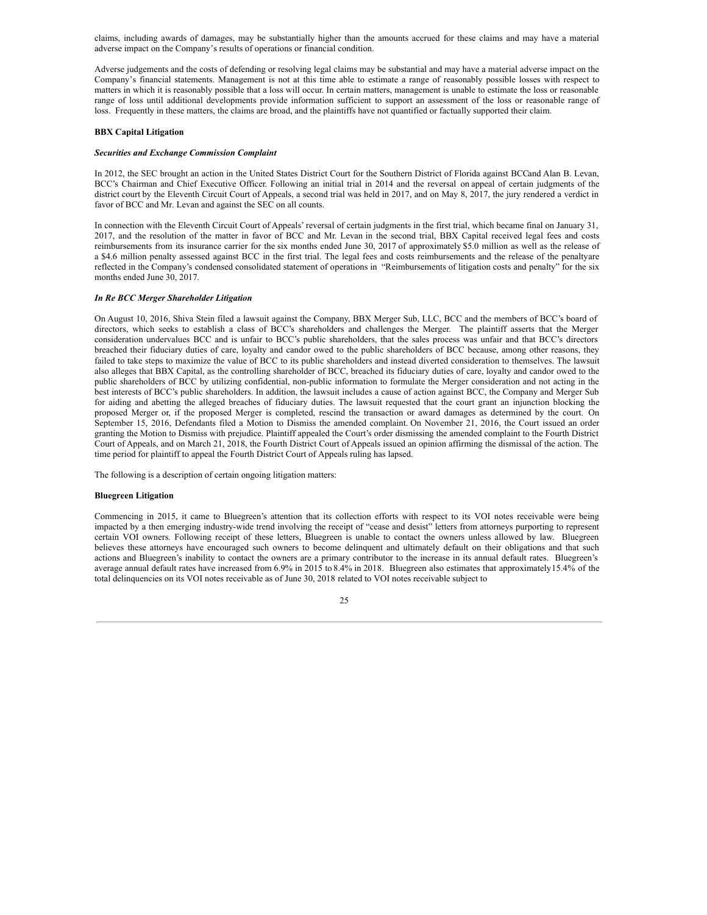claims, including awards of damages, may be substantially higher than the amounts accrued for these claims and may have a material adverse impact on the Company's results of operations or financial condition.

Adverse judgements and the costs of defending or resolving legal claims may be substantial and may have a material adverse impact on the Company's financial statements. Management is not at this time able to estimate a range of reasonably possible losses with respect to matters in which it is reasonably possible that a loss will occur. In certain matters, management is unable to estimate the loss or reasonable range of loss until additional developments provide information sufficient to support an assessment of the loss or reasonable range of loss. Frequently in these matters, the claims are broad, and the plaintiffs have not quantified or factually supported their claim.

**BBX Capital Litigation**

***Securities and Exchange Commission Complaint***

In 2012, the SEC brought an action in the United States District Court for the Southern District of Florida against BCCand Alan B. Levan, BCC's Chairman and Chief Executive Officer. Following an initial trial in 2014 and the reversal on appeal of certain judgments of the district court by the Eleventh Circuit Court of Appeals, a second trial was held in 2017, and on May 8, 2017, the jury rendered a verdict in favor of BCC and Mr. Levan and against the SEC on all counts.

In connection with the Eleventh Circuit Court of Appeals' reversal of certain judgments in the first trial, which became final on January 31, 2017, and the resolution of the matter in favor of BCC and Mr. Levan in the second trial, BBX Capital received legal fees and costs reimbursements from its insurance carrier for the six months ended June 30, 2017 of approximately $5.0 million as well as the release of a $4.6 million penalty assessed against BCC in the first trial. The legal fees and costs reimbursements and the release of the penaltyare reflected in the Company's condensed consolidated statement of operations in "Reimbursements of litigation costs and penalty" for the six months ended June 30, 2017.

***In Re BCC Merger Shareholder Litigation***

On August 10, 2016, Shiva Stein filed a lawsuit against the Company, BBX Merger Sub, LLC, BCC and the members of BCC's board of directors, which seeks to establish a class of BCC's shareholders and challenges the Merger. The plaintiff asserts that the Merger consideration undervalues BCC and is unfair to BCC's public shareholders, that the sales process was unfair and that BCC's directors breached their fiduciary duties of care, loyalty and candor owed to the public shareholders of BCC because, among other reasons, they failed to take steps to maximize the value of BCC to its public shareholders and instead diverted consideration to themselves. The lawsuit also alleges that BBX Capital, as the controlling shareholder of BCC, breached its fiduciary duties of care, loyalty and candor owed to the public shareholders of BCC by utilizing confidential, non-public information to formulate the Merger consideration and not acting in the best interests of BCC's public shareholders. In addition, the lawsuit includes a cause of action against BCC, the Company and Merger Sub for aiding and abetting the alleged breaches of fiduciary duties. The lawsuit requested that the court grant an injunction blocking the proposed Merger or, if the proposed Merger is completed, rescind the transaction or award damages as determined by the court. On September 15, 2016, Defendants filed a Motion to Dismiss the amended complaint. On November 21, 2016, the Court issued an order granting the Motion to Dismiss with prejudice. Plaintiff appealed the Court's order dismissing the amended complaint to the Fourth District Court of Appeals, and on March 21, 2018, the Fourth District Court of Appeals issued an opinion affirming the dismissal of the action. The time period for plaintiff to appeal the Fourth District Court of Appeals ruling has lapsed.

The following is a description of certain ongoing litigation matters:

**Bluegreen Litigation**

Commencing in 2015, it came to Bluegreen's attention that its collection efforts with respect to its VOI notes receivable were being impacted by a then emerging industry-wide trend involving the receipt of "cease and desist" letters from attorneys purporting to represent certain VOI owners. Following receipt of these letters, Bluegreen is unable to contact the owners unless allowed by law. Bluegreen believes these attorneys have encouraged such owners to become delinquent and ultimately default on their obligations and that such actions and Bluegreen's inability to contact the owners are a primary contributor to the increase in its annual default rates. Bluegreen's average annual default rates have increased from 6.9% in 2015 to 8.4% in 2018. Bluegreen also estimates that approximately 15.4% of the total delinquencies on its VOI notes receivable as of June 30, 2018 related to VOI notes receivable subject to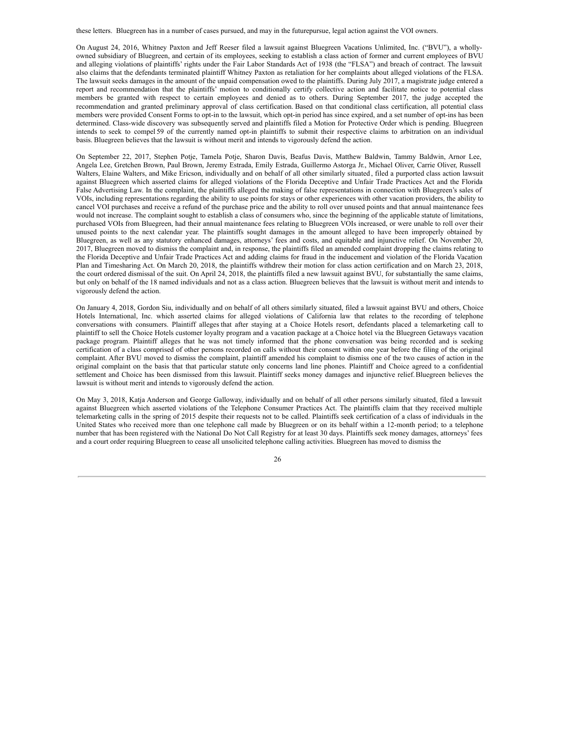these letters. Bluegreen has in a number of cases pursued, and may in the futurepursue, legal action against the VOI owners.

On August 24, 2016, Whitney Paxton and Jeff Reeser filed a lawsuit against Bluegreen Vacations Unlimited, Inc. ("BVU"), a wholly-owned subsidiary of Bluegreen, and certain of its employees, seeking to establish a class action of former and current employees of BVU and alleging violations of plaintiffs' rights under the Fair Labor Standards Act of 1938 (the "FLSA") and breach of contract. The lawsuit also claims that the defendants terminated plaintiff Whitney Paxton as retaliation for her complaints about alleged violations of the FLSA. The lawsuit seeks damages in the amount of the unpaid compensation owed to the plaintiffs. During July 2017, a magistrate judge entered a report and recommendation that the plaintiffs' motion to conditionally certify collective action and facilitate notice to potential class members be granted with respect to certain employees and denied as to others. During September 2017, the judge accepted the recommendation and granted preliminary approval of class certification. Based on that conditional class certification, all potential class members were provided Consent Forms to opt-in to the lawsuit, which opt-in period has since expired, and a set number of opt-ins has been determined. Class-wide discovery was subsequently served and plaintiffs filed a Motion for Protective Order which is pending. Bluegreen intends to seek to compel 59 of the currently named opt-in plaintiffs to submit their respective claims to arbitration on an individual basis. Bluegreen believes that the lawsuit is without merit and intends to vigorously defend the action.

On September 22, 2017, Stephen Potje, Tamela Potje, Sharon Davis, Beafus Davis, Matthew Baldwin, Tammy Baldwin, Arnor Lee, Angela Lee, Gretchen Brown, Paul Brown, Jeremy Estrada, Emily Estrada, Guillermo Astorga Jr., Michael Oliver, Carrie Oliver, Russell Walters, Elaine Walters, and Mike Ericson, individually and on behalf of all other similarly situated, filed a purported class action lawsuit against Bluegreen which asserted claims for alleged violations of the Florida Deceptive and Unfair Trade Practices Act and the Florida False Advertising Law. In the complaint, the plaintiffs alleged the making of false representations in connection with Bluegreen's sales of VOIs, including representations regarding the ability to use points for stays or other experiences with other vacation providers, the ability to cancel VOI purchases and receive a refund of the purchase price and the ability to roll over unused points and that annual maintenance fees would not increase. The complaint sought to establish a class of consumers who, since the beginning of the applicable statute of limitations, purchased VOIs from Bluegreen, had their annual maintenance fees relating to Bluegreen VOIs increased, or were unable to roll over their unused points to the next calendar year. The plaintiffs sought damages in the amount alleged to have been improperly obtained by Bluegreen, as well as any statutory enhanced damages, attorneys' fees and costs, and equitable and injunctive relief. On November 20, 2017, Bluegreen moved to dismiss the complaint and, in response, the plaintiffs filed an amended complaint dropping the claims relating to the Florida Deceptive and Unfair Trade Practices Act and adding claims for fraud in the inducement and violation of the Florida Vacation Plan and Timesharing Act. On March 20, 2018, the plaintiffs withdrew their motion for class action certification and on March 23, 2018, the court ordered dismissal of the suit. On April 24, 2018, the plaintiffs filed a new lawsuit against BVU, for substantially the same claims, but only on behalf of the 18 named individuals and not as a class action. Bluegreen believes that the lawsuit is without merit and intends to vigorously defend the action.

On January 4, 2018, Gordon Siu, individually and on behalf of all others similarly situated, filed a lawsuit against BVU and others, Choice Hotels International, Inc. which asserted claims for alleged violations of California law that relates to the recording of telephone conversations with consumers. Plaintiff alleges that after staying at a Choice Hotels resort, defendants placed a telemarketing call to plaintiff to sell the Choice Hotels customer loyalty program and a vacation package at a Choice hotel via the Bluegreen Getaways vacation package program. Plaintiff alleges that he was not timely informed that the phone conversation was being recorded and is seeking certification of a class comprised of other persons recorded on calls without their consent within one year before the filing of the original complaint. After BVU moved to dismiss the complaint, plaintiff amended his complaint to dismiss one of the two causes of action in the original complaint on the basis that that particular statute only concerns land line phones. Plaintiff and Choice agreed to a confidential settlement and Choice has been dismissed from this lawsuit. Plaintiff seeks money damages and injunctive relief. Bluegreen believes the lawsuit is without merit and intends to vigorously defend the action.

On May 3, 2018, Katja Anderson and George Galloway, individually and on behalf of all other persons similarly situated, filed a lawsuit against Bluegreen which asserted violations of the Telephone Consumer Practices Act. The plaintiffs claim that they received multiple telemarketing calls in the spring of 2015 despite their requests not to be called. Plaintiffs seek certification of a class of individuals in the United States who received more than one telephone call made by Bluegreen or on its behalf within a 12-month period; to a telephone number that has been registered with the National Do Not Call Registry for at least 30 days. Plaintiffs seek money damages, attorneys' fees and a court order requiring Bluegreen to cease all unsolicited telephone calling activities. Bluegreen has moved to dismiss the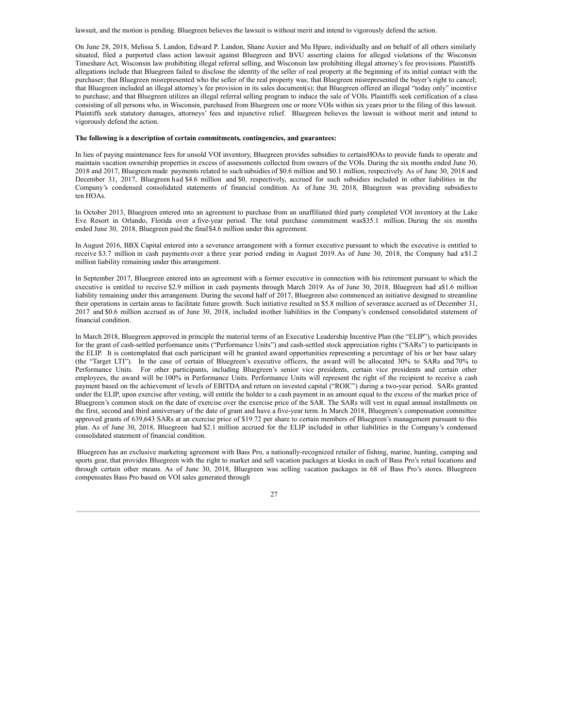lawsuit, and the motion is pending. Bluegreen believes the lawsuit is without merit and intend to vigorously defend the action.

On June 28, 2018, Melissa S. Landon, Edward P. Landon, Shane Auxier and Mu Hpare, individually and on behalf of all others similarly situated, filed a purported class action lawsuit against Bluegreen and BVU asserting claims for alleged violations of the Wisconsin Timeshare Act, Wisconsin law prohibiting illegal referral selling, and Wisconsin law prohibiting illegal attorney's fee provisions. Plaintiffs allegations include that Bluegreen failed to disclose the identity of the seller of real property at the beginning of its initial contact with the purchaser; that Bluegreen misrepresented who the seller of the real property was; that Bluegreen misrepresented the buyer's right to cancel; that Bluegreen included an illegal attorney's fee provision in its sales document(s); that Bluegreen offered an illegal "today only" incentive to purchase; and that Bluegreen utilizes an illegal referral selling program to induce the sale of VOIs. Plaintiffs seek certification of a class consisting of all persons who, in Wisconsin, purchased from Bluegreen one or more VOIs within six years prior to the filing of this lawsuit. Plaintiffs seek statutory damages, attorneys' fees and injunctive relief. Bluegreen believes the lawsuit is without merit and intend to vigorously defend the action.

**The following is a description of certain commitments, contingencies, and guarantees:**

In lieu of paying maintenance fees for unsold VOI inventory, Bluegreen provides subsidies to certain HOAs to provide funds to operate and maintain vacation ownership properties in excess of assessments collected from owners of the VOIs. During the six months ended June 30, 2018 and 2017, Bluegreen made payments related to such subsidies of $0.6 million and $0.1 million, respectively. As of June 30, 2018 and December 31, 2017, Bluegreen had $4.6 million and $0, respectively, accrued for such subsidies included in other liabilities in the Company's condensed consolidated statements of financial condition. As of June 30, 2018, Bluegreen was providing subsidies to ten HOAs.

In October 2013, Bluegreen entered into an agreement to purchase from an unaffiliated third party completed VOI inventory at the Lake Eve Resort in Orlando, Florida over a five-year period. The total purchase commitment was $35.1 million. During the six months ended June 30, 2018, Bluegreen paid the final $4.6 million under this agreement.

In August 2016, BBX Capital entered into a severance arrangement with a former executive pursuant to which the executive is entitled to receive $3.7 million in cash payments over a three year period ending in August 2019. As of June 30, 2018, the Company had a $1.2 million liability remaining under this arrangement.

In September 2017, Bluegreen entered into an agreement with a former executive in connection with his retirement pursuant to which the executive is entitled to receive $2.9 million in cash payments through March 2019. As of June 30, 2018, Bluegreen had a $1.6 million liability remaining under this arrangement. During the second half of 2017, Bluegreen also commenced an initiative designed to streamline their operations in certain areas to facilitate future growth. Such initiative resulted in $5.8 million of severance accrued as of December 31, 2017 and $0.6 million accrued as of June 30, 2018, included in other liabilities in the Company's condensed consolidated statement of financial condition.

In March 2018, Bluegreen approved in principle the material terms of an Executive Leadership Incentive Plan (the "ELIP"), which provides for the grant of cash-settled performance units ("Performance Units") and cash-settled stock appreciation rights ("SARs") to participants in the ELIP. It is contemplated that each participant will be granted award opportunities representing a percentage of his or her base salary (the "Target LTI"). In the case of certain of Bluegreen's executive officers, the award will be allocated 30% to SARs and 70% to Performance Units. For other participants, including Bluegreen's senior vice presidents, certain vice presidents and certain other employees, the award will be 100% in Performance Units. Performance Units will represent the right of the recipient to receive a cash payment based on the achievement of levels of EBITDA and return on invested capital ("ROIC") during a two-year period. SARs granted under the ELIP, upon exercise after vesting, will entitle the holder to a cash payment in an amount equal to the excess of the market price of Bluegreen's common stock on the date of exercise over the exercise price of the SAR. The SARs will vest in equal annual installments on the first, second and third anniversary of the date of grant and have a five-year term. In March 2018, Bluegreen's compensation committee approved grants of 639,643 SARs at an exercise price of $19.72 per share to certain members of Bluegreen's management pursuant to this plan. As of June 30, 2018, Bluegreen had $2.1 million accrued for the ELIP included in other liabilities in the Company's condensed consolidated statement of financial condition.

Bluegreen has an exclusive marketing agreement with Bass Pro, a nationally-recognized retailer of fishing, marine, hunting, camping and sports gear, that provides Bluegreen with the right to market and sell vacation packages at kiosks in each of Bass Pro's retail locations and through certain other means. As of June 30, 2018, Bluegreen was selling vacation packages in 68 of Bass Pro's stores. Bluegreen compensates Bass Pro based on VOI sales generated through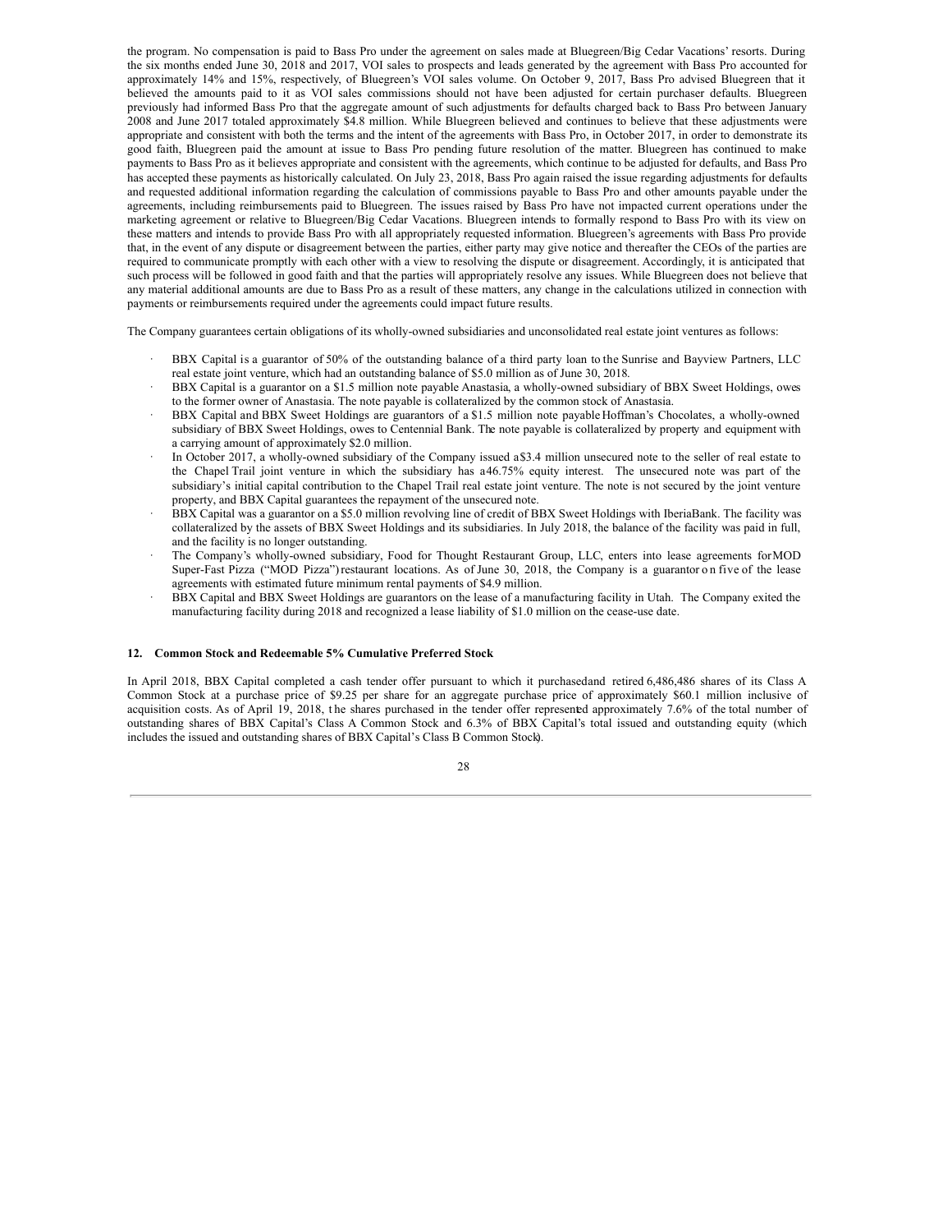the program. No compensation is paid to Bass Pro under the agreement on sales made at Bluegreen/Big Cedar Vacations' resorts. During the six months ended June 30, 2018 and 2017, VOI sales to prospects and leads generated by the agreement with Bass Pro accounted for approximately 14% and 15%, respectively, of Bluegreen's VOI sales volume. On October 9, 2017, Bass Pro advised Bluegreen that it believed the amounts paid to it as VOI sales commissions should not have been adjusted for certain purchaser defaults. Bluegreen previously had informed Bass Pro that the aggregate amount of such adjustments for defaults charged back to Bass Pro between January 2008 and June 2017 totaled approximately $4.8 million. While Bluegreen believed and continues to believe that these adjustments were appropriate and consistent with both the terms and the intent of the agreements with Bass Pro, in October 2017, in order to demonstrate its good faith, Bluegreen paid the amount at issue to Bass Pro pending future resolution of the matter. Bluegreen has continued to make payments to Bass Pro as it believes appropriate and consistent with the agreements, which continue to be adjusted for defaults, and Bass Pro has accepted these payments as historically calculated. On July 23, 2018, Bass Pro again raised the issue regarding adjustments for defaults and requested additional information regarding the calculation of commissions payable to Bass Pro and other amounts payable under the agreements, including reimbursements paid to Bluegreen. The issues raised by Bass Pro have not impacted current operations under the marketing agreement or relative to Bluegreen/Big Cedar Vacations. Bluegreen intends to formally respond to Bass Pro with its view on these matters and intends to provide Bass Pro with all appropriately requested information. Bluegreen's agreements with Bass Pro provide that, in the event of any dispute or disagreement between the parties, either party may give notice and thereafter the CEOs of the parties are required to communicate promptly with each other with a view to resolving the dispute or disagreement. Accordingly, it is anticipated that such process will be followed in good faith and that the parties will appropriately resolve any issues. While Bluegreen does not believe that any material additional amounts are due to Bass Pro as a result of these matters, any change in the calculations utilized in connection with payments or reimbursements required under the agreements could impact future results.

The Company guarantees certain obligations of its wholly-owned subsidiaries and unconsolidated real estate joint ventures as follows:

- BBX Capital is a guarantor of 50% of the outstanding balance of a third party loan to the Sunrise and Bayview Partners, LLC real estate joint venture, which had an outstanding balance of $5.0 million as of June 30, 2018.
- BBX Capital is a guarantor on a $1.5 million note payable Anastasia, a wholly-owned subsidiary of BBX Sweet Holdings, owes to the former owner of Anastasia. The note payable is collateralized by the common stock of Anastasia.
- BBX Capital and BBX Sweet Holdings are guarantors of a $1.5 million note payable Hoffman's Chocolates, a wholly-owned subsidiary of BBX Sweet Holdings, owes to Centennial Bank. The note payable is collateralized by property and equipment with a carrying amount of approximately $2.0 million.
- In October 2017, a wholly-owned subsidiary of the Company issued a $3.4 million unsecured note to the seller of real estate to the Chapel Trail joint venture in which the subsidiary has a 46.75% equity interest. The unsecured note was part of the subsidiary's initial capital contribution to the Chapel Trail real estate joint venture. The note is not secured by the joint venture property, and BBX Capital guarantees the repayment of the unsecured note.
- BBX Capital was a guarantor on a $5.0 million revolving line of credit of BBX Sweet Holdings with IberiaBank. The facility was collateralized by the assets of BBX Sweet Holdings and its subsidiaries. In July 2018, the balance of the facility was paid in full, and the facility is no longer outstanding.
- The Company's wholly-owned subsidiary, Food for Thought Restaurant Group, LLC, enters into lease agreements for MOD Super-Fast Pizza ("MOD Pizza") restaurant locations. As of June 30, 2018, the Company is a guarantor on five of the lease agreements with estimated future minimum rental payments of $4.9 million.
- BBX Capital and BBX Sweet Holdings are guarantors on the lease of a manufacturing facility in Utah. The Company exited the manufacturing facility during 2018 and recognized a lease liability of $1.0 million on the cease-use date.

## 12. Common Stock and Redeemable 5% Cumulative Preferred Stock

In April 2018, BBX Capital completed a cash tender offer pursuant to which it purchased and retired 6,486,486 shares of its Class A Common Stock at a purchase price of $9.25 per share for an aggregate purchase price of approximately $60.1 million inclusive of acquisition costs. As of April 19, 2018, the shares purchased in the tender offer represented approximately 7.6% of the total number of outstanding shares of BBX Capital's Class A Common Stock and 6.3% of BBX Capital's total issued and outstanding equity (which includes the issued and outstanding shares of BBX Capital's Class B Common Stock).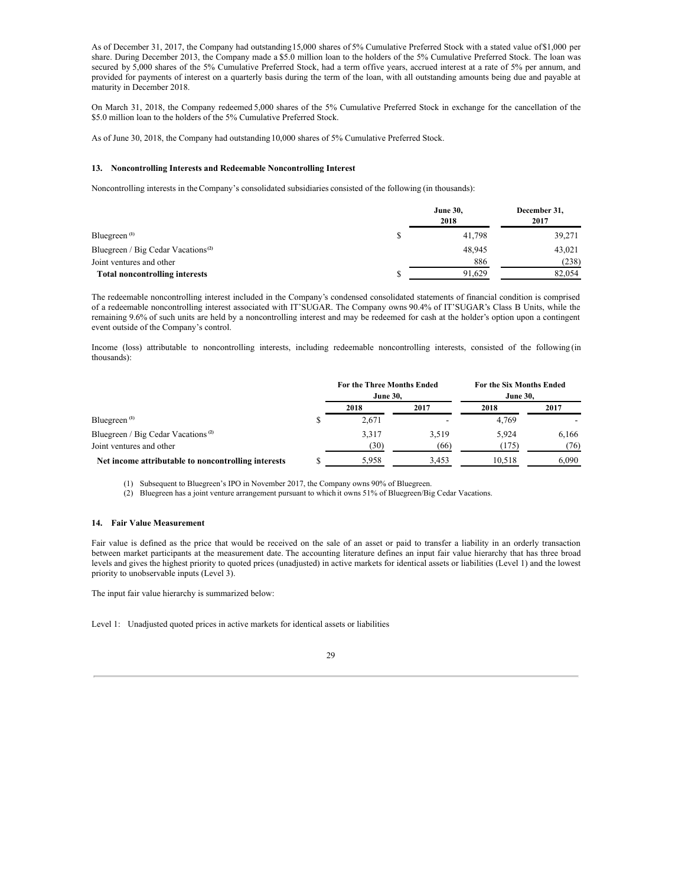As of December 31, 2017, the Company had outstanding 15,000 shares of 5% Cumulative Preferred Stock with a stated value of $1,000 per share. During December 2013, the Company made a $5.0 million loan to the holders of the 5% Cumulative Preferred Stock. The loan was secured by 5,000 shares of the 5% Cumulative Preferred Stock, had a term of five years, accrued interest at a rate of 5% per annum, and provided for payments of interest on a quarterly basis during the term of the loan, with all outstanding amounts being due and payable at maturity in December 2018.

On March 31, 2018, the Company redeemed 5,000 shares of the 5% Cumulative Preferred Stock in exchange for the cancellation of the $5.0 million loan to the holders of the 5% Cumulative Preferred Stock.

As of June 30, 2018, the Company had outstanding 10,000 shares of 5% Cumulative Preferred Stock.

### 13. Noncontrolling Interests and Redeemable Noncontrolling Interest

Noncontrolling interests in the Company's consolidated subsidiaries consisted of the following (in thousands):

| | | June 30, 2018 | December 31, 2017 |
|---|---|---|---|
| Bluegreen [(1)] | $ | 41,798 | 39,271 |
| Bluegreen / Big Cedar Vacations [(2)] | | 48,945 | 43,021 |
| Joint ventures and other | | 886 | (238) |
| **Total noncontrolling interests** | $ | 91,629 | 82,054 |

The redeemable noncontrolling interest included in the Company's condensed consolidated statements of financial condition is comprised of a redeemable noncontrolling interest associated with IT'SUGAR. The Company owns 90.4% of IT'SUGAR's Class B Units, while the remaining 9.6% of such units are held by a noncontrolling interest and may be redeemed for cash at the holder's option upon a contingent event outside of the Company's control.

Income (loss) attributable to noncontrolling interests, including redeemable noncontrolling interests, consisted of the following (in thousands):

| | | For the Three Months Ended June 30, | | For the Six Months Ended June 30, | |
|---|---|---|---|---|---|
| | | 2018 | 2017 | 2018 | 2017 |
| Bluegreen [(1)] | $ | 2,671 | - | 4,769 | - |
| Bluegreen / Big Cedar Vacations [(2)] | | 3,317 | 3,519 | 5,924 | 6,166 |
| Joint ventures and other | | (30) | (66) | (175) | (76) |
| **Net income attributable to noncontrolling interests** | $ | 5,958 | 3,453 | 10,518 | 6,090 |

(1) Subsequent to Bluegreen's IPO in November 2017, the Company owns 90% of Bluegreen.
(2) Bluegreen has a joint venture arrangement pursuant to which it owns 51% of Bluegreen/Big Cedar Vacations.

### 14. Fair Value Measurement

Fair value is defined as the price that would be received on the sale of an asset or paid to transfer a liability in an orderly transaction between market participants at the measurement date. The accounting literature defines an input fair value hierarchy that has three broad levels and gives the highest priority to quoted prices (unadjusted) in active markets for identical assets or liabilities (Level 1) and the lowest priority to unobservable inputs (Level 3).

The input fair value hierarchy is summarized below:

Level 1: Unadjusted quoted prices in active markets for identical assets or liabilities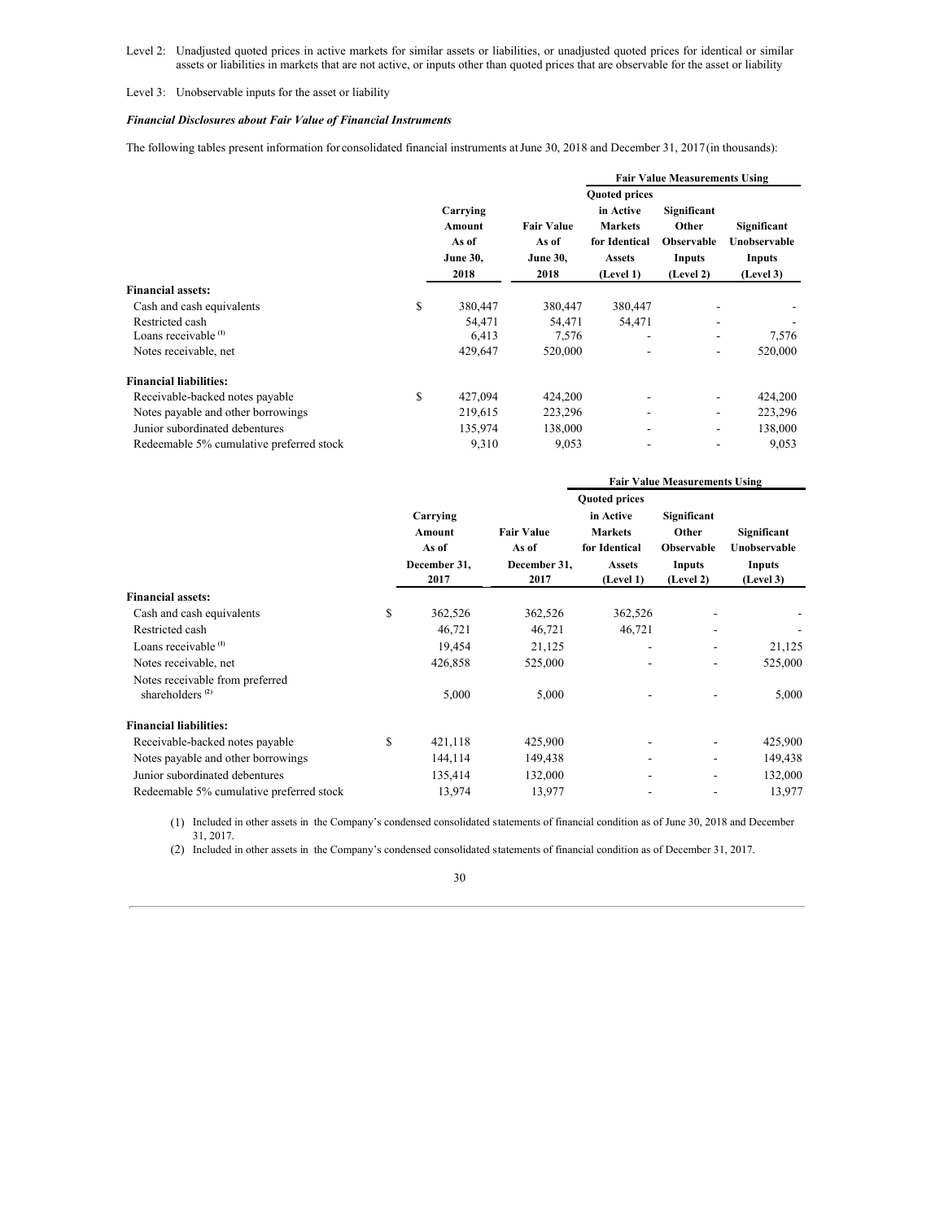Level 2: Unadjusted quoted prices in active markets for similar assets or liabilities, or unadjusted quoted prices for identical or similar assets or liabilities in markets that are not active, or inputs other than quoted prices that are observable for the asset or liability

Level 3: Unobservable inputs for the asset or liability

***Financial Disclosures about Fair Value of Financial Instruments***

The following tables present information for consolidated financial instruments at June 30, 2018 and December 31, 2017 (in thousands):

| | | | Fair Value Measurements Using | | |
|---|---|---|---|---|---|
| | Carrying Amount As of June 30, 2018 | Fair Value As of June 30, 2018 | Quoted prices in Active Markets for Identical Assets (Level 1) | Significant Other Observable Inputs (Level 2) | Significant Unobservable Inputs (Level 3) |
| **Financial assets:** | | | | | |
| Cash and cash equivalents | $ 380,447 | 380,447 | 380,447 | - | - |
| Restricted cash | 54,471 | 54,471 | 54,471 | - | - |
| Loans receivable [(1)] | 6,413 | 7,576 | - | - | 7,576 |
| Notes receivable, net | 429,647 | 520,000 | - | - | 520,000 |
| **Financial liabilities:** | | | | | |
| Receivable-backed notes payable | $ 427,094 | 424,200 | - | - | 424,200 |
| Notes payable and other borrowings | 219,615 | 223,296 | - | - | 223,296 |
| Junior subordinated debentures | 135,974 | 138,000 | - | - | 138,000 |
| Redeemable 5% cumulative preferred stock | 9,310 | 9,053 | - | - | 9,053 |

| | | | Fair Value Measurements Using | | |
|---|---|---|---|---|---|
| | Carrying Amount As of December 31, 2017 | Fair Value As of December 31, 2017 | Quoted prices in Active Markets for Identical Assets (Level 1) | Significant Other Observable Inputs (Level 2) | Significant Unobservable Inputs (Level 3) |
| **Financial assets:** | | | | | |
| Cash and cash equivalents | $ 362,526 | 362,526 | 362,526 | - | - |
| Restricted cash | 46,721 | 46,721 | 46,721 | - | - |
| Loans receivable [(1)] | 19,454 | 21,125 | - | - | 21,125 |
| Notes receivable, net | 426,858 | 525,000 | - | - | 525,000 |
| Notes receivable from preferred shareholders [(2)] | 5,000 | 5,000 | - | - | 5,000 |
| **Financial liabilities:** | | | | | |
| Receivable-backed notes payable | $ 421,118 | 425,900 | - | - | 425,900 |
| Notes payable and other borrowings | 144,114 | 149,438 | - | - | 149,438 |
| Junior subordinated debentures | 135,414 | 132,000 | - | - | 132,000 |
| Redeemable 5% cumulative preferred stock | 13,974 | 13,977 | - | - | 13,977 |

(1) Included in other assets in the Company's condensed consolidated statements of financial condition as of June 30, 2018 and December 31, 2017.

(2) Included in other assets in the Company's condensed consolidated statements of financial condition as of December 31, 2017.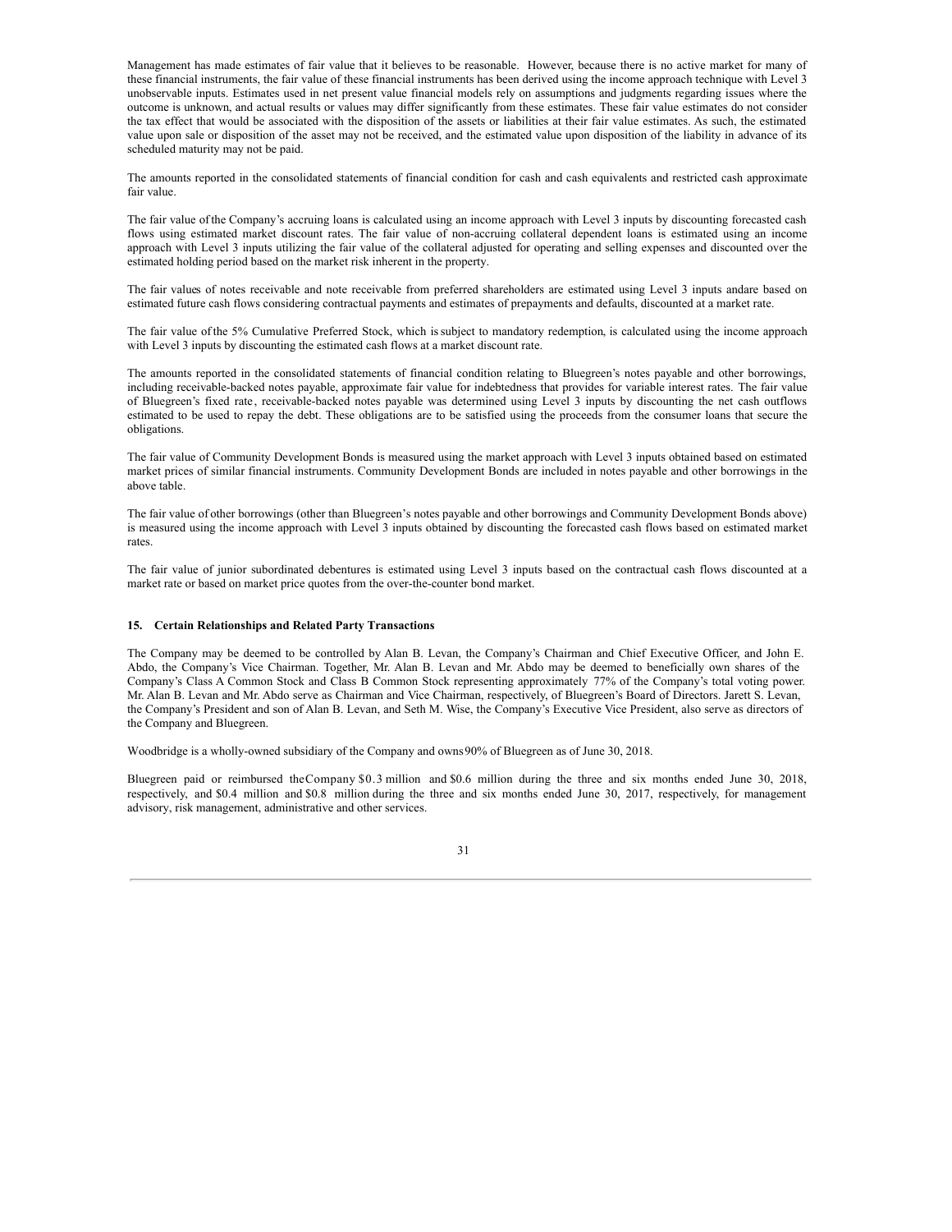Management has made estimates of fair value that it believes to be reasonable. However, because there is no active market for many of these financial instruments, the fair value of these financial instruments has been derived using the income approach technique with Level 3 unobservable inputs. Estimates used in net present value financial models rely on assumptions and judgments regarding issues where the outcome is unknown, and actual results or values may differ significantly from these estimates. These fair value estimates do not consider the tax effect that would be associated with the disposition of the assets or liabilities at their fair value estimates. As such, the estimated value upon sale or disposition of the asset may not be received, and the estimated value upon disposition of the liability in advance of its scheduled maturity may not be paid.

The amounts reported in the consolidated statements of financial condition for cash and cash equivalents and restricted cash approximate fair value.

The fair value of the Company's accruing loans is calculated using an income approach with Level 3 inputs by discounting forecasted cash flows using estimated market discount rates. The fair value of non-accruing collateral dependent loans is estimated using an income approach with Level 3 inputs utilizing the fair value of the collateral adjusted for operating and selling expenses and discounted over the estimated holding period based on the market risk inherent in the property.

The fair values of notes receivable and note receivable from preferred shareholders are estimated using Level 3 inputs andare based on estimated future cash flows considering contractual payments and estimates of prepayments and defaults, discounted at a market rate.

The fair value of the 5% Cumulative Preferred Stock, which is subject to mandatory redemption, is calculated using the income approach with Level 3 inputs by discounting the estimated cash flows at a market discount rate.

The amounts reported in the consolidated statements of financial condition relating to Bluegreen's notes payable and other borrowings, including receivable-backed notes payable, approximate fair value for indebtedness that provides for variable interest rates. The fair value of Bluegreen's fixed rate, receivable-backed notes payable was determined using Level 3 inputs by discounting the net cash outflows estimated to be used to repay the debt. These obligations are to be satisfied using the proceeds from the consumer loans that secure the obligations.

The fair value of Community Development Bonds is measured using the market approach with Level 3 inputs obtained based on estimated market prices of similar financial instruments. Community Development Bonds are included in notes payable and other borrowings in the above table.

The fair value of other borrowings (other than Bluegreen's notes payable and other borrowings and Community Development Bonds above) is measured using the income approach with Level 3 inputs obtained by discounting the forecasted cash flows based on estimated market rates.

The fair value of junior subordinated debentures is estimated using Level 3 inputs based on the contractual cash flows discounted at a market rate or based on market price quotes from the over-the-counter bond market.

## 15. Certain Relationships and Related Party Transactions

The Company may be deemed to be controlled by Alan B. Levan, the Company's Chairman and Chief Executive Officer, and John E. Abdo, the Company's Vice Chairman. Together, Mr. Alan B. Levan and Mr. Abdo may be deemed to beneficially own shares of the Company's Class A Common Stock and Class B Common Stock representing approximately 77% of the Company's total voting power. Mr. Alan B. Levan and Mr. Abdo serve as Chairman and Vice Chairman, respectively, of Bluegreen's Board of Directors. Jarett S. Levan, the Company's President and son of Alan B. Levan, and Seth M. Wise, the Company's Executive Vice President, also serve as directors of the Company and Bluegreen.

Woodbridge is a wholly-owned subsidiary of the Company and owns 90% of Bluegreen as of June 30, 2018.

Bluegreen paid or reimbursed the Company $0.3 million and $0.6 million during the three and six months ended June 30, 2018, respectively, and $0.4 million and $0.8 million during the three and six months ended June 30, 2017, respectively, for management advisory, risk management, administrative and other services.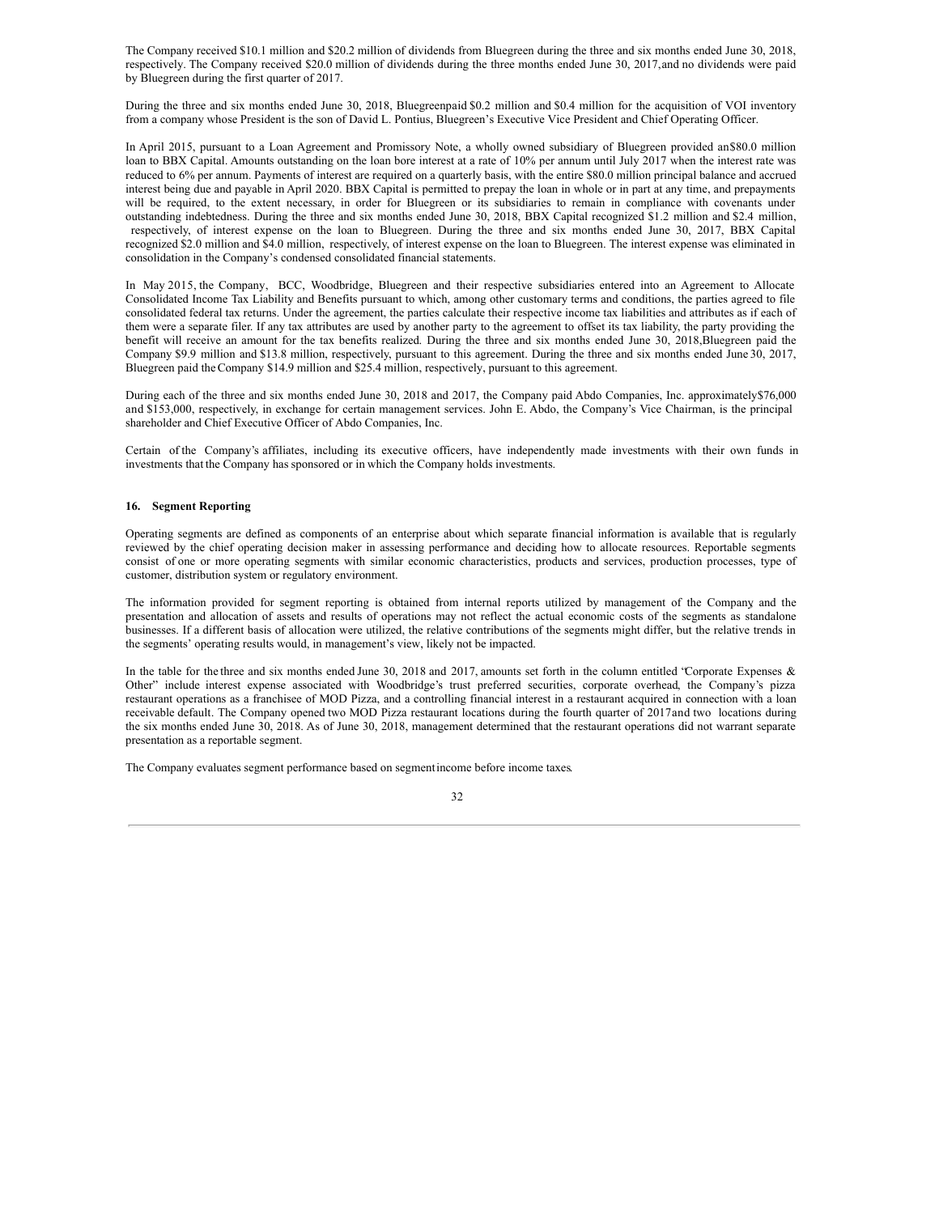The Company received $10.1 million and $20.2 million of dividends from Bluegreen during the three and six months ended June 30, 2018, respectively. The Company received $20.0 million of dividends during the three months ended June 30, 2017, and no dividends were paid by Bluegreen during the first quarter of 2017.

During the three and six months ended June 30, 2018, Bluegreen paid $0.2 million and $0.4 million for the acquisition of VOI inventory from a company whose President is the son of David L. Pontius, Bluegreen's Executive Vice President and Chief Operating Officer.

In April 2015, pursuant to a Loan Agreement and Promissory Note, a wholly owned subsidiary of Bluegreen provided an $80.0 million loan to BBX Capital. Amounts outstanding on the loan bore interest at a rate of 10% per annum until July 2017 when the interest rate was reduced to 6% per annum. Payments of interest are required on a quarterly basis, with the entire $80.0 million principal balance and accrued interest being due and payable in April 2020. BBX Capital is permitted to prepay the loan in whole or in part at any time, and prepayments will be required, to the extent necessary, in order for Bluegreen or its subsidiaries to remain in compliance with covenants under outstanding indebtedness. During the three and six months ended June 30, 2018, BBX Capital recognized $1.2 million and $2.4 million, respectively, of interest expense on the loan to Bluegreen. During the three and six months ended June 30, 2017, BBX Capital recognized $2.0 million and $4.0 million, respectively, of interest expense on the loan to Bluegreen. The interest expense was eliminated in consolidation in the Company's condensed consolidated financial statements.

In May 2015, the Company, BCC, Woodbridge, Bluegreen and their respective subsidiaries entered into an Agreement to Allocate Consolidated Income Tax Liability and Benefits pursuant to which, among other customary terms and conditions, the parties agreed to file consolidated federal tax returns. Under the agreement, the parties calculate their respective income tax liabilities and attributes as if each of them were a separate filer. If any tax attributes are used by another party to the agreement to offset its tax liability, the party providing the benefit will receive an amount for the tax benefits realized. During the three and six months ended June 30, 2018, Bluegreen paid the Company $9.9 million and $13.8 million, respectively, pursuant to this agreement. During the three and six months ended June 30, 2017, Bluegreen paid the Company $14.9 million and $25.4 million, respectively, pursuant to this agreement.

During each of the three and six months ended June 30, 2018 and 2017, the Company paid Abdo Companies, Inc. approximately $76,000 and $153,000, respectively, in exchange for certain management services. John E. Abdo, the Company's Vice Chairman, is the principal shareholder and Chief Executive Officer of Abdo Companies, Inc.

Certain of the Company's affiliates, including its executive officers, have independently made investments with their own funds in investments that the Company has sponsored or in which the Company holds investments.

## 16. Segment Reporting

Operating segments are defined as components of an enterprise about which separate financial information is available that is regularly reviewed by the chief operating decision maker in assessing performance and deciding how to allocate resources. Reportable segments consist of one or more operating segments with similar economic characteristics, products and services, production processes, type of customer, distribution system or regulatory environment.

The information provided for segment reporting is obtained from internal reports utilized by management of the Company and the presentation and allocation of assets and results of operations may not reflect the actual economic costs of the segments as standalone businesses. If a different basis of allocation were utilized, the relative contributions of the segments might differ, but the relative trends in the segments' operating results would, in management's view, likely not be impacted.

In the table for the three and six months ended June 30, 2018 and 2017, amounts set forth in the column entitled "Corporate Expenses & Other" include interest expense associated with Woodbridge's trust preferred securities, corporate overhead, the Company's pizza restaurant operations as a franchisee of MOD Pizza, and a controlling financial interest in a restaurant acquired in connection with a loan receivable default. The Company opened two MOD Pizza restaurant locations during the fourth quarter of 2017 and two locations during the six months ended June 30, 2018. As of June 30, 2018, management determined that the restaurant operations did not warrant separate presentation as a reportable segment.

The Company evaluates segment performance based on segment income before income taxes.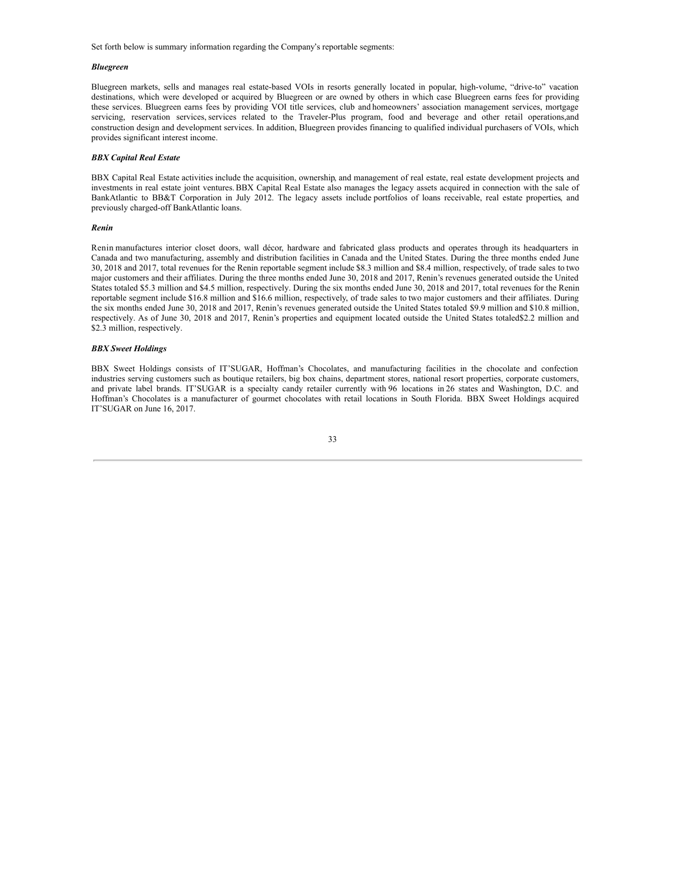Set forth below is summary information regarding the Company's reportable segments:

***Bluegreen***

Bluegreen markets, sells and manages real estate-based VOIs in resorts generally located in popular, high-volume, "drive-to" vacation destinations, which were developed or acquired by Bluegreen or are owned by others in which case Bluegreen earns fees for providing these services. Bluegreen earns fees by providing VOI title services, club and homeowners' association management services, mortgage servicing, reservation services, services related to the Traveler-Plus program, food and beverage and other retail operations,and construction design and development services. In addition, Bluegreen provides financing to qualified individual purchasers of VOIs, which provides significant interest income.

***BBX Capital Real Estate***

BBX Capital Real Estate activities include the acquisition, ownership, and management of real estate, real estate development projects, and investments in real estate joint ventures. BBX Capital Real Estate also manages the legacy assets acquired in connection with the sale of BankAtlantic to BB&T Corporation in July 2012. The legacy assets include portfolios of loans receivable, real estate properties, and previously charged-off BankAtlantic loans.

***Renin***

Renin manufactures interior closet doors, wall décor, hardware and fabricated glass products and operates through its headquarters in Canada and two manufacturing, assembly and distribution facilities in Canada and the United States. During the three months ended June 30, 2018 and 2017, total revenues for the Renin reportable segment include \$8.3 million and \$8.4 million, respectively, of trade sales to two major customers and their affiliates. During the three months ended June 30, 2018 and 2017, Renin's revenues generated outside the United States totaled \$5.3 million and \$4.5 million, respectively. During the six months ended June 30, 2018 and 2017, total revenues for the Renin reportable segment include \$16.8 million and \$16.6 million, respectively, of trade sales to two major customers and their affiliates. During the six months ended June 30, 2018 and 2017, Renin's revenues generated outside the United States totaled \$9.9 million and \$10.8 million, respectively. As of June 30, 2018 and 2017, Renin's properties and equipment located outside the United States totaled\$2.2 million and \$2.3 million, respectively.

***BBX Sweet Holdings***

BBX Sweet Holdings consists of IT'SUGAR, Hoffman's Chocolates, and manufacturing facilities in the chocolate and confection industries serving customers such as boutique retailers, big box chains, department stores, national resort properties, corporate customers, and private label brands. IT'SUGAR is a specialty candy retailer currently with 96 locations in 26 states and Washington, D.C. and Hoffman's Chocolates is a manufacturer of gourmet chocolates with retail locations in South Florida. BBX Sweet Holdings acquired IT'SUGAR on June 16, 2017.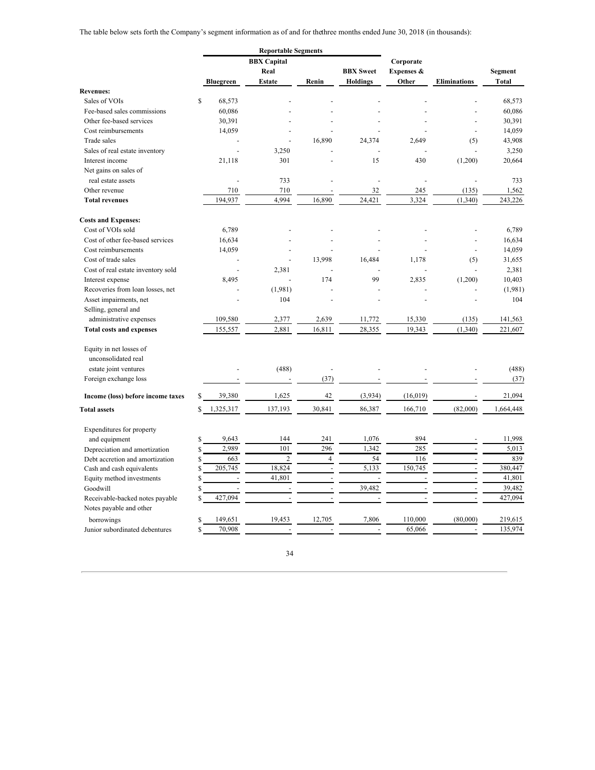The table below sets forth the Company's segment information as of and for thethree months ended June 30, 2018 (in thousands):

| | Reportable Segments | | | | | | |
|---|---|---|---|---|---|---|---|
| | Bluegreen | BBX Capital Real Estate | Renin | BBX Sweet Holdings | Corporate Expenses & Other | Eliminations | Segment Total |
| **Revenues:** | | | | | | | |
| Sales of VOIs | $ 68,573 | - | - | - | - | - | 68,573 |
| Fee-based sales commissions | 60,086 | - | - | - | - | - | 60,086 |
| Other fee-based services | 30,391 | - | - | - | - | - | 30,391 |
| Cost reimbursements | 14,059 | - | - | - | - | - | 14,059 |
| Trade sales | - | - | 16,890 | 24,374 | 2,649 | (5) | 43,908 |
| Sales of real estate inventory | - | 3,250 | - | - | - | - | 3,250 |
| Interest income | 21,118 | 301 | - | 15 | 430 | (1,200) | 20,664 |
| Net gains on sales of real estate assets | - | 733 | - | - | - | - | 733 |
| Other revenue | 710 | 710 | - | 32 | 245 | (135) | 1,562 |
| **Total revenues** | 194,937 | 4,994 | 16,890 | 24,421 | 3,324 | (1,340) | 243,226 |
| **Costs and Expenses:** | | | | | | | |
| Cost of VOIs sold | 6,789 | - | - | - | - | - | 6,789 |
| Cost of other fee-based services | 16,634 | - | - | - | - | - | 16,634 |
| Cost reimbursements | 14,059 | - | - | - | - | - | 14,059 |
| Cost of trade sales | - | - | 13,998 | 16,484 | 1,178 | (5) | 31,655 |
| Cost of real estate inventory sold | - | 2,381 | - | - | - | - | 2,381 |
| Interest expense | 8,495 | - | 174 | 99 | 2,835 | (1,200) | 10,403 |
| Recoveries from loan losses, net | - | (1,981) | - | - | - | - | (1,981) |
| Asset impairments, net | - | 104 | - | - | - | - | 104 |
| Selling, general and administrative expenses | 109,580 | 2,377 | 2,639 | 11,772 | 15,330 | (135) | 141,563 |
| **Total costs and expenses** | 155,557 | 2,881 | 16,811 | 28,355 | 19,343 | (1,340) | 221,607 |
| Equity in net losses of unconsolidated real estate joint ventures | - | (488) | - | - | - | - | (488) |
| Foreign exchange loss | - | - | (37) | - | - | - | (37) |
| **Income (loss) before income taxes** | $ 39,380 | 1,625 | 42 | (3,934) | (16,019) | - | 21,094 |
| **Total assets** | $ 1,325,317 | 137,193 | 30,841 | 86,387 | 166,710 | (82,000) | 1,664,448 |
| Expenditures for property and equipment | $ 9,643 | 144 | 241 | 1,076 | 894 | - | 11,998 |
| Depreciation and amortization | $ 2,989 | 101 | 296 | 1,342 | 285 | - | 5,013 |
| Debt accretion and amortization | $ 663 | 2 | 4 | 54 | 116 | - | 839 |
| Cash and cash equivalents | $ 205,745 | 18,824 | - | 5,133 | 150,745 | - | 380,447 |
| Equity method investments | $ - | 41,801 | - | - | - | - | 41,801 |
| Goodwill | $ - | - | - | 39,482 | - | - | 39,482 |
| Receivable-backed notes payable | $ 427,094 | - | - | - | - | - | 427,094 |
| Notes payable and other borrowings | $ 149,651 | 19,453 | 12,705 | 7,806 | 110,000 | (80,000) | 219,615 |
| Junior subordinated debentures | $ 70,908 | - | - | - | 65,066 | - | 135,974 |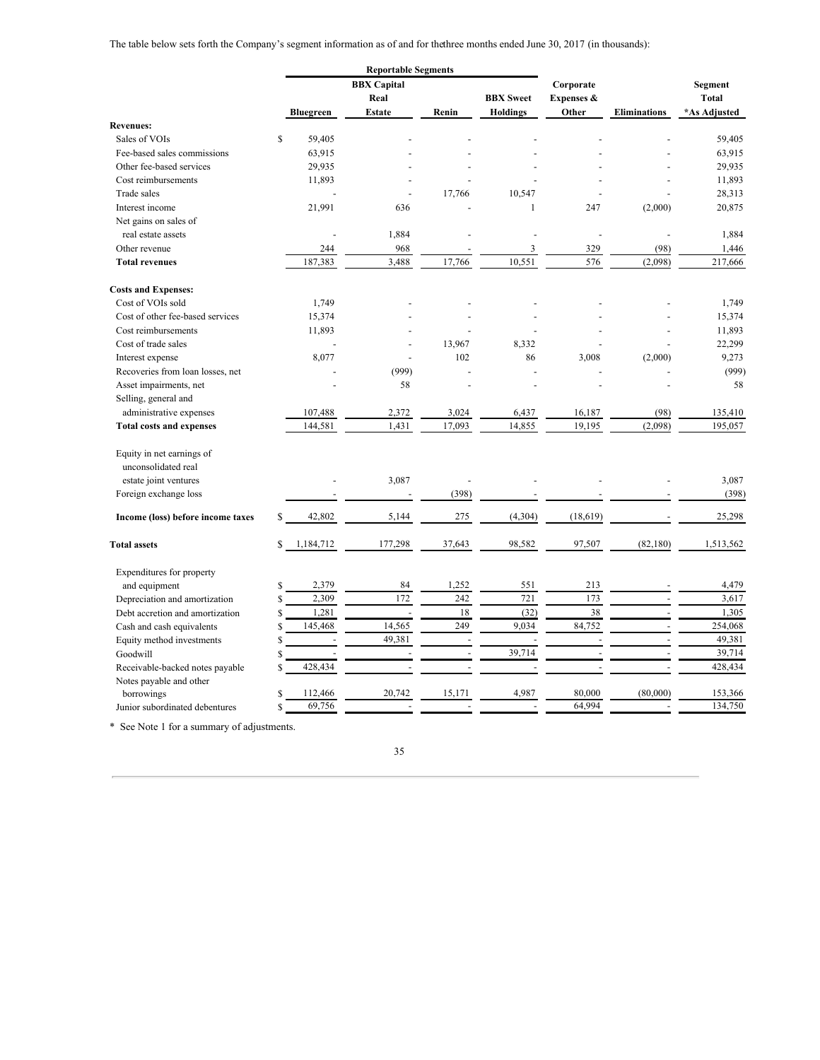The table below sets forth the Company's segment information as of and for thethree months ended June 30, 2017 (in thousands):

| | Reportable Segments | | | | | | |
|---|---|---|---|---|---|---|---|
| | Bluegreen | BBX Capital Real Estate | Renin | BBX Sweet Holdings | Corporate Expenses & Other | Eliminations | Segment Total *As Adjusted |
| **Revenues:** | | | | | | | |
| Sales of VOIs | $ 59,405 | - | - | - | - | - | 59,405 |
| Fee-based sales commissions | 63,915 | - | - | - | - | - | 63,915 |
| Other fee-based services | 29,935 | - | - | - | - | - | 29,935 |
| Cost reimbursements | 11,893 | - | - | - | - | - | 11,893 |
| Trade sales | - | - | 17,766 | 10,547 | - | - | 28,313 |
| Interest income | 21,991 | 636 | - | 1 | 247 | (2,000) | 20,875 |
| Net gains on sales of real estate assets | - | 1,884 | - | - | - | - | 1,884 |
| Other revenue | 244 | 968 | - | 3 | 329 | (98) | 1,446 |
| **Total revenues** | 187,383 | 3,488 | 17,766 | 10,551 | 576 | (2,098) | 217,666 |
| **Costs and Expenses:** | | | | | | | |
| Cost of VOIs sold | 1,749 | - | - | - | - | - | 1,749 |
| Cost of other fee-based services | 15,374 | - | - | - | - | - | 15,374 |
| Cost reimbursements | 11,893 | - | - | - | - | - | 11,893 |
| Cost of trade sales | - | - | 13,967 | 8,332 | - | - | 22,299 |
| Interest expense | 8,077 | - | 102 | 86 | 3,008 | (2,000) | 9,273 |
| Recoveries from loan losses, net | - | (999) | - | - | - | - | (999) |
| Asset impairments, net | - | 58 | - | - | - | - | 58 |
| Selling, general and administrative expenses | 107,488 | 2,372 | 3,024 | 6,437 | 16,187 | (98) | 135,410 |
| **Total costs and expenses** | 144,581 | 1,431 | 17,093 | 14,855 | 19,195 | (2,098) | 195,057 |
| Equity in net earnings of unconsolidated real estate joint ventures | - | 3,087 | - | - | - | - | 3,087 |
| Foreign exchange loss | - | - | (398) | - | - | - | (398) |
| **Income (loss) before income taxes** | $ 42,802 | 5,144 | 275 | (4,304) | (18,619) | - | 25,298 |
| **Total assets** | $ 1,184,712 | 177,298 | 37,643 | 98,582 | 97,507 | (82,180) | 1,513,562 |
| Expenditures for property and equipment | $ 2,379 | 84 | 1,252 | 551 | 213 | - | 4,479 |
| Depreciation and amortization | $ 2,309 | 172 | 242 | 721 | 173 | - | 3,617 |
| Debt accretion and amortization | $ 1,281 | - | 18 | (32) | 38 | - | 1,305 |
| Cash and cash equivalents | $ 145,468 | 14,565 | 249 | 9,034 | 84,752 | - | 254,068 |
| Equity method investments | $ - | 49,381 | - | - | - | - | 49,381 |
| Goodwill | $ - | - | - | 39,714 | - | - | 39,714 |
| Receivable-backed notes payable | $ 428,434 | - | - | - | - | - | 428,434 |
| Notes payable and other borrowings | $ 112,466 | 20,742 | 15,171 | 4,987 | 80,000 | (80,000) | 153,366 |
| Junior subordinated debentures | $ 69,756 | - | - | - | 64,994 | - | 134,750 |

\* See Note 1 for a summary of adjustments.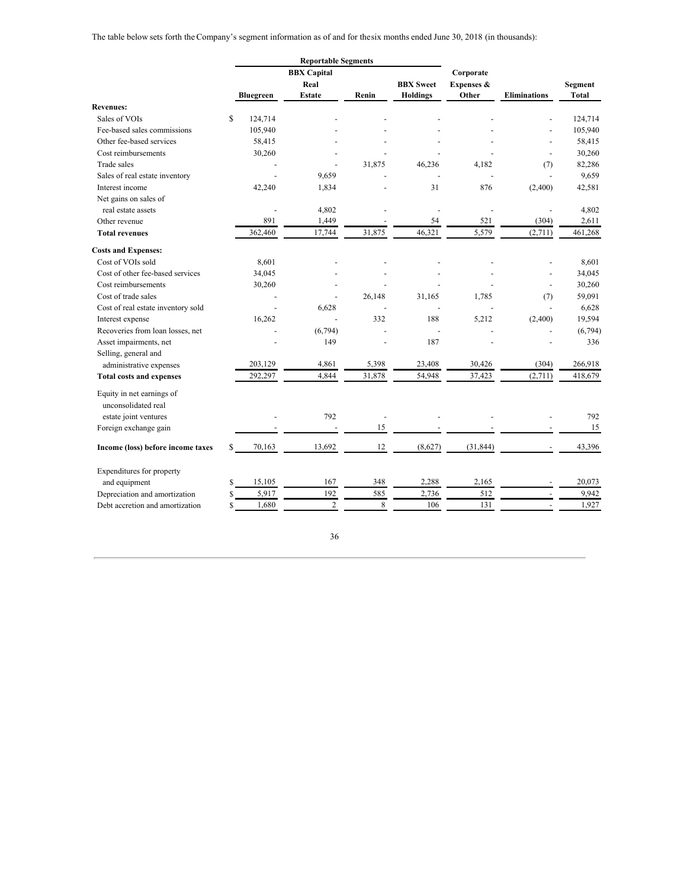The table below sets forth the Company's segment information as of and for the six months ended June 30, 2018 (in thousands):

| | Reportable Segments | | | | | | |
|---|---|---|---|---|---|---|---|
| | Bluegreen | BBX Capital Real Estate | Renin | BBX Sweet Holdings | Corporate Expenses & Other | Eliminations | Segment Total |
| **Revenues:** | | | | | | | |
| Sales of VOIs | $ 124,714 | - | - | - | - | - | 124,714 |
| Fee-based sales commissions | 105,940 | - | - | - | - | - | 105,940 |
| Other fee-based services | 58,415 | - | - | - | - | - | 58,415 |
| Cost reimbursements | 30,260 | - | - | - | - | - | 30,260 |
| Trade sales | - | - | 31,875 | 46,236 | 4,182 | (7) | 82,286 |
| Sales of real estate inventory | - | 9,659 | - | - | - | - | 9,659 |
| Interest income | 42,240 | 1,834 | - | 31 | 876 | (2,400) | 42,581 |
| Net gains on sales of real estate assets | - | 4,802 | - | - | - | - | 4,802 |
| Other revenue | 891 | 1,449 | - | 54 | 521 | (304) | 2,611 |
| **Total revenues** | 362,460 | 17,744 | 31,875 | 46,321 | 5,579 | (2,711) | 461,268 |
| **Costs and Expenses:** | | | | | | | |
| Cost of VOIs sold | 8,601 | - | - | - | - | - | 8,601 |
| Cost of other fee-based services | 34,045 | - | - | - | - | - | 34,045 |
| Cost reimbursements | 30,260 | - | - | - | - | - | 30,260 |
| Cost of trade sales | - | - | 26,148 | 31,165 | 1,785 | (7) | 59,091 |
| Cost of real estate inventory sold | - | 6,628 | - | - | - | - | 6,628 |
| Interest expense | 16,262 | - | 332 | 188 | 5,212 | (2,400) | 19,594 |
| Recoveries from loan losses, net | - | (6,794) | - | - | - | - | (6,794) |
| Asset impairments, net | - | 149 | - | 187 | - | - | 336 |
| Selling, general and administrative expenses | 203,129 | 4,861 | 5,398 | 23,408 | 30,426 | (304) | 266,918 |
| **Total costs and expenses** | 292,297 | 4,844 | 31,878 | 54,948 | 37,423 | (2,711) | 418,679 |
| Equity in net earnings of unconsolidated real estate joint ventures | - | 792 | - | - | - | - | 792 |
| Foreign exchange gain | - | - | 15 | - | - | - | 15 |
| **Income (loss) before income taxes** | $ 70,163 | 13,692 | 12 | (8,627) | (31,844) | - | 43,396 |
| Expenditures for property and equipment | $ 15,105 | 167 | 348 | 2,288 | 2,165 | - | 20,073 |
| Depreciation and amortization | $ 5,917 | 192 | 585 | 2,736 | 512 | - | 9,942 |
| Debt accretion and amortization | $ 1,680 | 2 | 8 | 106 | 131 | - | 1,927 |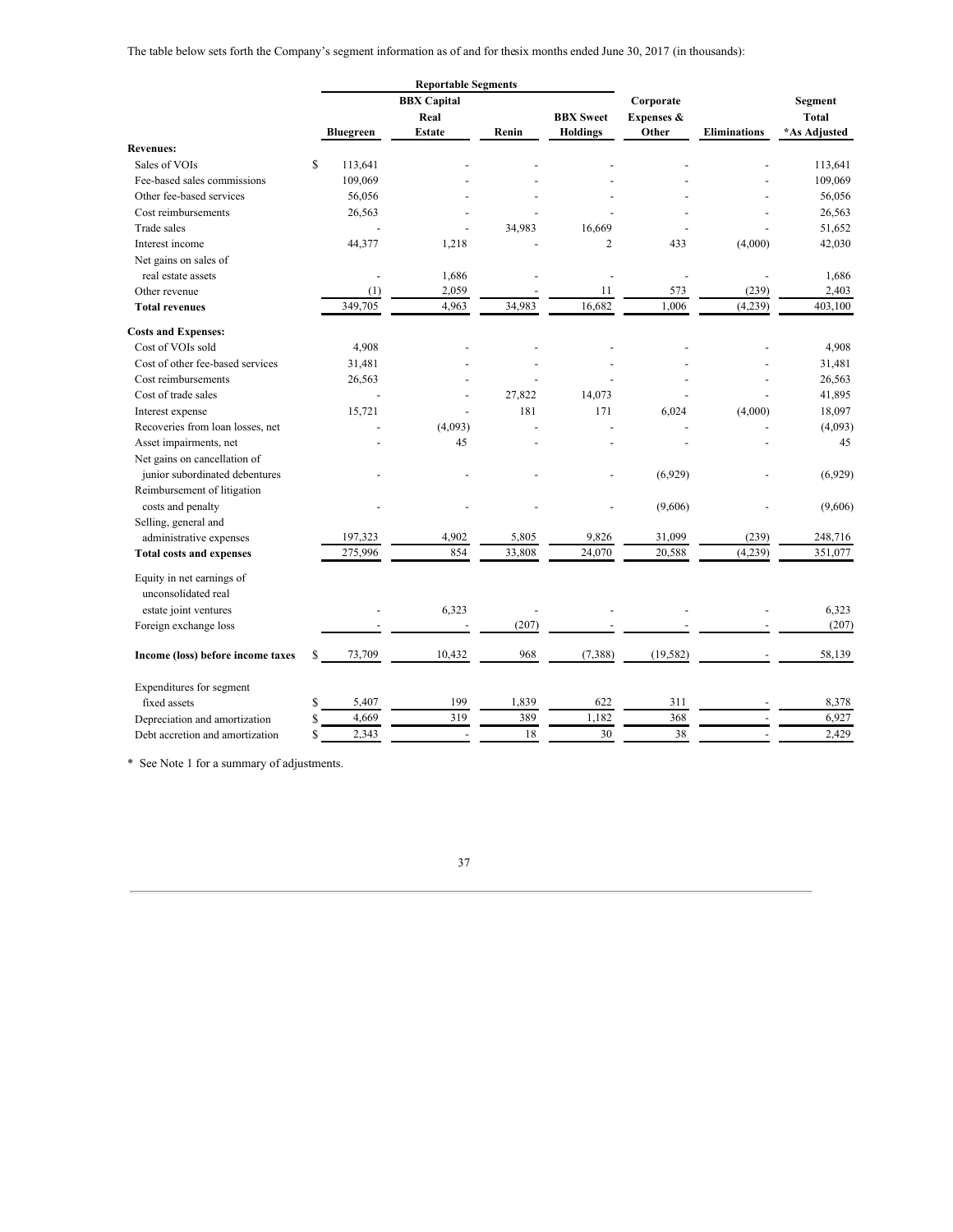The table below sets forth the Company's segment information as of and for thesix months ended June 30, 2017 (in thousands):

| | Reportable Segments | | | | | | |
|---|---|---|---|---|---|---|---|
| | Bluegreen | BBX Capital Real Estate | Renin | BBX Sweet Holdings | Corporate Expenses & Other | Eliminations | Segment Total *As Adjusted |
| **Revenues:** | | | | | | | |
| Sales of VOIs | $ 113,641 | - | - | - | - | - | 113,641 |
| Fee-based sales commissions | 109,069 | - | - | - | - | - | 109,069 |
| Other fee-based services | 56,056 | - | - | - | - | - | 56,056 |
| Cost reimbursements | 26,563 | - | - | - | - | - | 26,563 |
| Trade sales | - | - | 34,983 | 16,669 | - | - | 51,652 |
| Interest income | 44,377 | 1,218 | - | 2 | 433 | (4,000) | 42,030 |
| Net gains on sales of real estate assets | - | 1,686 | - | - | - | - | 1,686 |
| Other revenue | (1) | 2,059 | - | 11 | 573 | (239) | 2,403 |
| **Total revenues** | 349,705 | 4,963 | 34,983 | 16,682 | 1,006 | (4,239) | 403,100 |
| **Costs and Expenses:** | | | | | | | |
| Cost of VOIs sold | 4,908 | - | - | - | - | - | 4,908 |
| Cost of other fee-based services | 31,481 | - | - | - | - | - | 31,481 |
| Cost reimbursements | 26,563 | - | - | - | - | - | 26,563 |
| Cost of trade sales | - | - | 27,822 | 14,073 | - | - | 41,895 |
| Interest expense | 15,721 | - | 181 | 171 | 6,024 | (4,000) | 18,097 |
| Recoveries from loan losses, net | - | (4,093) | - | - | - | - | (4,093) |
| Asset impairments, net | - | 45 | - | - | - | - | 45 |
| Net gains on cancellation of junior subordinated debentures | - | - | - | - | (6,929) | - | (6,929) |
| Reimbursement of litigation costs and penalty | - | - | - | - | (9,606) | - | (9,606) |
| Selling, general and administrative expenses | 197,323 | 4,902 | 5,805 | 9,826 | 31,099 | (239) | 248,716 |
| **Total costs and expenses** | 275,996 | 854 | 33,808 | 24,070 | 20,588 | (4,239) | 351,077 |
| Equity in net earnings of unconsolidated real estate joint ventures | - | 6,323 | - | - | - | - | 6,323 |
| Foreign exchange loss | - | - | (207) | - | - | - | (207) |
| **Income (loss) before income taxes** | $ 73,709 | 10,432 | 968 | (7,388) | (19,582) | - | 58,139 |
| Expenditures for segment fixed assets | $ 5,407 | 199 | 1,839 | 622 | 311 | - | 8,378 |
| Depreciation and amortization | $ 4,669 | 319 | 389 | 1,182 | 368 | - | 6,927 |
| Debt accretion and amortization | $ 2,343 | - | 18 | 30 | 38 | - | 2,429 |

\* See Note 1 for a summary of adjustments.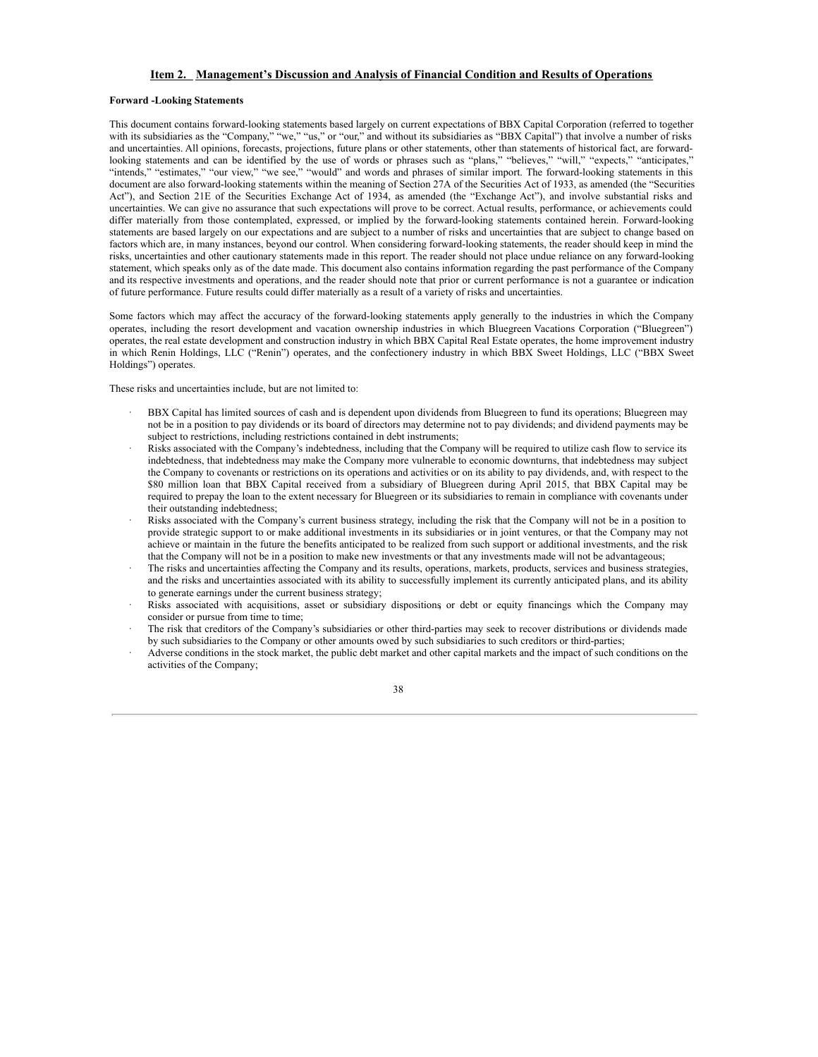## Item 2. Management's Discussion and Analysis of Financial Condition and Results of Operations

**Forward -Looking Statements**

This document contains forward-looking statements based largely on current expectations of BBX Capital Corporation (referred to together with its subsidiaries as the "Company," "we," "us," or "our," and without its subsidiaries as "BBX Capital") that involve a number of risks and uncertainties. All opinions, forecasts, projections, future plans or other statements, other than statements of historical fact, are forward-looking statements and can be identified by the use of words or phrases such as "plans," "believes," "will," "expects," "anticipates," "intends," "estimates," "our view," "we see," "would" and words and phrases of similar import. The forward-looking statements in this document are also forward-looking statements within the meaning of Section 27A of the Securities Act of 1933, as amended (the "Securities Act"), and Section 21E of the Securities Exchange Act of 1934, as amended (the "Exchange Act"), and involve substantial risks and uncertainties. We can give no assurance that such expectations will prove to be correct. Actual results, performance, or achievements could differ materially from those contemplated, expressed, or implied by the forward-looking statements contained herein. Forward-looking statements are based largely on our expectations and are subject to a number of risks and uncertainties that are subject to change based on factors which are, in many instances, beyond our control. When considering forward-looking statements, the reader should keep in mind the risks, uncertainties and other cautionary statements made in this report. The reader should not place undue reliance on any forward-looking statement, which speaks only as of the date made. This document also contains information regarding the past performance of the Company and its respective investments and operations, and the reader should note that prior or current performance is not a guarantee or indication of future performance. Future results could differ materially as a result of a variety of risks and uncertainties.

Some factors which may affect the accuracy of the forward-looking statements apply generally to the industries in which the Company operates, including the resort development and vacation ownership industries in which Bluegreen Vacations Corporation ("Bluegreen") operates, the real estate development and construction industry in which BBX Capital Real Estate operates, the home improvement industry in which Renin Holdings, LLC ("Renin") operates, and the confectionery industry in which BBX Sweet Holdings, LLC ("BBX Sweet Holdings") operates.

These risks and uncertainties include, but are not limited to:

- BBX Capital has limited sources of cash and is dependent upon dividends from Bluegreen to fund its operations; Bluegreen may not be in a position to pay dividends or its board of directors may determine not to pay dividends; and dividend payments may be subject to restrictions, including restrictions contained in debt instruments;
- Risks associated with the Company's indebtedness, including that the Company will be required to utilize cash flow to service its indebtedness, that indebtedness may make the Company more vulnerable to economic downturns, that indebtedness may subject the Company to covenants or restrictions on its operations and activities or on its ability to pay dividends, and, with respect to the $80 million loan that BBX Capital received from a subsidiary of Bluegreen during April 2015, that BBX Capital may be required to prepay the loan to the extent necessary for Bluegreen or its subsidiaries to remain in compliance with covenants under their outstanding indebtedness;
- Risks associated with the Company's current business strategy, including the risk that the Company will not be in a position to provide strategic support to or make additional investments in its subsidiaries or in joint ventures, or that the Company may not achieve or maintain in the future the benefits anticipated to be realized from such support or additional investments, and the risk that the Company will not be in a position to make new investments or that any investments made will not be advantageous;
- The risks and uncertainties affecting the Company and its results, operations, markets, products, services and business strategies, and the risks and uncertainties associated with its ability to successfully implement its currently anticipated plans, and its ability to generate earnings under the current business strategy;
- Risks associated with acquisitions, asset or subsidiary dispositions, or debt or equity financings which the Company may consider or pursue from time to time;
- The risk that creditors of the Company's subsidiaries or other third-parties may seek to recover distributions or dividends made by such subsidiaries to the Company or other amounts owed by such subsidiaries to such creditors or third-parties;
- Adverse conditions in the stock market, the public debt market and other capital markets and the impact of such conditions on the activities of the Company;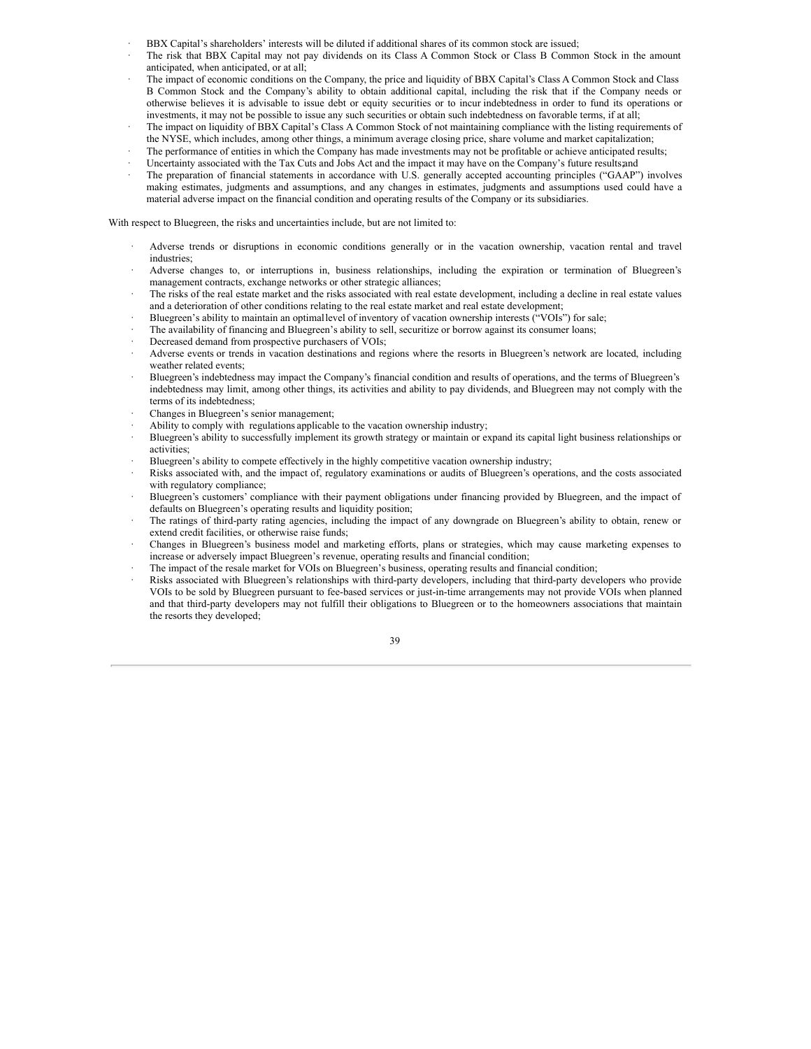- BBX Capital's shareholders' interests will be diluted if additional shares of its common stock are issued;
- The risk that BBX Capital may not pay dividends on its Class A Common Stock or Class B Common Stock in the amount anticipated, when anticipated, or at all;
- The impact of economic conditions on the Company, the price and liquidity of BBX Capital's Class A Common Stock and Class B Common Stock and the Company's ability to obtain additional capital, including the risk that if the Company needs or otherwise believes it is advisable to issue debt or equity securities or to incur indebtedness in order to fund its operations or investments, it may not be possible to issue any such securities or obtain such indebtedness on favorable terms, if at all;
- The impact on liquidity of BBX Capital's Class A Common Stock of not maintaining compliance with the listing requirements of the NYSE, which includes, among other things, a minimum average closing price, share volume and market capitalization;
- The performance of entities in which the Company has made investments may not be profitable or achieve anticipated results;
- Uncertainty associated with the Tax Cuts and Jobs Act and the impact it may have on the Company's future results; and
- The preparation of financial statements in accordance with U.S. generally accepted accounting principles ("GAAP") involves making estimates, judgments and assumptions, and any changes in estimates, judgments and assumptions used could have a material adverse impact on the financial condition and operating results of the Company or its subsidiaries.

With respect to Bluegreen, the risks and uncertainties include, but are not limited to:

- Adverse trends or disruptions in economic conditions generally or in the vacation ownership, vacation rental and travel industries;
- Adverse changes to, or interruptions in, business relationships, including the expiration or termination of Bluegreen's management contracts, exchange networks or other strategic alliances;
- The risks of the real estate market and the risks associated with real estate development, including a decline in real estate values and a deterioration of other conditions relating to the real estate market and real estate development;
- Bluegreen's ability to maintain an optimal level of inventory of vacation ownership interests ("VOIs") for sale;
- The availability of financing and Bluegreen's ability to sell, securitize or borrow against its consumer loans;
- Decreased demand from prospective purchasers of VOIs;
- Adverse events or trends in vacation destinations and regions where the resorts in Bluegreen's network are located, including weather related events;
- Bluegreen's indebtedness may impact the Company's financial condition and results of operations, and the terms of Bluegreen's indebtedness may limit, among other things, its activities and ability to pay dividends, and Bluegreen may not comply with the terms of its indebtedness;
- Changes in Bluegreen's senior management;
- Ability to comply with regulations applicable to the vacation ownership industry;
- Bluegreen's ability to successfully implement its growth strategy or maintain or expand its capital light business relationships or activities;
- Bluegreen's ability to compete effectively in the highly competitive vacation ownership industry;
- Risks associated with, and the impact of, regulatory examinations or audits of Bluegreen's operations, and the costs associated with regulatory compliance;
- Bluegreen's customers' compliance with their payment obligations under financing provided by Bluegreen, and the impact of defaults on Bluegreen's operating results and liquidity position;
- The ratings of third-party rating agencies, including the impact of any downgrade on Bluegreen's ability to obtain, renew or extend credit facilities, or otherwise raise funds;
- Changes in Bluegreen's business model and marketing efforts, plans or strategies, which may cause marketing expenses to increase or adversely impact Bluegreen's revenue, operating results and financial condition;
- The impact of the resale market for VOIs on Bluegreen's business, operating results and financial condition;
- Risks associated with Bluegreen's relationships with third-party developers, including that third-party developers who provide VOIs to be sold by Bluegreen pursuant to fee-based services or just-in-time arrangements may not provide VOIs when planned and that third-party developers may not fulfill their obligations to Bluegreen or to the homeowners associations that maintain the resorts they developed;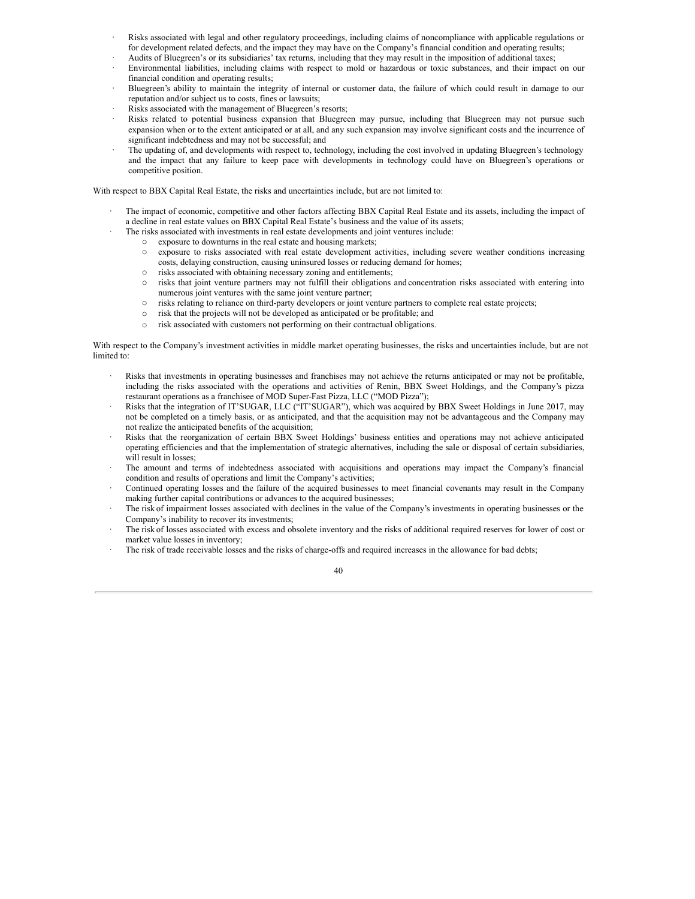- Risks associated with legal and other regulatory proceedings, including claims of noncompliance with applicable regulations or for development related defects, and the impact they may have on the Company's financial condition and operating results;
- Audits of Bluegreen's or its subsidiaries' tax returns, including that they may result in the imposition of additional taxes;
- Environmental liabilities, including claims with respect to mold or hazardous or toxic substances, and their impact on our financial condition and operating results;
- Bluegreen's ability to maintain the integrity of internal or customer data, the failure of which could result in damage to our reputation and/or subject us to costs, fines or lawsuits;
- Risks associated with the management of Bluegreen's resorts;
- Risks related to potential business expansion that Bluegreen may pursue, including that Bluegreen may not pursue such expansion when or to the extent anticipated or at all, and any such expansion may involve significant costs and the incurrence of significant indebtedness and may not be successful; and
- The updating of, and developments with respect to, technology, including the cost involved in updating Bluegreen's technology and the impact that any failure to keep pace with developments in technology could have on Bluegreen's operations or competitive position.

With respect to BBX Capital Real Estate, the risks and uncertainties include, but are not limited to:

- The impact of economic, competitive and other factors affecting BBX Capital Real Estate and its assets, including the impact of a decline in real estate values on BBX Capital Real Estate's business and the value of its assets;
- The risks associated with investments in real estate developments and joint ventures include:
  - exposure to downturns in the real estate and housing markets;
  - exposure to risks associated with real estate development activities, including severe weather conditions increasing costs, delaying construction, causing uninsured losses or reducing demand for homes;
  - risks associated with obtaining necessary zoning and entitlements;
  - risks that joint venture partners may not fulfill their obligations and concentration risks associated with entering into numerous joint ventures with the same joint venture partner;
  - risks relating to reliance on third-party developers or joint venture partners to complete real estate projects;
  - risk that the projects will not be developed as anticipated or be profitable; and
  - risk associated with customers not performing on their contractual obligations.

With respect to the Company's investment activities in middle market operating businesses, the risks and uncertainties include, but are not limited to:

- Risks that investments in operating businesses and franchises may not achieve the returns anticipated or may not be profitable, including the risks associated with the operations and activities of Renin, BBX Sweet Holdings, and the Company's pizza restaurant operations as a franchisee of MOD Super-Fast Pizza, LLC ("MOD Pizza");
- Risks that the integration of IT'SUGAR, LLC ("IT'SUGAR"), which was acquired by BBX Sweet Holdings in June 2017, may not be completed on a timely basis, or as anticipated, and that the acquisition may not be advantageous and the Company may not realize the anticipated benefits of the acquisition;
- Risks that the reorganization of certain BBX Sweet Holdings' business entities and operations may not achieve anticipated operating efficiencies and that the implementation of strategic alternatives, including the sale or disposal of certain subsidiaries, will result in losses;
- The amount and terms of indebtedness associated with acquisitions and operations may impact the Company's financial condition and results of operations and limit the Company's activities;
- Continued operating losses and the failure of the acquired businesses to meet financial covenants may result in the Company making further capital contributions or advances to the acquired businesses;
- The risk of impairment losses associated with declines in the value of the Company's investments in operating businesses or the Company's inability to recover its investments;
- The risk of losses associated with excess and obsolete inventory and the risks of additional required reserves for lower of cost or market value losses in inventory;
- The risk of trade receivable losses and the risks of charge-offs and required increases in the allowance for bad debts;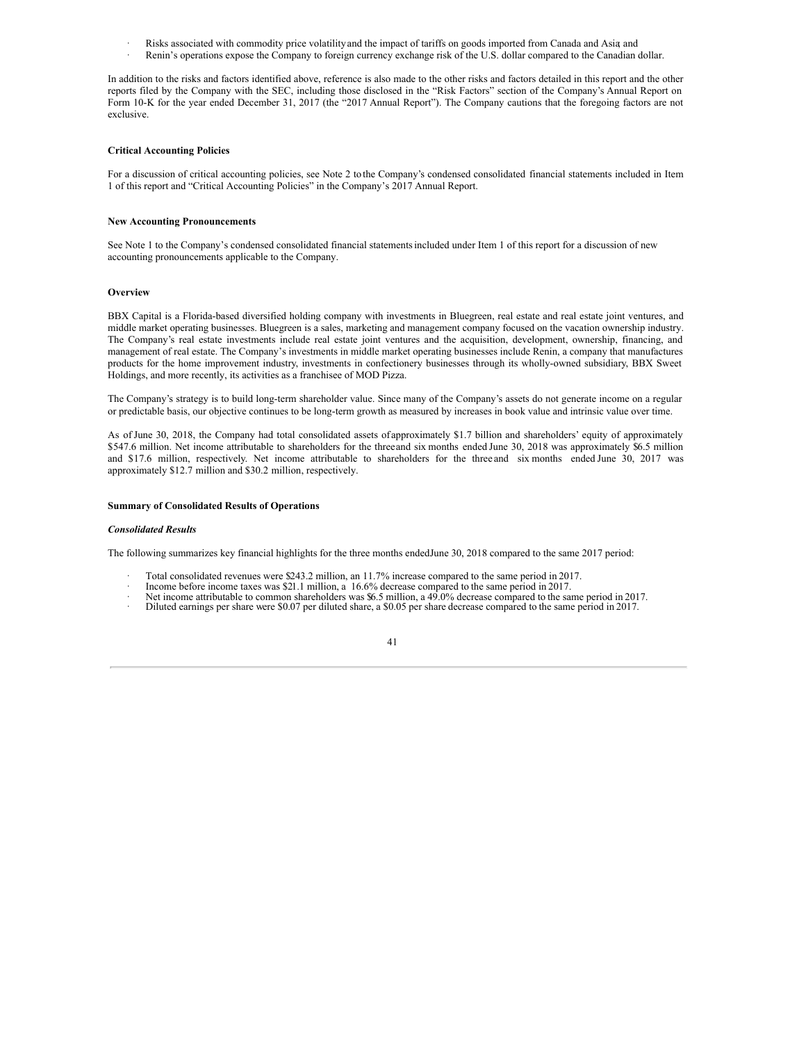- Risks associated with commodity price volatility and the impact of tariffs on goods imported from Canada and Asia; and
- Renin's operations expose the Company to foreign currency exchange risk of the U.S. dollar compared to the Canadian dollar.

In addition to the risks and factors identified above, reference is also made to the other risks and factors detailed in this report and the other reports filed by the Company with the SEC, including those disclosed in the "Risk Factors" section of the Company's Annual Report on Form 10-K for the year ended December 31, 2017 (the "2017 Annual Report"). The Company cautions that the foregoing factors are not exclusive.

**Critical Accounting Policies**

For a discussion of critical accounting policies, see Note 2 to the Company's condensed consolidated financial statements included in Item 1 of this report and "Critical Accounting Policies" in the Company's 2017 Annual Report.

**New Accounting Pronouncements**

See Note 1 to the Company's condensed consolidated financial statements included under Item 1 of this report for a discussion of new accounting pronouncements applicable to the Company.

**Overview**

BBX Capital is a Florida-based diversified holding company with investments in Bluegreen, real estate and real estate joint ventures, and middle market operating businesses. Bluegreen is a sales, marketing and management company focused on the vacation ownership industry. The Company's real estate investments include real estate joint ventures and the acquisition, development, ownership, financing, and management of real estate. The Company's investments in middle market operating businesses include Renin, a company that manufactures products for the home improvement industry, investments in confectionery businesses through its wholly-owned subsidiary, BBX Sweet Holdings, and more recently, its activities as a franchisee of MOD Pizza.

The Company's strategy is to build long-term shareholder value. Since many of the Company's assets do not generate income on a regular or predictable basis, our objective continues to be long-term growth as measured by increases in book value and intrinsic value over time.

As of June 30, 2018, the Company had total consolidated assets of approximately $1.7 billion and shareholders' equity of approximately $547.6 million. Net income attributable to shareholders for the three and six months ended June 30, 2018 was approximately $6.5 million and $17.6 million, respectively. Net income attributable to shareholders for the three and six months ended June 30, 2017 was approximately $12.7 million and $30.2 million, respectively.

**Summary of Consolidated Results of Operations**

***Consolidated Results***

The following summarizes key financial highlights for the three months ended June 30, 2018 compared to the same 2017 period:

- Total consolidated revenues were $243.2 million, an 11.7% increase compared to the same period in 2017.
- Income before income taxes was $21.1 million, a 16.6% decrease compared to the same period in 2017.
- Net income attributable to common shareholders was $6.5 million, a 49.0% decrease compared to the same period in 2017.
- Diluted earnings per share were $0.07 per diluted share, a $0.05 per share decrease compared to the same period in 2017.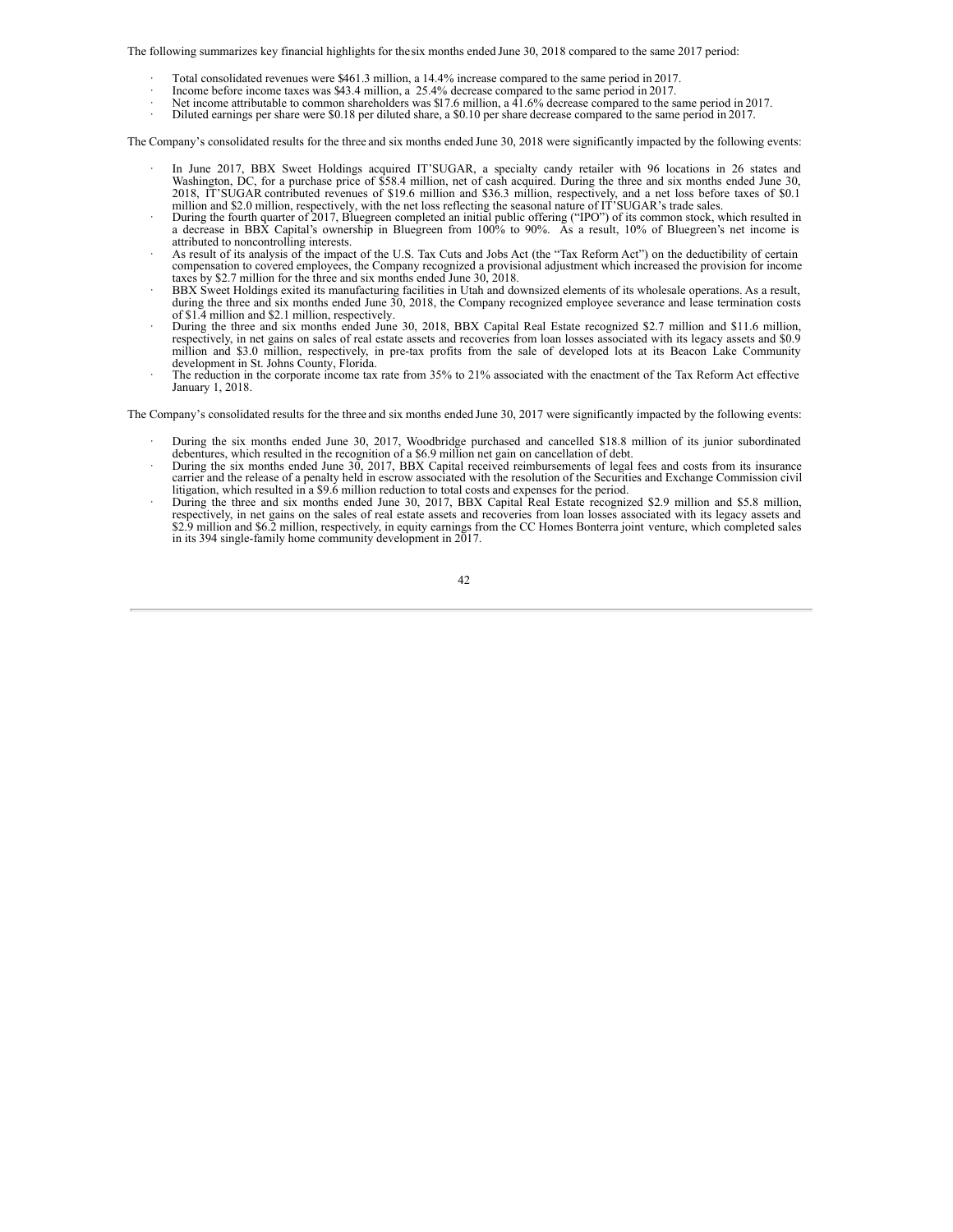The following summarizes key financial highlights for the six months ended June 30, 2018 compared to the same 2017 period:

- Total consolidated revenues were $461.3 million, a 14.4% increase compared to the same period in 2017.
- Income before income taxes was $43.4 million, a 25.4% decrease compared to the same period in 2017.
- Net income attributable to common shareholders was $17.6 million, a 41.6% decrease compared to the same period in 2017.
- Diluted earnings per share were $0.18 per diluted share, a $0.10 per share decrease compared to the same period in 2017.

The Company's consolidated results for the three and six months ended June 30, 2018 were significantly impacted by the following events:

- In June 2017, BBX Sweet Holdings acquired IT'SUGAR, a specialty candy retailer with 96 locations in 26 states and Washington, DC, for a purchase price of $58.4 million, net of cash acquired. During the three and six months ended June 30, 2018, IT'SUGAR contributed revenues of $19.6 million and $36.3 million, respectively, and a net loss before taxes of $0.1 million and $2.0 million, respectively, with the net loss reflecting the seasonal nature of IT'SUGAR's trade sales.
- During the fourth quarter of 2017, Bluegreen completed an initial public offering ("IPO") of its common stock, which resulted in a decrease in BBX Capital's ownership in Bluegreen from 100% to 90%. As a result, 10% of Bluegreen's net income is attributed to noncontrolling interests.
- As result of its analysis of the impact of the U.S. Tax Cuts and Jobs Act (the "Tax Reform Act") on the deductibility of certain compensation to covered employees, the Company recognized a provisional adjustment which increased the provision for income taxes by $2.7 million for the three and six months ended June 30, 2018.
- BBX Sweet Holdings exited its manufacturing facilities in Utah and downsized elements of its wholesale operations. As a result, during the three and six months ended June 30, 2018, the Company recognized employee severance and lease termination costs of $1.4 million and $2.1 million, respectively.
- During the three and six months ended June 30, 2018, BBX Capital Real Estate recognized $2.7 million and $11.6 million, respectively, in net gains on sales of real estate assets and recoveries from loan losses associated with its legacy assets and $0.9 million and $3.0 million, respectively, in pre-tax profits from the sale of developed lots at its Beacon Lake Community development in St. Johns County, Florida.
- The reduction in the corporate income tax rate from 35% to 21% associated with the enactment of the Tax Reform Act effective January 1, 2018.

The Company's consolidated results for the three and six months ended June 30, 2017 were significantly impacted by the following events:

- During the six months ended June 30, 2017, Woodbridge purchased and cancelled $18.8 million of its junior subordinated debentures, which resulted in the recognition of a $6.9 million net gain on cancellation of debt.
- During the six months ended June 30, 2017, BBX Capital received reimbursements of legal fees and costs from its insurance carrier and the release of a penalty held in escrow associated with the resolution of the Securities and Exchange Commission civil litigation, which resulted in a $9.6 million reduction to total costs and expenses for the period.
- During the three and six months ended June 30, 2017, BBX Capital Real Estate recognized $2.9 million and $5.8 million, respectively, in net gains on the sales of real estate assets and recoveries from loan losses associated with its legacy assets and $2.9 million and $6.2 million, respectively, in equity earnings from the CC Homes Bonterra joint venture, which completed sales in its 394 single-family home community development in 2017.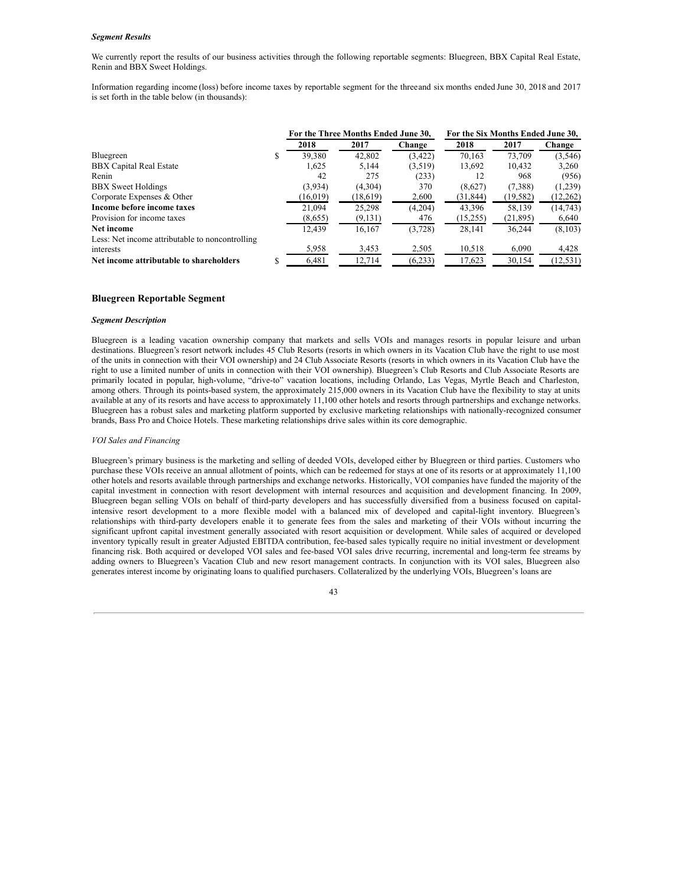***Segment Results***

We currently report the results of our business activities through the following reportable segments: Bluegreen, BBX Capital Real Estate, Renin and BBX Sweet Holdings.

Information regarding income (loss) before income taxes by reportable segment for the three and six months ended June 30, 2018 and 2017 is set forth in the table below (in thousands):

| | For the Three Months Ended June 30, | | | For the Six Months Ended June 30, | | |
|---|---|---|---|---|---|---|
| | 2018 | 2017 | Change | 2018 | 2017 | Change |
| Bluegreen | $ 39,380 | 42,802 | (3,422) | 70,163 | 73,709 | (3,546) |
| BBX Capital Real Estate | 1,625 | 5,144 | (3,519) | 13,692 | 10,432 | 3,260 |
| Renin | 42 | 275 | (233) | 12 | 968 | (956) |
| BBX Sweet Holdings | (3,934) | (4,304) | 370 | (8,627) | (7,388) | (1,239) |
| Corporate Expenses & Other | (16,019) | (18,619) | 2,600 | (31,844) | (19,582) | (12,262) |
| **Income before income taxes** | 21,094 | 25,298 | (4,204) | 43,396 | 58,139 | (14,743) |
| Provision for income taxes | (8,655) | (9,131) | 476 | (15,255) | (21,895) | 6,640 |
| **Net income** | 12,439 | 16,167 | (3,728) | 28,141 | 36,244 | (8,103) |
| Less: Net income attributable to noncontrolling interests | 5,958 | 3,453 | 2,505 | 10,518 | 6,090 | 4,428 |
| **Net income attributable to shareholders** | $ 6,481 | 12,714 | (6,233) | 17,623 | 30,154 | (12,531) |

## Bluegreen Reportable Segment

***Segment Description***

Bluegreen is a leading vacation ownership company that markets and sells VOIs and manages resorts in popular leisure and urban destinations. Bluegreen's resort network includes 45 Club Resorts (resorts in which owners in its Vacation Club have the right to use most of the units in connection with their VOI ownership) and 24 Club Associate Resorts (resorts in which owners in its Vacation Club have the right to use a limited number of units in connection with their VOI ownership). Bluegreen's Club Resorts and Club Associate Resorts are primarily located in popular, high-volume, "drive-to" vacation locations, including Orlando, Las Vegas, Myrtle Beach and Charleston, among others. Through its points-based system, the approximately 215,000 owners in its Vacation Club have the flexibility to stay at units available at any of its resorts and have access to approximately 11,100 other hotels and resorts through partnerships and exchange networks. Bluegreen has a robust sales and marketing platform supported by exclusive marketing relationships with nationally-recognized consumer brands, Bass Pro and Choice Hotels. These marketing relationships drive sales within its core demographic.

*VOI Sales and Financing*

Bluegreen's primary business is the marketing and selling of deeded VOIs, developed either by Bluegreen or third parties. Customers who purchase these VOIs receive an annual allotment of points, which can be redeemed for stays at one of its resorts or at approximately 11,100 other hotels and resorts available through partnerships and exchange networks. Historically, VOI companies have funded the majority of the capital investment in connection with resort development with internal resources and acquisition and development financing. In 2009, Bluegreen began selling VOIs on behalf of third-party developers and has successfully diversified from a business focused on capital-intensive resort development to a more flexible model with a balanced mix of developed and capital-light inventory. Bluegreen's relationships with third-party developers enable it to generate fees from the sales and marketing of their VOIs without incurring the significant upfront capital investment generally associated with resort acquisition or development. While sales of acquired or developed inventory typically result in greater Adjusted EBITDA contribution, fee-based sales typically require no initial investment or development financing risk. Both acquired or developed VOI sales and fee-based VOI sales drive recurring, incremental and long-term fee streams by adding owners to Bluegreen's Vacation Club and new resort management contracts. In conjunction with its VOI sales, Bluegreen also generates interest income by originating loans to qualified purchasers. Collateralized by the underlying VOIs, Bluegreen's loans are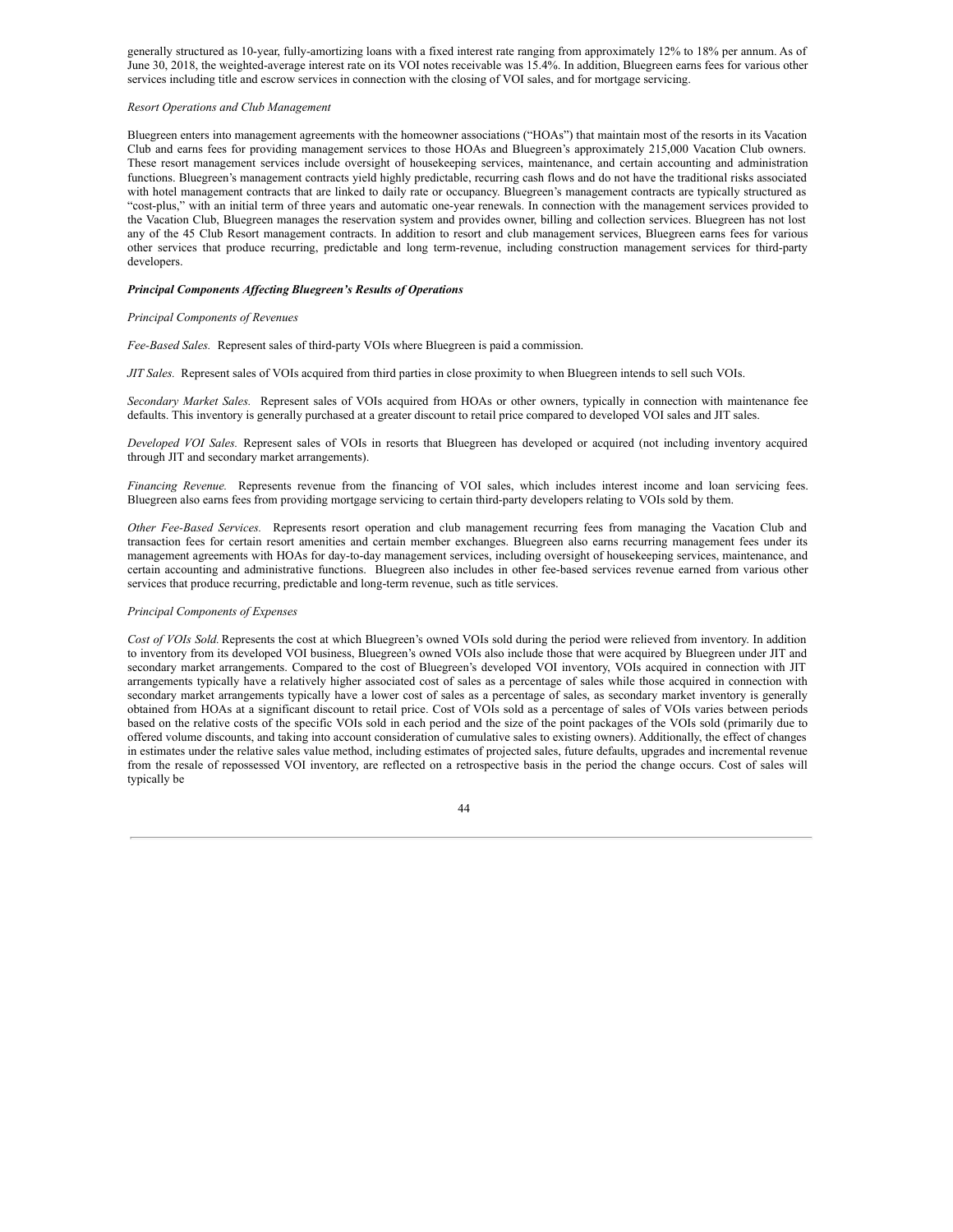generally structured as 10-year, fully-amortizing loans with a fixed interest rate ranging from approximately 12% to 18% per annum. As of June 30, 2018, the weighted-average interest rate on its VOI notes receivable was 15.4%. In addition, Bluegreen earns fees for various other services including title and escrow services in connection with the closing of VOI sales, and for mortgage servicing.

*Resort Operations and Club Management*

Bluegreen enters into management agreements with the homeowner associations ("HOAs") that maintain most of the resorts in its Vacation Club and earns fees for providing management services to those HOAs and Bluegreen's approximately 215,000 Vacation Club owners. These resort management services include oversight of housekeeping services, maintenance, and certain accounting and administration functions. Bluegreen's management contracts yield highly predictable, recurring cash flows and do not have the traditional risks associated with hotel management contracts that are linked to daily rate or occupancy. Bluegreen's management contracts are typically structured as "cost-plus," with an initial term of three years and automatic one-year renewals. In connection with the management services provided to the Vacation Club, Bluegreen manages the reservation system and provides owner, billing and collection services. Bluegreen has not lost any of the 45 Club Resort management contracts. In addition to resort and club management services, Bluegreen earns fees for various other services that produce recurring, predictable and long term-revenue, including construction management services for third-party developers.

***Principal Components Affecting Bluegreen's Results of Operations***

*Principal Components of Revenues*

*Fee-Based Sales.* Represent sales of third-party VOIs where Bluegreen is paid a commission.

*JIT Sales.* Represent sales of VOIs acquired from third parties in close proximity to when Bluegreen intends to sell such VOIs.

*Secondary Market Sales.* Represent sales of VOIs acquired from HOAs or other owners, typically in connection with maintenance fee defaults. This inventory is generally purchased at a greater discount to retail price compared to developed VOI sales and JIT sales.

*Developed VOI Sales.* Represent sales of VOIs in resorts that Bluegreen has developed or acquired (not including inventory acquired through JIT and secondary market arrangements).

*Financing Revenue.* Represents revenue from the financing of VOI sales, which includes interest income and loan servicing fees. Bluegreen also earns fees from providing mortgage servicing to certain third-party developers relating to VOIs sold by them.

*Other Fee-Based Services.* Represents resort operation and club management recurring fees from managing the Vacation Club and transaction fees for certain resort amenities and certain member exchanges. Bluegreen also earns recurring management fees under its management agreements with HOAs for day-to-day management services, including oversight of housekeeping services, maintenance, and certain accounting and administrative functions. Bluegreen also includes in other fee-based services revenue earned from various other services that produce recurring, predictable and long-term revenue, such as title services.

*Principal Components of Expenses*

*Cost of VOIs Sold.* Represents the cost at which Bluegreen's owned VOIs sold during the period were relieved from inventory. In addition to inventory from its developed VOI business, Bluegreen's owned VOIs also include those that were acquired by Bluegreen under JIT and secondary market arrangements. Compared to the cost of Bluegreen's developed VOI inventory, VOIs acquired in connection with JIT arrangements typically have a relatively higher associated cost of sales as a percentage of sales while those acquired in connection with secondary market arrangements typically have a lower cost of sales as a percentage of sales, as secondary market inventory is generally obtained from HOAs at a significant discount to retail price. Cost of VOIs sold as a percentage of sales of VOIs varies between periods based on the relative costs of the specific VOIs sold in each period and the size of the point packages of the VOIs sold (primarily due to offered volume discounts, and taking into account consideration of cumulative sales to existing owners). Additionally, the effect of changes in estimates under the relative sales value method, including estimates of projected sales, future defaults, upgrades and incremental revenue from the resale of repossessed VOI inventory, are reflected on a retrospective basis in the period the change occurs. Cost of sales will typically be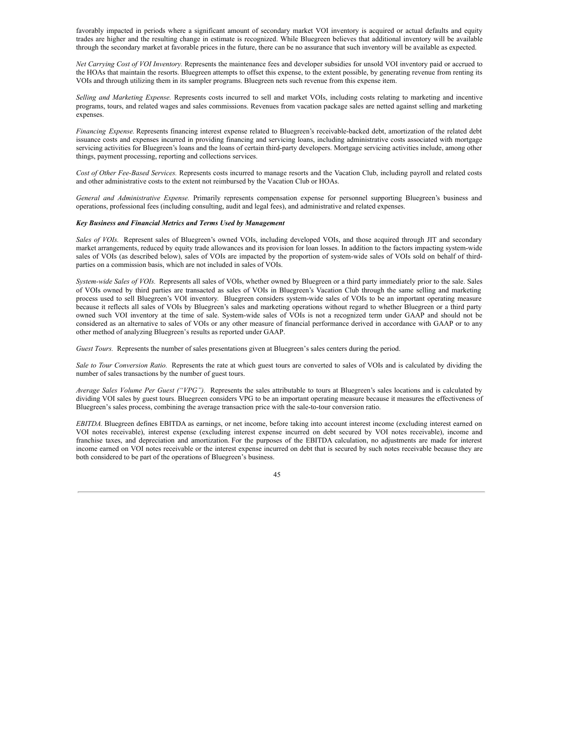favorably impacted in periods where a significant amount of secondary market VOI inventory is acquired or actual defaults and equity trades are higher and the resulting change in estimate is recognized. While Bluegreen believes that additional inventory will be available through the secondary market at favorable prices in the future, there can be no assurance that such inventory will be available as expected.

*Net Carrying Cost of VOI Inventory.* Represents the maintenance fees and developer subsidies for unsold VOI inventory paid or accrued to the HOAs that maintain the resorts. Bluegreen attempts to offset this expense, to the extent possible, by generating revenue from renting its VOIs and through utilizing them in its sampler programs. Bluegreen nets such revenue from this expense item.

*Selling and Marketing Expense.* Represents costs incurred to sell and market VOIs, including costs relating to marketing and incentive programs, tours, and related wages and sales commissions. Revenues from vacation package sales are netted against selling and marketing expenses.

*Financing Expense.* Represents financing interest expense related to Bluegreen's receivable-backed debt, amortization of the related debt issuance costs and expenses incurred in providing financing and servicing loans, including administrative costs associated with mortgage servicing activities for Bluegreen's loans and the loans of certain third-party developers. Mortgage servicing activities include, among other things, payment processing, reporting and collections services.

*Cost of Other Fee-Based Services.* Represents costs incurred to manage resorts and the Vacation Club, including payroll and related costs and other administrative costs to the extent not reimbursed by the Vacation Club or HOAs.

*General and Administrative Expense.* Primarily represents compensation expense for personnel supporting Bluegreen's business and operations, professional fees (including consulting, audit and legal fees), and administrative and related expenses.

***Key Business and Financial Metrics and Terms Used by Management***

*Sales of VOIs.* Represent sales of Bluegreen's owned VOIs, including developed VOIs, and those acquired through JIT and secondary market arrangements, reduced by equity trade allowances and its provision for loan losses. In addition to the factors impacting system-wide sales of VOIs (as described below), sales of VOIs are impacted by the proportion of system-wide sales of VOIs sold on behalf of third-parties on a commission basis, which are not included in sales of VOIs.

*System-wide Sales of VOIs.* Represents all sales of VOIs, whether owned by Bluegreen or a third party immediately prior to the sale. Sales of VOIs owned by third parties are transacted as sales of VOIs in Bluegreen's Vacation Club through the same selling and marketing process used to sell Bluegreen's VOI inventory. Bluegreen considers system-wide sales of VOIs to be an important operating measure because it reflects all sales of VOIs by Bluegreen's sales and marketing operations without regard to whether Bluegreen or a third party owned such VOI inventory at the time of sale. System-wide sales of VOIs is not a recognized term under GAAP and should not be considered as an alternative to sales of VOIs or any other measure of financial performance derived in accordance with GAAP or to any other method of analyzing Bluegreen's results as reported under GAAP.

*Guest Tours.* Represents the number of sales presentations given at Bluegreen's sales centers during the period.

*Sale to Tour Conversion Ratio.* Represents the rate at which guest tours are converted to sales of VOIs and is calculated by dividing the number of sales transactions by the number of guest tours.

*Average Sales Volume Per Guest ("VPG").* Represents the sales attributable to tours at Bluegreen's sales locations and is calculated by dividing VOI sales by guest tours. Bluegreen considers VPG to be an important operating measure because it measures the effectiveness of Bluegreen's sales process, combining the average transaction price with the sale-to-tour conversion ratio.

*EBITDA.* Bluegreen defines EBITDA as earnings, or net income, before taking into account interest income (excluding interest earned on VOI notes receivable), interest expense (excluding interest expense incurred on debt secured by VOI notes receivable), income and franchise taxes, and depreciation and amortization. For the purposes of the EBITDA calculation, no adjustments are made for interest income earned on VOI notes receivable or the interest expense incurred on debt that is secured by such notes receivable because they are both considered to be part of the operations of Bluegreen's business.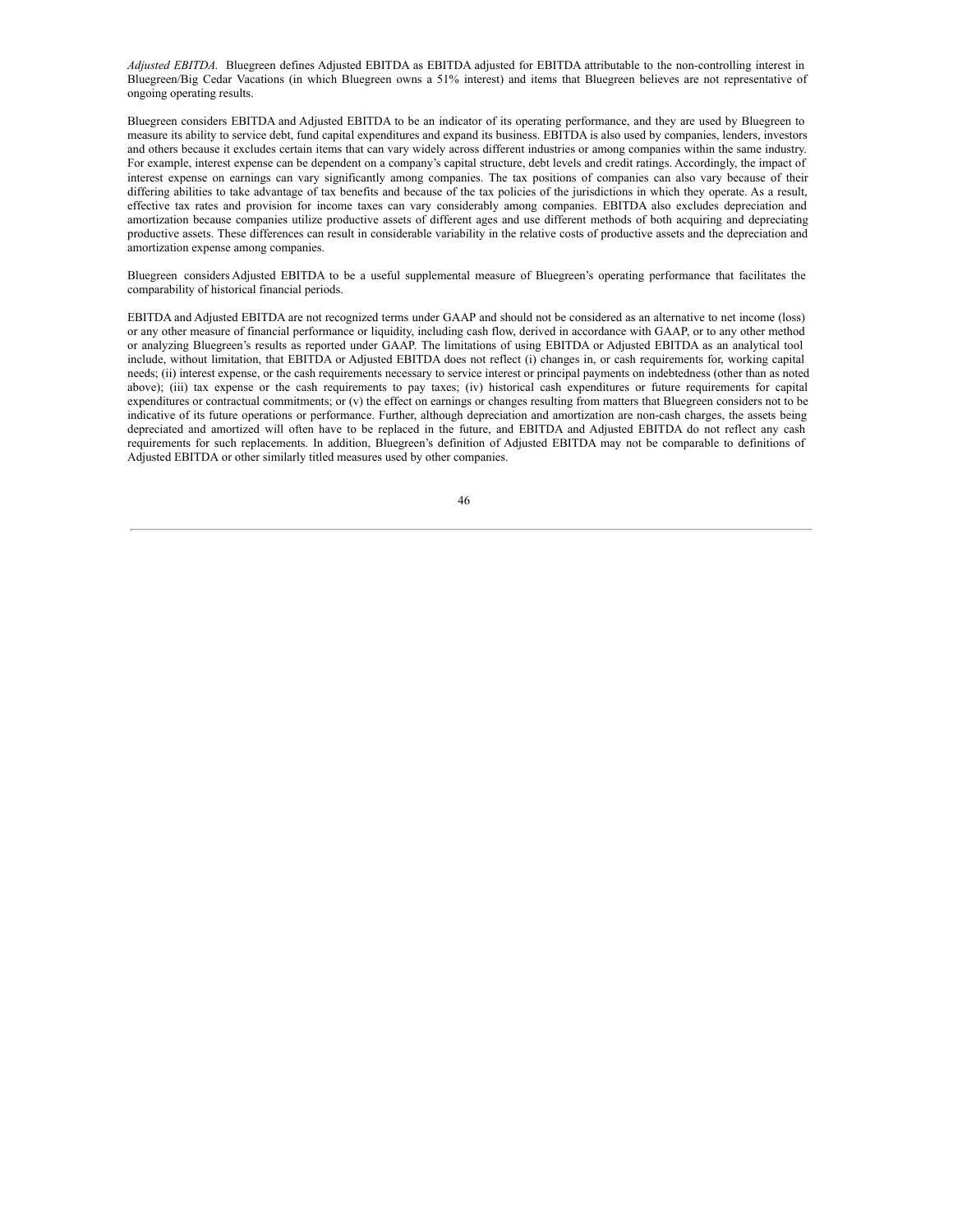*Adjusted EBITDA.* Bluegreen defines Adjusted EBITDA as EBITDA adjusted for EBITDA attributable to the non-controlling interest in Bluegreen/Big Cedar Vacations (in which Bluegreen owns a 51% interest) and items that Bluegreen believes are not representative of ongoing operating results.

Bluegreen considers EBITDA and Adjusted EBITDA to be an indicator of its operating performance, and they are used by Bluegreen to measure its ability to service debt, fund capital expenditures and expand its business. EBITDA is also used by companies, lenders, investors and others because it excludes certain items that can vary widely across different industries or among companies within the same industry. For example, interest expense can be dependent on a company's capital structure, debt levels and credit ratings. Accordingly, the impact of interest expense on earnings can vary significantly among companies. The tax positions of companies can also vary because of their differing abilities to take advantage of tax benefits and because of the tax policies of the jurisdictions in which they operate. As a result, effective tax rates and provision for income taxes can vary considerably among companies. EBITDA also excludes depreciation and amortization because companies utilize productive assets of different ages and use different methods of both acquiring and depreciating productive assets. These differences can result in considerable variability in the relative costs of productive assets and the depreciation and amortization expense among companies.

Bluegreen considers Adjusted EBITDA to be a useful supplemental measure of Bluegreen's operating performance that facilitates the comparability of historical financial periods.

EBITDA and Adjusted EBITDA are not recognized terms under GAAP and should not be considered as an alternative to net income (loss) or any other measure of financial performance or liquidity, including cash flow, derived in accordance with GAAP, or to any other method or analyzing Bluegreen's results as reported under GAAP. The limitations of using EBITDA or Adjusted EBITDA as an analytical tool include, without limitation, that EBITDA or Adjusted EBITDA does not reflect (i) changes in, or cash requirements for, working capital needs; (ii) interest expense, or the cash requirements necessary to service interest or principal payments on indebtedness (other than as noted above); (iii) tax expense or the cash requirements to pay taxes; (iv) historical cash expenditures or future requirements for capital expenditures or contractual commitments; or (v) the effect on earnings or changes resulting from matters that Bluegreen considers not to be indicative of its future operations or performance. Further, although depreciation and amortization are non-cash charges, the assets being depreciated and amortized will often have to be replaced in the future, and EBITDA and Adjusted EBITDA do not reflect any cash requirements for such replacements. In addition, Bluegreen's definition of Adjusted EBITDA may not be comparable to definitions of Adjusted EBITDA or other similarly titled measures used by other companies.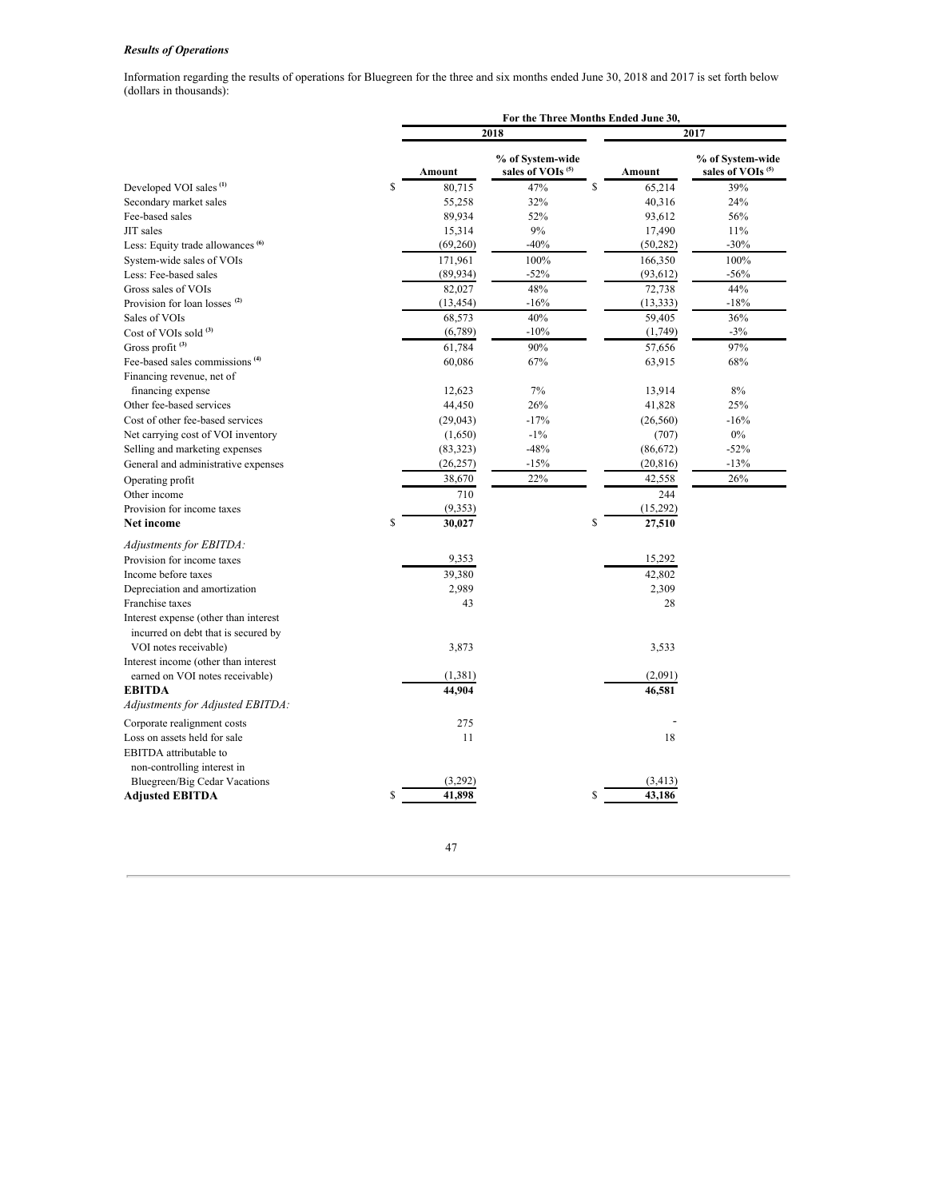***Results of Operations***

Information regarding the results of operations for Bluegreen for the three and six months ended June 30, 2018 and 2017 is set forth below (dollars in thousands):

| | For the Three Months Ended June 30, | | | |
|---|---|---|---|---|
| | 2018 | | 2017 | |
| | Amount | % of System-wide sales of VOIs (5) | Amount | % of System-wide sales of VOIs (5) |
| Developed VOI sales (1) | $ 80,715 | 47% | $ 65,214 | 39% |
| Secondary market sales | 55,258 | 32% | 40,316 | 24% |
| Fee-based sales | 89,934 | 52% | 93,612 | 56% |
| JIT sales | 15,314 | 9% | 17,490 | 11% |
| Less: Equity trade allowances (6) | (69,260) | -40% | (50,282) | -30% |
| System-wide sales of VOIs | 171,961 | 100% | 166,350 | 100% |
| Less: Fee-based sales | (89,934) | -52% | (93,612) | -56% |
| Gross sales of VOIs | 82,027 | 48% | 72,738 | 44% |
| Provision for loan losses (2) | (13,454) | -16% | (13,333) | -18% |
| Sales of VOIs | 68,573 | 40% | 59,405 | 36% |
| Cost of VOIs sold (3) | (6,789) | -10% | (1,749) | -3% |
| Gross profit (3) | 61,784 | 90% | 57,656 | 97% |
| Fee-based sales commissions (4) | 60,086 | 67% | 63,915 | 68% |
| Financing revenue, net of financing expense | 12,623 | 7% | 13,914 | 8% |
| Other fee-based services | 44,450 | 26% | 41,828 | 25% |
| Cost of other fee-based services | (29,043) | -17% | (26,560) | -16% |
| Net carrying cost of VOI inventory | (1,650) | -1% | (707) | 0% |
| Selling and marketing expenses | (83,323) | -48% | (86,672) | -52% |
| General and administrative expenses | (26,257) | -15% | (20,816) | -13% |
| Operating profit | 38,670 | 22% | 42,558 | 26% |
| Other income | 710 | | 244 | |
| Provision for income taxes | (9,353) | | (15,292) | |
| **Net income** | $ **30,027** | | $ **27,510** | |
| *Adjustments for EBITDA:* | | | | |
| Provision for income taxes | 9,353 | | 15,292 | |
| Income before taxes | 39,380 | | 42,802 | |
| Depreciation and amortization | 2,989 | | 2,309 | |
| Franchise taxes | 43 | | 28 | |
| Interest expense (other than interest incurred on debt that is secured by VOI notes receivable) | 3,873 | | 3,533 | |
| Interest income (other than interest earned on VOI notes receivable) | (1,381) | | (2,091) | |
| **EBITDA** | **44,904** | | **46,581** | |
| *Adjustments for Adjusted EBITDA:* | | | | |
| Corporate realignment costs | 275 | | - | |
| Loss on assets held for sale | 11 | | 18 | |
| EBITDA attributable to non-controlling interest in Bluegreen/Big Cedar Vacations | (3,292) | | (3,413) | |
| **Adjusted EBITDA** | $ **41,898** | | $ **43,186** | |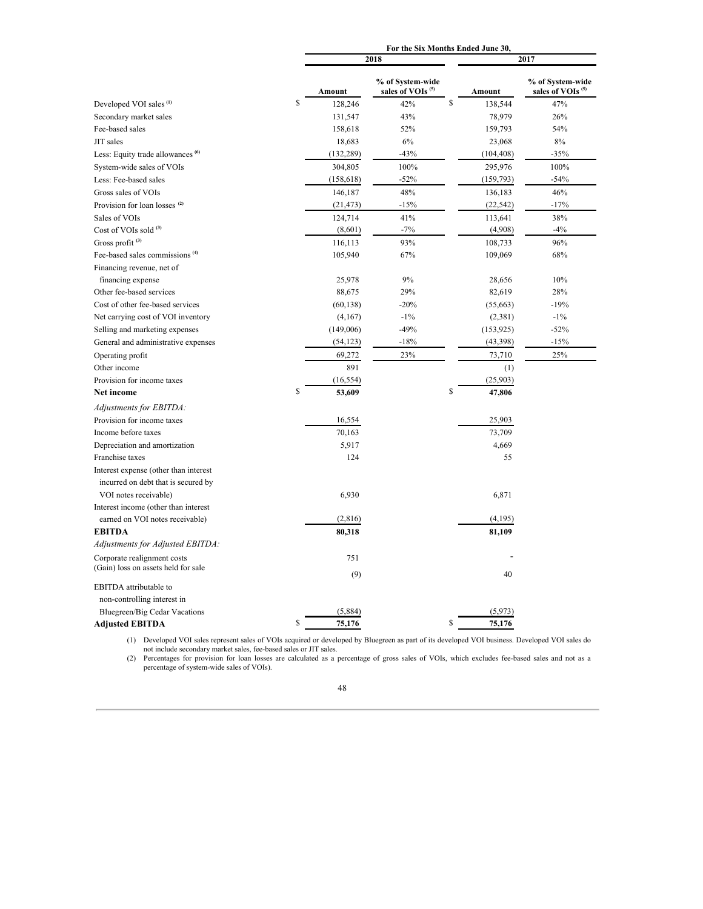| | For the Six Months Ended June 30, | | | |
|---|---|---|---|---|
| | 2018 | | 2017 | |
| | Amount | % of System-wide sales of VOIs [(5)] | Amount | % of System-wide sales of VOIs [(5)] |
| Developed VOI sales [(1)] | $ 128,246 | 42% | $ 138,544 | 47% |
| Secondary market sales | 131,547 | 43% | 78,979 | 26% |
| Fee-based sales | 158,618 | 52% | 159,793 | 54% |
| JIT sales | 18,683 | 6% | 23,068 | 8% |
| Less: Equity trade allowances [(6)] | (132,289) | -43% | (104,408) | -35% |
| System-wide sales of VOIs | 304,805 | 100% | 295,976 | 100% |
| Less: Fee-based sales | (158,618) | -52% | (159,793) | -54% |
| Gross sales of VOIs | 146,187 | 48% | 136,183 | 46% |
| Provision for loan losses [(2)] | (21,473) | -15% | (22,542) | -17% |
| Sales of VOIs | 124,714 | 41% | 113,641 | 38% |
| Cost of VOIs sold [(3)] | (8,601) | -7% | (4,908) | -4% |
| Gross profit [(3)] | 116,113 | 93% | 108,733 | 96% |
| Fee-based sales commissions [(4)] | 105,940 | 67% | 109,069 | 68% |
| Financing revenue, net of financing expense | 25,978 | 9% | 28,656 | 10% |
| Other fee-based services | 88,675 | 29% | 82,619 | 28% |
| Cost of other fee-based services | (60,138) | -20% | (55,663) | -19% |
| Net carrying cost of VOI inventory | (4,167) | -1% | (2,381) | -1% |
| Selling and marketing expenses | (149,006) | -49% | (153,925) | -52% |
| General and administrative expenses | (54,123) | -18% | (43,398) | -15% |
| Operating profit | 69,272 | 23% | 73,710 | 25% |
| Other income | 891 | | (1) | |
| Provision for income taxes | (16,554) | | (25,903) | |
| **Net income** | **$ 53,609** | | **$ 47,806** | |
| *Adjustments for EBITDA:* | | | | |
| Provision for income taxes | 16,554 | | 25,903 | |
| Income before taxes | 70,163 | | 73,709 | |
| Depreciation and amortization | 5,917 | | 4,669 | |
| Franchise taxes | 124 | | 55 | |
| Interest expense (other than interest incurred on debt that is secured by VOI notes receivable) | 6,930 | | 6,871 | |
| Interest income (other than interest earned on VOI notes receivable) | (2,816) | | (4,195) | |
| **EBITDA** | **80,318** | | **81,109** | |
| *Adjustments for Adjusted EBITDA:* | | | | |
| Corporate realignment costs | 751 | | - | |
| (Gain) loss on assets held for sale | (9) | | 40 | |
| EBITDA attributable to non-controlling interest in Bluegreen/Big Cedar Vacations | (5,884) | | (5,973) | |
| **Adjusted EBITDA** | **$ 75,176** | | **$ 75,176** | |

(1) Developed VOI sales represent sales of VOIs acquired or developed by Bluegreen as part of its developed VOI business. Developed VOI sales do not include secondary market sales, fee-based sales or JIT sales.

(2) Percentages for provision for loan losses are calculated as a percentage of gross sales of VOIs, which excludes fee-based sales and not as a percentage of system-wide sales of VOIs).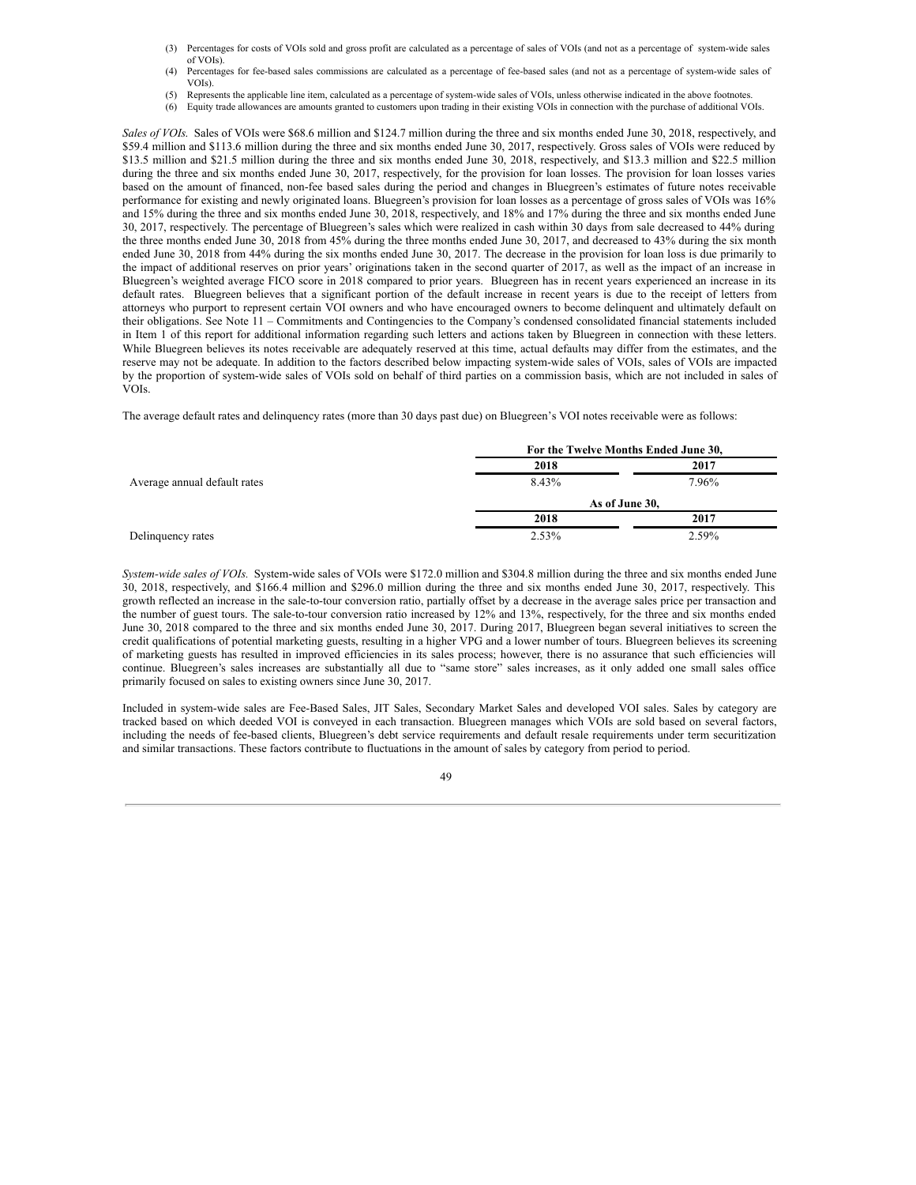(3) Percentages for costs of VOIs sold and gross profit are calculated as a percentage of sales of VOIs (and not as a percentage of system-wide sales of VOIs).
(4) Percentages for fee-based sales commissions are calculated as a percentage of fee-based sales (and not as a percentage of system-wide sales of VOIs).
(5) Represents the applicable line item, calculated as a percentage of system-wide sales of VOIs, unless otherwise indicated in the above footnotes.
(6) Equity trade allowances are amounts granted to customers upon trading in their existing VOIs in connection with the purchase of additional VOIs.

*Sales of VOIs.* Sales of VOIs were $68.6 million and $124.7 million during the three and six months ended June 30, 2018, respectively, and $59.4 million and $113.6 million during the three and six months ended June 30, 2017, respectively. Gross sales of VOIs were reduced by $13.5 million and $21.5 million during the three and six months ended June 30, 2018, respectively, and $13.3 million and $22.5 million during the three and six months ended June 30, 2017, respectively, for the provision for loan losses. The provision for loan losses varies based on the amount of financed, non-fee based sales during the period and changes in Bluegreen's estimates of future notes receivable performance for existing and newly originated loans. Bluegreen's provision for loan losses as a percentage of gross sales of VOIs was 16% and 15% during the three and six months ended June 30, 2018, respectively, and 18% and 17% during the three and six months ended June 30, 2017, respectively. The percentage of Bluegreen's sales which were realized in cash within 30 days from sale decreased to 44% during the three months ended June 30, 2018 from 45% during the three months ended June 30, 2017, and decreased to 43% during the six month ended June 30, 2018 from 44% during the six months ended June 30, 2017. The decrease in the provision for loan loss is due primarily to the impact of additional reserves on prior years' originations taken in the second quarter of 2017, as well as the impact of an increase in Bluegreen's weighted average FICO score in 2018 compared to prior years. Bluegreen has in recent years experienced an increase in its default rates. Bluegreen believes that a significant portion of the default increase in recent years is due to the receipt of letters from attorneys who purport to represent certain VOI owners and who have encouraged owners to become delinquent and ultimately default on their obligations. See Note 11 – Commitments and Contingencies to the Company's condensed consolidated financial statements included in Item 1 of this report for additional information regarding such letters and actions taken by Bluegreen in connection with these letters. While Bluegreen believes its notes receivable are adequately reserved at this time, actual defaults may differ from the estimates, and the reserve may not be adequate. In addition to the factors described below impacting system-wide sales of VOIs, sales of VOIs are impacted by the proportion of system-wide sales of VOIs sold on behalf of third parties on a commission basis, which are not included in sales of VOIs.

The average default rates and delinquency rates (more than 30 days past due) on Bluegreen's VOI notes receivable were as follows:

| | For the Twelve Months Ended June 30, | |
|---|---|---|
| | 2018 | 2017 |
| Average annual default rates | 8.43% | 7.96% |
| | As of June 30, | |
| | 2018 | 2017 |
| Delinquency rates | 2.53% | 2.59% |

*System-wide sales of VOIs.* System-wide sales of VOIs were $172.0 million and $304.8 million during the three and six months ended June 30, 2018, respectively, and $166.4 million and $296.0 million during the three and six months ended June 30, 2017, respectively. This growth reflected an increase in the sale-to-tour conversion ratio, partially offset by a decrease in the average sales price per transaction and the number of guest tours. The sale-to-tour conversion ratio increased by 12% and 13%, respectively, for the three and six months ended June 30, 2018 compared to the three and six months ended June 30, 2017. During 2017, Bluegreen began several initiatives to screen the credit qualifications of potential marketing guests, resulting in a higher VPG and a lower number of tours. Bluegreen believes its screening of marketing guests has resulted in improved efficiencies in its sales process; however, there is no assurance that such efficiencies will continue. Bluegreen's sales increases are substantially all due to "same store" sales increases, as it only added one small sales office primarily focused on sales to existing owners since June 30, 2017.

Included in system-wide sales are Fee-Based Sales, JIT Sales, Secondary Market Sales and developed VOI sales. Sales by category are tracked based on which deeded VOI is conveyed in each transaction. Bluegreen manages which VOIs are sold based on several factors, including the needs of fee-based clients, Bluegreen's debt service requirements and default resale requirements under term securitization and similar transactions. These factors contribute to fluctuations in the amount of sales by category from period to period.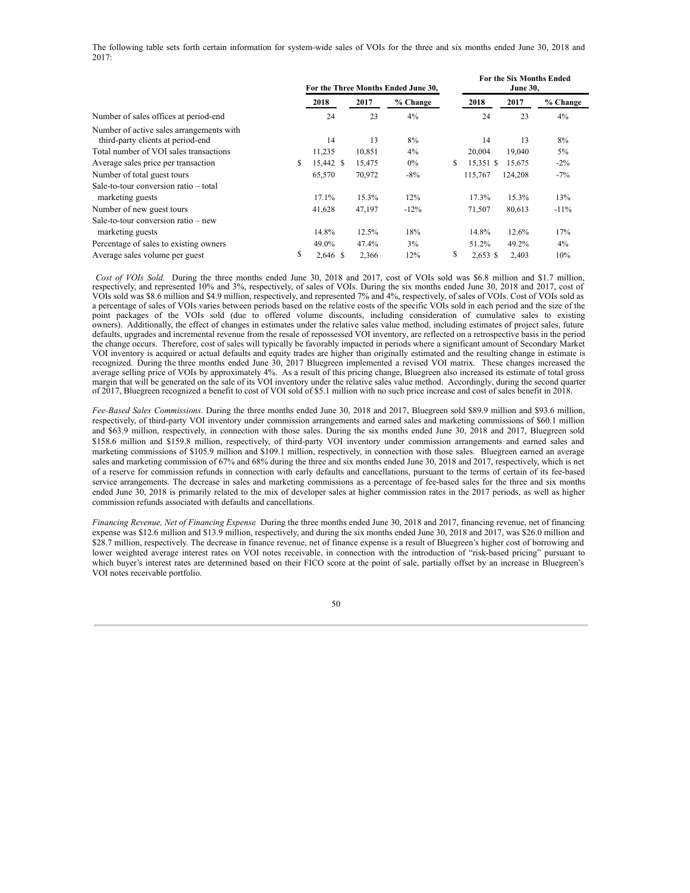The following table sets forth certain information for system-wide sales of VOIs for the three and six months ended June 30, 2018 and 2017:

| | For the Three Months Ended June 30, | | | For the Six Months Ended June 30, | | |
|---|---|---|---|---|---|---|
| | 2018 | 2017 | % Change | 2018 | 2017 | % Change |
| Number of sales offices at period-end | 24 | 23 | 4% | 24 | 23 | 4% |
| Number of active sales arrangements with third-party clients at period-end | 14 | 13 | 8% | 14 | 13 | 8% |
| Total number of VOI sales transactions | 11,235 | 10,851 | 4% | 20,004 | 19,040 | 5% |
| Average sales price per transaction | $ 15,442 | $ 15,475 | 0% | $ 15,351 | $ 15,675 | -2% |
| Number of total guest tours | 65,570 | 70,972 | -8% | 115,767 | 124,208 | -7% |
| Sale-to-tour conversion ratio – total marketing guests | 17.1% | 15.3% | 12% | 17.3% | 15.3% | 13% |
| Number of new guest tours | 41,628 | 47,197 | -12% | 71,507 | 80,613 | -11% |
| Sale-to-tour conversion ratio – new marketing guests | 14.8% | 12.5% | 18% | 14.8% | 12.6% | 17% |
| Percentage of sales to existing owners | 49.0% | 47.4% | 3% | 51.2% | 49.2% | 4% |
| Average sales volume per guest | $ 2,646 | $ 2,366 | 12% | $ 2,653 | $ 2,403 | 10% |

*Cost of VOIs Sold.* During the three months ended June 30, 2018 and 2017, cost of VOIs sold was $6.8 million and $1.7 million, respectively, and represented 10% and 3%, respectively, of sales of VOIs. During the six months ended June 30, 2018 and 2017, cost of VOIs sold was $8.6 million and $4.9 million, respectively, and represented 7% and 4%, respectively, of sales of VOIs. Cost of VOIs sold as a percentage of sales of VOIs varies between periods based on the relative costs of the specific VOIs sold in each period and the size of the point packages of the VOIs sold (due to offered volume discounts, including consideration of cumulative sales to existing owners). Additionally, the effect of changes in estimates under the relative sales value method, including estimates of project sales, future defaults, upgrades and incremental revenue from the resale of repossessed VOI inventory, are reflected on a retrospective basis in the period the change occurs. Therefore, cost of sales will typically be favorably impacted in periods where a significant amount of Secondary Market VOI inventory is acquired or actual defaults and equity trades are higher than originally estimated and the resulting change in estimate is recognized. During the three months ended June 30, 2017 Bluegreen implemented a revised VOI matrix. These changes increased the average selling price of VOIs by approximately 4%. As a result of this pricing change, Bluegreen also increased its estimate of total gross margin that will be generated on the sale of its VOI inventory under the relative sales value method. Accordingly, during the second quarter of 2017, Bluegreen recognized a benefit to cost of VOI sold of $5.1 million with no such price increase and cost of sales benefit in 2018.

*Fee-Based Sales Commissions.* During the three months ended June 30, 2018 and 2017, Bluegreen sold $89.9 million and $93.6 million, respectively, of third-party VOI inventory under commission arrangements and earned sales and marketing commissions of $60.1 million and $63.9 million, respectively, in connection with those sales. During the six months ended June 30, 2018 and 2017, Bluegreen sold $158.6 million and $159.8 million, respectively, of third-party VOI inventory under commission arrangements and earned sales and marketing commissions of $105.9 million and $109.1 million, respectively, in connection with those sales. Bluegreen earned an average sales and marketing commission of 67% and 68% during the three and six months ended June 30, 2018 and 2017, respectively, which is net of a reserve for commission refunds in connection with early defaults and cancellations, pursuant to the terms of certain of its fee-based service arrangements. The decrease in sales and marketing commissions as a percentage of fee-based sales for the three and six months ended June 30, 2018 is primarily related to the mix of developer sales at higher commission rates in the 2017 periods, as well as higher commission refunds associated with defaults and cancellations.

*Financing Revenue, Net of Financing Expense* During the three months ended June 30, 2018 and 2017, financing revenue, net of financing expense was $12.6 million and $13.9 million, respectively, and during the six months ended June 30, 2018 and 2017, was $26.0 million and $28.7 million, respectively. The decrease in finance revenue, net of finance expense is a result of Bluegreen's higher cost of borrowing and lower weighted average interest rates on VOI notes receivable, in connection with the introduction of "risk-based pricing" pursuant to which buyer's interest rates are determined based on their FICO score at the point of sale, partially offset by an increase in Bluegreen's VOI notes receivable portfolio.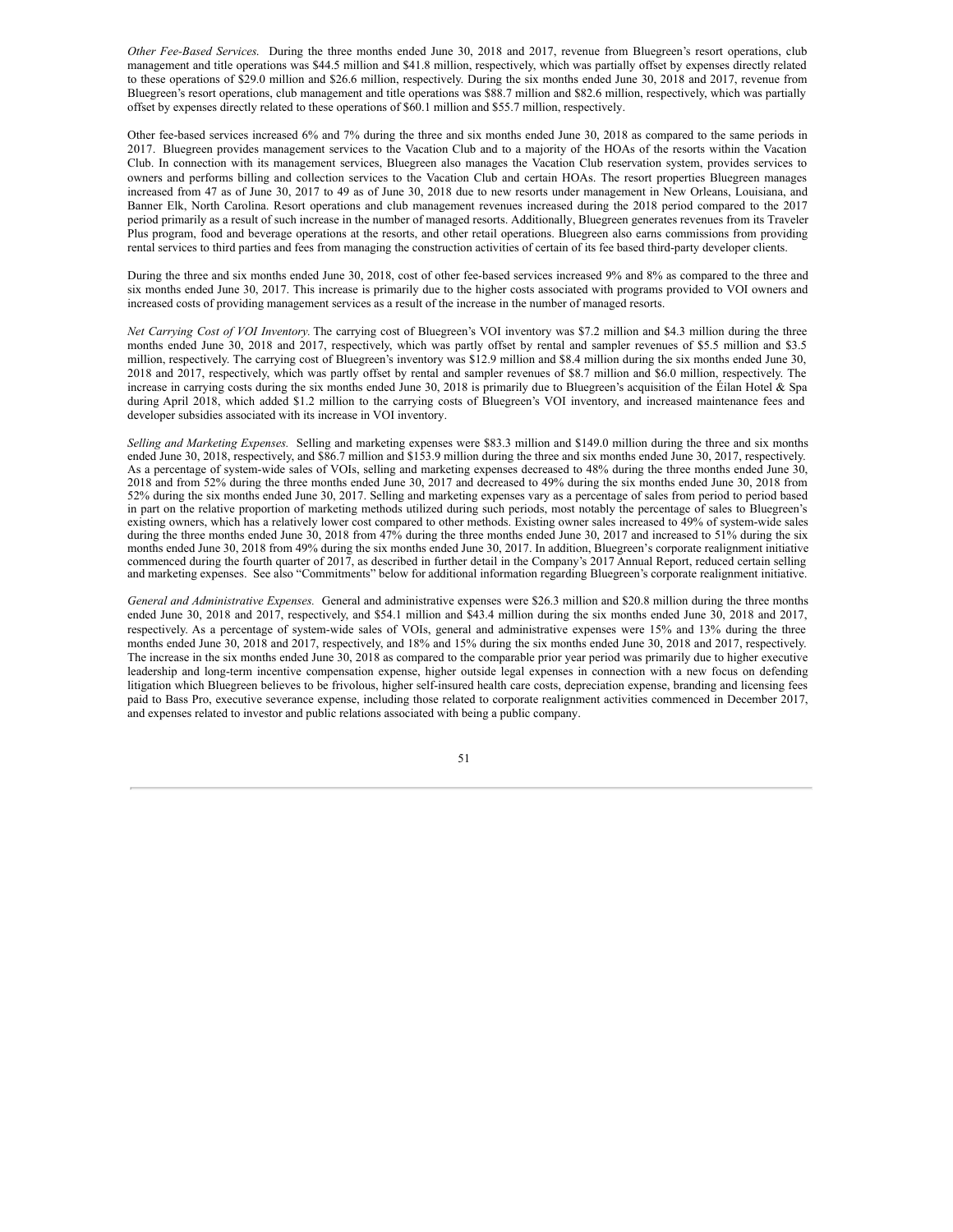*Other Fee-Based Services.* During the three months ended June 30, 2018 and 2017, revenue from Bluegreen's resort operations, club management and title operations was $44.5 million and $41.8 million, respectively, which was partially offset by expenses directly related to these operations of $29.0 million and $26.6 million, respectively. During the six months ended June 30, 2018 and 2017, revenue from Bluegreen's resort operations, club management and title operations was $88.7 million and $82.6 million, respectively, which was partially offset by expenses directly related to these operations of $60.1 million and $55.7 million, respectively.

Other fee-based services increased 6% and 7% during the three and six months ended June 30, 2018 as compared to the same periods in 2017. Bluegreen provides management services to the Vacation Club and to a majority of the HOAs of the resorts within the Vacation Club. In connection with its management services, Bluegreen also manages the Vacation Club reservation system, provides services to owners and performs billing and collection services to the Vacation Club and certain HOAs. The resort properties Bluegreen manages increased from 47 as of June 30, 2017 to 49 as of June 30, 2018 due to new resorts under management in New Orleans, Louisiana, and Banner Elk, North Carolina. Resort operations and club management revenues increased during the 2018 period compared to the 2017 period primarily as a result of such increase in the number of managed resorts. Additionally, Bluegreen generates revenues from its Traveler Plus program, food and beverage operations at the resorts, and other retail operations. Bluegreen also earns commissions from providing rental services to third parties and fees from managing the construction activities of certain of its fee based third-party developer clients.

During the three and six months ended June 30, 2018, cost of other fee-based services increased 9% and 8% as compared to the three and six months ended June 30, 2017. This increase is primarily due to the higher costs associated with programs provided to VOI owners and increased costs of providing management services as a result of the increase in the number of managed resorts.

*Net Carrying Cost of VOI Inventory.* The carrying cost of Bluegreen's VOI inventory was $7.2 million and $4.3 million during the three months ended June 30, 2018 and 2017, respectively, which was partly offset by rental and sampler revenues of $5.5 million and $3.5 million, respectively. The carrying cost of Bluegreen's inventory was $12.9 million and $8.4 million during the six months ended June 30, 2018 and 2017, respectively, which was partly offset by rental and sampler revenues of $8.7 million and $6.0 million, respectively. The increase in carrying costs during the six months ended June 30, 2018 is primarily due to Bluegreen's acquisition of the Éilan Hotel & Spa during April 2018, which added $1.2 million to the carrying costs of Bluegreen's VOI inventory, and increased maintenance fees and developer subsidies associated with its increase in VOI inventory.

*Selling and Marketing Expenses.* Selling and marketing expenses were $83.3 million and $149.0 million during the three and six months ended June 30, 2018, respectively, and $86.7 million and $153.9 million during the three and six months ended June 30, 2017, respectively. As a percentage of system-wide sales of VOIs, selling and marketing expenses decreased to 48% during the three months ended June 30, 2018 and from 52% during the three months ended June 30, 2017 and decreased to 49% during the six months ended June 30, 2018 from 52% during the six months ended June 30, 2017. Selling and marketing expenses vary as a percentage of sales from period to period based in part on the relative proportion of marketing methods utilized during such periods, most notably the percentage of sales to Bluegreen's existing owners, which has a relatively lower cost compared to other methods. Existing owner sales increased to 49% of system-wide sales during the three months ended June 30, 2018 from 47% during the three months ended June 30, 2017 and increased to 51% during the six months ended June 30, 2018 from 49% during the six months ended June 30, 2017. In addition, Bluegreen's corporate realignment initiative commenced during the fourth quarter of 2017, as described in further detail in the Company's 2017 Annual Report, reduced certain selling and marketing expenses. See also "Commitments" below for additional information regarding Bluegreen's corporate realignment initiative.

*General and Administrative Expenses.* General and administrative expenses were $26.3 million and $20.8 million during the three months ended June 30, 2018 and 2017, respectively, and $54.1 million and $43.4 million during the six months ended June 30, 2018 and 2017, respectively. As a percentage of system-wide sales of VOIs, general and administrative expenses were 15% and 13% during the three months ended June 30, 2018 and 2017, respectively, and 18% and 15% during the six months ended June 30, 2018 and 2017, respectively. The increase in the six months ended June 30, 2018 as compared to the comparable prior year period was primarily due to higher executive leadership and long-term incentive compensation expense, higher outside legal expenses in connection with a new focus on defending litigation which Bluegreen believes to be frivolous, higher self-insured health care costs, depreciation expense, branding and licensing fees paid to Bass Pro, executive severance expense, including those related to corporate realignment activities commenced in December 2017, and expenses related to investor and public relations associated with being a public company.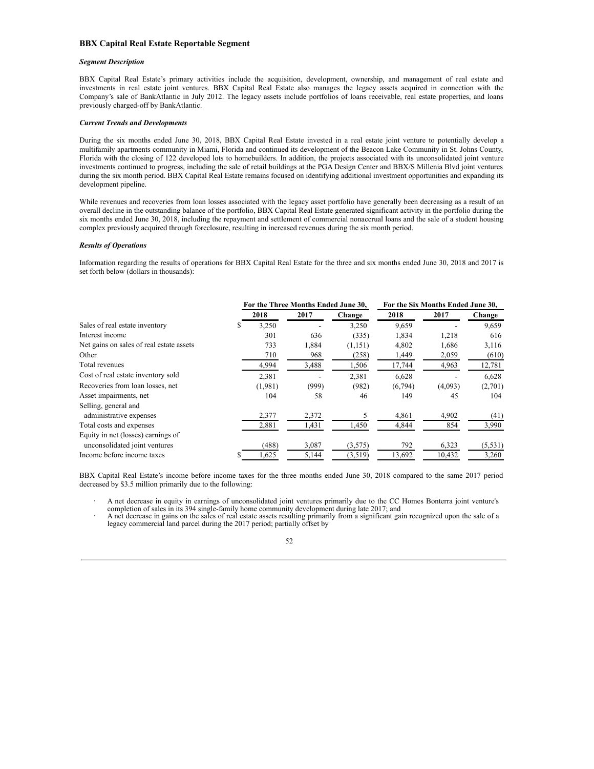## BBX Capital Real Estate Reportable Segment

***Segment Description***

BBX Capital Real Estate's primary activities include the acquisition, development, ownership, and management of real estate and investments in real estate joint ventures. BBX Capital Real Estate also manages the legacy assets acquired in connection with the Company's sale of BankAtlantic in July 2012. The legacy assets include portfolios of loans receivable, real estate properties, and loans previously charged-off by BankAtlantic.

***Current Trends and Developments***

During the six months ended June 30, 2018, BBX Capital Real Estate invested in a real estate joint venture to potentially develop a multifamily apartments community in Miami, Florida and continued its development of the Beacon Lake Community in St. Johns County, Florida with the closing of 122 developed lots to homebuilders. In addition, the projects associated with its unconsolidated joint venture investments continued to progress, including the sale of retail buildings at the PGA Design Center and BBX/S Millenia Blvd joint ventures during the six month period. BBX Capital Real Estate remains focused on identifying additional investment opportunities and expanding its development pipeline.

While revenues and recoveries from loan losses associated with the legacy asset portfolio have generally been decreasing as a result of an overall decline in the outstanding balance of the portfolio, BBX Capital Real Estate generated significant activity in the portfolio during the six months ended June 30, 2018, including the repayment and settlement of commercial nonaccrual loans and the sale of a student housing complex previously acquired through foreclosure, resulting in increased revenues during the six month period.

***Results of Operations***

Information regarding the results of operations for BBX Capital Real Estate for the three and six months ended June 30, 2018 and 2017 is set forth below (dollars in thousands):

| | For the Three Months Ended June 30, | | | For the Six Months Ended June 30, | | |
|---|---|---|---|---|---|---|
| | 2018 | 2017 | Change | 2018 | 2017 | Change |
| Sales of real estate inventory | $ 3,250 | - | 3,250 | 9,659 | - | 9,659 |
| Interest income | 301 | 636 | (335) | 1,834 | 1,218 | 616 |
| Net gains on sales of real estate assets | 733 | 1,884 | (1,151) | 4,802 | 1,686 | 3,116 |
| Other | 710 | 968 | (258) | 1,449 | 2,059 | (610) |
| Total revenues | 4,994 | 3,488 | 1,506 | 17,744 | 4,963 | 12,781 |
| Cost of real estate inventory sold | 2,381 | - | 2,381 | 6,628 | - | 6,628 |
| Recoveries from loan losses, net | (1,981) | (999) | (982) | (6,794) | (4,093) | (2,701) |
| Asset impairments, net | 104 | 58 | 46 | 149 | 45 | 104 |
| Selling, general and administrative expenses | 2,377 | 2,372 | 5 | 4,861 | 4,902 | (41) |
| Total costs and expenses | 2,881 | 1,431 | 1,450 | 4,844 | 854 | 3,990 |
| Equity in net (losses) earnings of unconsolidated joint ventures | (488) | 3,087 | (3,575) | 792 | 6,323 | (5,531) |
| Income before income taxes | $ 1,625 | 5,144 | (3,519) | 13,692 | 10,432 | 3,260 |

BBX Capital Real Estate's income before income taxes for the three months ended June 30, 2018 compared to the same 2017 period decreased by $3.5 million primarily due to the following:

- A net decrease in equity in earnings of unconsolidated joint ventures primarily due to the CC Homes Bonterra joint venture's completion of sales in its 394 single-family home community development during late 2017; and
- A net decrease in gains on the sales of real estate assets resulting primarily from a significant gain recognized upon the sale of a legacy commercial land parcel during the 2017 period; partially offset by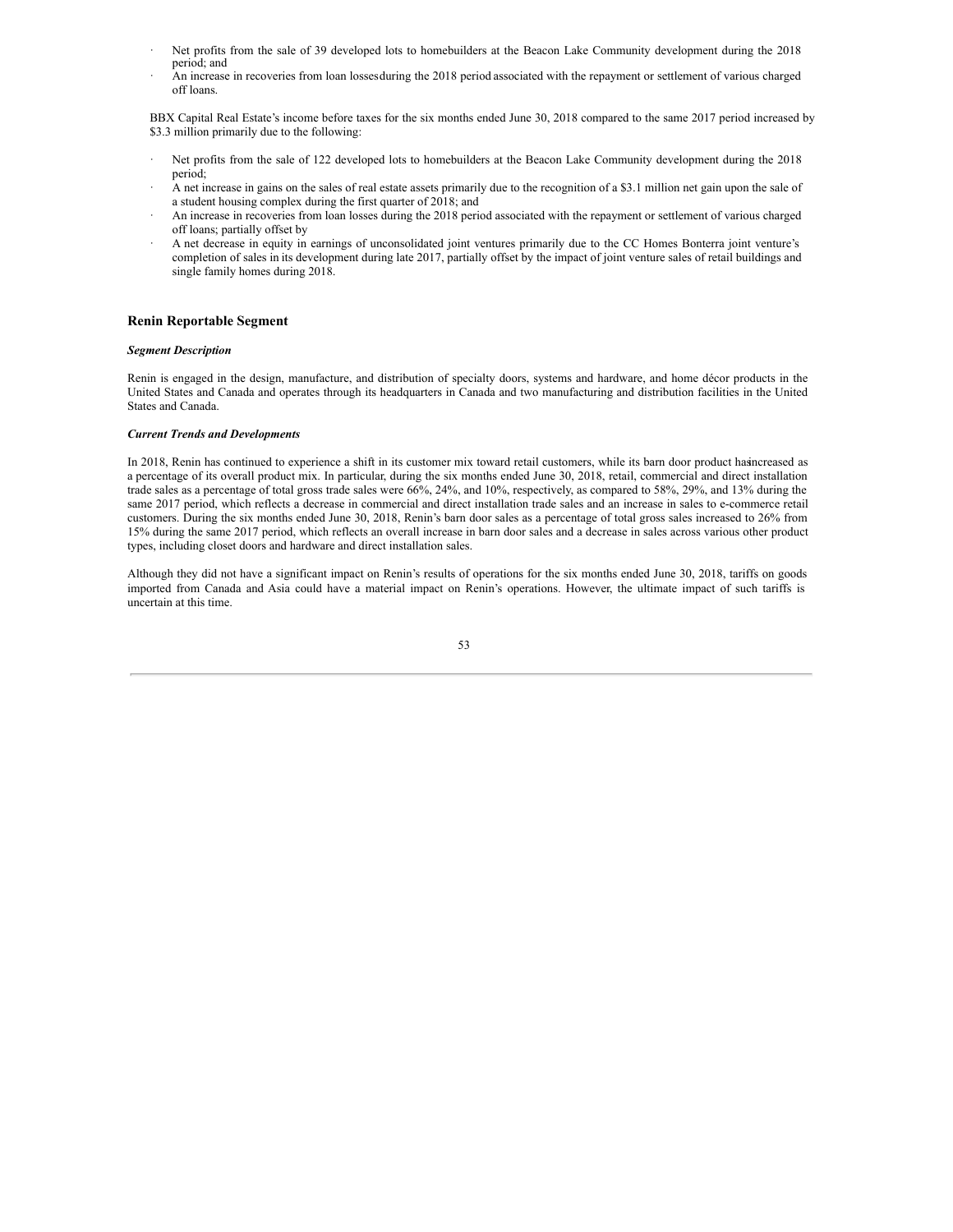- Net profits from the sale of 39 developed lots to homebuilders at the Beacon Lake Community development during the 2018 period; and
- An increase in recoveries from loan losses during the 2018 period associated with the repayment or settlement of various charged off loans.

BBX Capital Real Estate's income before taxes for the six months ended June 30, 2018 compared to the same 2017 period increased by $3.3 million primarily due to the following:

- Net profits from the sale of 122 developed lots to homebuilders at the Beacon Lake Community development during the 2018 period;
- A net increase in gains on the sales of real estate assets primarily due to the recognition of a $3.1 million net gain upon the sale of a student housing complex during the first quarter of 2018; and
- An increase in recoveries from loan losses during the 2018 period associated with the repayment or settlement of various charged off loans; partially offset by
- A net decrease in equity in earnings of unconsolidated joint ventures primarily due to the CC Homes Bonterra joint venture's completion of sales in its development during late 2017, partially offset by the impact of joint venture sales of retail buildings and single family homes during 2018.

## Renin Reportable Segment

***Segment Description***

Renin is engaged in the design, manufacture, and distribution of specialty doors, systems and hardware, and home décor products in the United States and Canada and operates through its headquarters in Canada and two manufacturing and distribution facilities in the United States and Canada.

***Current Trends and Developments***

In 2018, Renin has continued to experience a shift in its customer mix toward retail customers, while its barn door product has increased as a percentage of its overall product mix. In particular, during the six months ended June 30, 2018, retail, commercial and direct installation trade sales as a percentage of total gross trade sales were 66%, 24%, and 10%, respectively, as compared to 58%, 29%, and 13% during the same 2017 period, which reflects a decrease in commercial and direct installation trade sales and an increase in sales to e-commerce retail customers. During the six months ended June 30, 2018, Renin's barn door sales as a percentage of total gross sales increased to 26% from 15% during the same 2017 period, which reflects an overall increase in barn door sales and a decrease in sales across various other product types, including closet doors and hardware and direct installation sales.

Although they did not have a significant impact on Renin's results of operations for the six months ended June 30, 2018, tariffs on goods imported from Canada and Asia could have a material impact on Renin's operations. However, the ultimate impact of such tariffs is uncertain at this time.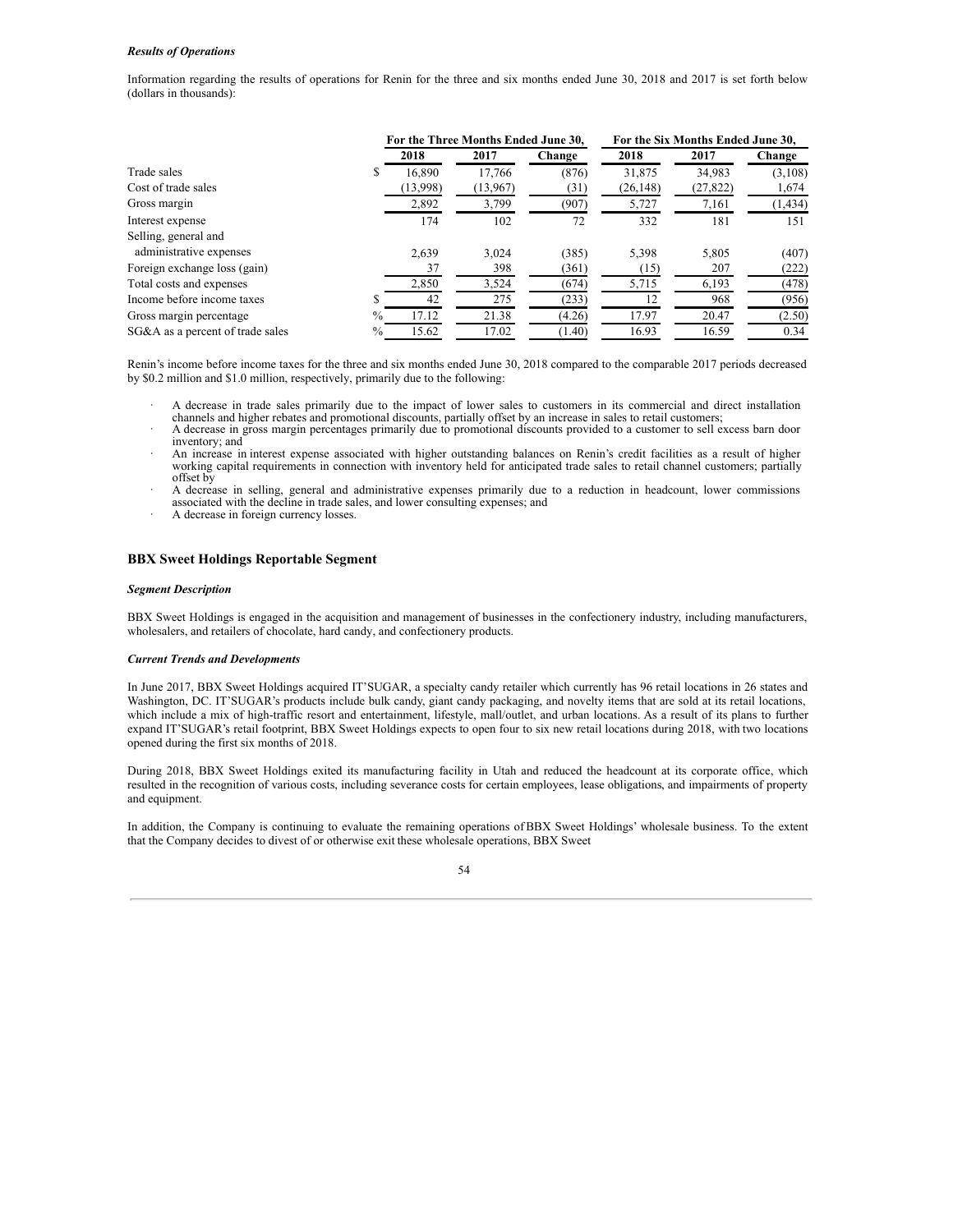***Results of Operations***

Information regarding the results of operations for Renin for the three and six months ended June 30, 2018 and 2017 is set forth below (dollars in thousands):

| | For the Three Months Ended June 30, | | | For the Six Months Ended June 30, | | |
|---|---|---|---|---|---|---|
| | 2018 | 2017 | Change | 2018 | 2017 | Change |
| Trade sales | $ 16,890 | 17,766 | (876) | 31,875 | 34,983 | (3,108) |
| Cost of trade sales | (13,998) | (13,967) | (31) | (26,148) | (27,822) | 1,674 |
| Gross margin | 2,892 | 3,799 | (907) | 5,727 | 7,161 | (1,434) |
| Interest expense | 174 | 102 | 72 | 332 | 181 | 151 |
| Selling, general and administrative expenses | 2,639 | 3,024 | (385) | 5,398 | 5,805 | (407) |
| Foreign exchange loss (gain) | 37 | 398 | (361) | (15) | 207 | (222) |
| Total costs and expenses | 2,850 | 3,524 | (674) | 5,715 | 6,193 | (478) |
| Income before income taxes | $ 42 | 275 | (233) | 12 | 968 | (956) |
| Gross margin percentage | % 17.12 | 21.38 | (4.26) | 17.97 | 20.47 | (2.50) |
| SG&A as a percent of trade sales | % 15.62 | 17.02 | (1.40) | 16.93 | 16.59 | 0.34 |

Renin's income before income taxes for the three and six months ended June 30, 2018 compared to the comparable 2017 periods decreased by $0.2 million and $1.0 million, respectively, primarily due to the following:

- A decrease in trade sales primarily due to the impact of lower sales to customers in its commercial and direct installation channels and higher rebates and promotional discounts, partially offset by an increase in sales to retail customers;
- A decrease in gross margin percentages primarily due to promotional discounts provided to a customer to sell excess barn door inventory; and
- An increase in interest expense associated with higher outstanding balances on Renin's credit facilities as a result of higher working capital requirements in connection with inventory held for anticipated trade sales to retail channel customers; partially offset by
- A decrease in selling, general and administrative expenses primarily due to a reduction in headcount, lower commissions associated with the decline in trade sales, and lower consulting expenses; and
- A decrease in foreign currency losses.

## BBX Sweet Holdings Reportable Segment

***Segment Description***

BBX Sweet Holdings is engaged in the acquisition and management of businesses in the confectionery industry, including manufacturers, wholesalers, and retailers of chocolate, hard candy, and confectionery products.

***Current Trends and Developments***

In June 2017, BBX Sweet Holdings acquired IT'SUGAR, a specialty candy retailer which currently has 96 retail locations in 26 states and Washington, DC. IT'SUGAR's products include bulk candy, giant candy packaging, and novelty items that are sold at its retail locations, which include a mix of high-traffic resort and entertainment, lifestyle, mall/outlet, and urban locations. As a result of its plans to further expand IT'SUGAR's retail footprint, BBX Sweet Holdings expects to open four to six new retail locations during 2018, with two locations opened during the first six months of 2018.

During 2018, BBX Sweet Holdings exited its manufacturing facility in Utah and reduced the headcount at its corporate office, which resulted in the recognition of various costs, including severance costs for certain employees, lease obligations, and impairments of property and equipment.

In addition, the Company is continuing to evaluate the remaining operations of BBX Sweet Holdings' wholesale business. To the extent that the Company decides to divest of or otherwise exit these wholesale operations, BBX Sweet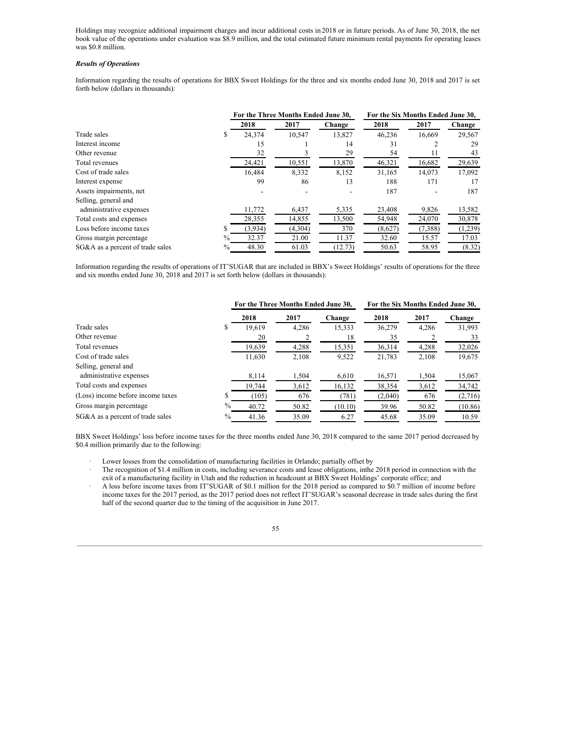Holdings may recognize additional impairment charges and incur additional costs in 2018 or in future periods. As of June 30, 2018, the net book value of the operations under evaluation was $8.9 million, and the total estimated future minimum rental payments for operating leases was $0.8 million.

***Results of Operations***

Information regarding the results of operations for BBX Sweet Holdings for the three and six months ended June 30, 2018 and 2017 is set forth below (dollars in thousands):

| | | For the Three Months Ended June 30, | | | For the Six Months Ended June 30, | | |
|---|---|---|---|---|---|---|---|
| | | 2018 | 2017 | Change | 2018 | 2017 | Change |
| Trade sales | $ | 24,374 | 10,547 | 13,827 | 46,236 | 16,669 | 29,567 |
| Interest income | | 15 | 1 | 14 | 31 | 2 | 29 |
| Other revenue | | 32 | 3 | 29 | 54 | 11 | 43 |
| Total revenues | | 24,421 | 10,551 | 13,870 | 46,321 | 16,682 | 29,639 |
| Cost of trade sales | | 16,484 | 8,332 | 8,152 | 31,165 | 14,073 | 17,092 |
| Interest expense | | 99 | 86 | 13 | 188 | 171 | 17 |
| Assets impairments, net | | - | - | - | 187 | - | 187 |
| Selling, general and administrative expenses | | 11,772 | 6,437 | 5,335 | 23,408 | 9,826 | 13,582 |
| Total costs and expenses | | 28,355 | 14,855 | 13,500 | 54,948 | 24,070 | 30,878 |
| Loss before income taxes | $ | (3,934) | (4,304) | 370 | (8,627) | (7,388) | (1,239) |
| Gross margin percentage | % | 32.37 | 21.00 | 11.37 | 32.60 | 15.57 | 17.03 |
| SG&A as a percent of trade sales | % | 48.30 | 61.03 | (12.73) | 50.63 | 58.95 | (8.32) |

Information regarding the results of operations of IT'SUGAR that are included in BBX's Sweet Holdings' results of operations for the three and six months ended June 30, 2018 and 2017 is set forth below (dollars in thousands):

| | | For the Three Months Ended June 30, | | | For the Six Months Ended June 30, | | |
|---|---|---|---|---|---|---|---|
| | | 2018 | 2017 | Change | 2018 | 2017 | Change |
| Trade sales | $ | 19,619 | 4,286 | 15,333 | 36,279 | 4,286 | 31,993 |
| Other revenue | | 20 | 2 | 18 | 35 | 2 | 33 |
| Total revenues | | 19,639 | 4,288 | 15,351 | 36,314 | 4,288 | 32,026 |
| Cost of trade sales | | 11,630 | 2,108 | 9,522 | 21,783 | 2,108 | 19,675 |
| Selling, general and administrative expenses | | 8,114 | 1,504 | 6,610 | 16,571 | 1,504 | 15,067 |
| Total costs and expenses | | 19,744 | 3,612 | 16,132 | 38,354 | 3,612 | 34,742 |
| (Loss) income before income taxes | $ | (105) | 676 | (781) | (2,040) | 676 | (2,716) |
| Gross margin percentage | % | 40.72 | 50.82 | (10.10) | 39.96 | 50.82 | (10.86) |
| SG&A as a percent of trade sales | % | 41.36 | 35.09 | 6.27 | 45.68 | 35.09 | 10.59 |

BBX Sweet Holdings' loss before income taxes for the three months ended June 30, 2018 compared to the same 2017 period decreased by $0.4 million primarily due to the following:

- Lower losses from the consolidation of manufacturing facilities in Orlando; partially offset by
- The recognition of $1.4 million in costs, including severance costs and lease obligations, inthe 2018 period in connection with the exit of a manufacturing facility in Utah and the reduction in headcount at BBX Sweet Holdings' corporate office; and
- A loss before income taxes from IT'SUGAR of $0.1 million for the 2018 period as compared to $0.7 million of income before income taxes for the 2017 period, as the 2017 period does not reflect IT'SUGAR's seasonal decrease in trade sales during the first half of the second quarter due to the timing of the acquisition in June 2017.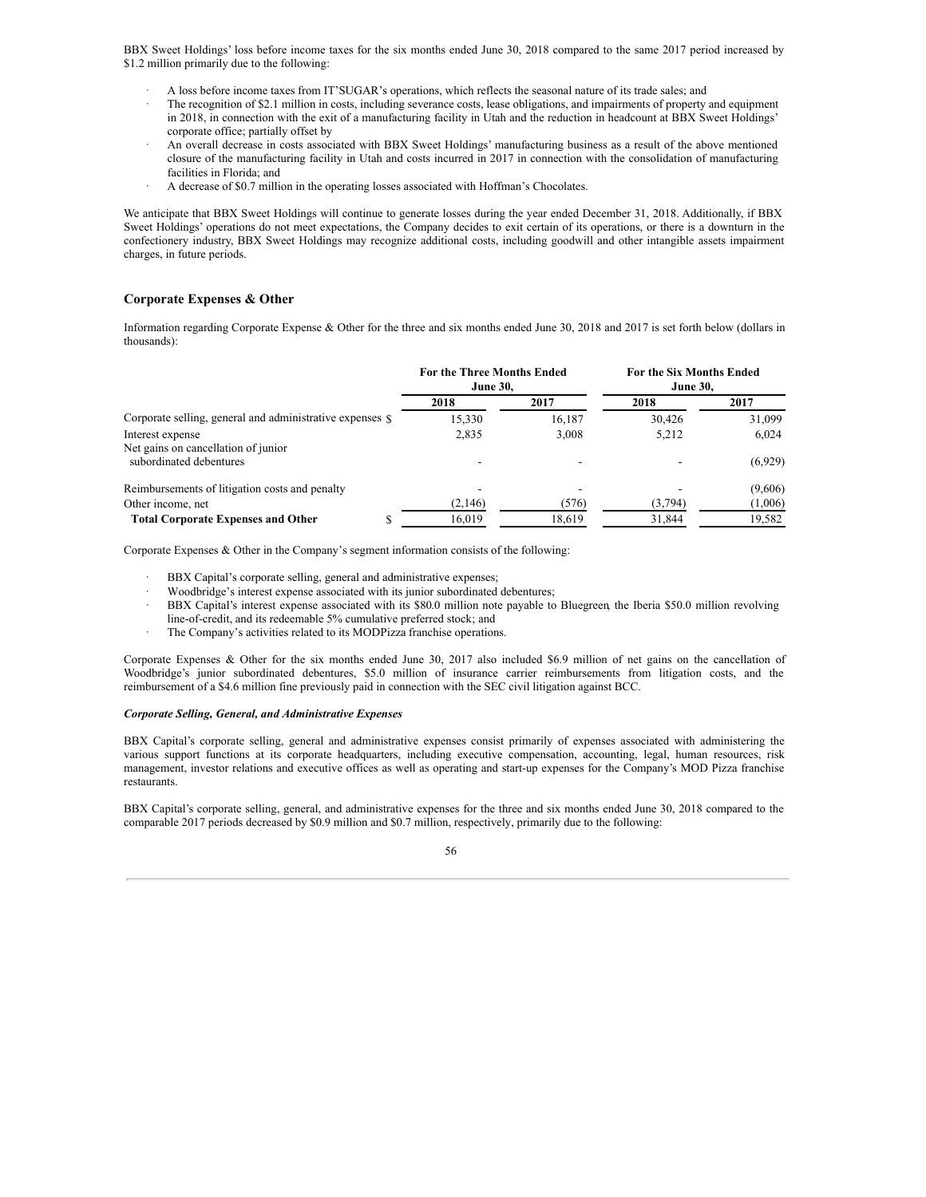BBX Sweet Holdings' loss before income taxes for the six months ended June 30, 2018 compared to the same 2017 period increased by $1.2 million primarily due to the following:

- A loss before income taxes from IT'SUGAR's operations, which reflects the seasonal nature of its trade sales; and
- The recognition of $2.1 million in costs, including severance costs, lease obligations, and impairments of property and equipment in 2018, in connection with the exit of a manufacturing facility in Utah and the reduction in headcount at BBX Sweet Holdings' corporate office; partially offset by
- An overall decrease in costs associated with BBX Sweet Holdings' manufacturing business as a result of the above mentioned closure of the manufacturing facility in Utah and costs incurred in 2017 in connection with the consolidation of manufacturing facilities in Florida; and
- A decrease of $0.7 million in the operating losses associated with Hoffman's Chocolates.

We anticipate that BBX Sweet Holdings will continue to generate losses during the year ended December 31, 2018. Additionally, if BBX Sweet Holdings' operations do not meet expectations, the Company decides to exit certain of its operations, or there is a downturn in the confectionery industry, BBX Sweet Holdings may recognize additional costs, including goodwill and other intangible assets impairment charges, in future periods.

## Corporate Expenses & Other

Information regarding Corporate Expense & Other for the three and six months ended June 30, 2018 and 2017 is set forth below (dollars in thousands):

| | For the Three Months Ended June 30, | | For the Six Months Ended June 30, | |
|---|---|---|---|---|
| | 2018 | 2017 | 2018 | 2017 |
| Corporate selling, general and administrative expenses | $ 15,330 | 16,187 | 30,426 | 31,099 |
| Interest expense | 2,835 | 3,008 | 5,212 | 6,024 |
| Net gains on cancellation of junior subordinated debentures | - | - | - | (6,929) |
| Reimbursements of litigation costs and penalty | - | - | - | (9,606) |
| Other income, net | (2,146) | (576) | (3,794) | (1,006) |
| **Total Corporate Expenses and Other** | $ 16,019 | 18,619 | 31,844 | 19,582 |

Corporate Expenses & Other in the Company's segment information consists of the following:

- BBX Capital's corporate selling, general and administrative expenses;
- Woodbridge's interest expense associated with its junior subordinated debentures;
- BBX Capital's interest expense associated with its $80.0 million note payable to Bluegreen, the Iberia $50.0 million revolving line-of-credit, and its redeemable 5% cumulative preferred stock; and
- The Company's activities related to its MODPizza franchise operations.

Corporate Expenses & Other for the six months ended June 30, 2017 also included $6.9 million of net gains on the cancellation of Woodbridge's junior subordinated debentures, $5.0 million of insurance carrier reimbursements from litigation costs, and the reimbursement of a $4.6 million fine previously paid in connection with the SEC civil litigation against BCC.

### *Corporate Selling, General, and Administrative Expenses*

BBX Capital's corporate selling, general and administrative expenses consist primarily of expenses associated with administering the various support functions at its corporate headquarters, including executive compensation, accounting, legal, human resources, risk management, investor relations and executive offices as well as operating and start-up expenses for the Company's MOD Pizza franchise restaurants.

BBX Capital's corporate selling, general, and administrative expenses for the three and six months ended June 30, 2018 compared to the comparable 2017 periods decreased by $0.9 million and $0.7 million, respectively, primarily due to the following: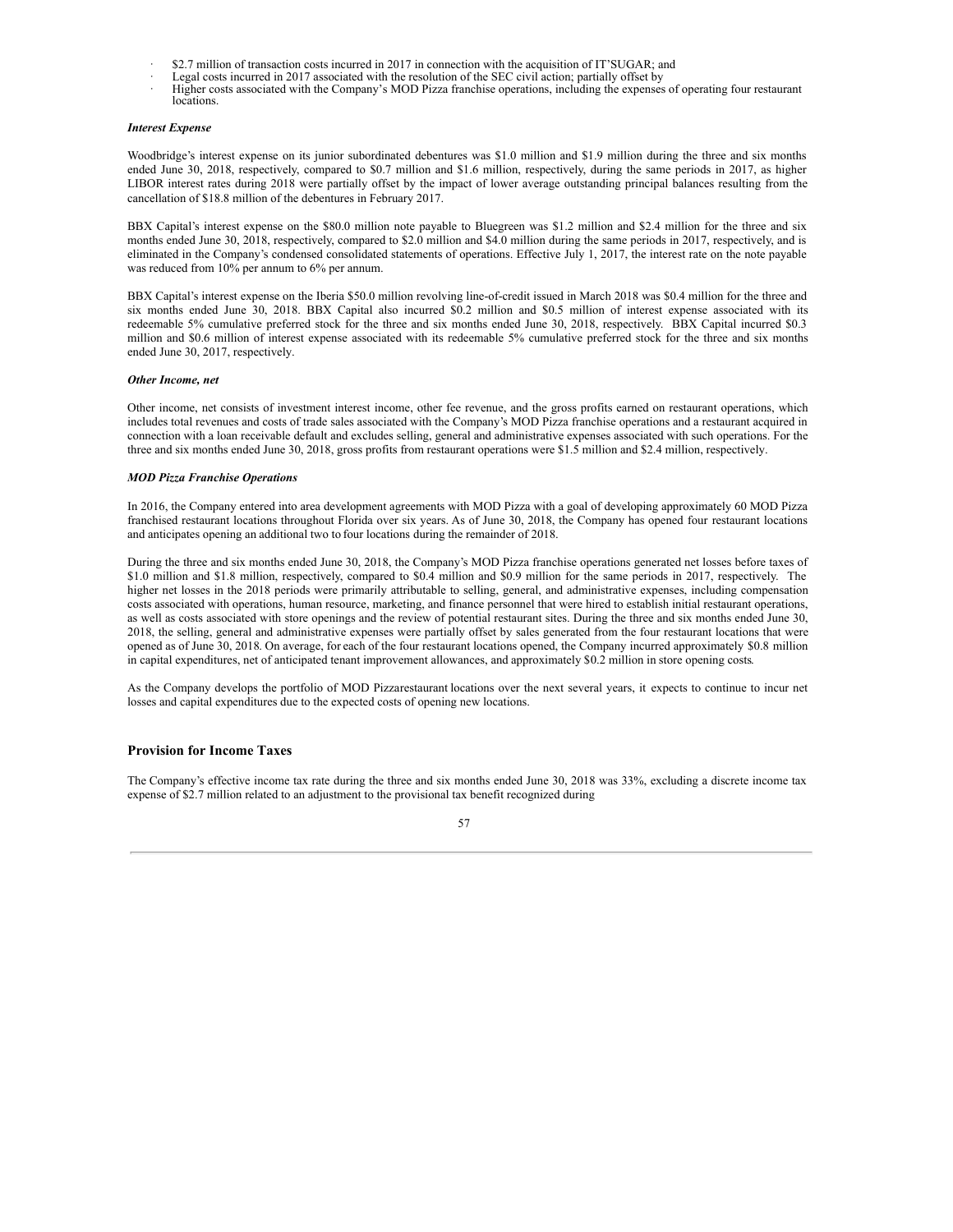- $2.7 million of transaction costs incurred in 2017 in connection with the acquisition of IT'SUGAR; and
- Legal costs incurred in 2017 associated with the resolution of the SEC civil action; partially offset by
- Higher costs associated with the Company's MOD Pizza franchise operations, including the expenses of operating four restaurant locations.

***Interest Expense***

Woodbridge's interest expense on its junior subordinated debentures was $1.0 million and $1.9 million during the three and six months ended June 30, 2018, respectively, compared to $0.7 million and $1.6 million, respectively, during the same periods in 2017, as higher LIBOR interest rates during 2018 were partially offset by the impact of lower average outstanding principal balances resulting from the cancellation of $18.8 million of the debentures in February 2017.

BBX Capital's interest expense on the $80.0 million note payable to Bluegreen was $1.2 million and $2.4 million for the three and six months ended June 30, 2018, respectively, compared to $2.0 million and $4.0 million during the same periods in 2017, respectively, and is eliminated in the Company's condensed consolidated statements of operations. Effective July 1, 2017, the interest rate on the note payable was reduced from 10% per annum to 6% per annum.

BBX Capital's interest expense on the Iberia $50.0 million revolving line-of-credit issued in March 2018 was $0.4 million for the three and six months ended June 30, 2018. BBX Capital also incurred $0.2 million and $0.5 million of interest expense associated with its redeemable 5% cumulative preferred stock for the three and six months ended June 30, 2018, respectively. BBX Capital incurred $0.3 million and $0.6 million of interest expense associated with its redeemable 5% cumulative preferred stock for the three and six months ended June 30, 2017, respectively.

***Other Income, net***

Other income, net consists of investment interest income, other fee revenue, and the gross profits earned on restaurant operations, which includes total revenues and costs of trade sales associated with the Company's MOD Pizza franchise operations and a restaurant acquired in connection with a loan receivable default and excludes selling, general and administrative expenses associated with such operations. For the three and six months ended June 30, 2018, gross profits from restaurant operations were $1.5 million and $2.4 million, respectively.

***MOD Pizza Franchise Operations***

In 2016, the Company entered into area development agreements with MOD Pizza with a goal of developing approximately 60 MOD Pizza franchised restaurant locations throughout Florida over six years. As of June 30, 2018, the Company has opened four restaurant locations and anticipates opening an additional two to four locations during the remainder of 2018.

During the three and six months ended June 30, 2018, the Company's MOD Pizza franchise operations generated net losses before taxes of $1.0 million and $1.8 million, respectively, compared to $0.4 million and $0.9 million for the same periods in 2017, respectively. The higher net losses in the 2018 periods were primarily attributable to selling, general, and administrative expenses, including compensation costs associated with operations, human resource, marketing, and finance personnel that were hired to establish initial restaurant operations, as well as costs associated with store openings and the review of potential restaurant sites. During the three and six months ended June 30, 2018, the selling, general and administrative expenses were partially offset by sales generated from the four restaurant locations that were opened as of June 30, 2018. On average, for each of the four restaurant locations opened, the Company incurred approximately $0.8 million in capital expenditures, net of anticipated tenant improvement allowances, and approximately $0.2 million in store opening costs.

As the Company develops the portfolio of MOD Pizzarestaurant locations over the next several years, it expects to continue to incur net losses and capital expenditures due to the expected costs of opening new locations.

## Provision for Income Taxes

The Company's effective income tax rate during the three and six months ended June 30, 2018 was 33%, excluding a discrete income tax expense of $2.7 million related to an adjustment to the provisional tax benefit recognized during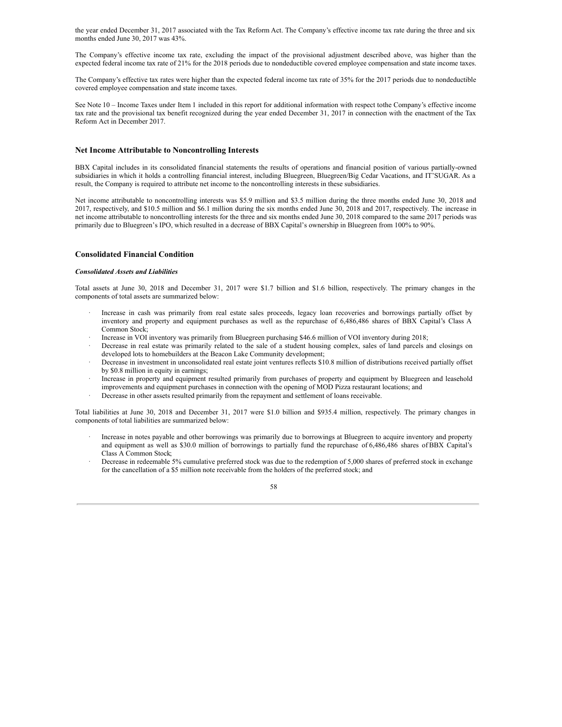the year ended December 31, 2017 associated with the Tax Reform Act. The Company's effective income tax rate during the three and six months ended June 30, 2017 was 43%.

The Company's effective income tax rate, excluding the impact of the provisional adjustment described above, was higher than the expected federal income tax rate of 21% for the 2018 periods due to nondeductible covered employee compensation and state income taxes.

The Company's effective tax rates were higher than the expected federal income tax rate of 35% for the 2017 periods due to nondeductible covered employee compensation and state income taxes.

See Note 10 – Income Taxes under Item 1 included in this report for additional information with respect tothe Company's effective income tax rate and the provisional tax benefit recognized during the year ended December 31, 2017 in connection with the enactment of the Tax Reform Act in December 2017.

### Net Income Attributable to Noncontrolling Interests

BBX Capital includes in its consolidated financial statements the results of operations and financial position of various partially-owned subsidiaries in which it holds a controlling financial interest, including Bluegreen, Bluegreen/Big Cedar Vacations, and IT'SUGAR. As a result, the Company is required to attribute net income to the noncontrolling interests in these subsidiaries.

Net income attributable to noncontrolling interests was $5.9 million and $3.5 million during the three months ended June 30, 2018 and 2017, respectively, and $10.5 million and $6.1 million during the six months ended June 30, 2018 and 2017, respectively. The increase in net income attributable to noncontrolling interests for the three and six months ended June 30, 2018 compared to the same 2017 periods was primarily due to Bluegreen's IPO, which resulted in a decrease of BBX Capital's ownership in Bluegreen from 100% to 90%.

### Consolidated Financial Condition

***Consolidated Assets and Liabilities***

Total assets at June 30, 2018 and December 31, 2017 were $1.7 billion and $1.6 billion, respectively. The primary changes in the components of total assets are summarized below:

- Increase in cash was primarily from real estate sales proceeds, legacy loan recoveries and borrowings partially offset by inventory and property and equipment purchases as well as the repurchase of 6,486,486 shares of BBX Capital's Class A Common Stock;
- Increase in VOI inventory was primarily from Bluegreen purchasing $46.6 million of VOI inventory during 2018;
- Decrease in real estate was primarily related to the sale of a student housing complex, sales of land parcels and closings on developed lots to homebuilders at the Beacon Lake Community development;
- Decrease in investment in unconsolidated real estate joint ventures reflects $10.8 million of distributions received partially offset by $0.8 million in equity in earnings;
- Increase in property and equipment resulted primarily from purchases of property and equipment by Bluegreen and leasehold improvements and equipment purchases in connection with the opening of MOD Pizza restaurant locations; and
- Decrease in other assets resulted primarily from the repayment and settlement of loans receivable.

Total liabilities at June 30, 2018 and December 31, 2017 were $1.0 billion and $935.4 million, respectively. The primary changes in components of total liabilities are summarized below:

- Increase in notes payable and other borrowings was primarily due to borrowings at Bluegreen to acquire inventory and property and equipment as well as $30.0 million of borrowings to partially fund the repurchase of 6,486,486 shares of BBX Capital's Class A Common Stock;
- Decrease in redeemable 5% cumulative preferred stock was due to the redemption of 5,000 shares of preferred stock in exchange for the cancellation of a $5 million note receivable from the holders of the preferred stock; and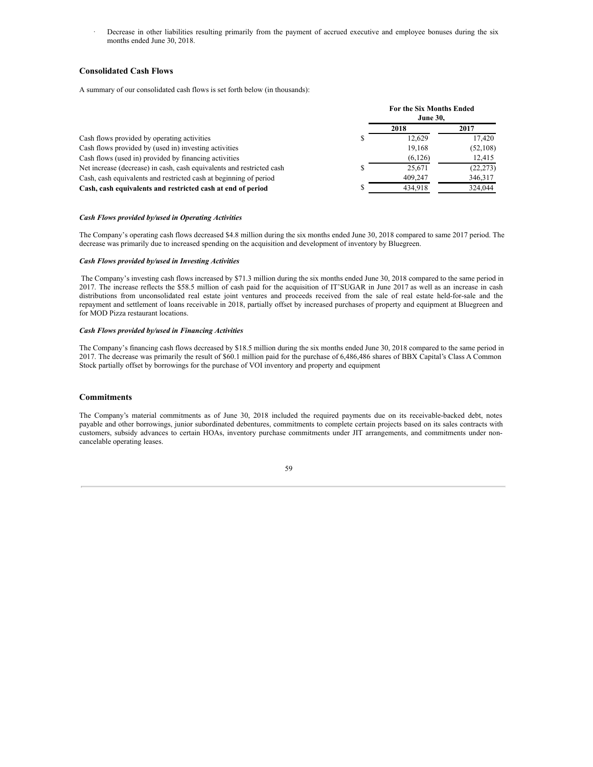- Decrease in other liabilities resulting primarily from the payment of accrued executive and employee bonuses during the six months ended June 30, 2018.

## Consolidated Cash Flows

A summary of our consolidated cash flows is set forth below (in thousands):

| | For the Six Months Ended June 30, | |
|---|---|---|
| | 2018 | 2017 |
| Cash flows provided by operating activities | $ 12,629 | 17,420 |
| Cash flows provided by (used in) investing activities | 19,168 | (52,108) |
| Cash flows (used in) provided by financing activities | (6,126) | 12,415 |
| Net increase (decrease) in cash, cash equivalents and restricted cash | $ 25,671 | (22,273) |
| Cash, cash equivalents and restricted cash at beginning of period | 409,247 | 346,317 |
| **Cash, cash equivalents and restricted cash at end of period** | $ 434,918 | 324,044 |

***Cash Flows provided by/used in Operating Activities***

The Company's operating cash flows decreased $4.8 million during the six months ended June 30, 2018 compared to same 2017 period. The decrease was primarily due to increased spending on the acquisition and development of inventory by Bluegreen.

***Cash Flows provided by/used in Investing Activities***

The Company's investing cash flows increased by $71.3 million during the six months ended June 30, 2018 compared to the same period in 2017. The increase reflects the $58.5 million of cash paid for the acquisition of IT'SUGAR in June 2017 as well as an increase in cash distributions from unconsolidated real estate joint ventures and proceeds received from the sale of real estate held-for-sale and the repayment and settlement of loans receivable in 2018, partially offset by increased purchases of property and equipment at Bluegreen and for MOD Pizza restaurant locations.

***Cash Flows provided by/used in Financing Activities***

The Company's financing cash flows decreased by $18.5 million during the six months ended June 30, 2018 compared to the same period in 2017. The decrease was primarily the result of $60.1 million paid for the purchase of 6,486,486 shares of BBX Capital's Class A Common Stock partially offset by borrowings for the purchase of VOI inventory and property and equipment

## Commitments

The Company's material commitments as of June 30, 2018 included the required payments due on its receivable-backed debt, notes payable and other borrowings, junior subordinated debentures, commitments to complete certain projects based on its sales contracts with customers, subsidy advances to certain HOAs, inventory purchase commitments under JIT arrangements, and commitments under non-cancelable operating leases.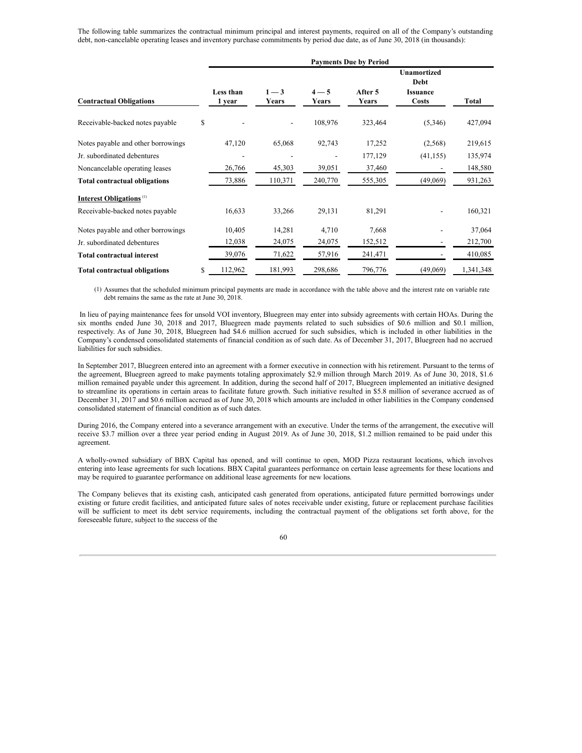The following table summarizes the contractual minimum principal and interest payments, required on all of the Company's outstanding debt, non-cancelable operating leases and inventory purchase commitments by period due date, as of June 30, 2018 (in thousands):

| | Payments Due by Period | | | | | |
|---|---|---|---|---|---|---|
| **Contractual Obligations** | **Less than 1 year** | **1 — 3 Years** | **4 — 5 Years** | **After 5 Years** | **Unamortized Debt Issuance Costs** | **Total** |
| Receivable-backed notes payable | $ - | - | 108,976 | 323,464 | (5,346) | 427,094 |
| Notes payable and other borrowings | 47,120 | 65,068 | 92,743 | 17,252 | (2,568) | 219,615 |
| Jr. subordinated debentures | - | - | - | 177,129 | (41,155) | 135,974 |
| Noncancelable operating leases | 26,766 | 45,303 | 39,051 | 37,460 | - | 148,580 |
| **Total contractual obligations** | 73,886 | 110,371 | 240,770 | 555,305 | (49,069) | 931,263 |
| **Interest Obligations** [(1)] | | | | | | |
| Receivable-backed notes payable | 16,633 | 33,266 | 29,131 | 81,291 | - | 160,321 |
| Notes payable and other borrowings | 10,405 | 14,281 | 4,710 | 7,668 | - | 37,064 |
| Jr. subordinated debentures | 12,038 | 24,075 | 24,075 | 152,512 | - | 212,700 |
| **Total contractual interest** | 39,076 | 71,622 | 57,916 | 241,471 | - | 410,085 |
| **Total contractual obligations** | $ 112,962 | 181,993 | 298,686 | 796,776 | (49,069) | 1,341,348 |

(1) Assumes that the scheduled minimum principal payments are made in accordance with the table above and the interest rate on variable rate debt remains the same as the rate at June 30, 2018.

In lieu of paying maintenance fees for unsold VOI inventory, Bluegreen may enter into subsidy agreements with certain HOAs. During the six months ended June 30, 2018 and 2017, Bluegreen made payments related to such subsidies of $0.6 million and $0.1 million, respectively. As of June 30, 2018, Bluegreen had $4.6 million accrued for such subsidies, which is included in other liabilities in the Company's condensed consolidated statements of financial condition as of such date. As of December 31, 2017, Bluegreen had no accrued liabilities for such subsidies.

In September 2017, Bluegreen entered into an agreement with a former executive in connection with his retirement. Pursuant to the terms of the agreement, Bluegreen agreed to make payments totaling approximately $2.9 million through March 2019. As of June 30, 2018, $1.6 million remained payable under this agreement. In addition, during the second half of 2017, Bluegreen implemented an initiative designed to streamline its operations in certain areas to facilitate future growth. Such initiative resulted in $5.8 million of severance accrued as of December 31, 2017 and $0.6 million accrued as of June 30, 2018 which amounts are included in other liabilities in the Company condensed consolidated statement of financial condition as of such dates.

During 2016, the Company entered into a severance arrangement with an executive. Under the terms of the arrangement, the executive will receive $3.7 million over a three year period ending in August 2019. As of June 30, 2018, $1.2 million remained to be paid under this agreement.

A wholly-owned subsidiary of BBX Capital has opened, and will continue to open, MOD Pizza restaurant locations, which involves entering into lease agreements for such locations. BBX Capital guarantees performance on certain lease agreements for these locations and may be required to guarantee performance on additional lease agreements for new locations.

The Company believes that its existing cash, anticipated cash generated from operations, anticipated future permitted borrowings under existing or future credit facilities, and anticipated future sales of notes receivable under existing, future or replacement purchase facilities will be sufficient to meet its debt service requirements, including the contractual payment of the obligations set forth above, for the foreseeable future, subject to the success of the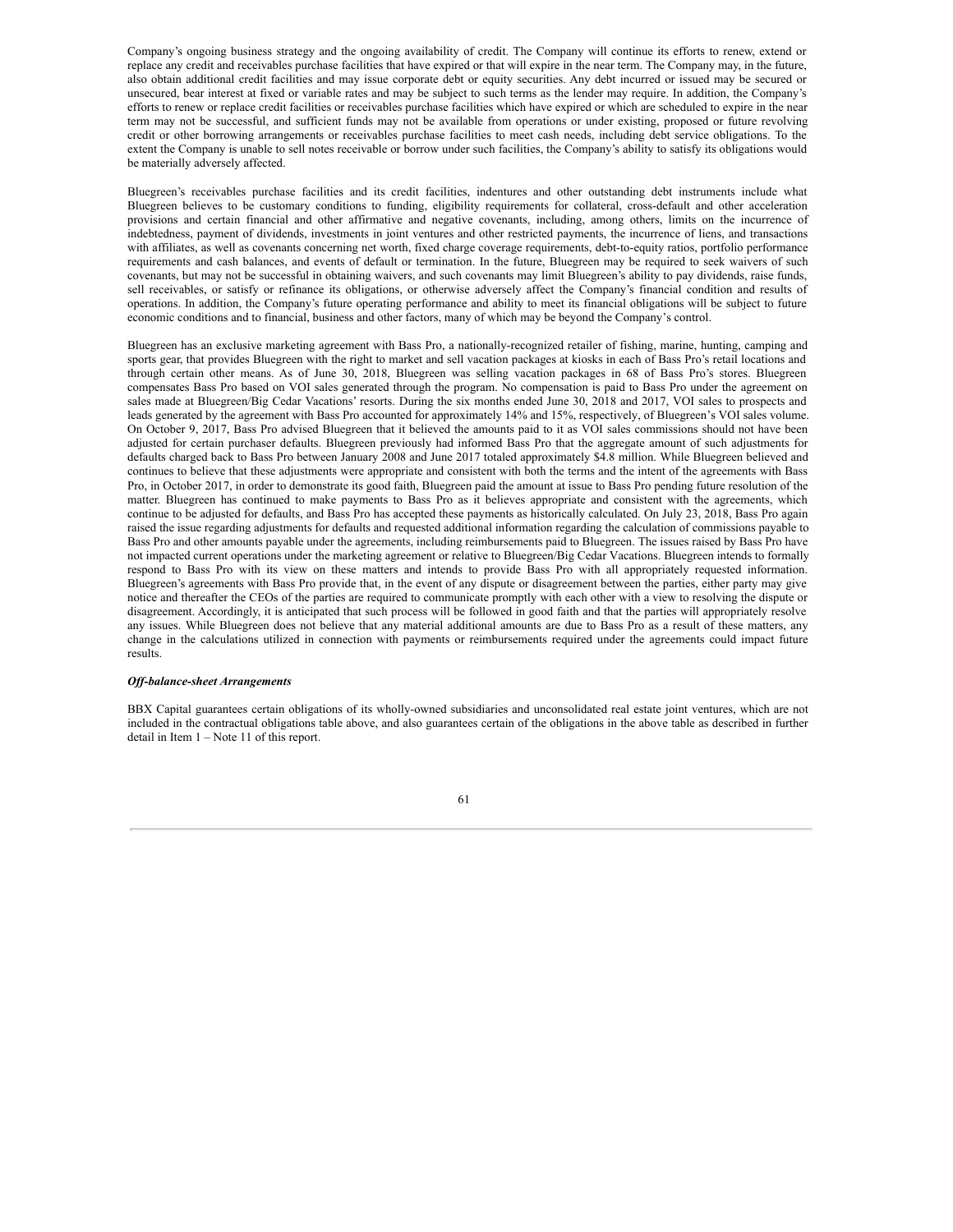Company's ongoing business strategy and the ongoing availability of credit. The Company will continue its efforts to renew, extend or replace any credit and receivables purchase facilities that have expired or that will expire in the near term. The Company may, in the future, also obtain additional credit facilities and may issue corporate debt or equity securities. Any debt incurred or issued may be secured or unsecured, bear interest at fixed or variable rates and may be subject to such terms as the lender may require. In addition, the Company's efforts to renew or replace credit facilities or receivables purchase facilities which have expired or which are scheduled to expire in the near term may not be successful, and sufficient funds may not be available from operations or under existing, proposed or future revolving credit or other borrowing arrangements or receivables purchase facilities to meet cash needs, including debt service obligations. To the extent the Company is unable to sell notes receivable or borrow under such facilities, the Company's ability to satisfy its obligations would be materially adversely affected.

Bluegreen's receivables purchase facilities and its credit facilities, indentures and other outstanding debt instruments include what Bluegreen believes to be customary conditions to funding, eligibility requirements for collateral, cross-default and other acceleration provisions and certain financial and other affirmative and negative covenants, including, among others, limits on the incurrence of indebtedness, payment of dividends, investments in joint ventures and other restricted payments, the incurrence of liens, and transactions with affiliates, as well as covenants concerning net worth, fixed charge coverage requirements, debt-to-equity ratios, portfolio performance requirements and cash balances, and events of default or termination. In the future, Bluegreen may be required to seek waivers of such covenants, but may not be successful in obtaining waivers, and such covenants may limit Bluegreen's ability to pay dividends, raise funds, sell receivables, or satisfy or refinance its obligations, or otherwise adversely affect the Company's financial condition and results of operations. In addition, the Company's future operating performance and ability to meet its financial obligations will be subject to future economic conditions and to financial, business and other factors, many of which may be beyond the Company's control.

Bluegreen has an exclusive marketing agreement with Bass Pro, a nationally-recognized retailer of fishing, marine, hunting, camping and sports gear, that provides Bluegreen with the right to market and sell vacation packages at kiosks in each of Bass Pro's retail locations and through certain other means. As of June 30, 2018, Bluegreen was selling vacation packages in 68 of Bass Pro's stores. Bluegreen compensates Bass Pro based on VOI sales generated through the program. No compensation is paid to Bass Pro under the agreement on sales made at Bluegreen/Big Cedar Vacations' resorts. During the six months ended June 30, 2018 and 2017, VOI sales to prospects and leads generated by the agreement with Bass Pro accounted for approximately 14% and 15%, respectively, of Bluegreen's VOI sales volume. On October 9, 2017, Bass Pro advised Bluegreen that it believed the amounts paid to it as VOI sales commissions should not have been adjusted for certain purchaser defaults. Bluegreen previously had informed Bass Pro that the aggregate amount of such adjustments for defaults charged back to Bass Pro between January 2008 and June 2017 totaled approximately $4.8 million. While Bluegreen believed and continues to believe that these adjustments were appropriate and consistent with both the terms and the intent of the agreements with Bass Pro, in October 2017, in order to demonstrate its good faith, Bluegreen paid the amount at issue to Bass Pro pending future resolution of the matter. Bluegreen has continued to make payments to Bass Pro as it believes appropriate and consistent with the agreements, which continue to be adjusted for defaults, and Bass Pro has accepted these payments as historically calculated. On July 23, 2018, Bass Pro again raised the issue regarding adjustments for defaults and requested additional information regarding the calculation of commissions payable to Bass Pro and other amounts payable under the agreements, including reimbursements paid to Bluegreen. The issues raised by Bass Pro have not impacted current operations under the marketing agreement or relative to Bluegreen/Big Cedar Vacations. Bluegreen intends to formally respond to Bass Pro with its view on these matters and intends to provide Bass Pro with all appropriately requested information. Bluegreen's agreements with Bass Pro provide that, in the event of any dispute or disagreement between the parties, either party may give notice and thereafter the CEOs of the parties are required to communicate promptly with each other with a view to resolving the dispute or disagreement. Accordingly, it is anticipated that such process will be followed in good faith and that the parties will appropriately resolve any issues. While Bluegreen does not believe that any material additional amounts are due to Bass Pro as a result of these matters, any change in the calculations utilized in connection with payments or reimbursements required under the agreements could impact future results.

***Off-balance-sheet Arrangements***

BBX Capital guarantees certain obligations of its wholly-owned subsidiaries and unconsolidated real estate joint ventures, which are not included in the contractual obligations table above, and also guarantees certain of the obligations in the above table as described in further detail in Item 1 – Note 11 of this report.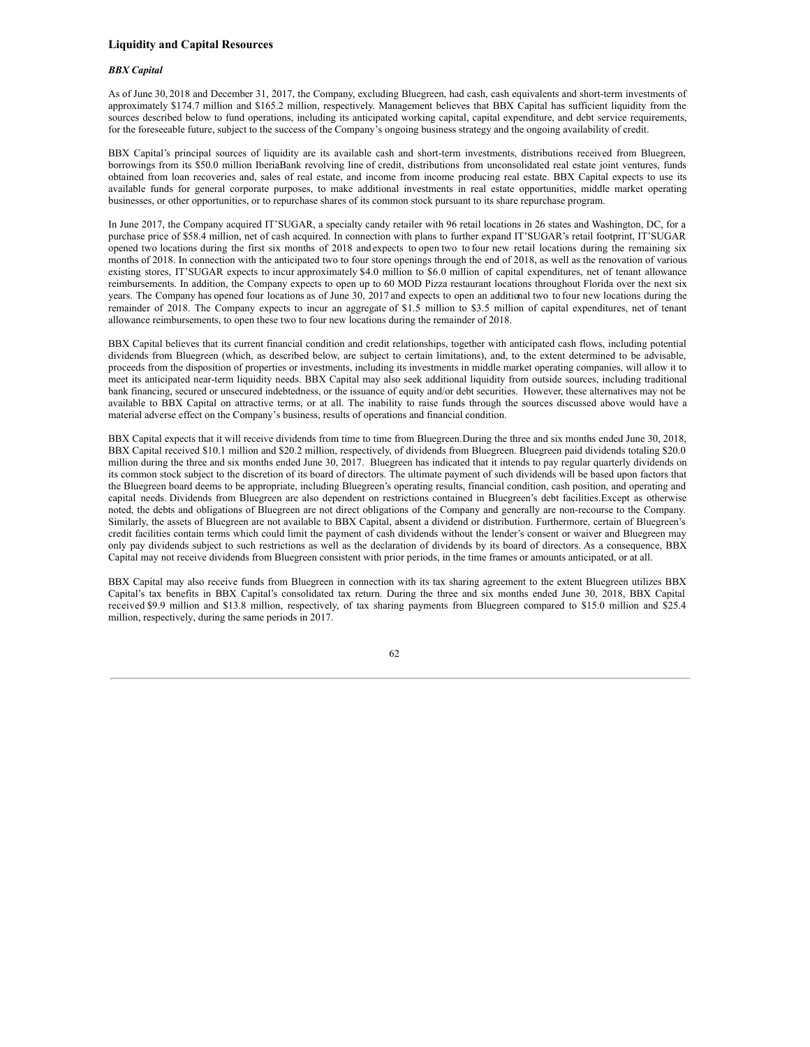## Liquidity and Capital Resources

***BBX Capital***

As of June 30, 2018 and December 31, 2017, the Company, excluding Bluegreen, had cash, cash equivalents and short-term investments of approximately $174.7 million and $165.2 million, respectively. Management believes that BBX Capital has sufficient liquidity from the sources described below to fund operations, including its anticipated working capital, capital expenditure, and debt service requirements, for the foreseeable future, subject to the success of the Company's ongoing business strategy and the ongoing availability of credit.

BBX Capital's principal sources of liquidity are its available cash and short-term investments, distributions received from Bluegreen, borrowings from its $50.0 million IberiaBank revolving line of credit, distributions from unconsolidated real estate joint ventures, funds obtained from loan recoveries and, sales of real estate, and income from income producing real estate. BBX Capital expects to use its available funds for general corporate purposes, to make additional investments in real estate opportunities, middle market operating businesses, or other opportunities, or to repurchase shares of its common stock pursuant to its share repurchase program.

In June 2017, the Company acquired IT'SUGAR, a specialty candy retailer with 96 retail locations in 26 states and Washington, DC, for a purchase price of $58.4 million, net of cash acquired. In connection with plans to further expand IT'SUGAR's retail footprint, IT'SUGAR opened two locations during the first six months of 2018 and expects to open two to four new retail locations during the remaining six months of 2018. In connection with the anticipated two to four store openings through the end of 2018, as well as the renovation of various existing stores, IT'SUGAR expects to incur approximately $4.0 million to $6.0 million of capital expenditures, net of tenant allowance reimbursements. In addition, the Company expects to open up to 60 MOD Pizza restaurant locations throughout Florida over the next six years. The Company has opened four locations as of June 30, 2017 and expects to open an additional two to four new locations during the remainder of 2018. The Company expects to incur an aggregate of $1.5 million to $3.5 million of capital expenditures, net of tenant allowance reimbursements, to open these two to four new locations during the remainder of 2018.

BBX Capital believes that its current financial condition and credit relationships, together with anticipated cash flows, including potential dividends from Bluegreen (which, as described below, are subject to certain limitations), and, to the extent determined to be advisable, proceeds from the disposition of properties or investments, including its investments in middle market operating companies, will allow it to meet its anticipated near-term liquidity needs. BBX Capital may also seek additional liquidity from outside sources, including traditional bank financing, secured or unsecured indebtedness, or the issuance of equity and/or debt securities. However, these alternatives may not be available to BBX Capital on attractive terms, or at all. The inability to raise funds through the sources discussed above would have a material adverse effect on the Company's business, results of operations and financial condition.

BBX Capital expects that it will receive dividends from time to time from Bluegreen. During the three and six months ended June 30, 2018, BBX Capital received $10.1 million and $20.2 million, respectively, of dividends from Bluegreen. Bluegreen paid dividends totaling $20.0 million during the three and six months ended June 30, 2017. Bluegreen has indicated that it intends to pay regular quarterly dividends on its common stock subject to the discretion of its board of directors. The ultimate payment of such dividends will be based upon factors that the Bluegreen board deems to be appropriate, including Bluegreen's operating results, financial condition, cash position, and operating and capital needs. Dividends from Bluegreen are also dependent on restrictions contained in Bluegreen's debt facilities. Except as otherwise noted, the debts and obligations of Bluegreen are not direct obligations of the Company and generally are non-recourse to the Company. Similarly, the assets of Bluegreen are not available to BBX Capital, absent a dividend or distribution. Furthermore, certain of Bluegreen's credit facilities contain terms which could limit the payment of cash dividends without the lender's consent or waiver and Bluegreen may only pay dividends subject to such restrictions as well as the declaration of dividends by its board of directors. As a consequence, BBX Capital may not receive dividends from Bluegreen consistent with prior periods, in the time frames or amounts anticipated, or at all.

BBX Capital may also receive funds from Bluegreen in connection with its tax sharing agreement to the extent Bluegreen utilizes BBX Capital's tax benefits in BBX Capital's consolidated tax return. During the three and six months ended June 30, 2018, BBX Capital received $9.9 million and $13.8 million, respectively, of tax sharing payments from Bluegreen compared to $15.0 million and $25.4 million, respectively, during the same periods in 2017.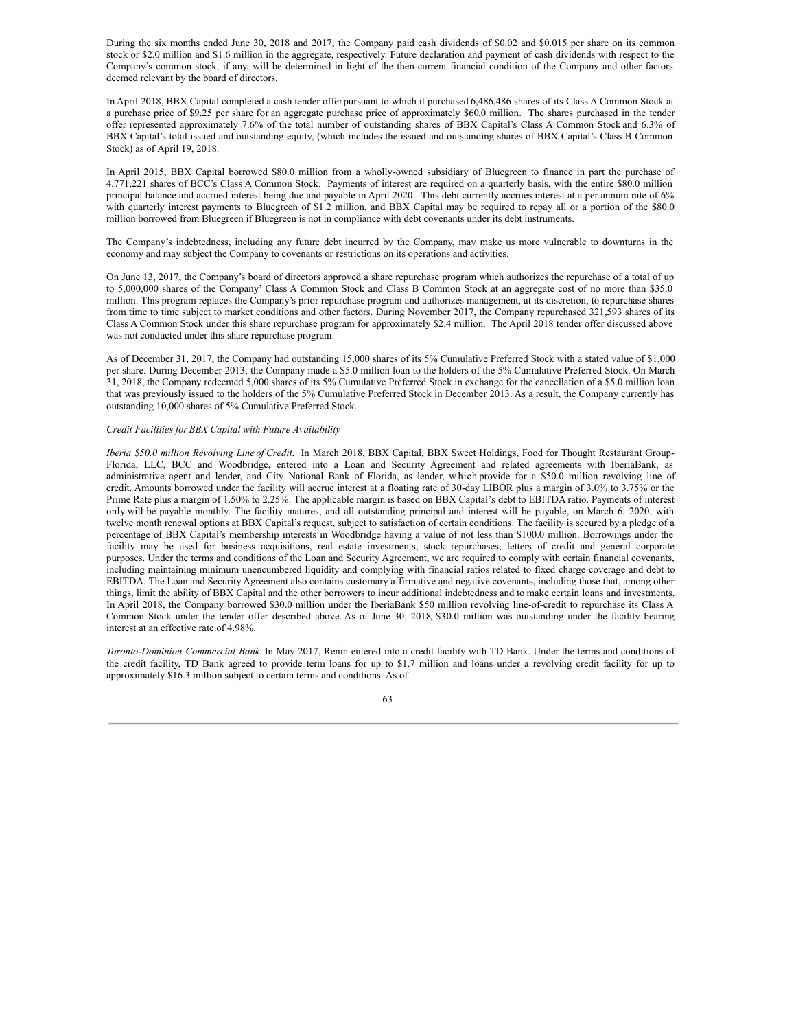During the six months ended June 30, 2018 and 2017, the Company paid cash dividends of $0.02 and $0.015 per share on its common stock or $2.0 million and $1.6 million in the aggregate, respectively. Future declaration and payment of cash dividends with respect to the Company's common stock, if any, will be determined in light of the then-current financial condition of the Company and other factors deemed relevant by the board of directors.

In April 2018, BBX Capital completed a cash tender offer pursuant to which it purchased 6,486,486 shares of its Class A Common Stock at a purchase price of $9.25 per share for an aggregate purchase price of approximately $60.0 million. The shares purchased in the tender offer represented approximately 7.6% of the total number of outstanding shares of BBX Capital's Class A Common Stock and 6.3% of BBX Capital's total issued and outstanding equity, (which includes the issued and outstanding shares of BBX Capital's Class B Common Stock) as of April 19, 2018.

In April 2015, BBX Capital borrowed $80.0 million from a wholly-owned subsidiary of Bluegreen to finance in part the purchase of 4,771,221 shares of BCC's Class A Common Stock. Payments of interest are required on a quarterly basis, with the entire $80.0 million principal balance and accrued interest being due and payable in April 2020. This debt currently accrues interest at a per annum rate of 6% with quarterly interest payments to Bluegreen of $1.2 million, and BBX Capital may be required to repay all or a portion of the $80.0 million borrowed from Bluegreen if Bluegreen is not in compliance with debt covenants under its debt instruments.

The Company's indebtedness, including any future debt incurred by the Company, may make us more vulnerable to downturns in the economy and may subject the Company to covenants or restrictions on its operations and activities.

On June 13, 2017, the Company's board of directors approved a share repurchase program which authorizes the repurchase of a total of up to 5,000,000 shares of the Company' Class A Common Stock and Class B Common Stock at an aggregate cost of no more than $35.0 million. This program replaces the Company's prior repurchase program and authorizes management, at its discretion, to repurchase shares from time to time subject to market conditions and other factors. During November 2017, the Company repurchased 321,593 shares of its Class A Common Stock under this share repurchase program for approximately $2.4 million. The April 2018 tender offer discussed above was not conducted under this share repurchase program.

As of December 31, 2017, the Company had outstanding 15,000 shares of its 5% Cumulative Preferred Stock with a stated value of $1,000 per share. During December 2013, the Company made a $5.0 million loan to the holders of the 5% Cumulative Preferred Stock. On March 31, 2018, the Company redeemed 5,000 shares of its 5% Cumulative Preferred Stock in exchange for the cancellation of a $5.0 million loan that was previously issued to the holders of the 5% Cumulative Preferred Stock in December 2013. As a result, the Company currently has outstanding 10,000 shares of 5% Cumulative Preferred Stock.

*Credit Facilities for BBX Capital with Future Availability*

*Iberia $50.0 million Revolving Line of Credit*. In March 2018, BBX Capital, BBX Sweet Holdings, Food for Thought Restaurant Group-Florida, LLC, BCC and Woodbridge, entered into a Loan and Security Agreement and related agreements with IberiaBank, as administrative agent and lender, and City National Bank of Florida, as lender, which provide for a $50.0 million revolving line of credit. Amounts borrowed under the facility will accrue interest at a floating rate of 30-day LIBOR plus a margin of 3.0% to 3.75% or the Prime Rate plus a margin of 1.50% to 2.25%. The applicable margin is based on BBX Capital's debt to EBITDA ratio. Payments of interest only will be payable monthly. The facility matures, and all outstanding principal and interest will be payable, on March 6, 2020, with twelve month renewal options at BBX Capital's request, subject to satisfaction of certain conditions. The facility is secured by a pledge of a percentage of BBX Capital's membership interests in Woodbridge having a value of not less than $100.0 million. Borrowings under the facility may be used for business acquisitions, real estate investments, stock repurchases, letters of credit and general corporate purposes. Under the terms and conditions of the Loan and Security Agreement, we are required to comply with certain financial covenants, including maintaining minimum unencumbered liquidity and complying with financial ratios related to fixed charge coverage and debt to EBITDA. The Loan and Security Agreement also contains customary affirmative and negative covenants, including those that, among other things, limit the ability of BBX Capital and the other borrowers to incur additional indebtedness and to make certain loans and investments. In April 2018, the Company borrowed $30.0 million under the IberiaBank $50 million revolving line-of-credit to repurchase its Class A Common Stock under the tender offer described above. As of June 30, 2018, $30.0 million was outstanding under the facility bearing interest at an effective rate of 4.98%.

*Toronto-Dominion Commercial Bank.* In May 2017, Renin entered into a credit facility with TD Bank. Under the terms and conditions of the credit facility, TD Bank agreed to provide term loans for up to $1.7 million and loans under a revolving credit facility for up to approximately $16.3 million subject to certain terms and conditions. As of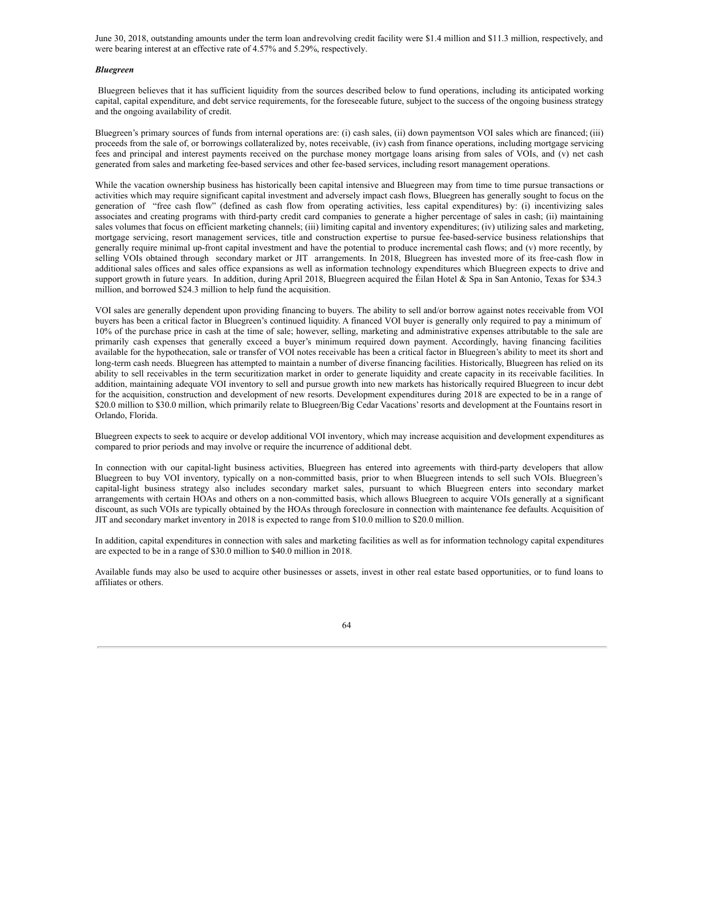June 30, 2018, outstanding amounts under the term loan andrevolving credit facility were $1.4 million and $11.3 million, respectively, and were bearing interest at an effective rate of 4.57% and 5.29%, respectively.

***Bluegreen***

Bluegreen believes that it has sufficient liquidity from the sources described below to fund operations, including its anticipated working capital, capital expenditure, and debt service requirements, for the foreseeable future, subject to the success of the ongoing business strategy and the ongoing availability of credit.

Bluegreen's primary sources of funds from internal operations are: (i) cash sales, (ii) down paymentson VOI sales which are financed; (iii) proceeds from the sale of, or borrowings collateralized by, notes receivable, (iv) cash from finance operations, including mortgage servicing fees and principal and interest payments received on the purchase money mortgage loans arising from sales of VOIs, and (v) net cash generated from sales and marketing fee-based services and other fee-based services, including resort management operations.

While the vacation ownership business has historically been capital intensive and Bluegreen may from time to time pursue transactions or activities which may require significant capital investment and adversely impact cash flows, Bluegreen has generally sought to focus on the generation of "free cash flow" (defined as cash flow from operating activities, less capital expenditures) by: (i) incentivizing sales associates and creating programs with third-party credit card companies to generate a higher percentage of sales in cash; (ii) maintaining sales volumes that focus on efficient marketing channels; (iii) limiting capital and inventory expenditures; (iv) utilizing sales and marketing, mortgage servicing, resort management services, title and construction expertise to pursue fee-based-service business relationships that generally require minimal up-front capital investment and have the potential to produce incremental cash flows; and (v) more recently, by selling VOIs obtained through secondary market or JIT arrangements. In 2018, Bluegreen has invested more of its free-cash flow in additional sales offices and sales office expansions as well as information technology expenditures which Bluegreen expects to drive and support growth in future years. In addition, during April 2018, Bluegreen acquired the Éilan Hotel & Spa in San Antonio, Texas for $34.3 million, and borrowed $24.3 million to help fund the acquisition.

VOI sales are generally dependent upon providing financing to buyers. The ability to sell and/or borrow against notes receivable from VOI buyers has been a critical factor in Bluegreen's continued liquidity. A financed VOI buyer is generally only required to pay a minimum of 10% of the purchase price in cash at the time of sale; however, selling, marketing and administrative expenses attributable to the sale are primarily cash expenses that generally exceed a buyer's minimum required down payment. Accordingly, having financing facilities available for the hypothecation, sale or transfer of VOI notes receivable has been a critical factor in Bluegreen's ability to meet its short and long-term cash needs. Bluegreen has attempted to maintain a number of diverse financing facilities. Historically, Bluegreen has relied on its ability to sell receivables in the term securitization market in order to generate liquidity and create capacity in its receivable facilities. In addition, maintaining adequate VOI inventory to sell and pursue growth into new markets has historically required Bluegreen to incur debt for the acquisition, construction and development of new resorts. Development expenditures during 2018 are expected to be in a range of $20.0 million to $30.0 million, which primarily relate to Bluegreen/Big Cedar Vacations' resorts and development at the Fountains resort in Orlando, Florida.

Bluegreen expects to seek to acquire or develop additional VOI inventory, which may increase acquisition and development expenditures as compared to prior periods and may involve or require the incurrence of additional debt.

In connection with our capital-light business activities, Bluegreen has entered into agreements with third-party developers that allow Bluegreen to buy VOI inventory, typically on a non-committed basis, prior to when Bluegreen intends to sell such VOIs. Bluegreen's capital-light business strategy also includes secondary market sales, pursuant to which Bluegreen enters into secondary market arrangements with certain HOAs and others on a non-committed basis, which allows Bluegreen to acquire VOIs generally at a significant discount, as such VOIs are typically obtained by the HOAs through foreclosure in connection with maintenance fee defaults. Acquisition of JIT and secondary market inventory in 2018 is expected to range from $10.0 million to $20.0 million.

In addition, capital expenditures in connection with sales and marketing facilities as well as for information technology capital expenditures are expected to be in a range of $30.0 million to $40.0 million in 2018.

Available funds may also be used to acquire other businesses or assets, invest in other real estate based opportunities, or to fund loans to affiliates or others.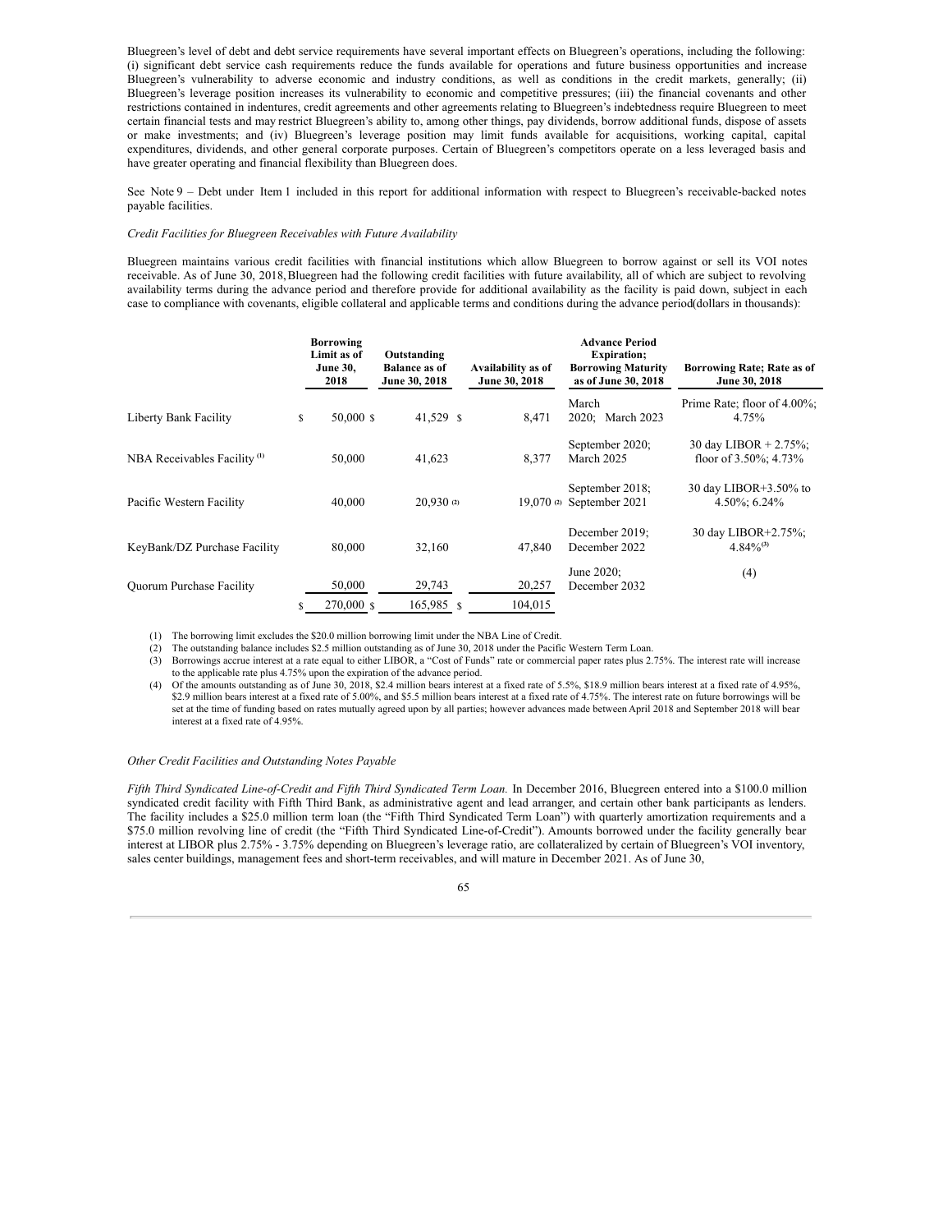Bluegreen's level of debt and debt service requirements have several important effects on Bluegreen's operations, including the following: (i) significant debt service cash requirements reduce the funds available for operations and future business opportunities and increase Bluegreen's vulnerability to adverse economic and industry conditions, as well as conditions in the credit markets, generally; (ii) Bluegreen's leverage position increases its vulnerability to economic and competitive pressures; (iii) the financial covenants and other restrictions contained in indentures, credit agreements and other agreements relating to Bluegreen's indebtedness require Bluegreen to meet certain financial tests and may restrict Bluegreen's ability to, among other things, pay dividends, borrow additional funds, dispose of assets or make investments; and (iv) Bluegreen's leverage position may limit funds available for acquisitions, working capital, capital expenditures, dividends, and other general corporate purposes. Certain of Bluegreen's competitors operate on a less leveraged basis and have greater operating and financial flexibility than Bluegreen does.

See Note 9 – Debt under Item 1 included in this report for additional information with respect to Bluegreen's receivable-backed notes payable facilities.

*Credit Facilities for Bluegreen Receivables with Future Availability*

Bluegreen maintains various credit facilities with financial institutions which allow Bluegreen to borrow against or sell its VOI notes receivable. As of June 30, 2018, Bluegreen had the following credit facilities with future availability, all of which are subject to revolving availability terms during the advance period and therefore provide for additional availability as the facility is paid down, subject in each case to compliance with covenants, eligible collateral and applicable terms and conditions during the advance period (dollars in thousands):

| | Borrowing Limit as of June 30, 2018 | Outstanding Balance as of June 30, 2018 | Availability as of June 30, 2018 | Advance Period Expiration; Borrowing Maturity as of June 30, 2018 | Borrowing Rate; Rate as of June 30, 2018 |
|---|---|---|---|---|---|
| Liberty Bank Facility | $ 50,000 | $ 41,529 | $ 8,471 | March 2020; March 2023 | Prime Rate; floor of 4.00%; 4.75% |
| NBA Receivables Facility (1) | 50,000 | 41,623 | 8,377 | September 2020; March 2025 | 30 day LIBOR + 2.75%; floor of 3.50%; 4.73% |
| Pacific Western Facility | 40,000 | 20,930 (2) | 19,070 (2) | September 2018; September 2021 | 30 day LIBOR+3.50% to 4.50%; 6.24% |
| KeyBank/DZ Purchase Facility | 80,000 | 32,160 | 47,840 | December 2019; December 2022 | 30 day LIBOR+2.75%; 4.84%(3) |
| Quorum Purchase Facility | 50,000 | 29,743 | 20,257 | June 2020; December 2032 | (4) |
| | $ 270,000 | $ 165,985 | $ 104,015 | | |

(1) The borrowing limit excludes the $20.0 million borrowing limit under the NBA Line of Credit.

(2) The outstanding balance includes $2.5 million outstanding as of June 30, 2018 under the Pacific Western Term Loan.

(3) Borrowings accrue interest at a rate equal to either LIBOR, a "Cost of Funds" rate or commercial paper rates plus 2.75%. The interest rate will increase to the applicable rate plus 4.75% upon the expiration of the advance period.

(4) Of the amounts outstanding as of June 30, 2018, $2.4 million bears interest at a fixed rate of 5.5%, $18.9 million bears interest at a fixed rate of 4.95%, $2.9 million bears interest at a fixed rate of 5.00%, and $5.5 million bears interest at a fixed rate of 4.75%. The interest rate on future borrowings will be set at the time of funding based on rates mutually agreed upon by all parties; however advances made between April 2018 and September 2018 will bear interest at a fixed rate of 4.95%.

*Other Credit Facilities and Outstanding Notes Payable*

*Fifth Third Syndicated Line-of-Credit and Fifth Third Syndicated Term Loan.* In December 2016, Bluegreen entered into a $100.0 million syndicated credit facility with Fifth Third Bank, as administrative agent and lead arranger, and certain other bank participants as lenders. The facility includes a $25.0 million term loan (the "Fifth Third Syndicated Term Loan") with quarterly amortization requirements and a $75.0 million revolving line of credit (the "Fifth Third Syndicated Line-of-Credit"). Amounts borrowed under the facility generally bear interest at LIBOR plus 2.75% - 3.75% depending on Bluegreen's leverage ratio, are collateralized by certain of Bluegreen's VOI inventory, sales center buildings, management fees and short-term receivables, and will mature in December 2021. As of June 30,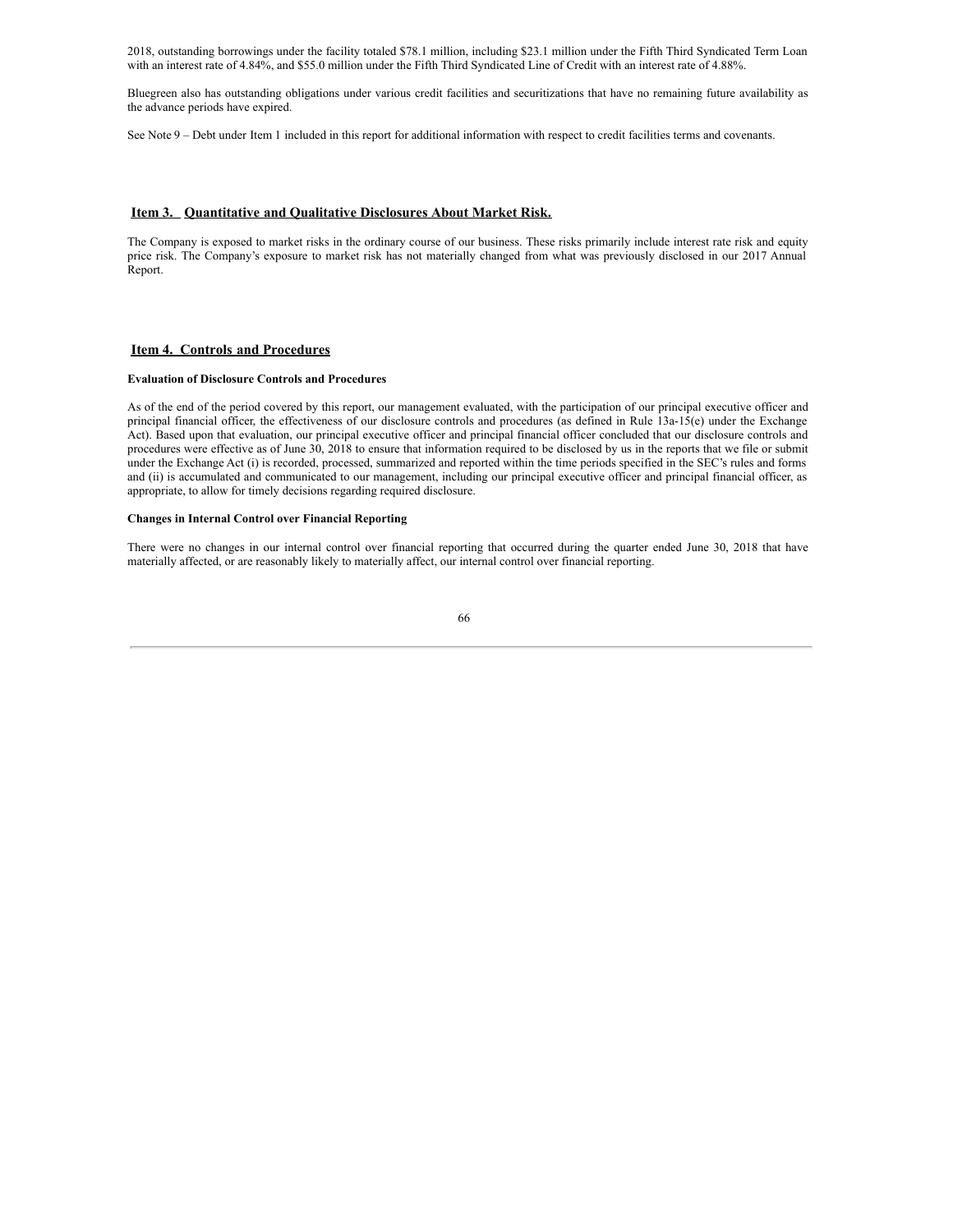2018, outstanding borrowings under the facility totaled $78.1 million, including $23.1 million under the Fifth Third Syndicated Term Loan with an interest rate of 4.84%, and $55.0 million under the Fifth Third Syndicated Line of Credit with an interest rate of 4.88%.

Bluegreen also has outstanding obligations under various credit facilities and securitizations that have no remaining future availability as the advance periods have expired.

See Note 9 – Debt under Item 1 included in this report for additional information with respect to credit facilities terms and covenants.

## Item 3. Quantitative and Qualitative Disclosures About Market Risk.

The Company is exposed to market risks in the ordinary course of our business. These risks primarily include interest rate risk and equity price risk. The Company's exposure to market risk has not materially changed from what was previously disclosed in our 2017 Annual Report.

## Item 4. Controls and Procedures

**Evaluation of Disclosure Controls and Procedures**

As of the end of the period covered by this report, our management evaluated, with the participation of our principal executive officer and principal financial officer, the effectiveness of our disclosure controls and procedures (as defined in Rule 13a-15(e) under the Exchange Act). Based upon that evaluation, our principal executive officer and principal financial officer concluded that our disclosure controls and procedures were effective as of June 30, 2018 to ensure that information required to be disclosed by us in the reports that we file or submit under the Exchange Act (i) is recorded, processed, summarized and reported within the time periods specified in the SEC's rules and forms and (ii) is accumulated and communicated to our management, including our principal executive officer and principal financial officer, as appropriate, to allow for timely decisions regarding required disclosure.

**Changes in Internal Control over Financial Reporting**

There were no changes in our internal control over financial reporting that occurred during the quarter ended June 30, 2018 that have materially affected, or are reasonably likely to materially affect, our internal control over financial reporting.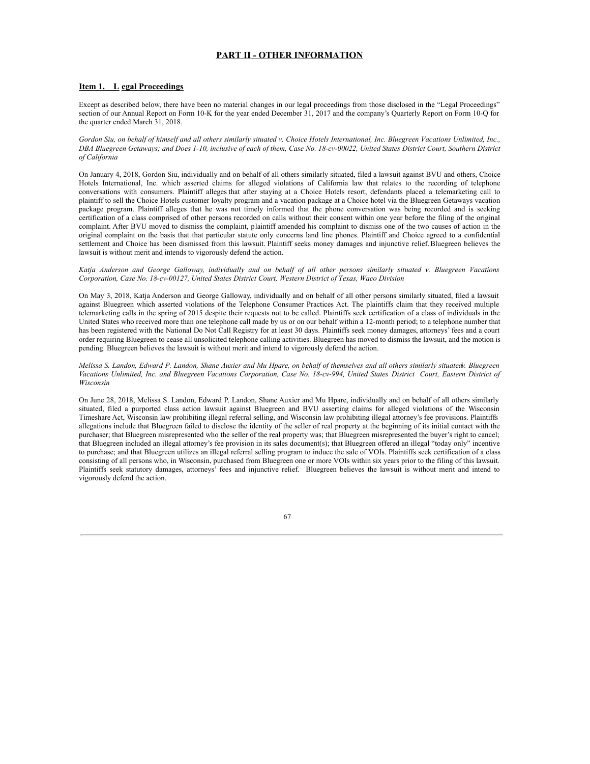# PART II - OTHER INFORMATION

## Item 1. Legal Proceedings

Except as described below, there have been no material changes in our legal proceedings from those disclosed in the "Legal Proceedings" section of our Annual Report on Form 10-K for the year ended December 31, 2017 and the company's Quarterly Report on Form 10-Q for the quarter ended March 31, 2018.

*Gordon Siu, on behalf of himself and all others similarly situated v. Choice Hotels International, Inc. Bluegreen Vacations Unlimited, Inc., DBA Bluegreen Getaways; and Does 1-10, inclusive of each of them, Case No. 18-cv-00022, United States District Court, Southern District of California*

On January 4, 2018, Gordon Siu, individually and on behalf of all others similarly situated, filed a lawsuit against BVU and others, Choice Hotels International, Inc. which asserted claims for alleged violations of California law that relates to the recording of telephone conversations with consumers. Plaintiff alleges that after staying at a Choice Hotels resort, defendants placed a telemarketing call to plaintiff to sell the Choice Hotels customer loyalty program and a vacation package at a Choice hotel via the Bluegreen Getaways vacation package program. Plaintiff alleges that he was not timely informed that the phone conversation was being recorded and is seeking certification of a class comprised of other persons recorded on calls without their consent within one year before the filing of the original complaint. After BVU moved to dismiss the complaint, plaintiff amended his complaint to dismiss one of the two causes of action in the original complaint on the basis that that particular statute only concerns land line phones. Plaintiff and Choice agreed to a confidential settlement and Choice has been dismissed from this lawsuit. Plaintiff seeks money damages and injunctive relief. Bluegreen believes the lawsuit is without merit and intends to vigorously defend the action.

*Katja Anderson and George Galloway, individually and on behalf of all other persons similarly situated v. Bluegreen Vacations Corporation, Case No. 18-cv-00127, United States District Court, Western District of Texas, Waco Division*

On May 3, 2018, Katja Anderson and George Galloway, individually and on behalf of all other persons similarly situated, filed a lawsuit against Bluegreen which asserted violations of the Telephone Consumer Practices Act. The plaintiffs claim that they received multiple telemarketing calls in the spring of 2015 despite their requests not to be called. Plaintiffs seek certification of a class of individuals in the United States who received more than one telephone call made by us or on our behalf within a 12-month period; to a telephone number that has been registered with the National Do Not Call Registry for at least 30 days. Plaintiffs seek money damages, attorneys' fees and a court order requiring Bluegreen to cease all unsolicited telephone calling activities. Bluegreen has moved to dismiss the lawsuit, and the motion is pending. Bluegreen believes the lawsuit is without merit and intend to vigorously defend the action.

*Melissa S. Landon, Edward P. Landon, Shane Auxier and Mu Hpare, on behalf of themselves and all others similarly situated v. Bluegreen Vacations Unlimited, Inc. and Bluegreen Vacations Corporation, Case No. 18-cv-994, United States District Court, Eastern District of Wisconsin*

On June 28, 2018, Melissa S. Landon, Edward P. Landon, Shane Auxier and Mu Hpare, individually and on behalf of all others similarly situated, filed a purported class action lawsuit against Bluegreen and BVU asserting claims for alleged violations of the Wisconsin Timeshare Act, Wisconsin law prohibiting illegal referral selling, and Wisconsin law prohibiting illegal attorney's fee provisions. Plaintiffs allegations include that Bluegreen failed to disclose the identity of the seller of real property at the beginning of its initial contact with the purchaser; that Bluegreen misrepresented who the seller of the real property was; that Bluegreen misrepresented the buyer's right to cancel; that Bluegreen included an illegal attorney's fee provision in its sales document(s); that Bluegreen offered an illegal "today only" incentive to purchase; and that Bluegreen utilizes an illegal referral selling program to induce the sale of VOIs. Plaintiffs seek certification of a class consisting of all persons who, in Wisconsin, purchased from Bluegreen one or more VOIs within six years prior to the filing of this lawsuit. Plaintiffs seek statutory damages, attorneys' fees and injunctive relief. Bluegreen believes the lawsuit is without merit and intend to vigorously defend the action.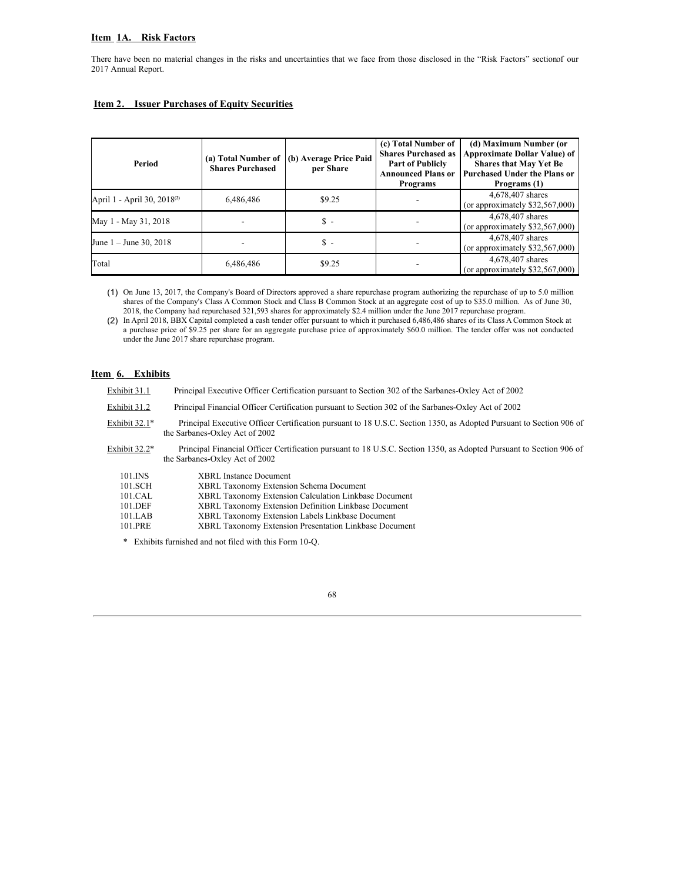## Item 1A. Risk Factors

There have been no material changes in the risks and uncertainties that we face from those disclosed in the "Risk Factors" sectionof our 2017 Annual Report.

## Item 2. Issuer Purchases of Equity Securities

| Period | (a) Total Number of Shares Purchased | (b) Average Price Paid per Share | (c) Total Number of Shares Purchased as Part of Publicly Announced Plans or Programs | (d) Maximum Number (or Approximate Dollar Value) of Shares that May Yet Be Purchased Under the Plans or Programs (1) |
|---|---|---|---|---|
| April 1 - April 30, 2018[(2)] | 6,486,486 | $9.25 | - | 4,678,407 shares (or approximately $32,567,000) |
| May 1 - May 31, 2018 | - | $ - | - | 4,678,407 shares (or approximately $32,567,000) |
| June 1 – June 30, 2018 | - | $ - | - | 4,678,407 shares (or approximately $32,567,000) |
| Total | 6,486,486 | $9.25 | - | 4,678,407 shares (or approximately $32,567,000) |

(1) On June 13, 2017, the Company's Board of Directors approved a share repurchase program authorizing the repurchase of up to 5.0 million shares of the Company's Class A Common Stock and Class B Common Stock at an aggregate cost of up to $35.0 million. As of June 30, 2018, the Company had repurchased 321,593 shares for approximately $2.4 million under the June 2017 repurchase program.

(2) In April 2018, BBX Capital completed a cash tender offer pursuant to which it purchased 6,486,486 shares of its Class A Common Stock at a purchase price of $9.25 per share for an aggregate purchase price of approximately $60.0 million. The tender offer was not conducted under the June 2017 share repurchase program.

## Item 6. Exhibits

Exhibit 31.1 Principal Executive Officer Certification pursuant to Section 302 of the Sarbanes-Oxley Act of 2002

Exhibit 31.2 Principal Financial Officer Certification pursuant to Section 302 of the Sarbanes-Oxley Act of 2002

Exhibit 32.1* Principal Executive Officer Certification pursuant to 18 U.S.C. Section 1350, as Adopted Pursuant to Section 906 of the Sarbanes-Oxley Act of 2002

Exhibit 32.2* Principal Financial Officer Certification pursuant to 18 U.S.C. Section 1350, as Adopted Pursuant to Section 906 of the Sarbanes-Oxley Act of 2002

101.INS XBRL Instance Document
101.SCH XBRL Taxonomy Extension Schema Document
101.CAL XBRL Taxonomy Extension Calculation Linkbase Document
101.DEF XBRL Taxonomy Extension Definition Linkbase Document
101.LAB XBRL Taxonomy Extension Labels Linkbase Document
101.PRE XBRL Taxonomy Extension Presentation Linkbase Document

* Exhibits furnished and not filed with this Form 10-Q.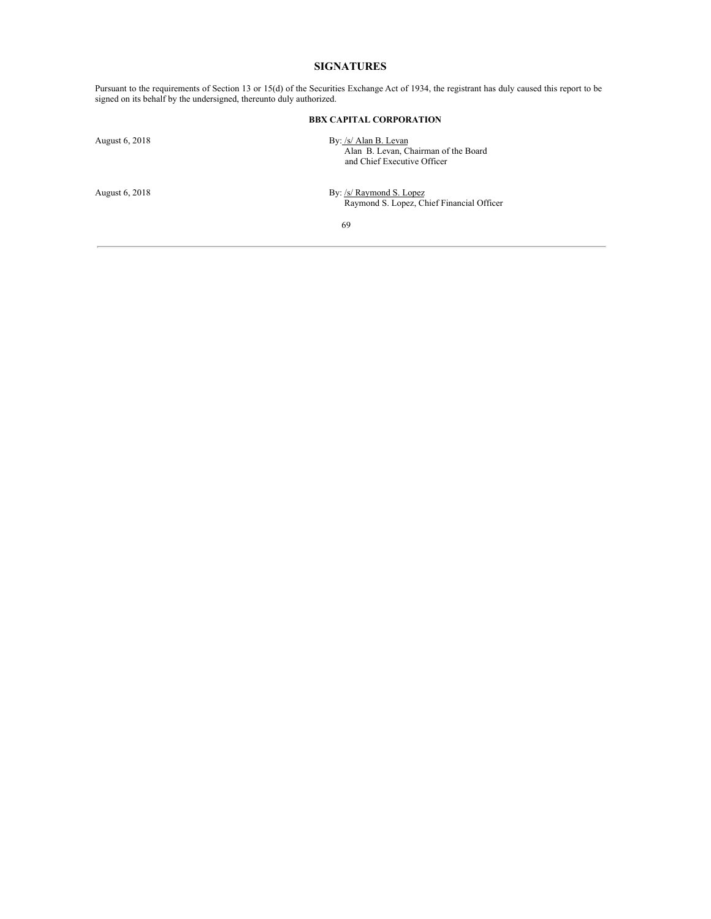# SIGNATURES

Pursuant to the requirements of Section 13 or 15(d) of the Securities Exchange Act of 1934, the registrant has duly caused this report to be signed on its behalf by the undersigned, thereunto duly authorized.

**BBX CAPITAL CORPORATION**

August 6, 2018

By: /s/ Alan B. Levan
Alan B. Levan, Chairman of the Board
and Chief Executive Officer

August 6, 2018

By: /s/ Raymond S. Lopez
Raymond S. Lopez, Chief Financial Officer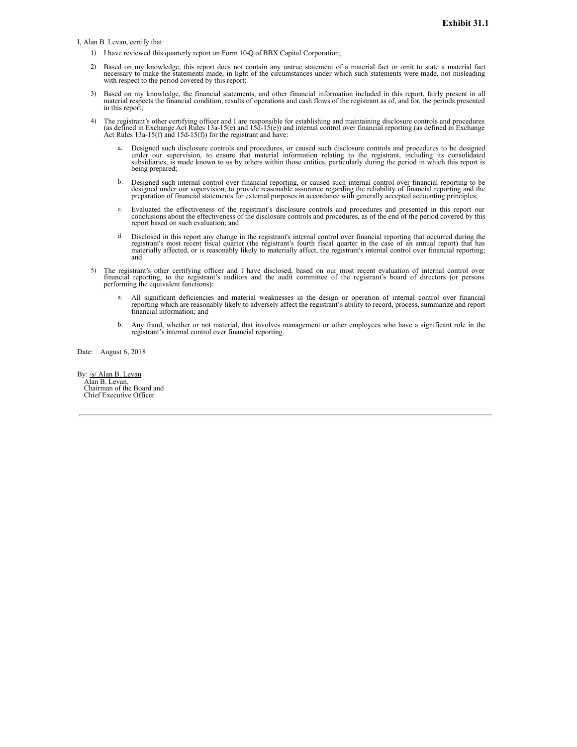**Exhibit 31.1**

I, Alan B. Levan, certify that:

1) I have reviewed this quarterly report on Form 10-Q of BBX Capital Corporation;

2) Based on my knowledge, this report does not contain any untrue statement of a material fact or omit to state a material fact necessary to make the statements made, in light of the circumstances under which such statements were made, not misleading with respect to the period covered by this report;

3) Based on my knowledge, the financial statements, and other financial information included in this report, fairly present in all material respects the financial condition, results of operations and cash flows of the registrant as of, and for, the periods presented in this report;

4) The registrant's other certifying officer and I are responsible for establishing and maintaining disclosure controls and procedures (as defined in Exchange Act Rules 13a-15(e) and 15d-15(e)) and internal control over financial reporting (as defined in Exchange Act Rules 13a-15(f) and 15d-15(f)) for the registrant and have:

   a. Designed such disclosure controls and procedures, or caused such disclosure controls and procedures to be designed under our supervision, to ensure that material information relating to the registrant, including its consolidated subsidiaries, is made known to us by others within those entities, particularly during the period in which this report is being prepared;

   b. Designed such internal control over financial reporting, or caused such internal control over financial reporting to be designed under our supervision, to provide reasonable assurance regarding the reliability of financial reporting and the preparation of financial statements for external purposes in accordance with generally accepted accounting principles;

   c. Evaluated the effectiveness of the registrant's disclosure controls and procedures and presented in this report our conclusions about the effectiveness of the disclosure controls and procedures, as of the end of the period covered by this report based on such evaluation; and

   d. Disclosed in this report any change in the registrant's internal control over financial reporting that occurred during the registrant's most recent fiscal quarter (the registrant's fourth fiscal quarter in the case of an annual report) that has materially affected, or is reasonably likely to materially affect, the registrant's internal control over financial reporting; and

5) The registrant's other certifying officer and I have disclosed, based on our most recent evaluation of internal control over financial reporting, to the registrant's auditors and the audit committee of the registrant's board of directors (or persons performing the equivalent functions):

   a. All significant deficiencies and material weaknesses in the design or operation of internal control over financial reporting which are reasonably likely to adversely affect the registrant's ability to record, process, summarize and report financial information; and

   b. Any fraud, whether or not material, that involves management or other employees who have a significant role in the registrant's internal control over financial reporting.

Date: August 6, 2018

By: /s/ Alan B. Levan
Alan B. Levan,
Chairman of the Board and
Chief Executive Officer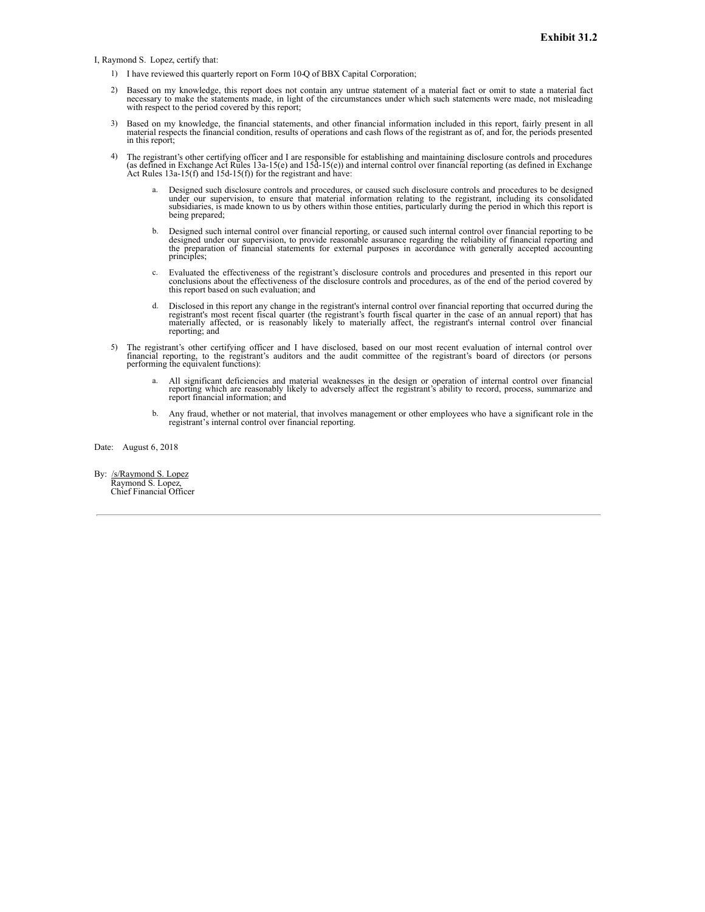**Exhibit 31.2**

I, Raymond S. Lopez, certify that:

1) I have reviewed this quarterly report on Form 10-Q of BBX Capital Corporation;

2) Based on my knowledge, this report does not contain any untrue statement of a material fact or omit to state a material fact necessary to make the statements made, in light of the circumstances under which such statements were made, not misleading with respect to the period covered by this report;

3) Based on my knowledge, the financial statements, and other financial information included in this report, fairly present in all material respects the financial condition, results of operations and cash flows of the registrant as of, and for, the periods presented in this report;

4) The registrant's other certifying officer and I are responsible for establishing and maintaining disclosure controls and procedures (as defined in Exchange Act Rules 13a-15(e) and 15d-15(e)) and internal control over financial reporting (as defined in Exchange Act Rules 13a-15(f) and 15d-15(f)) for the registrant and have:

   a. Designed such disclosure controls and procedures, or caused such disclosure controls and procedures to be designed under our supervision, to ensure that material information relating to the registrant, including its consolidated subsidiaries, is made known to us by others within those entities, particularly during the period in which this report is being prepared;

   b. Designed such internal control over financial reporting, or caused such internal control over financial reporting to be designed under our supervision, to provide reasonable assurance regarding the reliability of financial reporting and the preparation of financial statements for external purposes in accordance with generally accepted accounting principles;

   c. Evaluated the effectiveness of the registrant's disclosure controls and procedures and presented in this report our conclusions about the effectiveness of the disclosure controls and procedures, as of the end of the period covered by this report based on such evaluation; and

   d. Disclosed in this report any change in the registrant's internal control over financial reporting that occurred during the registrant's most recent fiscal quarter (the registrant's fourth fiscal quarter in the case of an annual report) that has materially affected, or is reasonably likely to materially affect, the registrant's internal control over financial reporting; and

5) The registrant's other certifying officer and I have disclosed, based on our most recent evaluation of internal control over financial reporting, to the registrant's auditors and the audit committee of the registrant's board of directors (or persons performing the equivalent functions):

   a. All significant deficiencies and material weaknesses in the design or operation of internal control over financial reporting which are reasonably likely to adversely affect the registrant's ability to record, process, summarize and report financial information; and

   b. Any fraud, whether or not material, that involves management or other employees who have a significant role in the registrant's internal control over financial reporting.

Date: August 6, 2018

By: /s/Raymond S. Lopez
Raymond S. Lopez,
Chief Financial Officer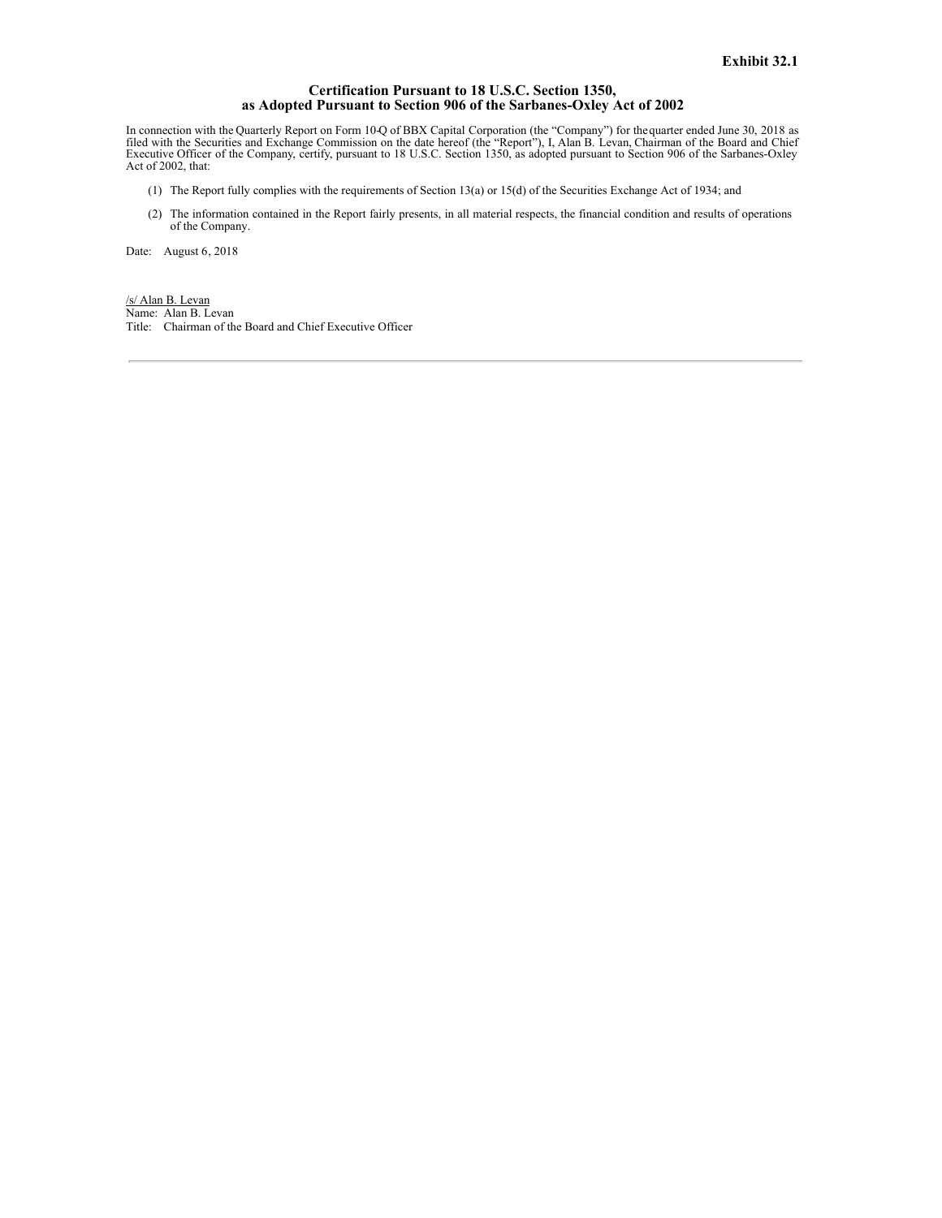**Exhibit 32.1**

## Certification Pursuant to 18 U.S.C. Section 1350, as Adopted Pursuant to Section 906 of the Sarbanes-Oxley Act of 2002

In connection with the Quarterly Report on Form 10-Q of BBX Capital Corporation (the "Company") for the quarter ended June 30, 2018 as filed with the Securities and Exchange Commission on the date hereof (the "Report"), I, Alan B. Levan, Chairman of the Board and Chief Executive Officer of the Company, certify, pursuant to 18 U.S.C. Section 1350, as adopted pursuant to Section 906 of the Sarbanes-Oxley Act of 2002, that:

(1) The Report fully complies with the requirements of Section 13(a) or 15(d) of the Securities Exchange Act of 1934; and

(2) The information contained in the Report fairly presents, in all material respects, the financial condition and results of operations of the Company.

Date: August 6, 2018

/s/ Alan B. Levan
Name: Alan B. Levan
Title: Chairman of the Board and Chief Executive Officer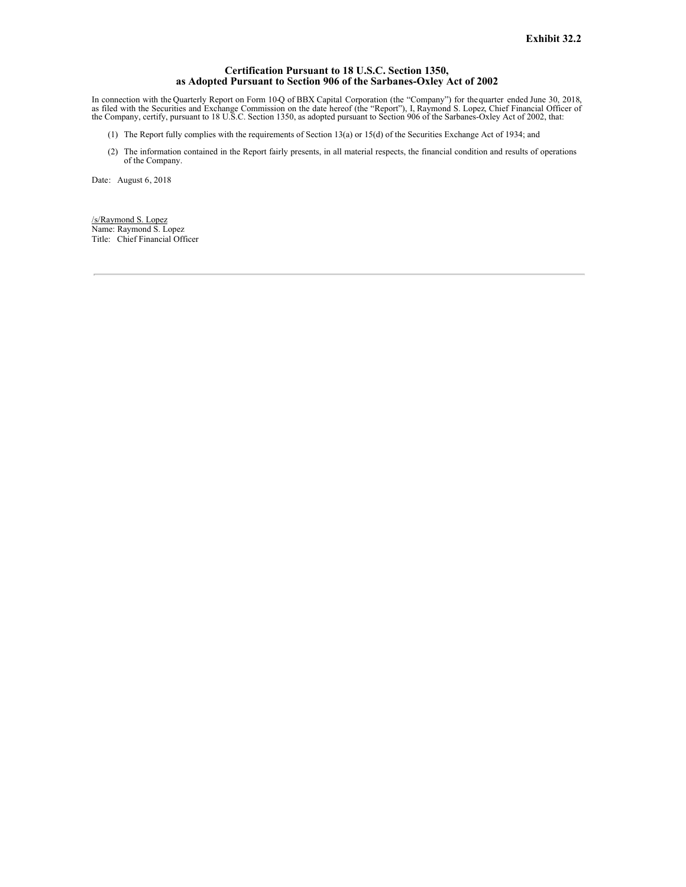**Exhibit 32.2**

## Certification Pursuant to 18 U.S.C. Section 1350, as Adopted Pursuant to Section 906 of the Sarbanes-Oxley Act of 2002

In connection with the Quarterly Report on Form 10-Q of BBX Capital Corporation (the "Company") for the quarter ended June 30, 2018, as filed with the Securities and Exchange Commission on the date hereof (the "Report"), I, Raymond S. Lopez, Chief Financial Officer of the Company, certify, pursuant to 18 U.S.C. Section 1350, as adopted pursuant to Section 906 of the Sarbanes-Oxley Act of 2002, that:

(1) The Report fully complies with the requirements of Section 13(a) or 15(d) of the Securities Exchange Act of 1934; and

(2) The information contained in the Report fairly presents, in all material respects, the financial condition and results of operations of the Company.

Date: August 6, 2018

/s/Raymond S. Lopez
Name: Raymond S. Lopez
Title: Chief Financial Officer